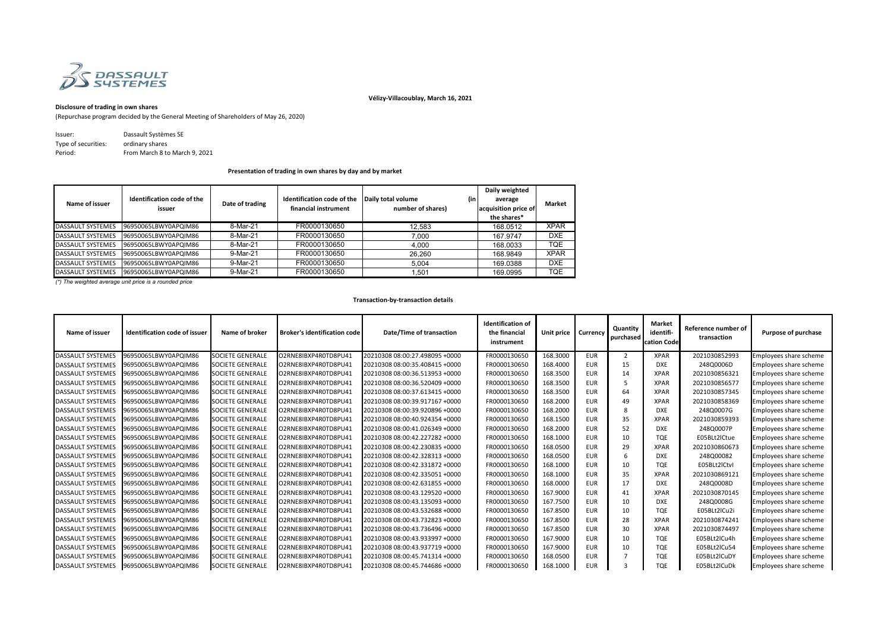Vélizy-Villacoublay, March 16, 2021

**Disclosure of trading in own shares**

(Repurchase program decided by the General Meeting of Shareholders of May 26, 2020)

Issuer: Dassault Systèmes SE
Type of securities: ordinary shares
Period: From March 8 to March 9, 2021

**Presentation of trading in own shares by day and by market**

| Name of issuer | Identification code of the issuer | Date of trading | Identification code of the financial instrument | Daily total volume (in number of shares) | Daily weighted average acquisition price of the shares* | Market |
|---|---|---|---|---|---|---|
| DASSAULT SYSTEMES | 96950065LBWY0APQIM86 | 8-Mar-21 | FR0000130650 | 12,583 | 168.0512 | XPAR |
| DASSAULT SYSTEMES | 96950065LBWY0APQIM86 | 8-Mar-21 | FR0000130650 | 7,000 | 167.9747 | DXE |
| DASSAULT SYSTEMES | 96950065LBWY0APQIM86 | 8-Mar-21 | FR0000130650 | 4,000 | 168.0033 | TQE |
| DASSAULT SYSTEMES | 96950065LBWY0APQIM86 | 9-Mar-21 | FR0000130650 | 26,260 | 168.9849 | XPAR |
| DASSAULT SYSTEMES | 96950065LBWY0APQIM86 | 9-Mar-21 | FR0000130650 | 5,004 | 169.0388 | DXE |
| DASSAULT SYSTEMES | 96950065LBWY0APQIM86 | 9-Mar-21 | FR0000130650 | 1,501 | 169.0995 | TQE |

*(\*) The weighted average unit price is a rounded price*

**Transaction-by-transaction details**

| Name of issuer | Identification code of issuer | Name of broker | Broker's identification code | Date/Time of transaction | Identification of the financial instrument | Unit price | Currency | Quantity purchased | Market identification Code | Reference number of transaction | Purpose of purchase |
|---|---|---|---|---|---|---|---|---|---|---|---|
| DASSAULT SYSTEMES | 96950065LBWY0APQIM86 | SOCIETE GENERALE | O2RNE8IBXP4R0TD8PU41 | 20210308 08:00:27.498095 +0000 | FR0000130650 | 168.3000 | EUR | 2 | XPAR | 2021030852993 | Employees share scheme |
| DASSAULT SYSTEMES | 96950065LBWY0APQIM86 | SOCIETE GENERALE | O2RNE8IBXP4R0TD8PU41 | 20210308 08:00:35.408415 +0000 | FR0000130650 | 168.4000 | EUR | 15 | DXE | 248Q0006D | Employees share scheme |
| DASSAULT SYSTEMES | 96950065LBWY0APQIM86 | SOCIETE GENERALE | O2RNE8IBXP4R0TD8PU41 | 20210308 08:00:36.513953 +0000 | FR0000130650 | 168.3500 | EUR | 14 | XPAR | 2021030856321 | Employees share scheme |
| DASSAULT SYSTEMES | 96950065LBWY0APQIM86 | SOCIETE GENERALE | O2RNE8IBXP4R0TD8PU41 | 20210308 08:00:36.520409 +0000 | FR0000130650 | 168.3500 | EUR | 5 | XPAR | 2021030856577 | Employees share scheme |
| DASSAULT SYSTEMES | 96950065LBWY0APQIM86 | SOCIETE GENERALE | O2RNE8IBXP4R0TD8PU41 | 20210308 08:00:37.613415 +0000 | FR0000130650 | 168.3500 | EUR | 64 | XPAR | 2021030857345 | Employees share scheme |
| DASSAULT SYSTEMES | 96950065LBWY0APQIM86 | SOCIETE GENERALE | O2RNE8IBXP4R0TD8PU41 | 20210308 08:00:39.917167 +0000 | FR0000130650 | 168.2000 | EUR | 49 | XPAR | 2021030858369 | Employees share scheme |
| DASSAULT SYSTEMES | 96950065LBWY0APQIM86 | SOCIETE GENERALE | O2RNE8IBXP4R0TD8PU41 | 20210308 08:00:39.920896 +0000 | FR0000130650 | 168.2000 | EUR | 8 | DXE | 248Q0007G | Employees share scheme |
| DASSAULT SYSTEMES | 96950065LBWY0APQIM86 | SOCIETE GENERALE | O2RNE8IBXP4R0TD8PU41 | 20210308 08:00:40.924354 +0000 | FR0000130650 | 168.1500 | EUR | 35 | XPAR | 2021030859393 | Employees share scheme |
| DASSAULT SYSTEMES | 96950065LBWY0APQIM86 | SOCIETE GENERALE | O2RNE8IBXP4R0TD8PU41 | 20210308 08:00:41.026349 +0000 | FR0000130650 | 168.2000 | EUR | 52 | DXE | 248Q0007P | Employees share scheme |
| DASSAULT SYSTEMES | 96950065LBWY0APQIM86 | SOCIETE GENERALE | O2RNE8IBXP4R0TD8PU41 | 20210308 08:00:42.227282 +0000 | FR0000130650 | 168.1000 | EUR | 10 | TQE | E05BLt2lCtue | Employees share scheme |
| DASSAULT SYSTEMES | 96950065LBWY0APQIM86 | SOCIETE GENERALE | O2RNE8IBXP4R0TD8PU41 | 20210308 08:00:42.230835 +0000 | FR0000130650 | 168.0500 | EUR | 29 | XPAR | 2021030860673 | Employees share scheme |
| DASSAULT SYSTEMES | 96950065LBWY0APQIM86 | SOCIETE GENERALE | O2RNE8IBXP4R0TD8PU41 | 20210308 08:00:42.328313 +0000 | FR0000130650 | 168.0500 | EUR | 6 | DXE | 248Q00082 | Employees share scheme |
| DASSAULT SYSTEMES | 96950065LBWY0APQIM86 | SOCIETE GENERALE | O2RNE8IBXP4R0TD8PU41 | 20210308 08:00:42.331872 +0000 | FR0000130650 | 168.1000 | EUR | 10 | TQE | E05BLt2lCtvl | Employees share scheme |
| DASSAULT SYSTEMES | 96950065LBWY0APQIM86 | SOCIETE GENERALE | O2RNE8IBXP4R0TD8PU41 | 20210308 08:00:42.335051 +0000 | FR0000130650 | 168.1000 | EUR | 35 | XPAR | 2021030869121 | Employees share scheme |
| DASSAULT SYSTEMES | 96950065LBWY0APQIM86 | SOCIETE GENERALE | O2RNE8IBXP4R0TD8PU41 | 20210308 08:00:42.631855 +0000 | FR0000130650 | 168.0000 | EUR | 17 | DXE | 248Q0008D | Employees share scheme |
| DASSAULT SYSTEMES | 96950065LBWY0APQIM86 | SOCIETE GENERALE | O2RNE8IBXP4R0TD8PU41 | 20210308 08:00:43.129520 +0000 | FR0000130650 | 167.9000 | EUR | 41 | XPAR | 2021030870145 | Employees share scheme |
| DASSAULT SYSTEMES | 96950065LBWY0APQIM86 | SOCIETE GENERALE | O2RNE8IBXP4R0TD8PU41 | 20210308 08:00:43.135093 +0000 | FR0000130650 | 167.7500 | EUR | 10 | DXE | 248Q0008G | Employees share scheme |
| DASSAULT SYSTEMES | 96950065LBWY0APQIM86 | SOCIETE GENERALE | O2RNE8IBXP4R0TD8PU41 | 20210308 08:00:43.532688 +0000 | FR0000130650 | 167.8500 | EUR | 10 | TQE | E05BLt2lCu2i | Employees share scheme |
| DASSAULT SYSTEMES | 96950065LBWY0APQIM86 | SOCIETE GENERALE | O2RNE8IBXP4R0TD8PU41 | 20210308 08:00:43.732823 +0000 | FR0000130650 | 167.8500 | EUR | 28 | XPAR | 2021030874241 | Employees share scheme |
| DASSAULT SYSTEMES | 96950065LBWY0APQIM86 | SOCIETE GENERALE | O2RNE8IBXP4R0TD8PU41 | 20210308 08:00:43.736496 +0000 | FR0000130650 | 167.8500 | EUR | 30 | XPAR | 2021030874497 | Employees share scheme |
| DASSAULT SYSTEMES | 96950065LBWY0APQIM86 | SOCIETE GENERALE | O2RNE8IBXP4R0TD8PU41 | 20210308 08:00:43.933997 +0000 | FR0000130650 | 167.9000 | EUR | 10 | TQE | E05BLt2lCu4h | Employees share scheme |
| DASSAULT SYSTEMES | 96950065LBWY0APQIM86 | SOCIETE GENERALE | O2RNE8IBXP4R0TD8PU41 | 20210308 08:00:43.937719 +0000 | FR0000130650 | 167.9000 | EUR | 10 | TQE | E05BLt2lCu54 | Employees share scheme |
| DASSAULT SYSTEMES | 96950065LBWY0APQIM86 | SOCIETE GENERALE | O2RNE8IBXP4R0TD8PU41 | 20210308 08:00:45.741314 +0000 | FR0000130650 | 168.0500 | EUR | 7 | TQE | E05BLt2lCuDY | Employees share scheme |
| DASSAULT SYSTEMES | 96950065LBWY0APQIM86 | SOCIETE GENERALE | O2RNE8IBXP4R0TD8PU41 | 20210308 08:00:45.744686 +0000 | FR0000130650 | 168.1000 | EUR | 3 | TQE | E05BLt2lCuDk | Employees share scheme |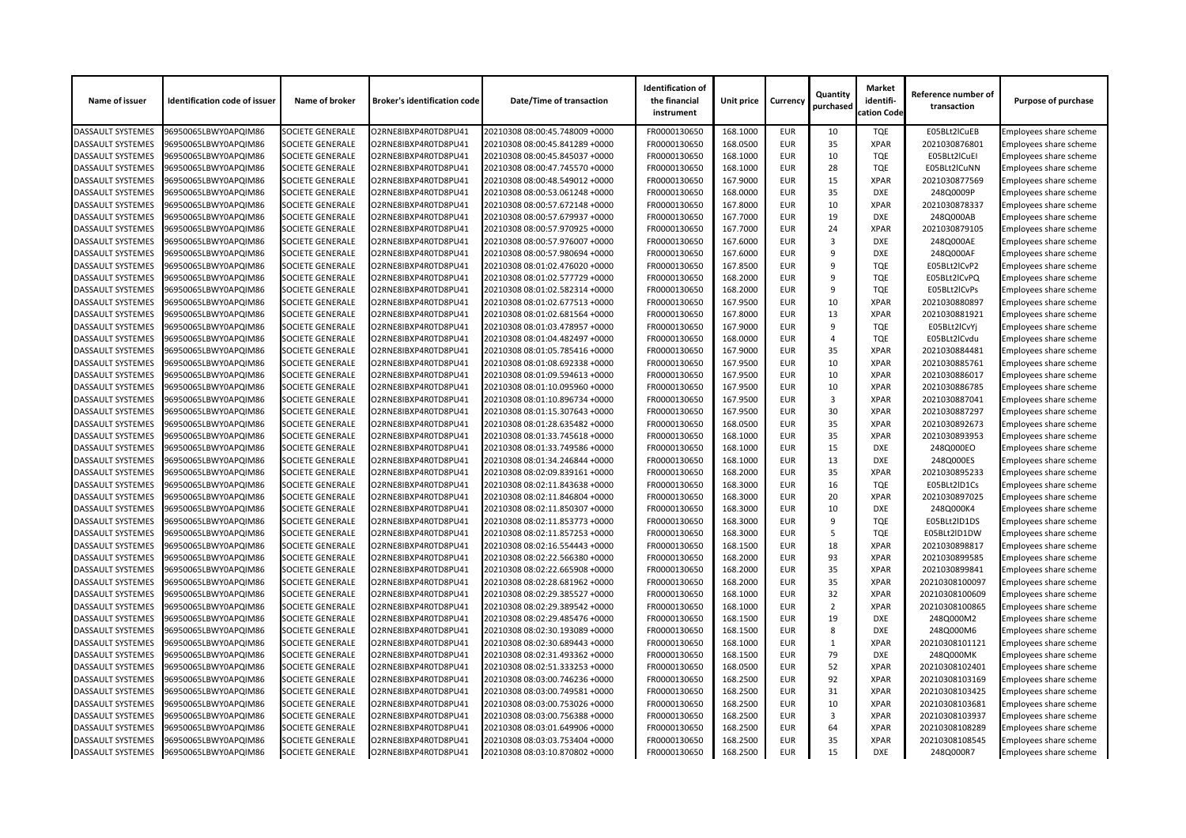| Name of issuer | Identification code of issuer | Name of broker | Broker's identification code | Date/Time of transaction | Identification of the financial instrument | Unit price | Currency | Quantity purchased | Market identifi-cation Code | Reference number of transaction | Purpose of purchase |
|---|---|---|---|---|---|---|---|---|---|---|---|
| DASSAULT SYSTEMES | 96950065LBWY0APQIM86 | SOCIETE GENERALE | O2RNE8IBXP4R0TD8PU41 | 20210308 08:00:45.748009 +0000 | FR0000130650 | 168.1000 | EUR | 10 | TQE | E05BLt2lCuEB | Employees share scheme |
| DASSAULT SYSTEMES | 96950065LBWY0APQIM86 | SOCIETE GENERALE | O2RNE8IBXP4R0TD8PU41 | 20210308 08:00:45.841289 +0000 | FR0000130650 | 168.0500 | EUR | 35 | XPAR | 2021030876801 | Employees share scheme |
| DASSAULT SYSTEMES | 96950065LBWY0APQIM86 | SOCIETE GENERALE | O2RNE8IBXP4R0TD8PU41 | 20210308 08:00:45.845037 +0000 | FR0000130650 | 168.1000 | EUR | 10 | TQE | E05BLt2lCuEI | Employees share scheme |
| DASSAULT SYSTEMES | 96950065LBWY0APQIM86 | SOCIETE GENERALE | O2RNE8IBXP4R0TD8PU41 | 20210308 08:00:47.745570 +0000 | FR0000130650 | 168.1000 | EUR | 28 | TQE | E05BLt2lCuNN | Employees share scheme |
| DASSAULT SYSTEMES | 96950065LBWY0APQIM86 | SOCIETE GENERALE | O2RNE8IBXP4R0TD8PU41 | 20210308 08:00:48.549012 +0000 | FR0000130650 | 167.9000 | EUR | 15 | XPAR | 2021030877569 | Employees share scheme |
| DASSAULT SYSTEMES | 96950065LBWY0APQIM86 | SOCIETE GENERALE | O2RNE8IBXP4R0TD8PU41 | 20210308 08:00:53.061248 +0000 | FR0000130650 | 168.0000 | EUR | 35 | DXE | 248Q0009P | Employees share scheme |
| DASSAULT SYSTEMES | 96950065LBWY0APQIM86 | SOCIETE GENERALE | O2RNE8IBXP4R0TD8PU41 | 20210308 08:00:57.672148 +0000 | FR0000130650 | 167.8000 | EUR | 10 | XPAR | 2021030878337 | Employees share scheme |
| DASSAULT SYSTEMES | 96950065LBWY0APQIM86 | SOCIETE GENERALE | O2RNE8IBXP4R0TD8PU41 | 20210308 08:00:57.679937 +0000 | FR0000130650 | 167.7000 | EUR | 19 | DXE | 248Q000AB | Employees share scheme |
| DASSAULT SYSTEMES | 96950065LBWY0APQIM86 | SOCIETE GENERALE | O2RNE8IBXP4R0TD8PU41 | 20210308 08:00:57.970925 +0000 | FR0000130650 | 167.7000 | EUR | 24 | XPAR | 2021030879105 | Employees share scheme |
| DASSAULT SYSTEMES | 96950065LBWY0APQIM86 | SOCIETE GENERALE | O2RNE8IBXP4R0TD8PU41 | 20210308 08:00:57.976007 +0000 | FR0000130650 | 167.6000 | EUR | 3 | DXE | 248Q000AE | Employees share scheme |
| DASSAULT SYSTEMES | 96950065LBWY0APQIM86 | SOCIETE GENERALE | O2RNE8IBXP4R0TD8PU41 | 20210308 08:00:57.980694 +0000 | FR0000130650 | 167.6000 | EUR | 9 | DXE | 248Q000AF | Employees share scheme |
| DASSAULT SYSTEMES | 96950065LBWY0APQIM86 | SOCIETE GENERALE | O2RNE8IBXP4R0TD8PU41 | 20210308 08:01:02.476020 +0000 | FR0000130650 | 167.8500 | EUR | 9 | TQE | E05BLt2lCvP2 | Employees share scheme |
| DASSAULT SYSTEMES | 96950065LBWY0APQIM86 | SOCIETE GENERALE | O2RNE8IBXP4R0TD8PU41 | 20210308 08:01:02.577729 +0000 | FR0000130650 | 168.2000 | EUR | 9 | TQE | E05BLt2lCvPQ | Employees share scheme |
| DASSAULT SYSTEMES | 96950065LBWY0APQIM86 | SOCIETE GENERALE | O2RNE8IBXP4R0TD8PU41 | 20210308 08:01:02.582314 +0000 | FR0000130650 | 168.2000 | EUR | 9 | TQE | E05BLt2lCvPs | Employees share scheme |
| DASSAULT SYSTEMES | 96950065LBWY0APQIM86 | SOCIETE GENERALE | O2RNE8IBXP4R0TD8PU41 | 20210308 08:01:02.677513 +0000 | FR0000130650 | 167.9500 | EUR | 10 | XPAR | 2021030880897 | Employees share scheme |
| DASSAULT SYSTEMES | 96950065LBWY0APQIM86 | SOCIETE GENERALE | O2RNE8IBXP4R0TD8PU41 | 20210308 08:01:02.681564 +0000 | FR0000130650 | 167.8000 | EUR | 13 | XPAR | 2021030881921 | Employees share scheme |
| DASSAULT SYSTEMES | 96950065LBWY0APQIM86 | SOCIETE GENERALE | O2RNE8IBXP4R0TD8PU41 | 20210308 08:01:03.478957 +0000 | FR0000130650 | 167.9000 | EUR | 9 | TQE | E05BLt2lCvYj | Employees share scheme |
| DASSAULT SYSTEMES | 96950065LBWY0APQIM86 | SOCIETE GENERALE | O2RNE8IBXP4R0TD8PU41 | 20210308 08:01:04.482497 +0000 | FR0000130650 | 168.0000 | EUR | 4 | TQE | E05BLt2lCvdu | Employees share scheme |
| DASSAULT SYSTEMES | 96950065LBWY0APQIM86 | SOCIETE GENERALE | O2RNE8IBXP4R0TD8PU41 | 20210308 08:01:05.785416 +0000 | FR0000130650 | 167.9000 | EUR | 35 | XPAR | 2021030884481 | Employees share scheme |
| DASSAULT SYSTEMES | 96950065LBWY0APQIM86 | SOCIETE GENERALE | O2RNE8IBXP4R0TD8PU41 | 20210308 08:01:08.692338 +0000 | FR0000130650 | 167.9500 | EUR | 10 | XPAR | 2021030885761 | Employees share scheme |
| DASSAULT SYSTEMES | 96950065LBWY0APQIM86 | SOCIETE GENERALE | O2RNE8IBXP4R0TD8PU41 | 20210308 08:01:09.594613 +0000 | FR0000130650 | 167.9500 | EUR | 10 | XPAR | 2021030886017 | Employees share scheme |
| DASSAULT SYSTEMES | 96950065LBWY0APQIM86 | SOCIETE GENERALE | O2RNE8IBXP4R0TD8PU41 | 20210308 08:01:10.095960 +0000 | FR0000130650 | 167.9500 | EUR | 10 | XPAR | 2021030886785 | Employees share scheme |
| DASSAULT SYSTEMES | 96950065LBWY0APQIM86 | SOCIETE GENERALE | O2RNE8IBXP4R0TD8PU41 | 20210308 08:01:10.896734 +0000 | FR0000130650 | 167.9500 | EUR | 3 | XPAR | 2021030887041 | Employees share scheme |
| DASSAULT SYSTEMES | 96950065LBWY0APQIM86 | SOCIETE GENERALE | O2RNE8IBXP4R0TD8PU41 | 20210308 08:01:15.307643 +0000 | FR0000130650 | 167.9500 | EUR | 30 | XPAR | 2021030887297 | Employees share scheme |
| DASSAULT SYSTEMES | 96950065LBWY0APQIM86 | SOCIETE GENERALE | O2RNE8IBXP4R0TD8PU41 | 20210308 08:01:28.635482 +0000 | FR0000130650 | 168.0500 | EUR | 35 | XPAR | 2021030892673 | Employees share scheme |
| DASSAULT SYSTEMES | 96950065LBWY0APQIM86 | SOCIETE GENERALE | O2RNE8IBXP4R0TD8PU41 | 20210308 08:01:33.745618 +0000 | FR0000130650 | 168.1000 | EUR | 35 | XPAR | 2021030893953 | Employees share scheme |
| DASSAULT SYSTEMES | 96950065LBWY0APQIM86 | SOCIETE GENERALE | O2RNE8IBXP4R0TD8PU41 | 20210308 08:01:33.749586 +0000 | FR0000130650 | 168.1000 | EUR | 15 | DXE | 248Q000EO | Employees share scheme |
| DASSAULT SYSTEMES | 96950065LBWY0APQIM86 | SOCIETE GENERALE | O2RNE8IBXP4R0TD8PU41 | 20210308 08:01:34.246844 +0000 | FR0000130650 | 168.1000 | EUR | 13 | DXE | 248Q000ES | Employees share scheme |
| DASSAULT SYSTEMES | 96950065LBWY0APQIM86 | SOCIETE GENERALE | O2RNE8IBXP4R0TD8PU41 | 20210308 08:02:09.839161 +0000 | FR0000130650 | 168.2000 | EUR | 35 | XPAR | 2021030895233 | Employees share scheme |
| DASSAULT SYSTEMES | 96950065LBWY0APQIM86 | SOCIETE GENERALE | O2RNE8IBXP4R0TD8PU41 | 20210308 08:02:11.843638 +0000 | FR0000130650 | 168.3000 | EUR | 16 | TQE | E05BLt2lD1Cs | Employees share scheme |
| DASSAULT SYSTEMES | 96950065LBWY0APQIM86 | SOCIETE GENERALE | O2RNE8IBXP4R0TD8PU41 | 20210308 08:02:11.846804 +0000 | FR0000130650 | 168.3000 | EUR | 20 | XPAR | 2021030897025 | Employees share scheme |
| DASSAULT SYSTEMES | 96950065LBWY0APQIM86 | SOCIETE GENERALE | O2RNE8IBXP4R0TD8PU41 | 20210308 08:02:11.850307 +0000 | FR0000130650 | 168.3000 | EUR | 10 | DXE | 248Q000K4 | Employees share scheme |
| DASSAULT SYSTEMES | 96950065LBWY0APQIM86 | SOCIETE GENERALE | O2RNE8IBXP4R0TD8PU41 | 20210308 08:02:11.853773 +0000 | FR0000130650 | 168.3000 | EUR | 9 | TQE | E05BLt2lD1DS | Employees share scheme |
| DASSAULT SYSTEMES | 96950065LBWY0APQIM86 | SOCIETE GENERALE | O2RNE8IBXP4R0TD8PU41 | 20210308 08:02:11.857253 +0000 | FR0000130650 | 168.3000 | EUR | 5 | TQE | E05BLt2lD1DW | Employees share scheme |
| DASSAULT SYSTEMES | 96950065LBWY0APQIM86 | SOCIETE GENERALE | O2RNE8IBXP4R0TD8PU41 | 20210308 08:02:16.554443 +0000 | FR0000130650 | 168.1500 | EUR | 18 | XPAR | 2021030898817 | Employees share scheme |
| DASSAULT SYSTEMES | 96950065LBWY0APQIM86 | SOCIETE GENERALE | O2RNE8IBXP4R0TD8PU41 | 20210308 08:02:22.566380 +0000 | FR0000130650 | 168.2000 | EUR | 93 | XPAR | 2021030899585 | Employees share scheme |
| DASSAULT SYSTEMES | 96950065LBWY0APQIM86 | SOCIETE GENERALE | O2RNE8IBXP4R0TD8PU41 | 20210308 08:02:22.665908 +0000 | FR0000130650 | 168.2000 | EUR | 35 | XPAR | 2021030899841 | Employees share scheme |
| DASSAULT SYSTEMES | 96950065LBWY0APQIM86 | SOCIETE GENERALE | O2RNE8IBXP4R0TD8PU41 | 20210308 08:02:28.681962 +0000 | FR0000130650 | 168.2000 | EUR | 35 | XPAR | 20210308100097 | Employees share scheme |
| DASSAULT SYSTEMES | 96950065LBWY0APQIM86 | SOCIETE GENERALE | O2RNE8IBXP4R0TD8PU41 | 20210308 08:02:29.385527 +0000 | FR0000130650 | 168.1000 | EUR | 32 | XPAR | 20210308100609 | Employees share scheme |
| DASSAULT SYSTEMES | 96950065LBWY0APQIM86 | SOCIETE GENERALE | O2RNE8IBXP4R0TD8PU41 | 20210308 08:02:29.389542 +0000 | FR0000130650 | 168.1000 | EUR | 2 | XPAR | 20210308100865 | Employees share scheme |
| DASSAULT SYSTEMES | 96950065LBWY0APQIM86 | SOCIETE GENERALE | O2RNE8IBXP4R0TD8PU41 | 20210308 08:02:29.485476 +0000 | FR0000130650 | 168.1500 | EUR | 19 | DXE | 248Q000M2 | Employees share scheme |
| DASSAULT SYSTEMES | 96950065LBWY0APQIM86 | SOCIETE GENERALE | O2RNE8IBXP4R0TD8PU41 | 20210308 08:02:30.193089 +0000 | FR0000130650 | 168.1500 | EUR | 8 | DXE | 248Q000M6 | Employees share scheme |
| DASSAULT SYSTEMES | 96950065LBWY0APQIM86 | SOCIETE GENERALE | O2RNE8IBXP4R0TD8PU41 | 20210308 08:02:30.689443 +0000 | FR0000130650 | 168.1000 | EUR | 1 | XPAR | 20210308101121 | Employees share scheme |
| DASSAULT SYSTEMES | 96950065LBWY0APQIM86 | SOCIETE GENERALE | O2RNE8IBXP4R0TD8PU41 | 20210308 08:02:31.493362 +0000 | FR0000130650 | 168.1500 | EUR | 79 | DXE | 248Q000MK | Employees share scheme |
| DASSAULT SYSTEMES | 96950065LBWY0APQIM86 | SOCIETE GENERALE | O2RNE8IBXP4R0TD8PU41 | 20210308 08:02:51.333253 +0000 | FR0000130650 | 168.0500 | EUR | 52 | XPAR | 20210308102401 | Employees share scheme |
| DASSAULT SYSTEMES | 96950065LBWY0APQIM86 | SOCIETE GENERALE | O2RNE8IBXP4R0TD8PU41 | 20210308 08:03:00.746236 +0000 | FR0000130650 | 168.2500 | EUR | 92 | XPAR | 20210308103169 | Employees share scheme |
| DASSAULT SYSTEMES | 96950065LBWY0APQIM86 | SOCIETE GENERALE | O2RNE8IBXP4R0TD8PU41 | 20210308 08:03:00.749581 +0000 | FR0000130650 | 168.2500 | EUR | 31 | XPAR | 20210308103425 | Employees share scheme |
| DASSAULT SYSTEMES | 96950065LBWY0APQIM86 | SOCIETE GENERALE | O2RNE8IBXP4R0TD8PU41 | 20210308 08:03:00.753026 +0000 | FR0000130650 | 168.2500 | EUR | 10 | XPAR | 20210308103681 | Employees share scheme |
| DASSAULT SYSTEMES | 96950065LBWY0APQIM86 | SOCIETE GENERALE | O2RNE8IBXP4R0TD8PU41 | 20210308 08:03:00.756388 +0000 | FR0000130650 | 168.2500 | EUR | 3 | XPAR | 20210308103937 | Employees share scheme |
| DASSAULT SYSTEMES | 96950065LBWY0APQIM86 | SOCIETE GENERALE | O2RNE8IBXP4R0TD8PU41 | 20210308 08:03:01.649906 +0000 | FR0000130650 | 168.2500 | EUR | 64 | XPAR | 20210308108289 | Employees share scheme |
| DASSAULT SYSTEMES | 96950065LBWY0APQIM86 | SOCIETE GENERALE | O2RNE8IBXP4R0TD8PU41 | 20210308 08:03:03.753404 +0000 | FR0000130650 | 168.2500 | EUR | 35 | XPAR | 20210308108545 | Employees share scheme |
| DASSAULT SYSTEMES | 96950065LBWY0APQIM86 | SOCIETE GENERALE | O2RNE8IBXP4R0TD8PU41 | 20210308 08:03:10.870802 +0000 | FR0000130650 | 168.2500 | EUR | 15 | DXE | 248Q000R7 | Employees share scheme |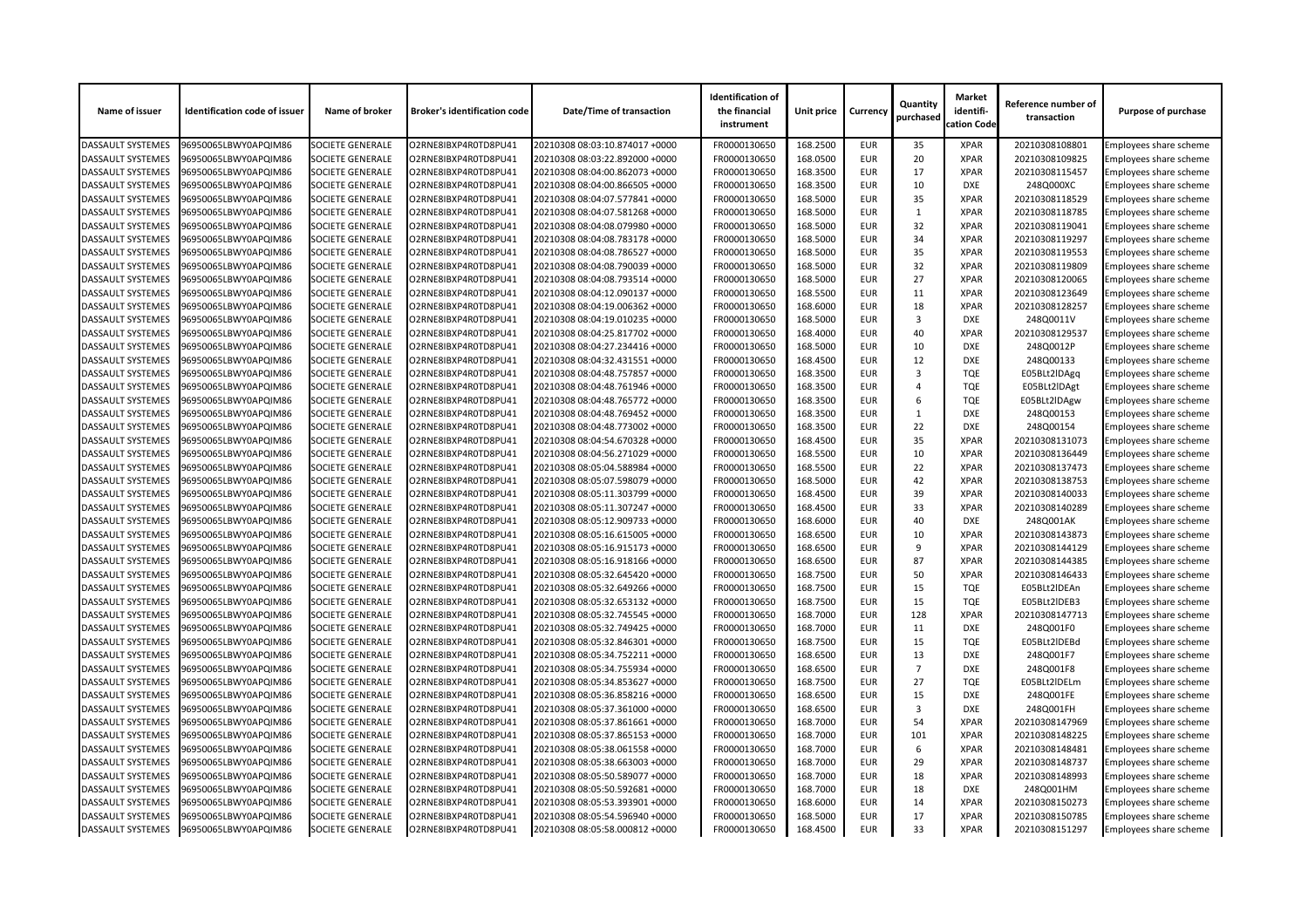| Name of issuer | Identification code of issuer | Name of broker | Broker's identification code | Date/Time of transaction | Identification of the financial instrument | Unit price | Currency | Quantity purchased | Market identification Code | Reference number of transaction | Purpose of purchase |
|---|---|---|---|---|---|---|---|---|---|---|---|
| DASSAULT SYSTEMES | 96950065LBWY0APQIM86 | SOCIETE GENERALE | O2RNE8IBXP4R0TD8PU41 | 20210308 08:03:10.874017 +0000 | FR0000130650 | 168.2500 | EUR | 35 | XPAR | 20210308108801 | Employees share scheme |
| DASSAULT SYSTEMES | 96950065LBWY0APQIM86 | SOCIETE GENERALE | O2RNE8IBXP4R0TD8PU41 | 20210308 08:03:22.892000 +0000 | FR0000130650 | 168.0500 | EUR | 20 | XPAR | 20210308109825 | Employees share scheme |
| DASSAULT SYSTEMES | 96950065LBWY0APQIM86 | SOCIETE GENERALE | O2RNE8IBXP4R0TD8PU41 | 20210308 08:04:00.862073 +0000 | FR0000130650 | 168.3500 | EUR | 17 | XPAR | 20210308115457 | Employees share scheme |
| DASSAULT SYSTEMES | 96950065LBWY0APQIM86 | SOCIETE GENERALE | O2RNE8IBXP4R0TD8PU41 | 20210308 08:04:00.866505 +0000 | FR0000130650 | 168.3500 | EUR | 10 | DXE | 248Q000XC | Employees share scheme |
| DASSAULT SYSTEMES | 96950065LBWY0APQIM86 | SOCIETE GENERALE | O2RNE8IBXP4R0TD8PU41 | 20210308 08:04:07.577841 +0000 | FR0000130650 | 168.5000 | EUR | 35 | XPAR | 20210308118529 | Employees share scheme |
| DASSAULT SYSTEMES | 96950065LBWY0APQIM86 | SOCIETE GENERALE | O2RNE8IBXP4R0TD8PU41 | 20210308 08:04:07.581268 +0000 | FR0000130650 | 168.5000 | EUR | 1 | XPAR | 20210308118785 | Employees share scheme |
| DASSAULT SYSTEMES | 96950065LBWY0APQIM86 | SOCIETE GENERALE | O2RNE8IBXP4R0TD8PU41 | 20210308 08:04:08.079980 +0000 | FR0000130650 | 168.5000 | EUR | 32 | XPAR | 20210308119041 | Employees share scheme |
| DASSAULT SYSTEMES | 96950065LBWY0APQIM86 | SOCIETE GENERALE | O2RNE8IBXP4R0TD8PU41 | 20210308 08:04:08.783178 +0000 | FR0000130650 | 168.5000 | EUR | 34 | XPAR | 20210308119297 | Employees share scheme |
| DASSAULT SYSTEMES | 96950065LBWY0APQIM86 | SOCIETE GENERALE | O2RNE8IBXP4R0TD8PU41 | 20210308 08:04:08.786527 +0000 | FR0000130650 | 168.5000 | EUR | 35 | XPAR | 20210308119553 | Employees share scheme |
| DASSAULT SYSTEMES | 96950065LBWY0APQIM86 | SOCIETE GENERALE | O2RNE8IBXP4R0TD8PU41 | 20210308 08:04:08.790039 +0000 | FR0000130650 | 168.5000 | EUR | 32 | XPAR | 20210308119809 | Employees share scheme |
| DASSAULT SYSTEMES | 96950065LBWY0APQIM86 | SOCIETE GENERALE | O2RNE8IBXP4R0TD8PU41 | 20210308 08:04:08.793514 +0000 | FR0000130650 | 168.5000 | EUR | 27 | XPAR | 20210308120065 | Employees share scheme |
| DASSAULT SYSTEMES | 96950065LBWY0APQIM86 | SOCIETE GENERALE | O2RNE8IBXP4R0TD8PU41 | 20210308 08:04:12.090137 +0000 | FR0000130650 | 168.5500 | EUR | 11 | XPAR | 20210308123649 | Employees share scheme |
| DASSAULT SYSTEMES | 96950065LBWY0APQIM86 | SOCIETE GENERALE | O2RNE8IBXP4R0TD8PU41 | 20210308 08:04:19.006362 +0000 | FR0000130650 | 168.6000 | EUR | 18 | XPAR | 20210308128257 | Employees share scheme |
| DASSAULT SYSTEMES | 96950065LBWY0APQIM86 | SOCIETE GENERALE | O2RNE8IBXP4R0TD8PU41 | 20210308 08:04:19.010235 +0000 | FR0000130650 | 168.5000 | EUR | 3 | DXE | 248Q0011V | Employees share scheme |
| DASSAULT SYSTEMES | 96950065LBWY0APQIM86 | SOCIETE GENERALE | O2RNE8IBXP4R0TD8PU41 | 20210308 08:04:25.817702 +0000 | FR0000130650 | 168.4000 | EUR | 40 | XPAR | 20210308129537 | Employees share scheme |
| DASSAULT SYSTEMES | 96950065LBWY0APQIM86 | SOCIETE GENERALE | O2RNE8IBXP4R0TD8PU41 | 20210308 08:04:27.234416 +0000 | FR0000130650 | 168.5000 | EUR | 10 | DXE | 248Q0012P | Employees share scheme |
| DASSAULT SYSTEMES | 96950065LBWY0APQIM86 | SOCIETE GENERALE | O2RNE8IBXP4R0TD8PU41 | 20210308 08:04:32.431551 +0000 | FR0000130650 | 168.4500 | EUR | 12 | DXE | 248Q00133 | Employees share scheme |
| DASSAULT SYSTEMES | 96950065LBWY0APQIM86 | SOCIETE GENERALE | O2RNE8IBXP4R0TD8PU41 | 20210308 08:04:48.757857 +0000 | FR0000130650 | 168.3500 | EUR | 3 | TQE | E05BLt2lDAgq | Employees share scheme |
| DASSAULT SYSTEMES | 96950065LBWY0APQIM86 | SOCIETE GENERALE | O2RNE8IBXP4R0TD8PU41 | 20210308 08:04:48.761946 +0000 | FR0000130650 | 168.3500 | EUR | 4 | TQE | E05BLt2lDAgt | Employees share scheme |
| DASSAULT SYSTEMES | 96950065LBWY0APQIM86 | SOCIETE GENERALE | O2RNE8IBXP4R0TD8PU41 | 20210308 08:04:48.765772 +0000 | FR0000130650 | 168.3500 | EUR | 6 | TQE | E05BLt2lDAgw | Employees share scheme |
| DASSAULT SYSTEMES | 96950065LBWY0APQIM86 | SOCIETE GENERALE | O2RNE8IBXP4R0TD8PU41 | 20210308 08:04:48.769452 +0000 | FR0000130650 | 168.3500 | EUR | 1 | DXE | 248Q00153 | Employees share scheme |
| DASSAULT SYSTEMES | 96950065LBWY0APQIM86 | SOCIETE GENERALE | O2RNE8IBXP4R0TD8PU41 | 20210308 08:04:48.773002 +0000 | FR0000130650 | 168.3500 | EUR | 22 | DXE | 248Q00154 | Employees share scheme |
| DASSAULT SYSTEMES | 96950065LBWY0APQIM86 | SOCIETE GENERALE | O2RNE8IBXP4R0TD8PU41 | 20210308 08:04:54.670328 +0000 | FR0000130650 | 168.4500 | EUR | 35 | XPAR | 20210308131073 | Employees share scheme |
| DASSAULT SYSTEMES | 96950065LBWY0APQIM86 | SOCIETE GENERALE | O2RNE8IBXP4R0TD8PU41 | 20210308 08:04:56.271029 +0000 | FR0000130650 | 168.5500 | EUR | 10 | XPAR | 20210308136449 | Employees share scheme |
| DASSAULT SYSTEMES | 96950065LBWY0APQIM86 | SOCIETE GENERALE | O2RNE8IBXP4R0TD8PU41 | 20210308 08:05:04.588984 +0000 | FR0000130650 | 168.5500 | EUR | 22 | XPAR | 20210308137473 | Employees share scheme |
| DASSAULT SYSTEMES | 96950065LBWY0APQIM86 | SOCIETE GENERALE | O2RNE8IBXP4R0TD8PU41 | 20210308 08:05:07.598079 +0000 | FR0000130650 | 168.5000 | EUR | 42 | XPAR | 20210308138753 | Employees share scheme |
| DASSAULT SYSTEMES | 96950065LBWY0APQIM86 | SOCIETE GENERALE | O2RNE8IBXP4R0TD8PU41 | 20210308 08:05:11.303799 +0000 | FR0000130650 | 168.4500 | EUR | 39 | XPAR | 20210308140033 | Employees share scheme |
| DASSAULT SYSTEMES | 96950065LBWY0APQIM86 | SOCIETE GENERALE | O2RNE8IBXP4R0TD8PU41 | 20210308 08:05:11.307247 +0000 | FR0000130650 | 168.4500 | EUR | 33 | XPAR | 20210308140289 | Employees share scheme |
| DASSAULT SYSTEMES | 96950065LBWY0APQIM86 | SOCIETE GENERALE | O2RNE8IBXP4R0TD8PU41 | 20210308 08:05:12.909733 +0000 | FR0000130650 | 168.6000 | EUR | 40 | DXE | 248Q001AK | Employees share scheme |
| DASSAULT SYSTEMES | 96950065LBWY0APQIM86 | SOCIETE GENERALE | O2RNE8IBXP4R0TD8PU41 | 20210308 08:05:16.615005 +0000 | FR0000130650 | 168.6500 | EUR | 10 | XPAR | 20210308143873 | Employees share scheme |
| DASSAULT SYSTEMES | 96950065LBWY0APQIM86 | SOCIETE GENERALE | O2RNE8IBXP4R0TD8PU41 | 20210308 08:05:16.915173 +0000 | FR0000130650 | 168.6500 | EUR | 9 | XPAR | 20210308144129 | Employees share scheme |
| DASSAULT SYSTEMES | 96950065LBWY0APQIM86 | SOCIETE GENERALE | O2RNE8IBXP4R0TD8PU41 | 20210308 08:05:16.918166 +0000 | FR0000130650 | 168.6500 | EUR | 87 | XPAR | 20210308144385 | Employees share scheme |
| DASSAULT SYSTEMES | 96950065LBWY0APQIM86 | SOCIETE GENERALE | O2RNE8IBXP4R0TD8PU41 | 20210308 08:05:32.645420 +0000 | FR0000130650 | 168.7500 | EUR | 50 | XPAR | 20210308146433 | Employees share scheme |
| DASSAULT SYSTEMES | 96950065LBWY0APQIM86 | SOCIETE GENERALE | O2RNE8IBXP4R0TD8PU41 | 20210308 08:05:32.649266 +0000 | FR0000130650 | 168.7500 | EUR | 15 | TQE | E05BLt2lDEAn | Employees share scheme |
| DASSAULT SYSTEMES | 96950065LBWY0APQIM86 | SOCIETE GENERALE | O2RNE8IBXP4R0TD8PU41 | 20210308 08:05:32.653132 +0000 | FR0000130650 | 168.7500 | EUR | 15 | TQE | E05BLt2lDEB3 | Employees share scheme |
| DASSAULT SYSTEMES | 96950065LBWY0APQIM86 | SOCIETE GENERALE | O2RNE8IBXP4R0TD8PU41 | 20210308 08:05:32.745545 +0000 | FR0000130650 | 168.7000 | EUR | 128 | XPAR | 20210308147713 | Employees share scheme |
| DASSAULT SYSTEMES | 96950065LBWY0APQIM86 | SOCIETE GENERALE | O2RNE8IBXP4R0TD8PU41 | 20210308 08:05:32.749425 +0000 | FR0000130650 | 168.7000 | EUR | 11 | DXE | 248Q001F0 | Employees share scheme |
| DASSAULT SYSTEMES | 96950065LBWY0APQIM86 | SOCIETE GENERALE | O2RNE8IBXP4R0TD8PU41 | 20210308 08:05:32.846301 +0000 | FR0000130650 | 168.7500 | EUR | 15 | TQE | E05BLt2lDEBd | Employees share scheme |
| DASSAULT SYSTEMES | 96950065LBWY0APQIM86 | SOCIETE GENERALE | O2RNE8IBXP4R0TD8PU41 | 20210308 08:05:34.752211 +0000 | FR0000130650 | 168.6500 | EUR | 13 | DXE | 248Q001F7 | Employees share scheme |
| DASSAULT SYSTEMES | 96950065LBWY0APQIM86 | SOCIETE GENERALE | O2RNE8IBXP4R0TD8PU41 | 20210308 08:05:34.755934 +0000 | FR0000130650 | 168.6500 | EUR | 7 | DXE | 248Q001F8 | Employees share scheme |
| DASSAULT SYSTEMES | 96950065LBWY0APQIM86 | SOCIETE GENERALE | O2RNE8IBXP4R0TD8PU41 | 20210308 08:05:34.853627 +0000 | FR0000130650 | 168.7500 | EUR | 27 | TQE | E05BLt2lDELm | Employees share scheme |
| DASSAULT SYSTEMES | 96950065LBWY0APQIM86 | SOCIETE GENERALE | O2RNE8IBXP4R0TD8PU41 | 20210308 08:05:36.858216 +0000 | FR0000130650 | 168.6500 | EUR | 15 | DXE | 248Q001FE | Employees share scheme |
| DASSAULT SYSTEMES | 96950065LBWY0APQIM86 | SOCIETE GENERALE | O2RNE8IBXP4R0TD8PU41 | 20210308 08:05:37.361000 +0000 | FR0000130650 | 168.6500 | EUR | 3 | DXE | 248Q001FH | Employees share scheme |
| DASSAULT SYSTEMES | 96950065LBWY0APQIM86 | SOCIETE GENERALE | O2RNE8IBXP4R0TD8PU41 | 20210308 08:05:37.861661 +0000 | FR0000130650 | 168.7000 | EUR | 54 | XPAR | 20210308147969 | Employees share scheme |
| DASSAULT SYSTEMES | 96950065LBWY0APQIM86 | SOCIETE GENERALE | O2RNE8IBXP4R0TD8PU41 | 20210308 08:05:37.865153 +0000 | FR0000130650 | 168.7000 | EUR | 101 | XPAR | 20210308148225 | Employees share scheme |
| DASSAULT SYSTEMES | 96950065LBWY0APQIM86 | SOCIETE GENERALE | O2RNE8IBXP4R0TD8PU41 | 20210308 08:05:38.061558 +0000 | FR0000130650 | 168.7000 | EUR | 6 | XPAR | 20210308148481 | Employees share scheme |
| DASSAULT SYSTEMES | 96950065LBWY0APQIM86 | SOCIETE GENERALE | O2RNE8IBXP4R0TD8PU41 | 20210308 08:05:38.663003 +0000 | FR0000130650 | 168.7000 | EUR | 29 | XPAR | 20210308148737 | Employees share scheme |
| DASSAULT SYSTEMES | 96950065LBWY0APQIM86 | SOCIETE GENERALE | O2RNE8IBXP4R0TD8PU41 | 20210308 08:05:50.589077 +0000 | FR0000130650 | 168.7000 | EUR | 18 | XPAR | 20210308148993 | Employees share scheme |
| DASSAULT SYSTEMES | 96950065LBWY0APQIM86 | SOCIETE GENERALE | O2RNE8IBXP4R0TD8PU41 | 20210308 08:05:50.592681 +0000 | FR0000130650 | 168.7000 | EUR | 18 | DXE | 248Q001HM | Employees share scheme |
| DASSAULT SYSTEMES | 96950065LBWY0APQIM86 | SOCIETE GENERALE | O2RNE8IBXP4R0TD8PU41 | 20210308 08:05:53.393901 +0000 | FR0000130650 | 168.6000 | EUR | 14 | XPAR | 20210308150273 | Employees share scheme |
| DASSAULT SYSTEMES | 96950065LBWY0APQIM86 | SOCIETE GENERALE | O2RNE8IBXP4R0TD8PU41 | 20210308 08:05:54.596940 +0000 | FR0000130650 | 168.5000 | EUR | 17 | XPAR | 20210308150785 | Employees share scheme |
| DASSAULT SYSTEMES | 96950065LBWY0APQIM86 | SOCIETE GENERALE | O2RNE8IBXP4R0TD8PU41 | 20210308 08:05:58.000812 +0000 | FR0000130650 | 168.4500 | EUR | 33 | XPAR | 20210308151297 | Employees share scheme |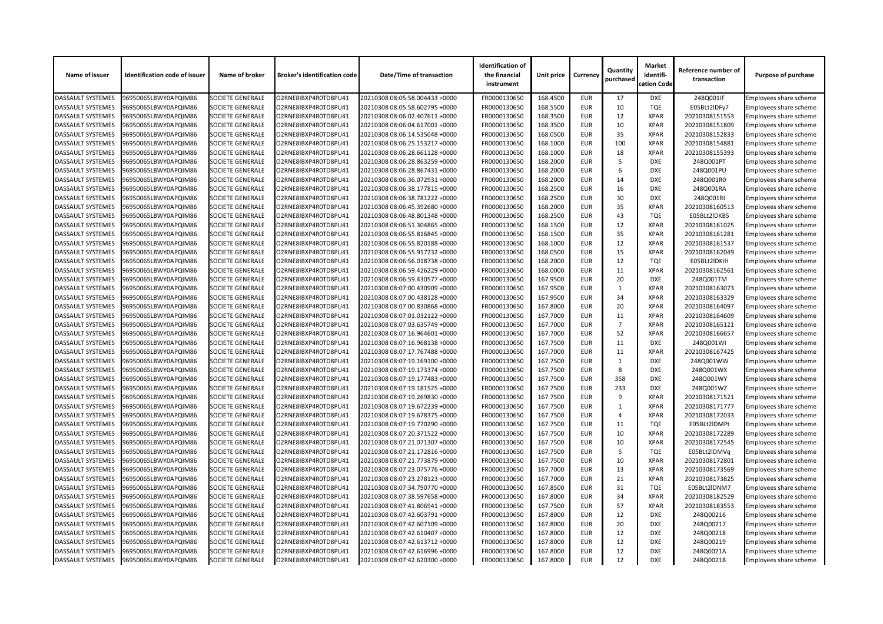| Name of issuer | Identification code of issuer | Name of broker | Broker's identification code | Date/Time of transaction | Identification of the financial instrument | Unit price | Currency | Quantity purchased | Market identifi-cation Code | Reference number of transaction | Purpose of purchase |
|---|---|---|---|---|---|---|---|---|---|---|---|
| DASSAULT SYSTEMES | 96950065LBWY0APQIM86 | SOCIETE GENERALE | O2RNE8IBXP4R0TD8PU41 | 20210308 08:05:58.004433 +0000 | FR0000130650 | 168.4500 | EUR | 17 | DXE | 248Q001IF | Employees share scheme |
| DASSAULT SYSTEMES | 96950065LBWY0APQIM86 | SOCIETE GENERALE | O2RNE8IBXP4R0TD8PU41 | 20210308 08:05:58.602795 +0000 | FR0000130650 | 168.5500 | EUR | 10 | TQE | E05BLt2lDFy7 | Employees share scheme |
| DASSAULT SYSTEMES | 96950065LBWY0APQIM86 | SOCIETE GENERALE | O2RNE8IBXP4R0TD8PU41 | 20210308 08:06:02.407611 +0000 | FR0000130650 | 168.3500 | EUR | 12 | XPAR | 20210308151553 | Employees share scheme |
| DASSAULT SYSTEMES | 96950065LBWY0APQIM86 | SOCIETE GENERALE | O2RNE8IBXP4R0TD8PU41 | 20210308 08:06:04.617001 +0000 | FR0000130650 | 168.3500 | EUR | 10 | XPAR | 20210308151809 | Employees share scheme |
| DASSAULT SYSTEMES | 96950065LBWY0APQIM86 | SOCIETE GENERALE | O2RNE8IBXP4R0TD8PU41 | 20210308 08:06:14.535048 +0000 | FR0000130650 | 168.0500 | EUR | 35 | XPAR | 20210308152833 | Employees share scheme |
| DASSAULT SYSTEMES | 96950065LBWY0APQIM86 | SOCIETE GENERALE | O2RNE8IBXP4R0TD8PU41 | 20210308 08:06:25.153217 +0000 | FR0000130650 | 168.1000 | EUR | 100 | XPAR | 20210308154881 | Employees share scheme |
| DASSAULT SYSTEMES | 96950065LBWY0APQIM86 | SOCIETE GENERALE | O2RNE8IBXP4R0TD8PU41 | 20210308 08:06:28.661128 +0000 | FR0000130650 | 168.1000 | EUR | 18 | XPAR | 20210308155393 | Employees share scheme |
| DASSAULT SYSTEMES | 96950065LBWY0APQIM86 | SOCIETE GENERALE | O2RNE8IBXP4R0TD8PU41 | 20210308 08:06:28.863259 +0000 | FR0000130650 | 168.2000 | EUR | 5 | DXE | 248Q001PT | Employees share scheme |
| DASSAULT SYSTEMES | 96950065LBWY0APQIM86 | SOCIETE GENERALE | O2RNE8IBXP4R0TD8PU41 | 20210308 08:06:28.867431 +0000 | FR0000130650 | 168.2000 | EUR | 6 | DXE | 248Q001PU | Employees share scheme |
| DASSAULT SYSTEMES | 96950065LBWY0APQIM86 | SOCIETE GENERALE | O2RNE8IBXP4R0TD8PU41 | 20210308 08:06:36.072931 +0000 | FR0000130650 | 168.2000 | EUR | 14 | DXE | 248Q001R0 | Employees share scheme |
| DASSAULT SYSTEMES | 96950065LBWY0APQIM86 | SOCIETE GENERALE | O2RNE8IBXP4R0TD8PU41 | 20210308 08:06:38.177815 +0000 | FR0000130650 | 168.2500 | EUR | 16 | DXE | 248Q001RA | Employees share scheme |
| DASSAULT SYSTEMES | 96950065LBWY0APQIM86 | SOCIETE GENERALE | O2RNE8IBXP4R0TD8PU41 | 20210308 08:06:38.781222 +0000 | FR0000130650 | 168.2500 | EUR | 30 | DXE | 248Q001RI | Employees share scheme |
| DASSAULT SYSTEMES | 96950065LBWY0APQIM86 | SOCIETE GENERALE | O2RNE8IBXP4R0TD8PU41 | 20210308 08:06:45.392680 +0000 | FR0000130650 | 168.2000 | EUR | 35 | XPAR | 20210308160513 | Employees share scheme |
| DASSAULT SYSTEMES | 96950065LBWY0APQIM86 | SOCIETE GENERALE | O2RNE8IBXP4R0TD8PU41 | 20210308 08:06:48.801348 +0000 | FR0000130650 | 168.2500 | EUR | 43 | TQE | E05BLt2lDKB5 | Employees share scheme |
| DASSAULT SYSTEMES | 96950065LBWY0APQIM86 | SOCIETE GENERALE | O2RNE8IBXP4R0TD8PU41 | 20210308 08:06:51.304865 +0000 | FR0000130650 | 168.1500 | EUR | 12 | XPAR | 20210308161025 | Employees share scheme |
| DASSAULT SYSTEMES | 96950065LBWY0APQIM86 | SOCIETE GENERALE | O2RNE8IBXP4R0TD8PU41 | 20210308 08:06:55.816845 +0000 | FR0000130650 | 168.1500 | EUR | 35 | XPAR | 20210308161281 | Employees share scheme |
| DASSAULT SYSTEMES | 96950065LBWY0APQIM86 | SOCIETE GENERALE | O2RNE8IBXP4R0TD8PU41 | 20210308 08:06:55.820188 +0000 | FR0000130650 | 168.1000 | EUR | 12 | XPAR | 20210308161537 | Employees share scheme |
| DASSAULT SYSTEMES | 96950065LBWY0APQIM86 | SOCIETE GENERALE | O2RNE8IBXP4R0TD8PU41 | 20210308 08:06:55.917232 +0000 | FR0000130650 | 168.0500 | EUR | 15 | XPAR | 20210308162049 | Employees share scheme |
| DASSAULT SYSTEMES | 96950065LBWY0APQIM86 | SOCIETE GENERALE | O2RNE8IBXP4R0TD8PU41 | 20210308 08:06:56.018738 +0000 | FR0000130650 | 168.2000 | EUR | 12 | TQE | E05BLt2lDKiH | Employees share scheme |
| DASSAULT SYSTEMES | 96950065LBWY0APQIM86 | SOCIETE GENERALE | O2RNE8IBXP4R0TD8PU41 | 20210308 08:06:59.426229 +0000 | FR0000130650 | 168.0000 | EUR | 11 | XPAR | 20210308162561 | Employees share scheme |
| DASSAULT SYSTEMES | 96950065LBWY0APQIM86 | SOCIETE GENERALE | O2RNE8IBXP4R0TD8PU41 | 20210308 08:06:59.430577 +0000 | FR0000130650 | 167.9500 | EUR | 20 | DXE | 248Q001TM | Employees share scheme |
| DASSAULT SYSTEMES | 96950065LBWY0APQIM86 | SOCIETE GENERALE | O2RNE8IBXP4R0TD8PU41 | 20210308 08:07:00.430909 +0000 | FR0000130650 | 167.9500 | EUR | 1 | XPAR | 20210308163073 | Employees share scheme |
| DASSAULT SYSTEMES | 96950065LBWY0APQIM86 | SOCIETE GENERALE | O2RNE8IBXP4R0TD8PU41 | 20210308 08:07:00.438128 +0000 | FR0000130650 | 167.9500 | EUR | 34 | XPAR | 20210308163329 | Employees share scheme |
| DASSAULT SYSTEMES | 96950065LBWY0APQIM86 | SOCIETE GENERALE | O2RNE8IBXP4R0TD8PU41 | 20210308 08:07:00.830868 +0000 | FR0000130650 | 167.8000 | EUR | 20 | XPAR | 20210308164097 | Employees share scheme |
| DASSAULT SYSTEMES | 96950065LBWY0APQIM86 | SOCIETE GENERALE | O2RNE8IBXP4R0TD8PU41 | 20210308 08:07:01.032122 +0000 | FR0000130650 | 167.7000 | EUR | 11 | XPAR | 20210308164609 | Employees share scheme |
| DASSAULT SYSTEMES | 96950065LBWY0APQIM86 | SOCIETE GENERALE | O2RNE8IBXP4R0TD8PU41 | 20210308 08:07:03.635749 +0000 | FR0000130650 | 167.7000 | EUR | 7 | XPAR | 20210308165121 | Employees share scheme |
| DASSAULT SYSTEMES | 96950065LBWY0APQIM86 | SOCIETE GENERALE | O2RNE8IBXP4R0TD8PU41 | 20210308 08:07:16.964601 +0000 | FR0000130650 | 167.7000 | EUR | 52 | XPAR | 20210308166657 | Employees share scheme |
| DASSAULT SYSTEMES | 96950065LBWY0APQIM86 | SOCIETE GENERALE | O2RNE8IBXP4R0TD8PU41 | 20210308 08:07:16.968138 +0000 | FR0000130650 | 167.7500 | EUR | 11 | DXE | 248Q001WI | Employees share scheme |
| DASSAULT SYSTEMES | 96950065LBWY0APQIM86 | SOCIETE GENERALE | O2RNE8IBXP4R0TD8PU41 | 20210308 08:07:17.767488 +0000 | FR0000130650 | 167.7000 | EUR | 11 | XPAR | 20210308167425 | Employees share scheme |
| DASSAULT SYSTEMES | 96950065LBWY0APQIM86 | SOCIETE GENERALE | O2RNE8IBXP4R0TD8PU41 | 20210308 08:07:19.169100 +0000 | FR0000130650 | 167.7500 | EUR | 1 | DXE | 248Q001WW | Employees share scheme |
| DASSAULT SYSTEMES | 96950065LBWY0APQIM86 | SOCIETE GENERALE | O2RNE8IBXP4R0TD8PU41 | 20210308 08:07:19.173374 +0000 | FR0000130650 | 167.7500 | EUR | 8 | DXE | 248Q001WX | Employees share scheme |
| DASSAULT SYSTEMES | 96950065LBWY0APQIM86 | SOCIETE GENERALE | O2RNE8IBXP4R0TD8PU41 | 20210308 08:07:19.177483 +0000 | FR0000130650 | 167.7500 | EUR | 358 | DXE | 248Q001WY | Employees share scheme |
| DASSAULT SYSTEMES | 96950065LBWY0APQIM86 | SOCIETE GENERALE | O2RNE8IBXP4R0TD8PU41 | 20210308 08:07:19.181525 +0000 | FR0000130650 | 167.7500 | EUR | 233 | DXE | 248Q001WZ | Employees share scheme |
| DASSAULT SYSTEMES | 96950065LBWY0APQIM86 | SOCIETE GENERALE | O2RNE8IBXP4R0TD8PU41 | 20210308 08:07:19.269830 +0000 | FR0000130650 | 167.7500 | EUR | 9 | XPAR | 20210308171521 | Employees share scheme |
| DASSAULT SYSTEMES | 96950065LBWY0APQIM86 | SOCIETE GENERALE | O2RNE8IBXP4R0TD8PU41 | 20210308 08:07:19.672239 +0000 | FR0000130650 | 167.7500 | EUR | 1 | XPAR | 20210308171777 | Employees share scheme |
| DASSAULT SYSTEMES | 96950065LBWY0APQIM86 | SOCIETE GENERALE | O2RNE8IBXP4R0TD8PU41 | 20210308 08:07:19.678375 +0000 | FR0000130650 | 167.7500 | EUR | 4 | XPAR | 20210308172033 | Employees share scheme |
| DASSAULT SYSTEMES | 96950065LBWY0APQIM86 | SOCIETE GENERALE | O2RNE8IBXP4R0TD8PU41 | 20210308 08:07:19.770290 +0000 | FR0000130650 | 167.7500 | EUR | 11 | TQE | E05BLt2lDMPt | Employees share scheme |
| DASSAULT SYSTEMES | 96950065LBWY0APQIM86 | SOCIETE GENERALE | O2RNE8IBXP4R0TD8PU41 | 20210308 08:07:20.371522 +0000 | FR0000130650 | 167.7500 | EUR | 10 | XPAR | 20210308172289 | Employees share scheme |
| DASSAULT SYSTEMES | 96950065LBWY0APQIM86 | SOCIETE GENERALE | O2RNE8IBXP4R0TD8PU41 | 20210308 08:07:21.071307 +0000 | FR0000130650 | 167.7500 | EUR | 10 | XPAR | 20210308172545 | Employees share scheme |
| DASSAULT SYSTEMES | 96950065LBWY0APQIM86 | SOCIETE GENERALE | O2RNE8IBXP4R0TD8PU41 | 20210308 08:07:21.172816 +0000 | FR0000130650 | 167.7500 | EUR | 5 | TQE | E05BLt2lDMVq | Employees share scheme |
| DASSAULT SYSTEMES | 96950065LBWY0APQIM86 | SOCIETE GENERALE | O2RNE8IBXP4R0TD8PU41 | 20210308 08:07:21.773879 +0000 | FR0000130650 | 167.7500 | EUR | 10 | XPAR | 20210308172801 | Employees share scheme |
| DASSAULT SYSTEMES | 96950065LBWY0APQIM86 | SOCIETE GENERALE | O2RNE8IBXP4R0TD8PU41 | 20210308 08:07:23.075776 +0000 | FR0000130650 | 167.7000 | EUR | 13 | XPAR | 20210308173569 | Employees share scheme |
| DASSAULT SYSTEMES | 96950065LBWY0APQIM86 | SOCIETE GENERALE | O2RNE8IBXP4R0TD8PU41 | 20210308 08:07:23.278123 +0000 | FR0000130650 | 167.7000 | EUR | 21 | XPAR | 20210308173825 | Employees share scheme |
| DASSAULT SYSTEMES | 96950065LBWY0APQIM86 | SOCIETE GENERALE | O2RNE8IBXP4R0TD8PU41 | 20210308 08:07:34.790770 +0000 | FR0000130650 | 167.8500 | EUR | 31 | TQE | E05BLt2lDNM7 | Employees share scheme |
| DASSAULT SYSTEMES | 96950065LBWY0APQIM86 | SOCIETE GENERALE | O2RNE8IBXP4R0TD8PU41 | 20210308 08:07:38.597658 +0000 | FR0000130650 | 167.8000 | EUR | 34 | XPAR | 20210308182529 | Employees share scheme |
| DASSAULT SYSTEMES | 96950065LBWY0APQIM86 | SOCIETE GENERALE | O2RNE8IBXP4R0TD8PU41 | 20210308 08:07:41.806941 +0000 | FR0000130650 | 167.7500 | EUR | 57 | XPAR | 20210308183553 | Employees share scheme |
| DASSAULT SYSTEMES | 96950065LBWY0APQIM86 | SOCIETE GENERALE | O2RNE8IBXP4R0TD8PU41 | 20210308 08:07:42.603791 +0000 | FR0000130650 | 167.8000 | EUR | 12 | DXE | 248Q00216 | Employees share scheme |
| DASSAULT SYSTEMES | 96950065LBWY0APQIM86 | SOCIETE GENERALE | O2RNE8IBXP4R0TD8PU41 | 20210308 08:07:42.607109 +0000 | FR0000130650 | 167.8000 | EUR | 20 | DXE | 248Q00217 | Employees share scheme |
| DASSAULT SYSTEMES | 96950065LBWY0APQIM86 | SOCIETE GENERALE | O2RNE8IBXP4R0TD8PU41 | 20210308 08:07:42.610407 +0000 | FR0000130650 | 167.8000 | EUR | 12 | DXE | 248Q00218 | Employees share scheme |
| DASSAULT SYSTEMES | 96950065LBWY0APQIM86 | SOCIETE GENERALE | O2RNE8IBXP4R0TD8PU41 | 20210308 08:07:42.613712 +0000 | FR0000130650 | 167.8000 | EUR | 12 | DXE | 248Q00219 | Employees share scheme |
| DASSAULT SYSTEMES | 96950065LBWY0APQIM86 | SOCIETE GENERALE | O2RNE8IBXP4R0TD8PU41 | 20210308 08:07:42.616996 +0000 | FR0000130650 | 167.8000 | EUR | 12 | DXE | 248Q0021A | Employees share scheme |
| DASSAULT SYSTEMES | 96950065LBWY0APQIM86 | SOCIETE GENERALE | O2RNE8IBXP4R0TD8PU41 | 20210308 08:07:42.620300 +0000 | FR0000130650 | 167.8000 | EUR | 12 | DXE | 248Q0021B | Employees share scheme |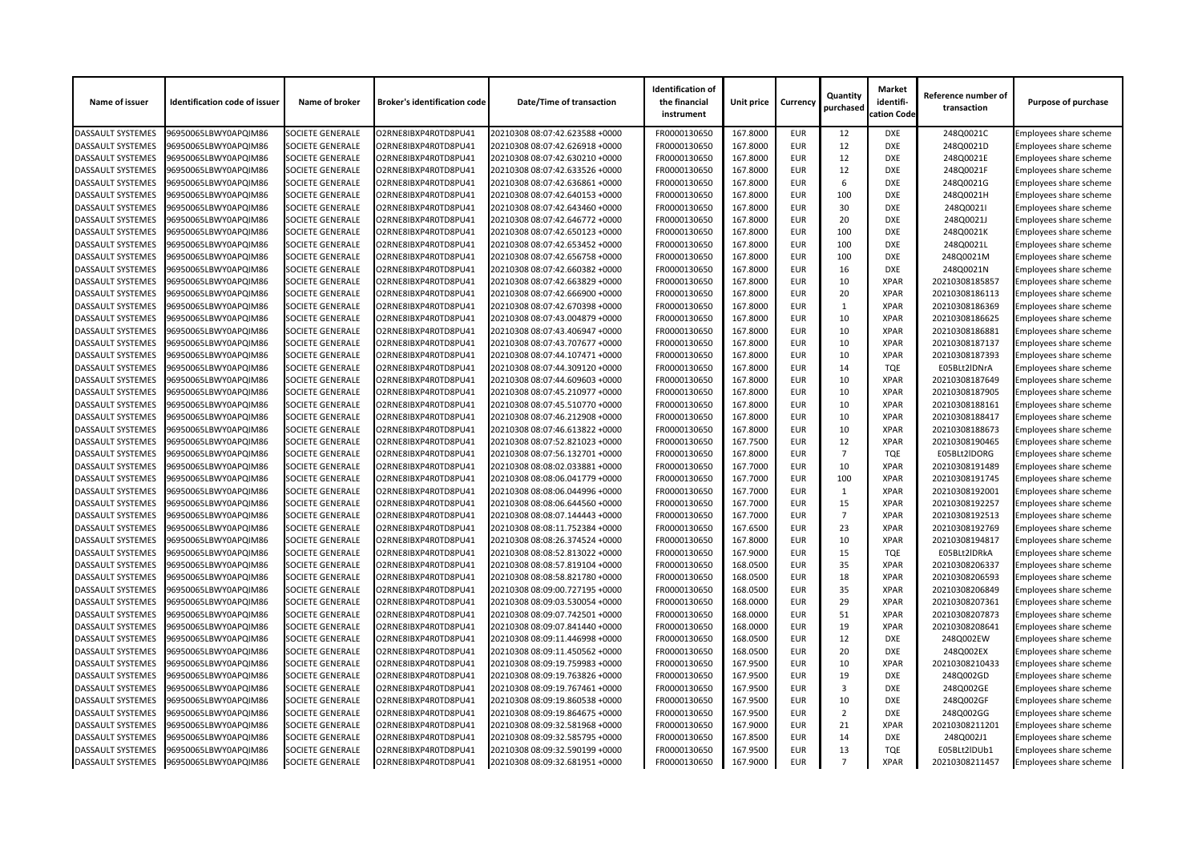| Name of issuer | Identification code of issuer | Name of broker | Broker's identification code | Date/Time of transaction | Identification of the financial instrument | Unit price | Currency | Quantity purchased | Market identifi-cation Code | Reference number of transaction | Purpose of purchase |
|---|---|---|---|---|---|---|---|---|---|---|---|
| DASSAULT SYSTEMES | 96950065LBWY0APQIM86 | SOCIETE GENERALE | O2RNE8IBXP4R0TD8PU41 | 20210308 08:07:42.623588 +0000 | FR0000130650 | 167.8000 | EUR | 12 | DXE | 248Q0021C | Employees share scheme |
| DASSAULT SYSTEMES | 96950065LBWY0APQIM86 | SOCIETE GENERALE | O2RNE8IBXP4R0TD8PU41 | 20210308 08:07:42.626918 +0000 | FR0000130650 | 167.8000 | EUR | 12 | DXE | 248Q0021D | Employees share scheme |
| DASSAULT SYSTEMES | 96950065LBWY0APQIM86 | SOCIETE GENERALE | O2RNE8IBXP4R0TD8PU41 | 20210308 08:07:42.630210 +0000 | FR0000130650 | 167.8000 | EUR | 12 | DXE | 248Q0021E | Employees share scheme |
| DASSAULT SYSTEMES | 96950065LBWY0APQIM86 | SOCIETE GENERALE | O2RNE8IBXP4R0TD8PU41 | 20210308 08:07:42.633526 +0000 | FR0000130650 | 167.8000 | EUR | 12 | DXE | 248Q0021F | Employees share scheme |
| DASSAULT SYSTEMES | 96950065LBWY0APQIM86 | SOCIETE GENERALE | O2RNE8IBXP4R0TD8PU41 | 20210308 08:07:42.636861 +0000 | FR0000130650 | 167.8000 | EUR | 6 | DXE | 248Q0021G | Employees share scheme |
| DASSAULT SYSTEMES | 96950065LBWY0APQIM86 | SOCIETE GENERALE | O2RNE8IBXP4R0TD8PU41 | 20210308 08:07:42.640153 +0000 | FR0000130650 | 167.8000 | EUR | 100 | DXE | 248Q0021H | Employees share scheme |
| DASSAULT SYSTEMES | 96950065LBWY0APQIM86 | SOCIETE GENERALE | O2RNE8IBXP4R0TD8PU41 | 20210308 08:07:42.643460 +0000 | FR0000130650 | 167.8000 | EUR | 30 | DXE | 248Q0021I | Employees share scheme |
| DASSAULT SYSTEMES | 96950065LBWY0APQIM86 | SOCIETE GENERALE | O2RNE8IBXP4R0TD8PU41 | 20210308 08:07:42.646772 +0000 | FR0000130650 | 167.8000 | EUR | 20 | DXE | 248Q0021J | Employees share scheme |
| DASSAULT SYSTEMES | 96950065LBWY0APQIM86 | SOCIETE GENERALE | O2RNE8IBXP4R0TD8PU41 | 20210308 08:07:42.650123 +0000 | FR0000130650 | 167.8000 | EUR | 100 | DXE | 248Q0021K | Employees share scheme |
| DASSAULT SYSTEMES | 96950065LBWY0APQIM86 | SOCIETE GENERALE | O2RNE8IBXP4R0TD8PU41 | 20210308 08:07:42.653452 +0000 | FR0000130650 | 167.8000 | EUR | 100 | DXE | 248Q0021L | Employees share scheme |
| DASSAULT SYSTEMES | 96950065LBWY0APQIM86 | SOCIETE GENERALE | O2RNE8IBXP4R0TD8PU41 | 20210308 08:07:42.656758 +0000 | FR0000130650 | 167.8000 | EUR | 100 | DXE | 248Q0021M | Employees share scheme |
| DASSAULT SYSTEMES | 96950065LBWY0APQIM86 | SOCIETE GENERALE | O2RNE8IBXP4R0TD8PU41 | 20210308 08:07:42.660382 +0000 | FR0000130650 | 167.8000 | EUR | 16 | DXE | 248Q0021N | Employees share scheme |
| DASSAULT SYSTEMES | 96950065LBWY0APQIM86 | SOCIETE GENERALE | O2RNE8IBXP4R0TD8PU41 | 20210308 08:07:42.663829 +0000 | FR0000130650 | 167.8000 | EUR | 10 | XPAR | 20210308185857 | Employees share scheme |
| DASSAULT SYSTEMES | 96950065LBWY0APQIM86 | SOCIETE GENERALE | O2RNE8IBXP4R0TD8PU41 | 20210308 08:07:42.666900 +0000 | FR0000130650 | 167.8000 | EUR | 20 | XPAR | 20210308186113 | Employees share scheme |
| DASSAULT SYSTEMES | 96950065LBWY0APQIM86 | SOCIETE GENERALE | O2RNE8IBXP4R0TD8PU41 | 20210308 08:07:42.670398 +0000 | FR0000130650 | 167.8000 | EUR | 1 | XPAR | 20210308186369 | Employees share scheme |
| DASSAULT SYSTEMES | 96950065LBWY0APQIM86 | SOCIETE GENERALE | O2RNE8IBXP4R0TD8PU41 | 20210308 08:07:43.004879 +0000 | FR0000130650 | 167.8000 | EUR | 10 | XPAR | 20210308186625 | Employees share scheme |
| DASSAULT SYSTEMES | 96950065LBWY0APQIM86 | SOCIETE GENERALE | O2RNE8IBXP4R0TD8PU41 | 20210308 08:07:43.406947 +0000 | FR0000130650 | 167.8000 | EUR | 10 | XPAR | 20210308186881 | Employees share scheme |
| DASSAULT SYSTEMES | 96950065LBWY0APQIM86 | SOCIETE GENERALE | O2RNE8IBXP4R0TD8PU41 | 20210308 08:07:43.707677 +0000 | FR0000130650 | 167.8000 | EUR | 10 | XPAR | 20210308187137 | Employees share scheme |
| DASSAULT SYSTEMES | 96950065LBWY0APQIM86 | SOCIETE GENERALE | O2RNE8IBXP4R0TD8PU41 | 20210308 08:07:44.107471 +0000 | FR0000130650 | 167.8000 | EUR | 10 | XPAR | 20210308187393 | Employees share scheme |
| DASSAULT SYSTEMES | 96950065LBWY0APQIM86 | SOCIETE GENERALE | O2RNE8IBXP4R0TD8PU41 | 20210308 08:07:44.309120 +0000 | FR0000130650 | 167.8000 | EUR | 14 | TQE | E05BLt2lDNrA | Employees share scheme |
| DASSAULT SYSTEMES | 96950065LBWY0APQIM86 | SOCIETE GENERALE | O2RNE8IBXP4R0TD8PU41 | 20210308 08:07:44.609603 +0000 | FR0000130650 | 167.8000 | EUR | 10 | XPAR | 20210308187649 | Employees share scheme |
| DASSAULT SYSTEMES | 96950065LBWY0APQIM86 | SOCIETE GENERALE | O2RNE8IBXP4R0TD8PU41 | 20210308 08:07:45.210977 +0000 | FR0000130650 | 167.8000 | EUR | 10 | XPAR | 20210308187905 | Employees share scheme |
| DASSAULT SYSTEMES | 96950065LBWY0APQIM86 | SOCIETE GENERALE | O2RNE8IBXP4R0TD8PU41 | 20210308 08:07:45.510770 +0000 | FR0000130650 | 167.8000 | EUR | 10 | XPAR | 20210308188161 | Employees share scheme |
| DASSAULT SYSTEMES | 96950065LBWY0APQIM86 | SOCIETE GENERALE | O2RNE8IBXP4R0TD8PU41 | 20210308 08:07:46.212908 +0000 | FR0000130650 | 167.8000 | EUR | 10 | XPAR | 20210308188417 | Employees share scheme |
| DASSAULT SYSTEMES | 96950065LBWY0APQIM86 | SOCIETE GENERALE | O2RNE8IBXP4R0TD8PU41 | 20210308 08:07:46.613822 +0000 | FR0000130650 | 167.8000 | EUR | 10 | XPAR | 20210308188673 | Employees share scheme |
| DASSAULT SYSTEMES | 96950065LBWY0APQIM86 | SOCIETE GENERALE | O2RNE8IBXP4R0TD8PU41 | 20210308 08:07:52.821023 +0000 | FR0000130650 | 167.7500 | EUR | 12 | XPAR | 20210308190465 | Employees share scheme |
| DASSAULT SYSTEMES | 96950065LBWY0APQIM86 | SOCIETE GENERALE | O2RNE8IBXP4R0TD8PU41 | 20210308 08:07:56.132701 +0000 | FR0000130650 | 167.8000 | EUR | 7 | TQE | E05BLt2lDORG | Employees share scheme |
| DASSAULT SYSTEMES | 96950065LBWY0APQIM86 | SOCIETE GENERALE | O2RNE8IBXP4R0TD8PU41 | 20210308 08:08:02.033881 +0000 | FR0000130650 | 167.7000 | EUR | 10 | XPAR | 20210308191489 | Employees share scheme |
| DASSAULT SYSTEMES | 96950065LBWY0APQIM86 | SOCIETE GENERALE | O2RNE8IBXP4R0TD8PU41 | 20210308 08:08:06.041779 +0000 | FR0000130650 | 167.7000 | EUR | 100 | XPAR | 20210308191745 | Employees share scheme |
| DASSAULT SYSTEMES | 96950065LBWY0APQIM86 | SOCIETE GENERALE | O2RNE8IBXP4R0TD8PU41 | 20210308 08:08:06.044996 +0000 | FR0000130650 | 167.7000 | EUR | 1 | XPAR | 20210308192001 | Employees share scheme |
| DASSAULT SYSTEMES | 96950065LBWY0APQIM86 | SOCIETE GENERALE | O2RNE8IBXP4R0TD8PU41 | 20210308 08:08:06.644560 +0000 | FR0000130650 | 167.7000 | EUR | 15 | XPAR | 20210308192257 | Employees share scheme |
| DASSAULT SYSTEMES | 96950065LBWY0APQIM86 | SOCIETE GENERALE | O2RNE8IBXP4R0TD8PU41 | 20210308 08:08:07.144443 +0000 | FR0000130650 | 167.7000 | EUR | 7 | XPAR | 20210308192513 | Employees share scheme |
| DASSAULT SYSTEMES | 96950065LBWY0APQIM86 | SOCIETE GENERALE | O2RNE8IBXP4R0TD8PU41 | 20210308 08:08:11.752384 +0000 | FR0000130650 | 167.6500 | EUR | 23 | XPAR | 20210308192769 | Employees share scheme |
| DASSAULT SYSTEMES | 96950065LBWY0APQIM86 | SOCIETE GENERALE | O2RNE8IBXP4R0TD8PU41 | 20210308 08:08:26.374524 +0000 | FR0000130650 | 167.8000 | EUR | 10 | XPAR | 20210308194817 | Employees share scheme |
| DASSAULT SYSTEMES | 96950065LBWY0APQIM86 | SOCIETE GENERALE | O2RNE8IBXP4R0TD8PU41 | 20210308 08:08:52.813022 +0000 | FR0000130650 | 167.9000 | EUR | 15 | TQE | E05BLt2lDRkA | Employees share scheme |
| DASSAULT SYSTEMES | 96950065LBWY0APQIM86 | SOCIETE GENERALE | O2RNE8IBXP4R0TD8PU41 | 20210308 08:08:57.819104 +0000 | FR0000130650 | 168.0500 | EUR | 35 | XPAR | 20210308206337 | Employees share scheme |
| DASSAULT SYSTEMES | 96950065LBWY0APQIM86 | SOCIETE GENERALE | O2RNE8IBXP4R0TD8PU41 | 20210308 08:08:58.821780 +0000 | FR0000130650 | 168.0500 | EUR | 18 | XPAR | 20210308206593 | Employees share scheme |
| DASSAULT SYSTEMES | 96950065LBWY0APQIM86 | SOCIETE GENERALE | O2RNE8IBXP4R0TD8PU41 | 20210308 08:09:00.727195 +0000 | FR0000130650 | 168.0500 | EUR | 35 | XPAR | 20210308206849 | Employees share scheme |
| DASSAULT SYSTEMES | 96950065LBWY0APQIM86 | SOCIETE GENERALE | O2RNE8IBXP4R0TD8PU41 | 20210308 08:09:03.530054 +0000 | FR0000130650 | 168.0000 | EUR | 29 | XPAR | 20210308207361 | Employees share scheme |
| DASSAULT SYSTEMES | 96950065LBWY0APQIM86 | SOCIETE GENERALE | O2RNE8IBXP4R0TD8PU41 | 20210308 08:09:07.742501 +0000 | FR0000130650 | 168.0000 | EUR | 51 | XPAR | 20210308207873 | Employees share scheme |
| DASSAULT SYSTEMES | 96950065LBWY0APQIM86 | SOCIETE GENERALE | O2RNE8IBXP4R0TD8PU41 | 20210308 08:09:07.841440 +0000 | FR0000130650 | 168.0000 | EUR | 19 | XPAR | 20210308208641 | Employees share scheme |
| DASSAULT SYSTEMES | 96950065LBWY0APQIM86 | SOCIETE GENERALE | O2RNE8IBXP4R0TD8PU41 | 20210308 08:09:11.446998 +0000 | FR0000130650 | 168.0500 | EUR | 12 | DXE | 248Q002EW | Employees share scheme |
| DASSAULT SYSTEMES | 96950065LBWY0APQIM86 | SOCIETE GENERALE | O2RNE8IBXP4R0TD8PU41 | 20210308 08:09:11.450562 +0000 | FR0000130650 | 168.0500 | EUR | 20 | DXE | 248Q002EX | Employees share scheme |
| DASSAULT SYSTEMES | 96950065LBWY0APQIM86 | SOCIETE GENERALE | O2RNE8IBXP4R0TD8PU41 | 20210308 08:09:19.759983 +0000 | FR0000130650 | 167.9500 | EUR | 10 | XPAR | 20210308210433 | Employees share scheme |
| DASSAULT SYSTEMES | 96950065LBWY0APQIM86 | SOCIETE GENERALE | O2RNE8IBXP4R0TD8PU41 | 20210308 08:09:19.763826 +0000 | FR0000130650 | 167.9500 | EUR | 19 | DXE | 248Q002GD | Employees share scheme |
| DASSAULT SYSTEMES | 96950065LBWY0APQIM86 | SOCIETE GENERALE | O2RNE8IBXP4R0TD8PU41 | 20210308 08:09:19.767461 +0000 | FR0000130650 | 167.9500 | EUR | 3 | DXE | 248Q002GE | Employees share scheme |
| DASSAULT SYSTEMES | 96950065LBWY0APQIM86 | SOCIETE GENERALE | O2RNE8IBXP4R0TD8PU41 | 20210308 08:09:19.860538 +0000 | FR0000130650 | 167.9500 | EUR | 10 | DXE | 248Q002GF | Employees share scheme |
| DASSAULT SYSTEMES | 96950065LBWY0APQIM86 | SOCIETE GENERALE | O2RNE8IBXP4R0TD8PU41 | 20210308 08:09:19.864675 +0000 | FR0000130650 | 167.9500 | EUR | 2 | DXE | 248Q002GG | Employees share scheme |
| DASSAULT SYSTEMES | 96950065LBWY0APQIM86 | SOCIETE GENERALE | O2RNE8IBXP4R0TD8PU41 | 20210308 08:09:32.581968 +0000 | FR0000130650 | 167.9000 | EUR | 21 | XPAR | 20210308211201 | Employees share scheme |
| DASSAULT SYSTEMES | 96950065LBWY0APQIM86 | SOCIETE GENERALE | O2RNE8IBXP4R0TD8PU41 | 20210308 08:09:32.585795 +0000 | FR0000130650 | 167.8500 | EUR | 14 | DXE | 248Q002J1 | Employees share scheme |
| DASSAULT SYSTEMES | 96950065LBWY0APQIM86 | SOCIETE GENERALE | O2RNE8IBXP4R0TD8PU41 | 20210308 08:09:32.590199 +0000 | FR0000130650 | 167.9500 | EUR | 13 | TQE | E05BLt2lDUb1 | Employees share scheme |
| DASSAULT SYSTEMES | 96950065LBWY0APQIM86 | SOCIETE GENERALE | O2RNE8IBXP4R0TD8PU41 | 20210308 08:09:32.681951 +0000 | FR0000130650 | 167.9000 | EUR | 7 | XPAR | 20210308211457 | Employees share scheme |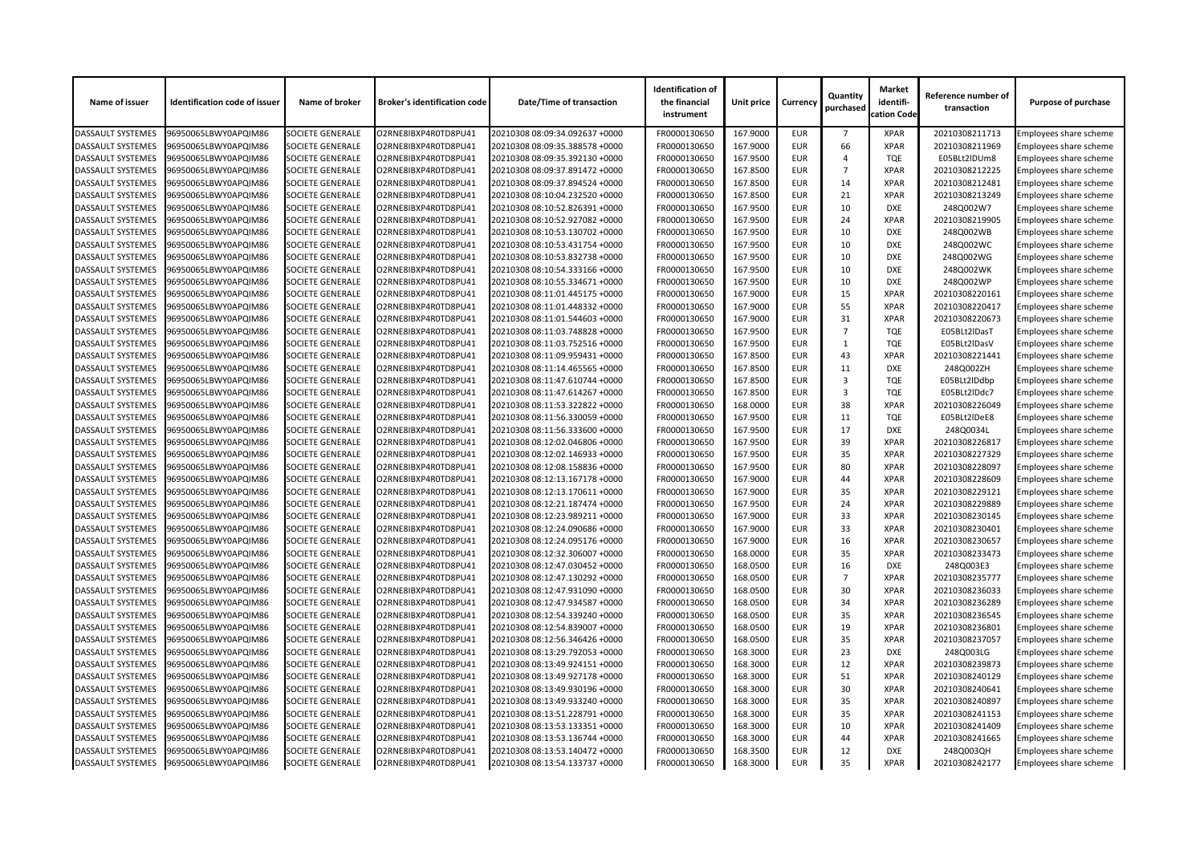| Name of issuer | Identification code of issuer | Name of broker | Broker's identification code | Date/Time of transaction | Identification of the financial instrument | Unit price | Currency | Quantity purchased | Market identifi-cation Code | Reference number of transaction | Purpose of purchase |
|---|---|---|---|---|---|---|---|---|---|---|---|
| DASSAULT SYSTEMES | 96950065LBWY0APQIM86 | SOCIETE GENERALE | O2RNE8IBXP4R0TD8PU41 | 20210308 08:09:34.092637 +0000 | FR0000130650 | 167.9000 | EUR | 7 | XPAR | 20210308211713 | Employees share scheme |
| DASSAULT SYSTEMES | 96950065LBWY0APQIM86 | SOCIETE GENERALE | O2RNE8IBXP4R0TD8PU41 | 20210308 08:09:35.388578 +0000 | FR0000130650 | 167.9000 | EUR | 66 | XPAR | 20210308211969 | Employees share scheme |
| DASSAULT SYSTEMES | 96950065LBWY0APQIM86 | SOCIETE GENERALE | O2RNE8IBXP4R0TD8PU41 | 20210308 08:09:35.392130 +0000 | FR0000130650 | 167.9500 | EUR | 4 | TQE | E05BLt2lDUm8 | Employees share scheme |
| DASSAULT SYSTEMES | 96950065LBWY0APQIM86 | SOCIETE GENERALE | O2RNE8IBXP4R0TD8PU41 | 20210308 08:09:37.891472 +0000 | FR0000130650 | 167.8500 | EUR | 7 | XPAR | 20210308212225 | Employees share scheme |
| DASSAULT SYSTEMES | 96950065LBWY0APQIM86 | SOCIETE GENERALE | O2RNE8IBXP4R0TD8PU41 | 20210308 08:09:37.894524 +0000 | FR0000130650 | 167.8500 | EUR | 14 | XPAR | 20210308212481 | Employees share scheme |
| DASSAULT SYSTEMES | 96950065LBWY0APQIM86 | SOCIETE GENERALE | O2RNE8IBXP4R0TD8PU41 | 20210308 08:10:04.232520 +0000 | FR0000130650 | 167.8500 | EUR | 21 | XPAR | 20210308213249 | Employees share scheme |
| DASSAULT SYSTEMES | 96950065LBWY0APQIM86 | SOCIETE GENERALE | O2RNE8IBXP4R0TD8PU41 | 20210308 08:10:52.826391 +0000 | FR0000130650 | 167.9500 | EUR | 10 | DXE | 248Q002W7 | Employees share scheme |
| DASSAULT SYSTEMES | 96950065LBWY0APQIM86 | SOCIETE GENERALE | O2RNE8IBXP4R0TD8PU41 | 20210308 08:10:52.927082 +0000 | FR0000130650 | 167.9500 | EUR | 24 | XPAR | 20210308219905 | Employees share scheme |
| DASSAULT SYSTEMES | 96950065LBWY0APQIM86 | SOCIETE GENERALE | O2RNE8IBXP4R0TD8PU41 | 20210308 08:10:53.130702 +0000 | FR0000130650 | 167.9500 | EUR | 10 | DXE | 248Q002WB | Employees share scheme |
| DASSAULT SYSTEMES | 96950065LBWY0APQIM86 | SOCIETE GENERALE | O2RNE8IBXP4R0TD8PU41 | 20210308 08:10:53.431754 +0000 | FR0000130650 | 167.9500 | EUR | 10 | DXE | 248Q002WC | Employees share scheme |
| DASSAULT SYSTEMES | 96950065LBWY0APQIM86 | SOCIETE GENERALE | O2RNE8IBXP4R0TD8PU41 | 20210308 08:10:53.832738 +0000 | FR0000130650 | 167.9500 | EUR | 10 | DXE | 248Q002WG | Employees share scheme |
| DASSAULT SYSTEMES | 96950065LBWY0APQIM86 | SOCIETE GENERALE | O2RNE8IBXP4R0TD8PU41 | 20210308 08:10:54.333166 +0000 | FR0000130650 | 167.9500 | EUR | 10 | DXE | 248Q002WK | Employees share scheme |
| DASSAULT SYSTEMES | 96950065LBWY0APQIM86 | SOCIETE GENERALE | O2RNE8IBXP4R0TD8PU41 | 20210308 08:10:55.334671 +0000 | FR0000130650 | 167.9500 | EUR | 10 | DXE | 248Q002WP | Employees share scheme |
| DASSAULT SYSTEMES | 96950065LBWY0APQIM86 | SOCIETE GENERALE | O2RNE8IBXP4R0TD8PU41 | 20210308 08:11:01.445175 +0000 | FR0000130650 | 167.9000 | EUR | 15 | XPAR | 20210308220161 | Employees share scheme |
| DASSAULT SYSTEMES | 96950065LBWY0APQIM86 | SOCIETE GENERALE | O2RNE8IBXP4R0TD8PU41 | 20210308 08:11:01.448332 +0000 | FR0000130650 | 167.9000 | EUR | 55 | XPAR | 20210308220417 | Employees share scheme |
| DASSAULT SYSTEMES | 96950065LBWY0APQIM86 | SOCIETE GENERALE | O2RNE8IBXP4R0TD8PU41 | 20210308 08:11:01.544603 +0000 | FR0000130650 | 167.9000 | EUR | 31 | XPAR | 20210308220673 | Employees share scheme |
| DASSAULT SYSTEMES | 96950065LBWY0APQIM86 | SOCIETE GENERALE | O2RNE8IBXP4R0TD8PU41 | 20210308 08:11:03.748828 +0000 | FR0000130650 | 167.9500 | EUR | 7 | TQE | E05BLt2lDasT | Employees share scheme |
| DASSAULT SYSTEMES | 96950065LBWY0APQIM86 | SOCIETE GENERALE | O2RNE8IBXP4R0TD8PU41 | 20210308 08:11:03.752516 +0000 | FR0000130650 | 167.9500 | EUR | 1 | TQE | E05BLt2lDasV | Employees share scheme |
| DASSAULT SYSTEMES | 96950065LBWY0APQIM86 | SOCIETE GENERALE | O2RNE8IBXP4R0TD8PU41 | 20210308 08:11:09.959431 +0000 | FR0000130650 | 167.8500 | EUR | 43 | XPAR | 20210308221441 | Employees share scheme |
| DASSAULT SYSTEMES | 96950065LBWY0APQIM86 | SOCIETE GENERALE | O2RNE8IBXP4R0TD8PU41 | 20210308 08:11:14.465565 +0000 | FR0000130650 | 167.8500 | EUR | 11 | DXE | 248Q002ZH | Employees share scheme |
| DASSAULT SYSTEMES | 96950065LBWY0APQIM86 | SOCIETE GENERALE | O2RNE8IBXP4R0TD8PU41 | 20210308 08:11:47.610744 +0000 | FR0000130650 | 167.8500 | EUR | 3 | TQE | E05BLt2lDdbp | Employees share scheme |
| DASSAULT SYSTEMES | 96950065LBWY0APQIM86 | SOCIETE GENERALE | O2RNE8IBXP4R0TD8PU41 | 20210308 08:11:47.614267 +0000 | FR0000130650 | 167.8500 | EUR | 3 | TQE | E05BLt2lDdc7 | Employees share scheme |
| DASSAULT SYSTEMES | 96950065LBWY0APQIM86 | SOCIETE GENERALE | O2RNE8IBXP4R0TD8PU41 | 20210308 08:11:53.322822 +0000 | FR0000130650 | 168.0000 | EUR | 38 | XPAR | 20210308226049 | Employees share scheme |
| DASSAULT SYSTEMES | 96950065LBWY0APQIM86 | SOCIETE GENERALE | O2RNE8IBXP4R0TD8PU41 | 20210308 08:11:56.330059 +0000 | FR0000130650 | 167.9500 | EUR | 11 | TQE | E05BLt2lDeE8 | Employees share scheme |
| DASSAULT SYSTEMES | 96950065LBWY0APQIM86 | SOCIETE GENERALE | O2RNE8IBXP4R0TD8PU41 | 20210308 08:11:56.333600 +0000 | FR0000130650 | 167.9500 | EUR | 17 | DXE | 248Q0034L | Employees share scheme |
| DASSAULT SYSTEMES | 96950065LBWY0APQIM86 | SOCIETE GENERALE | O2RNE8IBXP4R0TD8PU41 | 20210308 08:12:02.046806 +0000 | FR0000130650 | 167.9500 | EUR | 39 | XPAR | 20210308226817 | Employees share scheme |
| DASSAULT SYSTEMES | 96950065LBWY0APQIM86 | SOCIETE GENERALE | O2RNE8IBXP4R0TD8PU41 | 20210308 08:12:02.146933 +0000 | FR0000130650 | 167.9500 | EUR | 35 | XPAR | 20210308227329 | Employees share scheme |
| DASSAULT SYSTEMES | 96950065LBWY0APQIM86 | SOCIETE GENERALE | O2RNE8IBXP4R0TD8PU41 | 20210308 08:12:08.158836 +0000 | FR0000130650 | 167.9500 | EUR | 80 | XPAR | 20210308228097 | Employees share scheme |
| DASSAULT SYSTEMES | 96950065LBWY0APQIM86 | SOCIETE GENERALE | O2RNE8IBXP4R0TD8PU41 | 20210308 08:12:13.167178 +0000 | FR0000130650 | 167.9000 | EUR | 44 | XPAR | 20210308228609 | Employees share scheme |
| DASSAULT SYSTEMES | 96950065LBWY0APQIM86 | SOCIETE GENERALE | O2RNE8IBXP4R0TD8PU41 | 20210308 08:12:13.170611 +0000 | FR0000130650 | 167.9000 | EUR | 35 | XPAR | 20210308229121 | Employees share scheme |
| DASSAULT SYSTEMES | 96950065LBWY0APQIM86 | SOCIETE GENERALE | O2RNE8IBXP4R0TD8PU41 | 20210308 08:12:21.187474 +0000 | FR0000130650 | 167.9500 | EUR | 24 | XPAR | 20210308229889 | Employees share scheme |
| DASSAULT SYSTEMES | 96950065LBWY0APQIM86 | SOCIETE GENERALE | O2RNE8IBXP4R0TD8PU41 | 20210308 08:12:23.989211 +0000 | FR0000130650 | 167.9000 | EUR | 33 | XPAR | 20210308230145 | Employees share scheme |
| DASSAULT SYSTEMES | 96950065LBWY0APQIM86 | SOCIETE GENERALE | O2RNE8IBXP4R0TD8PU41 | 20210308 08:12:24.090686 +0000 | FR0000130650 | 167.9000 | EUR | 33 | XPAR | 20210308230401 | Employees share scheme |
| DASSAULT SYSTEMES | 96950065LBWY0APQIM86 | SOCIETE GENERALE | O2RNE8IBXP4R0TD8PU41 | 20210308 08:12:24.095176 +0000 | FR0000130650 | 167.9000 | EUR | 16 | XPAR | 20210308230657 | Employees share scheme |
| DASSAULT SYSTEMES | 96950065LBWY0APQIM86 | SOCIETE GENERALE | O2RNE8IBXP4R0TD8PU41 | 20210308 08:12:32.306007 +0000 | FR0000130650 | 168.0000 | EUR | 35 | XPAR | 20210308233473 | Employees share scheme |
| DASSAULT SYSTEMES | 96950065LBWY0APQIM86 | SOCIETE GENERALE | O2RNE8IBXP4R0TD8PU41 | 20210308 08:12:47.030452 +0000 | FR0000130650 | 168.0500 | EUR | 16 | DXE | 248Q003E3 | Employees share scheme |
| DASSAULT SYSTEMES | 96950065LBWY0APQIM86 | SOCIETE GENERALE | O2RNE8IBXP4R0TD8PU41 | 20210308 08:12:47.130292 +0000 | FR0000130650 | 168.0500 | EUR | 7 | XPAR | 20210308235777 | Employees share scheme |
| DASSAULT SYSTEMES | 96950065LBWY0APQIM86 | SOCIETE GENERALE | O2RNE8IBXP4R0TD8PU41 | 20210308 08:12:47.931090 +0000 | FR0000130650 | 168.0500 | EUR | 30 | XPAR | 20210308236033 | Employees share scheme |
| DASSAULT SYSTEMES | 96950065LBWY0APQIM86 | SOCIETE GENERALE | O2RNE8IBXP4R0TD8PU41 | 20210308 08:12:47.934587 +0000 | FR0000130650 | 168.0500 | EUR | 34 | XPAR | 20210308236289 | Employees share scheme |
| DASSAULT SYSTEMES | 96950065LBWY0APQIM86 | SOCIETE GENERALE | O2RNE8IBXP4R0TD8PU41 | 20210308 08:12:54.339240 +0000 | FR0000130650 | 168.0500 | EUR | 35 | XPAR | 20210308236545 | Employees share scheme |
| DASSAULT SYSTEMES | 96950065LBWY0APQIM86 | SOCIETE GENERALE | O2RNE8IBXP4R0TD8PU41 | 20210308 08:12:54.839007 +0000 | FR0000130650 | 168.0500 | EUR | 19 | XPAR | 20210308236801 | Employees share scheme |
| DASSAULT SYSTEMES | 96950065LBWY0APQIM86 | SOCIETE GENERALE | O2RNE8IBXP4R0TD8PU41 | 20210308 08:12:56.346426 +0000 | FR0000130650 | 168.0500 | EUR | 35 | XPAR | 20210308237057 | Employees share scheme |
| DASSAULT SYSTEMES | 96950065LBWY0APQIM86 | SOCIETE GENERALE | O2RNE8IBXP4R0TD8PU41 | 20210308 08:13:29.792053 +0000 | FR0000130650 | 168.3000 | EUR | 23 | DXE | 248Q003LG | Employees share scheme |
| DASSAULT SYSTEMES | 96950065LBWY0APQIM86 | SOCIETE GENERALE | O2RNE8IBXP4R0TD8PU41 | 20210308 08:13:49.924151 +0000 | FR0000130650 | 168.3000 | EUR | 12 | XPAR | 20210308239873 | Employees share scheme |
| DASSAULT SYSTEMES | 96950065LBWY0APQIM86 | SOCIETE GENERALE | O2RNE8IBXP4R0TD8PU41 | 20210308 08:13:49.927178 +0000 | FR0000130650 | 168.3000 | EUR | 51 | XPAR | 20210308240129 | Employees share scheme |
| DASSAULT SYSTEMES | 96950065LBWY0APQIM86 | SOCIETE GENERALE | O2RNE8IBXP4R0TD8PU41 | 20210308 08:13:49.930196 +0000 | FR0000130650 | 168.3000 | EUR | 30 | XPAR | 20210308240641 | Employees share scheme |
| DASSAULT SYSTEMES | 96950065LBWY0APQIM86 | SOCIETE GENERALE | O2RNE8IBXP4R0TD8PU41 | 20210308 08:13:49.933240 +0000 | FR0000130650 | 168.3000 | EUR | 35 | XPAR | 20210308240897 | Employees share scheme |
| DASSAULT SYSTEMES | 96950065LBWY0APQIM86 | SOCIETE GENERALE | O2RNE8IBXP4R0TD8PU41 | 20210308 08:13:51.228791 +0000 | FR0000130650 | 168.3000 | EUR | 35 | XPAR | 20210308241153 | Employees share scheme |
| DASSAULT SYSTEMES | 96950065LBWY0APQIM86 | SOCIETE GENERALE | O2RNE8IBXP4R0TD8PU41 | 20210308 08:13:53.133351 +0000 | FR0000130650 | 168.3000 | EUR | 10 | XPAR | 20210308241409 | Employees share scheme |
| DASSAULT SYSTEMES | 96950065LBWY0APQIM86 | SOCIETE GENERALE | O2RNE8IBXP4R0TD8PU41 | 20210308 08:13:53.136744 +0000 | FR0000130650 | 168.3000 | EUR | 44 | XPAR | 20210308241665 | Employees share scheme |
| DASSAULT SYSTEMES | 96950065LBWY0APQIM86 | SOCIETE GENERALE | O2RNE8IBXP4R0TD8PU41 | 20210308 08:13:53.140472 +0000 | FR0000130650 | 168.3500 | EUR | 12 | DXE | 248Q003QH | Employees share scheme |
| DASSAULT SYSTEMES | 96950065LBWY0APQIM86 | SOCIETE GENERALE | O2RNE8IBXP4R0TD8PU41 | 20210308 08:13:54.133737 +0000 | FR0000130650 | 168.3000 | EUR | 35 | XPAR | 20210308242177 | Employees share scheme |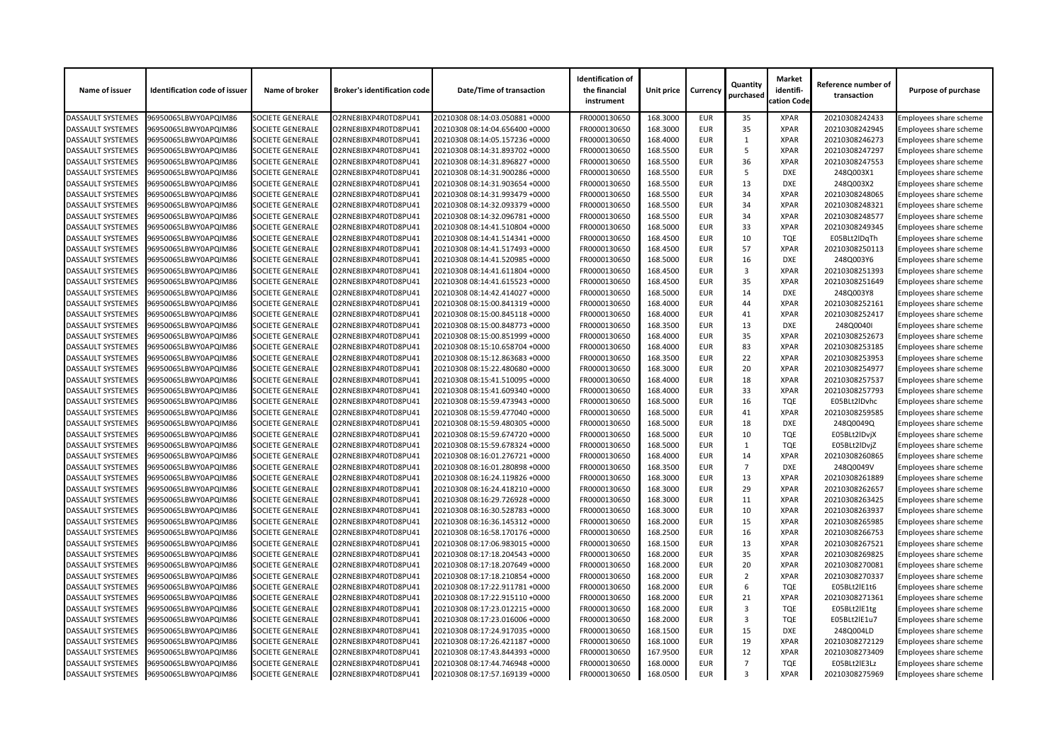| Name of issuer | Identification code of issuer | Name of broker | Broker's identification code | Date/Time of transaction | Identification of the financial instrument | Unit price | Currency | Quantity purchased | Market identifi-cation Code | Reference number of transaction | Purpose of purchase |
|---|---|---|---|---|---|---|---|---|---|---|---|
| DASSAULT SYSTEMES | 96950065LBWY0APQIM86 | SOCIETE GENERALE | O2RNE8IBXP4R0TD8PU41 | 20210308 08:14:03.050881 +0000 | FR0000130650 | 168.3000 | EUR | 35 | XPAR | 20210308242433 | Employees share scheme |
| DASSAULT SYSTEMES | 96950065LBWY0APQIM86 | SOCIETE GENERALE | O2RNE8IBXP4R0TD8PU41 | 20210308 08:14:04.656400 +0000 | FR0000130650 | 168.3000 | EUR | 35 | XPAR | 20210308242945 | Employees share scheme |
| DASSAULT SYSTEMES | 96950065LBWY0APQIM86 | SOCIETE GENERALE | O2RNE8IBXP4R0TD8PU41 | 20210308 08:14:05.157236 +0000 | FR0000130650 | 168.4000 | EUR | 1 | XPAR | 20210308246273 | Employees share scheme |
| DASSAULT SYSTEMES | 96950065LBWY0APQIM86 | SOCIETE GENERALE | O2RNE8IBXP4R0TD8PU41 | 20210308 08:14:31.893702 +0000 | FR0000130650 | 168.5500 | EUR | 5 | XPAR | 20210308247297 | Employees share scheme |
| DASSAULT SYSTEMES | 96950065LBWY0APQIM86 | SOCIETE GENERALE | O2RNE8IBXP4R0TD8PU41 | 20210308 08:14:31.896827 +0000 | FR0000130650 | 168.5500 | EUR | 36 | XPAR | 20210308247553 | Employees share scheme |
| DASSAULT SYSTEMES | 96950065LBWY0APQIM86 | SOCIETE GENERALE | O2RNE8IBXP4R0TD8PU41 | 20210308 08:14:31.900286 +0000 | FR0000130650 | 168.5500 | EUR | 5 | DXE | 248Q003X1 | Employees share scheme |
| DASSAULT SYSTEMES | 96950065LBWY0APQIM86 | SOCIETE GENERALE | O2RNE8IBXP4R0TD8PU41 | 20210308 08:14:31.903654 +0000 | FR0000130650 | 168.5500 | EUR | 13 | DXE | 248Q003X2 | Employees share scheme |
| DASSAULT SYSTEMES | 96950065LBWY0APQIM86 | SOCIETE GENERALE | O2RNE8IBXP4R0TD8PU41 | 20210308 08:14:31.993479 +0000 | FR0000130650 | 168.5500 | EUR | 34 | XPAR | 20210308248065 | Employees share scheme |
| DASSAULT SYSTEMES | 96950065LBWY0APQIM86 | SOCIETE GENERALE | O2RNE8IBXP4R0TD8PU41 | 20210308 08:14:32.093379 +0000 | FR0000130650 | 168.5500 | EUR | 34 | XPAR | 20210308248321 | Employees share scheme |
| DASSAULT SYSTEMES | 96950065LBWY0APQIM86 | SOCIETE GENERALE | O2RNE8IBXP4R0TD8PU41 | 20210308 08:14:32.096781 +0000 | FR0000130650 | 168.5500 | EUR | 34 | XPAR | 20210308248577 | Employees share scheme |
| DASSAULT SYSTEMES | 96950065LBWY0APQIM86 | SOCIETE GENERALE | O2RNE8IBXP4R0TD8PU41 | 20210308 08:14:41.510804 +0000 | FR0000130650 | 168.5000 | EUR | 33 | XPAR | 20210308249345 | Employees share scheme |
| DASSAULT SYSTEMES | 96950065LBWY0APQIM86 | SOCIETE GENERALE | O2RNE8IBXP4R0TD8PU41 | 20210308 08:14:41.514341 +0000 | FR0000130650 | 168.4500 | EUR | 10 | TQE | E05BLt2lDqTh | Employees share scheme |
| DASSAULT SYSTEMES | 96950065LBWY0APQIM86 | SOCIETE GENERALE | O2RNE8IBXP4R0TD8PU41 | 20210308 08:14:41.517493 +0000 | FR0000130650 | 168.4500 | EUR | 57 | XPAR | 20210308250113 | Employees share scheme |
| DASSAULT SYSTEMES | 96950065LBWY0APQIM86 | SOCIETE GENERALE | O2RNE8IBXP4R0TD8PU41 | 20210308 08:14:41.520985 +0000 | FR0000130650 | 168.5000 | EUR | 16 | DXE | 248Q003Y6 | Employees share scheme |
| DASSAULT SYSTEMES | 96950065LBWY0APQIM86 | SOCIETE GENERALE | O2RNE8IBXP4R0TD8PU41 | 20210308 08:14:41.611804 +0000 | FR0000130650 | 168.4500 | EUR | 3 | XPAR | 20210308251393 | Employees share scheme |
| DASSAULT SYSTEMES | 96950065LBWY0APQIM86 | SOCIETE GENERALE | O2RNE8IBXP4R0TD8PU41 | 20210308 08:14:41.615523 +0000 | FR0000130650 | 168.4500 | EUR | 35 | XPAR | 20210308251649 | Employees share scheme |
| DASSAULT SYSTEMES | 96950065LBWY0APQIM86 | SOCIETE GENERALE | O2RNE8IBXP4R0TD8PU41 | 20210308 08:14:42.414027 +0000 | FR0000130650 | 168.5000 | EUR | 14 | DXE | 248Q003Y8 | Employees share scheme |
| DASSAULT SYSTEMES | 96950065LBWY0APQIM86 | SOCIETE GENERALE | O2RNE8IBXP4R0TD8PU41 | 20210308 08:15:00.841319 +0000 | FR0000130650 | 168.4000 | EUR | 44 | XPAR | 20210308252161 | Employees share scheme |
| DASSAULT SYSTEMES | 96950065LBWY0APQIM86 | SOCIETE GENERALE | O2RNE8IBXP4R0TD8PU41 | 20210308 08:15:00.845118 +0000 | FR0000130650 | 168.4000 | EUR | 41 | XPAR | 20210308252417 | Employees share scheme |
| DASSAULT SYSTEMES | 96950065LBWY0APQIM86 | SOCIETE GENERALE | O2RNE8IBXP4R0TD8PU41 | 20210308 08:15:00.848773 +0000 | FR0000130650 | 168.3500 | EUR | 13 | DXE | 248Q0040I | Employees share scheme |
| DASSAULT SYSTEMES | 96950065LBWY0APQIM86 | SOCIETE GENERALE | O2RNE8IBXP4R0TD8PU41 | 20210308 08:15:00.851999 +0000 | FR0000130650 | 168.4000 | EUR | 35 | XPAR | 20210308252673 | Employees share scheme |
| DASSAULT SYSTEMES | 96950065LBWY0APQIM86 | SOCIETE GENERALE | O2RNE8IBXP4R0TD8PU41 | 20210308 08:15:10.658704 +0000 | FR0000130650 | 168.4000 | EUR | 83 | XPAR | 20210308253185 | Employees share scheme |
| DASSAULT SYSTEMES | 96950065LBWY0APQIM86 | SOCIETE GENERALE | O2RNE8IBXP4R0TD8PU41 | 20210308 08:15:12.863683 +0000 | FR0000130650 | 168.3500 | EUR | 22 | XPAR | 20210308253953 | Employees share scheme |
| DASSAULT SYSTEMES | 96950065LBWY0APQIM86 | SOCIETE GENERALE | O2RNE8IBXP4R0TD8PU41 | 20210308 08:15:22.480680 +0000 | FR0000130650 | 168.3000 | EUR | 20 | XPAR | 20210308254977 | Employees share scheme |
| DASSAULT SYSTEMES | 96950065LBWY0APQIM86 | SOCIETE GENERALE | O2RNE8IBXP4R0TD8PU41 | 20210308 08:15:41.510095 +0000 | FR0000130650 | 168.4000 | EUR | 18 | XPAR | 20210308257537 | Employees share scheme |
| DASSAULT SYSTEMES | 96950065LBWY0APQIM86 | SOCIETE GENERALE | O2RNE8IBXP4R0TD8PU41 | 20210308 08:15:41.609340 +0000 | FR0000130650 | 168.4000 | EUR | 33 | XPAR | 20210308257793 | Employees share scheme |
| DASSAULT SYSTEMES | 96950065LBWY0APQIM86 | SOCIETE GENERALE | O2RNE8IBXP4R0TD8PU41 | 20210308 08:15:59.473943 +0000 | FR0000130650 | 168.5000 | EUR | 16 | TQE | E05BLt2lDvhc | Employees share scheme |
| DASSAULT SYSTEMES | 96950065LBWY0APQIM86 | SOCIETE GENERALE | O2RNE8IBXP4R0TD8PU41 | 20210308 08:15:59.477040 +0000 | FR0000130650 | 168.5000 | EUR | 41 | XPAR | 20210308259585 | Employees share scheme |
| DASSAULT SYSTEMES | 96950065LBWY0APQIM86 | SOCIETE GENERALE | O2RNE8IBXP4R0TD8PU41 | 20210308 08:15:59.480305 +0000 | FR0000130650 | 168.5000 | EUR | 18 | DXE | 248Q0049Q | Employees share scheme |
| DASSAULT SYSTEMES | 96950065LBWY0APQIM86 | SOCIETE GENERALE | O2RNE8IBXP4R0TD8PU41 | 20210308 08:15:59.674720 +0000 | FR0000130650 | 168.5000 | EUR | 10 | TQE | E05BLt2lDvjX | Employees share scheme |
| DASSAULT SYSTEMES | 96950065LBWY0APQIM86 | SOCIETE GENERALE | O2RNE8IBXP4R0TD8PU41 | 20210308 08:15:59.678324 +0000 | FR0000130650 | 168.5000 | EUR | 1 | TQE | E05BLt2lDvjZ | Employees share scheme |
| DASSAULT SYSTEMES | 96950065LBWY0APQIM86 | SOCIETE GENERALE | O2RNE8IBXP4R0TD8PU41 | 20210308 08:16:01.276721 +0000 | FR0000130650 | 168.4000 | EUR | 14 | XPAR | 20210308260865 | Employees share scheme |
| DASSAULT SYSTEMES | 96950065LBWY0APQIM86 | SOCIETE GENERALE | O2RNE8IBXP4R0TD8PU41 | 20210308 08:16:01.280898 +0000 | FR0000130650 | 168.3500 | EUR | 7 | DXE | 248Q0049V | Employees share scheme |
| DASSAULT SYSTEMES | 96950065LBWY0APQIM86 | SOCIETE GENERALE | O2RNE8IBXP4R0TD8PU41 | 20210308 08:16:24.119826 +0000 | FR0000130650 | 168.3000 | EUR | 13 | XPAR | 20210308261889 | Employees share scheme |
| DASSAULT SYSTEMES | 96950065LBWY0APQIM86 | SOCIETE GENERALE | O2RNE8IBXP4R0TD8PU41 | 20210308 08:16:24.418210 +0000 | FR0000130650 | 168.3000 | EUR | 29 | XPAR | 20210308262657 | Employees share scheme |
| DASSAULT SYSTEMES | 96950065LBWY0APQIM86 | SOCIETE GENERALE | O2RNE8IBXP4R0TD8PU41 | 20210308 08:16:29.726928 +0000 | FR0000130650 | 168.3000 | EUR | 11 | XPAR | 20210308263425 | Employees share scheme |
| DASSAULT SYSTEMES | 96950065LBWY0APQIM86 | SOCIETE GENERALE | O2RNE8IBXP4R0TD8PU41 | 20210308 08:16:30.528783 +0000 | FR0000130650 | 168.3000 | EUR | 10 | XPAR | 20210308263937 | Employees share scheme |
| DASSAULT SYSTEMES | 96950065LBWY0APQIM86 | SOCIETE GENERALE | O2RNE8IBXP4R0TD8PU41 | 20210308 08:16:36.145312 +0000 | FR0000130650 | 168.2000 | EUR | 15 | XPAR | 20210308265985 | Employees share scheme |
| DASSAULT SYSTEMES | 96950065LBWY0APQIM86 | SOCIETE GENERALE | O2RNE8IBXP4R0TD8PU41 | 20210308 08:16:58.170176 +0000 | FR0000130650 | 168.2500 | EUR | 16 | XPAR | 20210308266753 | Employees share scheme |
| DASSAULT SYSTEMES | 96950065LBWY0APQIM86 | SOCIETE GENERALE | O2RNE8IBXP4R0TD8PU41 | 20210308 08:17:06.983015 +0000 | FR0000130650 | 168.1500 | EUR | 13 | XPAR | 20210308267521 | Employees share scheme |
| DASSAULT SYSTEMES | 96950065LBWY0APQIM86 | SOCIETE GENERALE | O2RNE8IBXP4R0TD8PU41 | 20210308 08:17:18.204543 +0000 | FR0000130650 | 168.2000 | EUR | 35 | XPAR | 20210308269825 | Employees share scheme |
| DASSAULT SYSTEMES | 96950065LBWY0APQIM86 | SOCIETE GENERALE | O2RNE8IBXP4R0TD8PU41 | 20210308 08:17:18.207649 +0000 | FR0000130650 | 168.2000 | EUR | 20 | XPAR | 20210308270081 | Employees share scheme |
| DASSAULT SYSTEMES | 96950065LBWY0APQIM86 | SOCIETE GENERALE | O2RNE8IBXP4R0TD8PU41 | 20210308 08:17:18.210854 +0000 | FR0000130650 | 168.2000 | EUR | 2 | XPAR | 20210308270337 | Employees share scheme |
| DASSAULT SYSTEMES | 96950065LBWY0APQIM86 | SOCIETE GENERALE | O2RNE8IBXP4R0TD8PU41 | 20210308 08:17:22.911781 +0000 | FR0000130650 | 168.2000 | EUR | 6 | TQE | E05BLt2lE1t6 | Employees share scheme |
| DASSAULT SYSTEMES | 96950065LBWY0APQIM86 | SOCIETE GENERALE | O2RNE8IBXP4R0TD8PU41 | 20210308 08:17:22.915110 +0000 | FR0000130650 | 168.2000 | EUR | 21 | XPAR | 20210308271361 | Employees share scheme |
| DASSAULT SYSTEMES | 96950065LBWY0APQIM86 | SOCIETE GENERALE | O2RNE8IBXP4R0TD8PU41 | 20210308 08:17:23.012215 +0000 | FR0000130650 | 168.2000 | EUR | 3 | TQE | E05BLt2lE1tg | Employees share scheme |
| DASSAULT SYSTEMES | 96950065LBWY0APQIM86 | SOCIETE GENERALE | O2RNE8IBXP4R0TD8PU41 | 20210308 08:17:23.016006 +0000 | FR0000130650 | 168.2000 | EUR | 3 | TQE | E05BLt2lE1u7 | Employees share scheme |
| DASSAULT SYSTEMES | 96950065LBWY0APQIM86 | SOCIETE GENERALE | O2RNE8IBXP4R0TD8PU41 | 20210308 08:17:24.917035 +0000 | FR0000130650 | 168.1500 | EUR | 15 | DXE | 248Q004LD | Employees share scheme |
| DASSAULT SYSTEMES | 96950065LBWY0APQIM86 | SOCIETE GENERALE | O2RNE8IBXP4R0TD8PU41 | 20210308 08:17:26.421187 +0000 | FR0000130650 | 168.1000 | EUR | 19 | XPAR | 20210308272129 | Employees share scheme |
| DASSAULT SYSTEMES | 96950065LBWY0APQIM86 | SOCIETE GENERALE | O2RNE8IBXP4R0TD8PU41 | 20210308 08:17:43.844393 +0000 | FR0000130650 | 167.9500 | EUR | 12 | XPAR | 20210308273409 | Employees share scheme |
| DASSAULT SYSTEMES | 96950065LBWY0APQIM86 | SOCIETE GENERALE | O2RNE8IBXP4R0TD8PU41 | 20210308 08:17:44.746948 +0000 | FR0000130650 | 168.0000 | EUR | 7 | TQE | E05BLt2lE3Lz | Employees share scheme |
| DASSAULT SYSTEMES | 96950065LBWY0APQIM86 | SOCIETE GENERALE | O2RNE8IBXP4R0TD8PU41 | 20210308 08:17:57.169139 +0000 | FR0000130650 | 168.0500 | EUR | 3 | XPAR | 20210308275969 | Employees share scheme |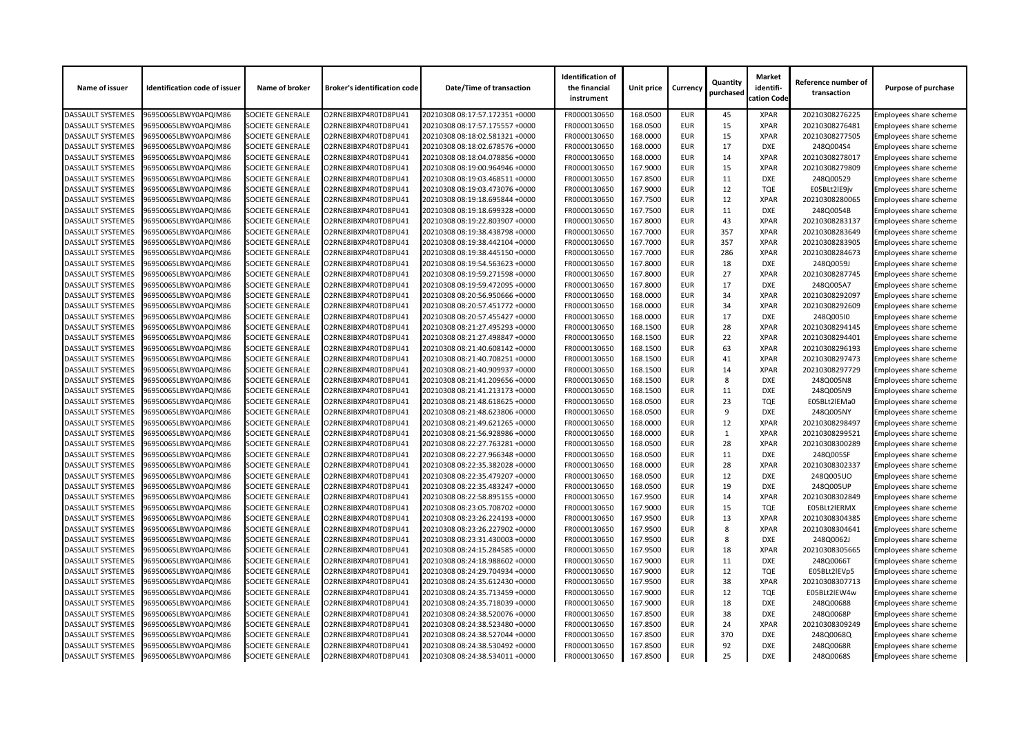| Name of issuer | Identification code of issuer | Name of broker | Broker's identification code | Date/Time of transaction | Identification of the financial instrument | Unit price | Currency | Quantity purchased | Market identification Code | Reference number of transaction | Purpose of purchase |
|---|---|---|---|---|---|---|---|---|---|---|---|
| DASSAULT SYSTEMES | 96950065LBWY0APQIM86 | SOCIETE GENERALE | O2RNE8IBXP4R0TD8PU41 | 20210308 08:17:57.172351 +0000 | FR0000130650 | 168.0500 | EUR | 45 | XPAR | 20210308276225 | Employees share scheme |
| DASSAULT SYSTEMES | 96950065LBWY0APQIM86 | SOCIETE GENERALE | O2RNE8IBXP4R0TD8PU41 | 20210308 08:17:57.175557 +0000 | FR0000130650 | 168.0500 | EUR | 15 | XPAR | 20210308276481 | Employees share scheme |
| DASSAULT SYSTEMES | 96950065LBWY0APQIM86 | SOCIETE GENERALE | O2RNE8IBXP4R0TD8PU41 | 20210308 08:18:02.581321 +0000 | FR0000130650 | 168.0000 | EUR | 15 | XPAR | 20210308277505 | Employees share scheme |
| DASSAULT SYSTEMES | 96950065LBWY0APQIM86 | SOCIETE GENERALE | O2RNE8IBXP4R0TD8PU41 | 20210308 08:18:02.678576 +0000 | FR0000130650 | 168.0000 | EUR | 17 | DXE | 248Q004S4 | Employees share scheme |
| DASSAULT SYSTEMES | 96950065LBWY0APQIM86 | SOCIETE GENERALE | O2RNE8IBXP4R0TD8PU41 | 20210308 08:18:04.078856 +0000 | FR0000130650 | 168.0000 | EUR | 14 | XPAR | 20210308278017 | Employees share scheme |
| DASSAULT SYSTEMES | 96950065LBWY0APQIM86 | SOCIETE GENERALE | O2RNE8IBXP4R0TD8PU41 | 20210308 08:19:00.964946 +0000 | FR0000130650 | 167.9000 | EUR | 15 | XPAR | 20210308279809 | Employees share scheme |
| DASSAULT SYSTEMES | 96950065LBWY0APQIM86 | SOCIETE GENERALE | O2RNE8IBXP4R0TD8PU41 | 20210308 08:19:03.468511 +0000 | FR0000130650 | 167.8500 | EUR | 11 | DXE | 248Q00529 | Employees share scheme |
| DASSAULT SYSTEMES | 96950065LBWY0APQIM86 | SOCIETE GENERALE | O2RNE8IBXP4R0TD8PU41 | 20210308 08:19:03.473076 +0000 | FR0000130650 | 167.9000 | EUR | 12 | TQE | E05BLt2lE9jv | Employees share scheme |
| DASSAULT SYSTEMES | 96950065LBWY0APQIM86 | SOCIETE GENERALE | O2RNE8IBXP4R0TD8PU41 | 20210308 08:19:18.695844 +0000 | FR0000130650 | 167.7500 | EUR | 12 | XPAR | 20210308280065 | Employees share scheme |
| DASSAULT SYSTEMES | 96950065LBWY0APQIM86 | SOCIETE GENERALE | O2RNE8IBXP4R0TD8PU41 | 20210308 08:19:18.699328 +0000 | FR0000130650 | 167.7500 | EUR | 11 | DXE | 248Q0054B | Employees share scheme |
| DASSAULT SYSTEMES | 96950065LBWY0APQIM86 | SOCIETE GENERALE | O2RNE8IBXP4R0TD8PU41 | 20210308 08:19:22.803907 +0000 | FR0000130650 | 167.8000 | EUR | 43 | XPAR | 20210308283137 | Employees share scheme |
| DASSAULT SYSTEMES | 96950065LBWY0APQIM86 | SOCIETE GENERALE | O2RNE8IBXP4R0TD8PU41 | 20210308 08:19:38.438798 +0000 | FR0000130650 | 167.7000 | EUR | 357 | XPAR | 20210308283649 | Employees share scheme |
| DASSAULT SYSTEMES | 96950065LBWY0APQIM86 | SOCIETE GENERALE | O2RNE8IBXP4R0TD8PU41 | 20210308 08:19:38.442104 +0000 | FR0000130650 | 167.7000 | EUR | 357 | XPAR | 20210308283905 | Employees share scheme |
| DASSAULT SYSTEMES | 96950065LBWY0APQIM86 | SOCIETE GENERALE | O2RNE8IBXP4R0TD8PU41 | 20210308 08:19:38.445150 +0000 | FR0000130650 | 167.7000 | EUR | 286 | XPAR | 20210308284673 | Employees share scheme |
| DASSAULT SYSTEMES | 96950065LBWY0APQIM86 | SOCIETE GENERALE | O2RNE8IBXP4R0TD8PU41 | 20210308 08:19:54.563623 +0000 | FR0000130650 | 167.8000 | EUR | 18 | DXE | 248Q0059J | Employees share scheme |
| DASSAULT SYSTEMES | 96950065LBWY0APQIM86 | SOCIETE GENERALE | O2RNE8IBXP4R0TD8PU41 | 20210308 08:19:59.271598 +0000 | FR0000130650 | 167.8000 | EUR | 27 | XPAR | 20210308287745 | Employees share scheme |
| DASSAULT SYSTEMES | 96950065LBWY0APQIM86 | SOCIETE GENERALE | O2RNE8IBXP4R0TD8PU41 | 20210308 08:19:59.472095 +0000 | FR0000130650 | 167.8000 | EUR | 17 | DXE | 248Q005A7 | Employees share scheme |
| DASSAULT SYSTEMES | 96950065LBWY0APQIM86 | SOCIETE GENERALE | O2RNE8IBXP4R0TD8PU41 | 20210308 08:20:56.950666 +0000 | FR0000130650 | 168.0000 | EUR | 34 | XPAR | 20210308292097 | Employees share scheme |
| DASSAULT SYSTEMES | 96950065LBWY0APQIM86 | SOCIETE GENERALE | O2RNE8IBXP4R0TD8PU41 | 20210308 08:20:57.451772 +0000 | FR0000130650 | 168.0000 | EUR | 34 | XPAR | 20210308292609 | Employees share scheme |
| DASSAULT SYSTEMES | 96950065LBWY0APQIM86 | SOCIETE GENERALE | O2RNE8IBXP4R0TD8PU41 | 20210308 08:20:57.455427 +0000 | FR0000130650 | 168.0000 | EUR | 17 | DXE | 248Q005I0 | Employees share scheme |
| DASSAULT SYSTEMES | 96950065LBWY0APQIM86 | SOCIETE GENERALE | O2RNE8IBXP4R0TD8PU41 | 20210308 08:21:27.495293 +0000 | FR0000130650 | 168.1500 | EUR | 28 | XPAR | 20210308294145 | Employees share scheme |
| DASSAULT SYSTEMES | 96950065LBWY0APQIM86 | SOCIETE GENERALE | O2RNE8IBXP4R0TD8PU41 | 20210308 08:21:27.498847 +0000 | FR0000130650 | 168.1500 | EUR | 22 | XPAR | 20210308294401 | Employees share scheme |
| DASSAULT SYSTEMES | 96950065LBWY0APQIM86 | SOCIETE GENERALE | O2RNE8IBXP4R0TD8PU41 | 20210308 08:21:40.608142 +0000 | FR0000130650 | 168.1500 | EUR | 63 | XPAR | 20210308296193 | Employees share scheme |
| DASSAULT SYSTEMES | 96950065LBWY0APQIM86 | SOCIETE GENERALE | O2RNE8IBXP4R0TD8PU41 | 20210308 08:21:40.708251 +0000 | FR0000130650 | 168.1500 | EUR | 41 | XPAR | 20210308297473 | Employees share scheme |
| DASSAULT SYSTEMES | 96950065LBWY0APQIM86 | SOCIETE GENERALE | O2RNE8IBXP4R0TD8PU41 | 20210308 08:21:40.909937 +0000 | FR0000130650 | 168.1500 | EUR | 14 | XPAR | 20210308297729 | Employees share scheme |
| DASSAULT SYSTEMES | 96950065LBWY0APQIM86 | SOCIETE GENERALE | O2RNE8IBXP4R0TD8PU41 | 20210308 08:21:41.209656 +0000 | FR0000130650 | 168.1500 | EUR | 8 | DXE | 248Q005N8 | Employees share scheme |
| DASSAULT SYSTEMES | 96950065LBWY0APQIM86 | SOCIETE GENERALE | O2RNE8IBXP4R0TD8PU41 | 20210308 08:21:41.213173 +0000 | FR0000130650 | 168.1500 | EUR | 11 | DXE | 248Q005N9 | Employees share scheme |
| DASSAULT SYSTEMES | 96950065LBWY0APQIM86 | SOCIETE GENERALE | O2RNE8IBXP4R0TD8PU41 | 20210308 08:21:48.618625 +0000 | FR0000130650 | 168.0500 | EUR | 23 | TQE | E05BLt2lEMa0 | Employees share scheme |
| DASSAULT SYSTEMES | 96950065LBWY0APQIM86 | SOCIETE GENERALE | O2RNE8IBXP4R0TD8PU41 | 20210308 08:21:48.623806 +0000 | FR0000130650 | 168.0500 | EUR | 9 | DXE | 248Q005NY | Employees share scheme |
| DASSAULT SYSTEMES | 96950065LBWY0APQIM86 | SOCIETE GENERALE | O2RNE8IBXP4R0TD8PU41 | 20210308 08:21:49.621265 +0000 | FR0000130650 | 168.0000 | EUR | 12 | XPAR | 20210308298497 | Employees share scheme |
| DASSAULT SYSTEMES | 96950065LBWY0APQIM86 | SOCIETE GENERALE | O2RNE8IBXP4R0TD8PU41 | 20210308 08:21:56.928986 +0000 | FR0000130650 | 168.0000 | EUR | 1 | XPAR | 20210308299521 | Employees share scheme |
| DASSAULT SYSTEMES | 96950065LBWY0APQIM86 | SOCIETE GENERALE | O2RNE8IBXP4R0TD8PU41 | 20210308 08:22:27.763281 +0000 | FR0000130650 | 168.0500 | EUR | 28 | XPAR | 20210308300289 | Employees share scheme |
| DASSAULT SYSTEMES | 96950065LBWY0APQIM86 | SOCIETE GENERALE | O2RNE8IBXP4R0TD8PU41 | 20210308 08:22:27.966348 +0000 | FR0000130650 | 168.0500 | EUR | 11 | DXE | 248Q005SF | Employees share scheme |
| DASSAULT SYSTEMES | 96950065LBWY0APQIM86 | SOCIETE GENERALE | O2RNE8IBXP4R0TD8PU41 | 20210308 08:22:35.382028 +0000 | FR0000130650 | 168.0000 | EUR | 28 | XPAR | 20210308302337 | Employees share scheme |
| DASSAULT SYSTEMES | 96950065LBWY0APQIM86 | SOCIETE GENERALE | O2RNE8IBXP4R0TD8PU41 | 20210308 08:22:35.479207 +0000 | FR0000130650 | 168.0500 | EUR | 12 | DXE | 248Q005UO | Employees share scheme |
| DASSAULT SYSTEMES | 96950065LBWY0APQIM86 | SOCIETE GENERALE | O2RNE8IBXP4R0TD8PU41 | 20210308 08:22:35.483247 +0000 | FR0000130650 | 168.0500 | EUR | 19 | DXE | 248Q005UP | Employees share scheme |
| DASSAULT SYSTEMES | 96950065LBWY0APQIM86 | SOCIETE GENERALE | O2RNE8IBXP4R0TD8PU41 | 20210308 08:22:58.895155 +0000 | FR0000130650 | 167.9500 | EUR | 14 | XPAR | 20210308302849 | Employees share scheme |
| DASSAULT SYSTEMES | 96950065LBWY0APQIM86 | SOCIETE GENERALE | O2RNE8IBXP4R0TD8PU41 | 20210308 08:23:05.708702 +0000 | FR0000130650 | 167.9000 | EUR | 15 | TQE | E05BLt2lERMX | Employees share scheme |
| DASSAULT SYSTEMES | 96950065LBWY0APQIM86 | SOCIETE GENERALE | O2RNE8IBXP4R0TD8PU41 | 20210308 08:23:26.224193 +0000 | FR0000130650 | 167.9500 | EUR | 13 | XPAR | 20210308304385 | Employees share scheme |
| DASSAULT SYSTEMES | 96950065LBWY0APQIM86 | SOCIETE GENERALE | O2RNE8IBXP4R0TD8PU41 | 20210308 08:23:26.227902 +0000 | FR0000130650 | 167.9500 | EUR | 8 | XPAR | 20210308304641 | Employees share scheme |
| DASSAULT SYSTEMES | 96950065LBWY0APQIM86 | SOCIETE GENERALE | O2RNE8IBXP4R0TD8PU41 | 20210308 08:23:31.430003 +0000 | FR0000130650 | 167.9500 | EUR | 8 | DXE | 248Q0062J | Employees share scheme |
| DASSAULT SYSTEMES | 96950065LBWY0APQIM86 | SOCIETE GENERALE | O2RNE8IBXP4R0TD8PU41 | 20210308 08:24:15.284585 +0000 | FR0000130650 | 167.9500 | EUR | 18 | XPAR | 20210308305665 | Employees share scheme |
| DASSAULT SYSTEMES | 96950065LBWY0APQIM86 | SOCIETE GENERALE | O2RNE8IBXP4R0TD8PU41 | 20210308 08:24:18.988602 +0000 | FR0000130650 | 167.9000 | EUR | 11 | DXE | 248Q0066T | Employees share scheme |
| DASSAULT SYSTEMES | 96950065LBWY0APQIM86 | SOCIETE GENERALE | O2RNE8IBXP4R0TD8PU41 | 20210308 08:24:29.704934 +0000 | FR0000130650 | 167.9000 | EUR | 12 | TQE | E05BLt2lEVp5 | Employees share scheme |
| DASSAULT SYSTEMES | 96950065LBWY0APQIM86 | SOCIETE GENERALE | O2RNE8IBXP4R0TD8PU41 | 20210308 08:24:35.612430 +0000 | FR0000130650 | 167.9500 | EUR | 38 | XPAR | 20210308307713 | Employees share scheme |
| DASSAULT SYSTEMES | 96950065LBWY0APQIM86 | SOCIETE GENERALE | O2RNE8IBXP4R0TD8PU41 | 20210308 08:24:35.713459 +0000 | FR0000130650 | 167.9000 | EUR | 12 | TQE | E05BLt2lEW4w | Employees share scheme |
| DASSAULT SYSTEMES | 96950065LBWY0APQIM86 | SOCIETE GENERALE | O2RNE8IBXP4R0TD8PU41 | 20210308 08:24:35.718039 +0000 | FR0000130650 | 167.9000 | EUR | 18 | DXE | 248Q00688 | Employees share scheme |
| DASSAULT SYSTEMES | 96950065LBWY0APQIM86 | SOCIETE GENERALE | O2RNE8IBXP4R0TD8PU41 | 20210308 08:24:38.520076 +0000 | FR0000130650 | 167.8500 | EUR | 38 | DXE | 248Q0068P | Employees share scheme |
| DASSAULT SYSTEMES | 96950065LBWY0APQIM86 | SOCIETE GENERALE | O2RNE8IBXP4R0TD8PU41 | 20210308 08:24:38.523480 +0000 | FR0000130650 | 167.8500 | EUR | 24 | XPAR | 20210308309249 | Employees share scheme |
| DASSAULT SYSTEMES | 96950065LBWY0APQIM86 | SOCIETE GENERALE | O2RNE8IBXP4R0TD8PU41 | 20210308 08:24:38.527044 +0000 | FR0000130650 | 167.8500 | EUR | 370 | DXE | 248Q0068Q | Employees share scheme |
| DASSAULT SYSTEMES | 96950065LBWY0APQIM86 | SOCIETE GENERALE | O2RNE8IBXP4R0TD8PU41 | 20210308 08:24:38.530492 +0000 | FR0000130650 | 167.8500 | EUR | 92 | DXE | 248Q0068R | Employees share scheme |
| DASSAULT SYSTEMES | 96950065LBWY0APQIM86 | SOCIETE GENERALE | O2RNE8IBXP4R0TD8PU41 | 20210308 08:24:38.534011 +0000 | FR0000130650 | 167.8500 | EUR | 25 | DXE | 248Q0068S | Employees share scheme |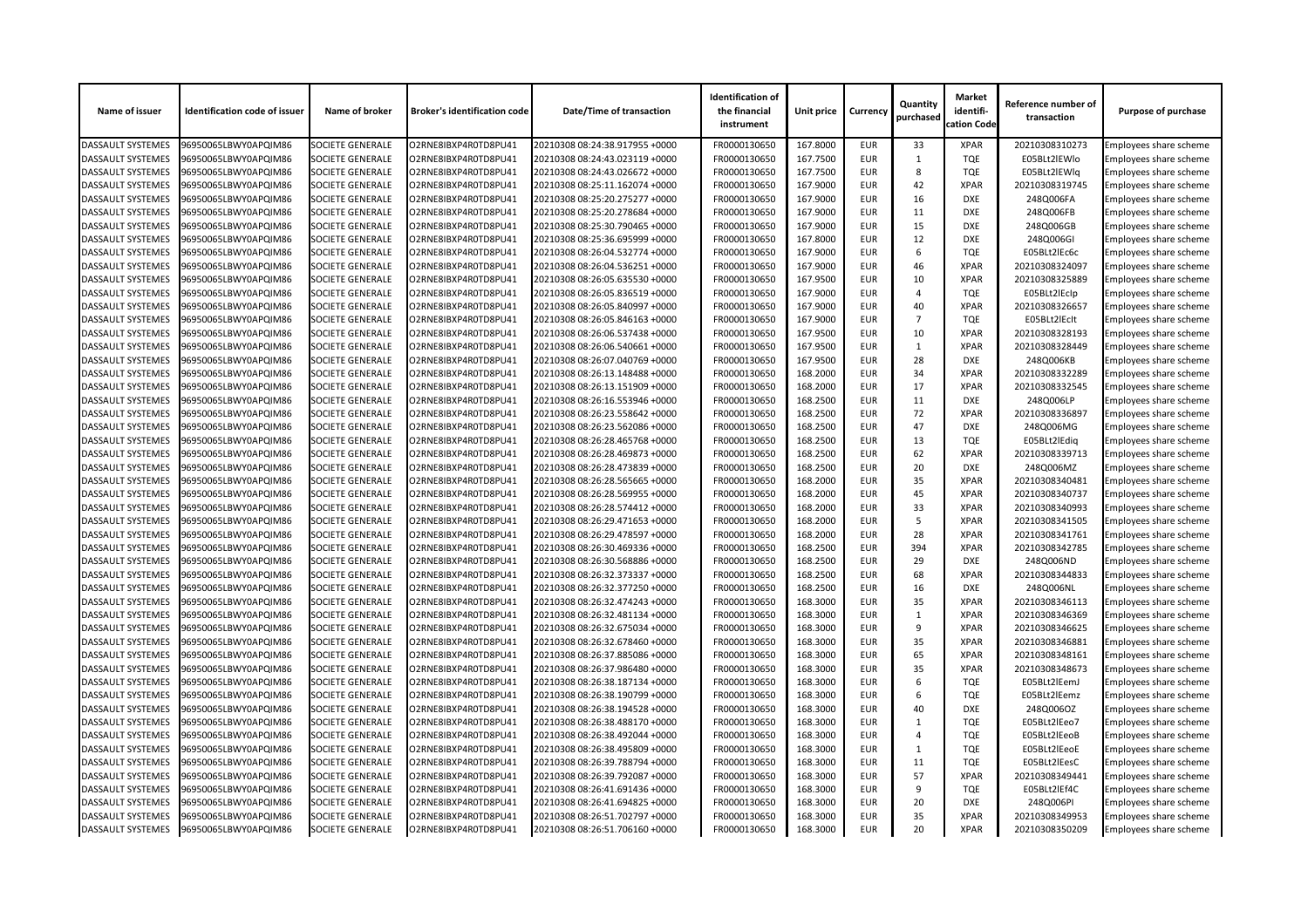| Name of issuer | Identification code of issuer | Name of broker | Broker's identification code | Date/Time of transaction | Identification of the financial instrument | Unit price | Currency | Quantity purchased | Market identifi-cation Code | Reference number of transaction | Purpose of purchase |
|---|---|---|---|---|---|---|---|---|---|---|---|
| DASSAULT SYSTEMES | 96950065LBWY0APQIM86 | SOCIETE GENERALE | O2RNE8IBXP4R0TD8PU41 | 20210308 08:24:38.917955 +0000 | FR0000130650 | 167.8000 | EUR | 33 | XPAR | 20210308310273 | Employees share scheme |
| DASSAULT SYSTEMES | 96950065LBWY0APQIM86 | SOCIETE GENERALE | O2RNE8IBXP4R0TD8PU41 | 20210308 08:24:43.023119 +0000 | FR0000130650 | 167.7500 | EUR | 1 | TQE | E05BLt2lEWlo | Employees share scheme |
| DASSAULT SYSTEMES | 96950065LBWY0APQIM86 | SOCIETE GENERALE | O2RNE8IBXP4R0TD8PU41 | 20210308 08:24:43.026672 +0000 | FR0000130650 | 167.7500 | EUR | 8 | TQE | E05BLt2lEWlq | Employees share scheme |
| DASSAULT SYSTEMES | 96950065LBWY0APQIM86 | SOCIETE GENERALE | O2RNE8IBXP4R0TD8PU41 | 20210308 08:25:11.162074 +0000 | FR0000130650 | 167.9000 | EUR | 42 | XPAR | 20210308319745 | Employees share scheme |
| DASSAULT SYSTEMES | 96950065LBWY0APQIM86 | SOCIETE GENERALE | O2RNE8IBXP4R0TD8PU41 | 20210308 08:25:20.275277 +0000 | FR0000130650 | 167.9000 | EUR | 16 | DXE | 248Q006FA | Employees share scheme |
| DASSAULT SYSTEMES | 96950065LBWY0APQIM86 | SOCIETE GENERALE | O2RNE8IBXP4R0TD8PU41 | 20210308 08:25:20.278684 +0000 | FR0000130650 | 167.9000 | EUR | 11 | DXE | 248Q006FB | Employees share scheme |
| DASSAULT SYSTEMES | 96950065LBWY0APQIM86 | SOCIETE GENERALE | O2RNE8IBXP4R0TD8PU41 | 20210308 08:25:30.790465 +0000 | FR0000130650 | 167.9000 | EUR | 15 | DXE | 248Q006GB | Employees share scheme |
| DASSAULT SYSTEMES | 96950065LBWY0APQIM86 | SOCIETE GENERALE | O2RNE8IBXP4R0TD8PU41 | 20210308 08:25:36.695999 +0000 | FR0000130650 | 167.8000 | EUR | 12 | DXE | 248Q006GI | Employees share scheme |
| DASSAULT SYSTEMES | 96950065LBWY0APQIM86 | SOCIETE GENERALE | O2RNE8IBXP4R0TD8PU41 | 20210308 08:26:04.532774 +0000 | FR0000130650 | 167.9000 | EUR | 6 | TQE | E05BLt2lEc6c | Employees share scheme |
| DASSAULT SYSTEMES | 96950065LBWY0APQIM86 | SOCIETE GENERALE | O2RNE8IBXP4R0TD8PU41 | 20210308 08:26:04.536251 +0000 | FR0000130650 | 167.9000 | EUR | 46 | XPAR | 20210308324097 | Employees share scheme |
| DASSAULT SYSTEMES | 96950065LBWY0APQIM86 | SOCIETE GENERALE | O2RNE8IBXP4R0TD8PU41 | 20210308 08:26:05.635530 +0000 | FR0000130650 | 167.9500 | EUR | 10 | XPAR | 20210308325889 | Employees share scheme |
| DASSAULT SYSTEMES | 96950065LBWY0APQIM86 | SOCIETE GENERALE | O2RNE8IBXP4R0TD8PU41 | 20210308 08:26:05.836519 +0000 | FR0000130650 | 167.9000 | EUR | 4 | TQE | E05BLt2lEclp | Employees share scheme |
| DASSAULT SYSTEMES | 96950065LBWY0APQIM86 | SOCIETE GENERALE | O2RNE8IBXP4R0TD8PU41 | 20210308 08:26:05.840997 +0000 | FR0000130650 | 167.9000 | EUR | 40 | XPAR | 20210308326657 | Employees share scheme |
| DASSAULT SYSTEMES | 96950065LBWY0APQIM86 | SOCIETE GENERALE | O2RNE8IBXP4R0TD8PU41 | 20210308 08:26:05.846163 +0000 | FR0000130650 | 167.9000 | EUR | 7 | TQE | E05BLt2lEclt | Employees share scheme |
| DASSAULT SYSTEMES | 96950065LBWY0APQIM86 | SOCIETE GENERALE | O2RNE8IBXP4R0TD8PU41 | 20210308 08:26:06.537438 +0000 | FR0000130650 | 167.9500 | EUR | 10 | XPAR | 20210308328193 | Employees share scheme |
| DASSAULT SYSTEMES | 96950065LBWY0APQIM86 | SOCIETE GENERALE | O2RNE8IBXP4R0TD8PU41 | 20210308 08:26:06.540661 +0000 | FR0000130650 | 167.9500 | EUR | 1 | XPAR | 20210308328449 | Employees share scheme |
| DASSAULT SYSTEMES | 96950065LBWY0APQIM86 | SOCIETE GENERALE | O2RNE8IBXP4R0TD8PU41 | 20210308 08:26:07.040769 +0000 | FR0000130650 | 167.9500 | EUR | 28 | DXE | 248Q006KB | Employees share scheme |
| DASSAULT SYSTEMES | 96950065LBWY0APQIM86 | SOCIETE GENERALE | O2RNE8IBXP4R0TD8PU41 | 20210308 08:26:13.148488 +0000 | FR0000130650 | 168.2000 | EUR | 34 | XPAR | 20210308332289 | Employees share scheme |
| DASSAULT SYSTEMES | 96950065LBWY0APQIM86 | SOCIETE GENERALE | O2RNE8IBXP4R0TD8PU41 | 20210308 08:26:13.151909 +0000 | FR0000130650 | 168.2000 | EUR | 17 | XPAR | 20210308332545 | Employees share scheme |
| DASSAULT SYSTEMES | 96950065LBWY0APQIM86 | SOCIETE GENERALE | O2RNE8IBXP4R0TD8PU41 | 20210308 08:26:16.553946 +0000 | FR0000130650 | 168.2500 | EUR | 11 | DXE | 248Q006LP | Employees share scheme |
| DASSAULT SYSTEMES | 96950065LBWY0APQIM86 | SOCIETE GENERALE | O2RNE8IBXP4R0TD8PU41 | 20210308 08:26:23.558642 +0000 | FR0000130650 | 168.2500 | EUR | 72 | XPAR | 20210308336897 | Employees share scheme |
| DASSAULT SYSTEMES | 96950065LBWY0APQIM86 | SOCIETE GENERALE | O2RNE8IBXP4R0TD8PU41 | 20210308 08:26:23.562086 +0000 | FR0000130650 | 168.2500 | EUR | 47 | DXE | 248Q006MG | Employees share scheme |
| DASSAULT SYSTEMES | 96950065LBWY0APQIM86 | SOCIETE GENERALE | O2RNE8IBXP4R0TD8PU41 | 20210308 08:26:28.465768 +0000 | FR0000130650 | 168.2500 | EUR | 13 | TQE | E05BLt2lEdiq | Employees share scheme |
| DASSAULT SYSTEMES | 96950065LBWY0APQIM86 | SOCIETE GENERALE | O2RNE8IBXP4R0TD8PU41 | 20210308 08:26:28.469873 +0000 | FR0000130650 | 168.2500 | EUR | 62 | XPAR | 20210308339713 | Employees share scheme |
| DASSAULT SYSTEMES | 96950065LBWY0APQIM86 | SOCIETE GENERALE | O2RNE8IBXP4R0TD8PU41 | 20210308 08:26:28.473839 +0000 | FR0000130650 | 168.2500 | EUR | 20 | DXE | 248Q006MZ | Employees share scheme |
| DASSAULT SYSTEMES | 96950065LBWY0APQIM86 | SOCIETE GENERALE | O2RNE8IBXP4R0TD8PU41 | 20210308 08:26:28.565665 +0000 | FR0000130650 | 168.2000 | EUR | 35 | XPAR | 20210308340481 | Employees share scheme |
| DASSAULT SYSTEMES | 96950065LBWY0APQIM86 | SOCIETE GENERALE | O2RNE8IBXP4R0TD8PU41 | 20210308 08:26:28.569955 +0000 | FR0000130650 | 168.2000 | EUR | 45 | XPAR | 20210308340737 | Employees share scheme |
| DASSAULT SYSTEMES | 96950065LBWY0APQIM86 | SOCIETE GENERALE | O2RNE8IBXP4R0TD8PU41 | 20210308 08:26:28.574412 +0000 | FR0000130650 | 168.2000 | EUR | 33 | XPAR | 20210308340993 | Employees share scheme |
| DASSAULT SYSTEMES | 96950065LBWY0APQIM86 | SOCIETE GENERALE | O2RNE8IBXP4R0TD8PU41 | 20210308 08:26:29.471653 +0000 | FR0000130650 | 168.2000 | EUR | 5 | XPAR | 20210308341505 | Employees share scheme |
| DASSAULT SYSTEMES | 96950065LBWY0APQIM86 | SOCIETE GENERALE | O2RNE8IBXP4R0TD8PU41 | 20210308 08:26:29.478597 +0000 | FR0000130650 | 168.2000 | EUR | 28 | XPAR | 20210308341761 | Employees share scheme |
| DASSAULT SYSTEMES | 96950065LBWY0APQIM86 | SOCIETE GENERALE | O2RNE8IBXP4R0TD8PU41 | 20210308 08:26:30.469336 +0000 | FR0000130650 | 168.2500 | EUR | 394 | XPAR | 20210308342785 | Employees share scheme |
| DASSAULT SYSTEMES | 96950065LBWY0APQIM86 | SOCIETE GENERALE | O2RNE8IBXP4R0TD8PU41 | 20210308 08:26:30.568886 +0000 | FR0000130650 | 168.2500 | EUR | 29 | DXE | 248Q006ND | Employees share scheme |
| DASSAULT SYSTEMES | 96950065LBWY0APQIM86 | SOCIETE GENERALE | O2RNE8IBXP4R0TD8PU41 | 20210308 08:26:32.373337 +0000 | FR0000130650 | 168.2500 | EUR | 68 | XPAR | 20210308344833 | Employees share scheme |
| DASSAULT SYSTEMES | 96950065LBWY0APQIM86 | SOCIETE GENERALE | O2RNE8IBXP4R0TD8PU41 | 20210308 08:26:32.377250 +0000 | FR0000130650 | 168.2500 | EUR | 16 | DXE | 248Q006NL | Employees share scheme |
| DASSAULT SYSTEMES | 96950065LBWY0APQIM86 | SOCIETE GENERALE | O2RNE8IBXP4R0TD8PU41 | 20210308 08:26:32.474243 +0000 | FR0000130650 | 168.3000 | EUR | 35 | XPAR | 20210308346113 | Employees share scheme |
| DASSAULT SYSTEMES | 96950065LBWY0APQIM86 | SOCIETE GENERALE | O2RNE8IBXP4R0TD8PU41 | 20210308 08:26:32.481134 +0000 | FR0000130650 | 168.3000 | EUR | 1 | XPAR | 20210308346369 | Employees share scheme |
| DASSAULT SYSTEMES | 96950065LBWY0APQIM86 | SOCIETE GENERALE | O2RNE8IBXP4R0TD8PU41 | 20210308 08:26:32.675034 +0000 | FR0000130650 | 168.3000 | EUR | 9 | XPAR | 20210308346625 | Employees share scheme |
| DASSAULT SYSTEMES | 96950065LBWY0APQIM86 | SOCIETE GENERALE | O2RNE8IBXP4R0TD8PU41 | 20210308 08:26:32.678460 +0000 | FR0000130650 | 168.3000 | EUR | 35 | XPAR | 20210308346881 | Employees share scheme |
| DASSAULT SYSTEMES | 96950065LBWY0APQIM86 | SOCIETE GENERALE | O2RNE8IBXP4R0TD8PU41 | 20210308 08:26:37.885086 +0000 | FR0000130650 | 168.3000 | EUR | 65 | XPAR | 20210308348161 | Employees share scheme |
| DASSAULT SYSTEMES | 96950065LBWY0APQIM86 | SOCIETE GENERALE | O2RNE8IBXP4R0TD8PU41 | 20210308 08:26:37.986480 +0000 | FR0000130650 | 168.3000 | EUR | 35 | XPAR | 20210308348673 | Employees share scheme |
| DASSAULT SYSTEMES | 96950065LBWY0APQIM86 | SOCIETE GENERALE | O2RNE8IBXP4R0TD8PU41 | 20210308 08:26:38.187134 +0000 | FR0000130650 | 168.3000 | EUR | 6 | TQE | E05BLt2lEemJ | Employees share scheme |
| DASSAULT SYSTEMES | 96950065LBWY0APQIM86 | SOCIETE GENERALE | O2RNE8IBXP4R0TD8PU41 | 20210308 08:26:38.190799 +0000 | FR0000130650 | 168.3000 | EUR | 6 | TQE | E05BLt2lEemz | Employees share scheme |
| DASSAULT SYSTEMES | 96950065LBWY0APQIM86 | SOCIETE GENERALE | O2RNE8IBXP4R0TD8PU41 | 20210308 08:26:38.194528 +0000 | FR0000130650 | 168.3000 | EUR | 40 | DXE | 248Q006OZ | Employees share scheme |
| DASSAULT SYSTEMES | 96950065LBWY0APQIM86 | SOCIETE GENERALE | O2RNE8IBXP4R0TD8PU41 | 20210308 08:26:38.488170 +0000 | FR0000130650 | 168.3000 | EUR | 1 | TQE | E05BLt2lEeo7 | Employees share scheme |
| DASSAULT SYSTEMES | 96950065LBWY0APQIM86 | SOCIETE GENERALE | O2RNE8IBXP4R0TD8PU41 | 20210308 08:26:38.492044 +0000 | FR0000130650 | 168.3000 | EUR | 4 | TQE | E05BLt2lEeoB | Employees share scheme |
| DASSAULT SYSTEMES | 96950065LBWY0APQIM86 | SOCIETE GENERALE | O2RNE8IBXP4R0TD8PU41 | 20210308 08:26:38.495809 +0000 | FR0000130650 | 168.3000 | EUR | 1 | TQE | E05BLt2lEeoE | Employees share scheme |
| DASSAULT SYSTEMES | 96950065LBWY0APQIM86 | SOCIETE GENERALE | O2RNE8IBXP4R0TD8PU41 | 20210308 08:26:39.788794 +0000 | FR0000130650 | 168.3000 | EUR | 11 | TQE | E05BLt2lEesC | Employees share scheme |
| DASSAULT SYSTEMES | 96950065LBWY0APQIM86 | SOCIETE GENERALE | O2RNE8IBXP4R0TD8PU41 | 20210308 08:26:39.792087 +0000 | FR0000130650 | 168.3000 | EUR | 57 | XPAR | 20210308349441 | Employees share scheme |
| DASSAULT SYSTEMES | 96950065LBWY0APQIM86 | SOCIETE GENERALE | O2RNE8IBXP4R0TD8PU41 | 20210308 08:26:41.691436 +0000 | FR0000130650 | 168.3000 | EUR | 9 | TQE | E05BLt2lEf4C | Employees share scheme |
| DASSAULT SYSTEMES | 96950065LBWY0APQIM86 | SOCIETE GENERALE | O2RNE8IBXP4R0TD8PU41 | 20210308 08:26:41.694825 +0000 | FR0000130650 | 168.3000 | EUR | 20 | DXE | 248Q006PI | Employees share scheme |
| DASSAULT SYSTEMES | 96950065LBWY0APQIM86 | SOCIETE GENERALE | O2RNE8IBXP4R0TD8PU41 | 20210308 08:26:51.702797 +0000 | FR0000130650 | 168.3000 | EUR | 35 | XPAR | 20210308349953 | Employees share scheme |
| DASSAULT SYSTEMES | 96950065LBWY0APQIM86 | SOCIETE GENERALE | O2RNE8IBXP4R0TD8PU41 | 20210308 08:26:51.706160 +0000 | FR0000130650 | 168.3000 | EUR | 20 | XPAR | 20210308350209 | Employees share scheme |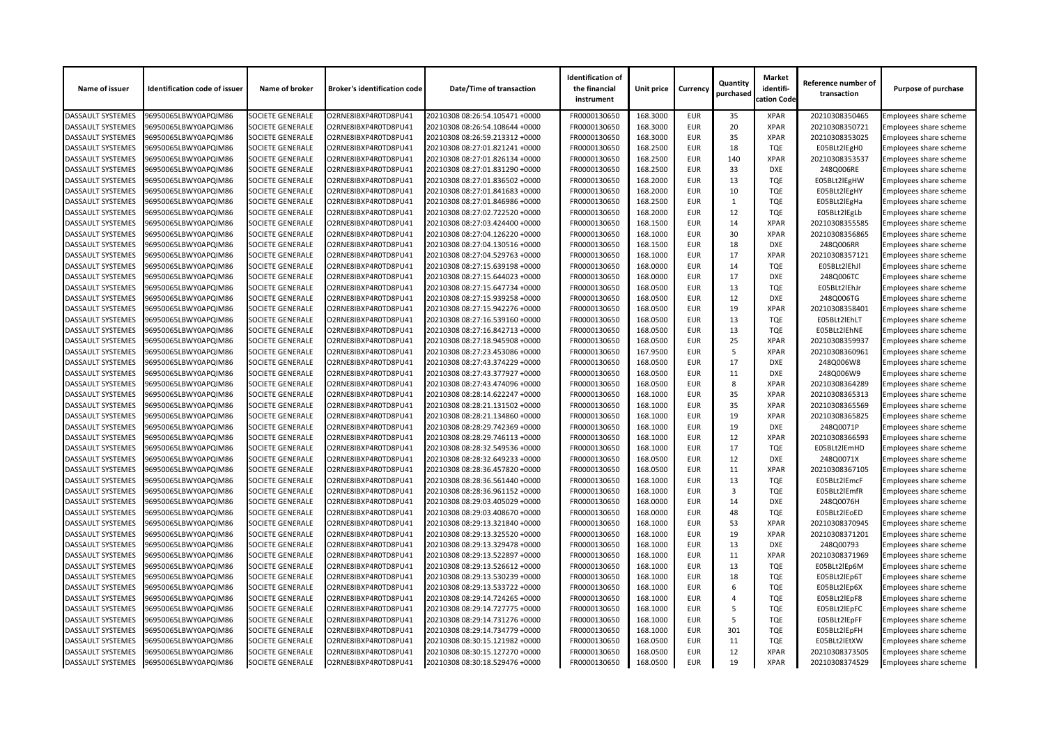| Name of issuer | Identification code of issuer | Name of broker | Broker's identification code | Date/Time of transaction | Identification of the financial instrument | Unit price | Currency | Quantity purchased | Market identifi-cation Code | Reference number of transaction | Purpose of purchase |
|---|---|---|---|---|---|---|---|---|---|---|---|
| DASSAULT SYSTEMES | 96950065LBWY0APQIM86 | SOCIETE GENERALE | O2RNE8IBXP4R0TD8PU41 | 20210308 08:26:54.105471 +0000 | FR0000130650 | 168.3000 | EUR | 35 | XPAR | 20210308350465 | Employees share scheme |
| DASSAULT SYSTEMES | 96950065LBWY0APQIM86 | SOCIETE GENERALE | O2RNE8IBXP4R0TD8PU41 | 20210308 08:26:54.108644 +0000 | FR0000130650 | 168.3000 | EUR | 20 | XPAR | 20210308350721 | Employees share scheme |
| DASSAULT SYSTEMES | 96950065LBWY0APQIM86 | SOCIETE GENERALE | O2RNE8IBXP4R0TD8PU41 | 20210308 08:26:59.213312 +0000 | FR0000130650 | 168.3000 | EUR | 35 | XPAR | 20210308353025 | Employees share scheme |
| DASSAULT SYSTEMES | 96950065LBWY0APQIM86 | SOCIETE GENERALE | O2RNE8IBXP4R0TD8PU41 | 20210308 08:27:01.821241 +0000 | FR0000130650 | 168.2500 | EUR | 18 | TQE | E05BLt2lEgH0 | Employees share scheme |
| DASSAULT SYSTEMES | 96950065LBWY0APQIM86 | SOCIETE GENERALE | O2RNE8IBXP4R0TD8PU41 | 20210308 08:27:01.826134 +0000 | FR0000130650 | 168.2500 | EUR | 140 | XPAR | 20210308353537 | Employees share scheme |
| DASSAULT SYSTEMES | 96950065LBWY0APQIM86 | SOCIETE GENERALE | O2RNE8IBXP4R0TD8PU41 | 20210308 08:27:01.831290 +0000 | FR0000130650 | 168.2500 | EUR | 33 | DXE | 248Q006RE | Employees share scheme |
| DASSAULT SYSTEMES | 96950065LBWY0APQIM86 | SOCIETE GENERALE | O2RNE8IBXP4R0TD8PU41 | 20210308 08:27:01.836502 +0000 | FR0000130650 | 168.2000 | EUR | 13 | TQE | E05BLt2lEgHW | Employees share scheme |
| DASSAULT SYSTEMES | 96950065LBWY0APQIM86 | SOCIETE GENERALE | O2RNE8IBXP4R0TD8PU41 | 20210308 08:27:01.841683 +0000 | FR0000130650 | 168.2000 | EUR | 10 | TQE | E05BLt2lEgHY | Employees share scheme |
| DASSAULT SYSTEMES | 96950065LBWY0APQIM86 | SOCIETE GENERALE | O2RNE8IBXP4R0TD8PU41 | 20210308 08:27:01.846986 +0000 | FR0000130650 | 168.2500 | EUR | 1 | TQE | E05BLt2lEgHa | Employees share scheme |
| DASSAULT SYSTEMES | 96950065LBWY0APQIM86 | SOCIETE GENERALE | O2RNE8IBXP4R0TD8PU41 | 20210308 08:27:02.722520 +0000 | FR0000130650 | 168.2000 | EUR | 12 | TQE | E05BLt2lEgLb | Employees share scheme |
| DASSAULT SYSTEMES | 96950065LBWY0APQIM86 | SOCIETE GENERALE | O2RNE8IBXP4R0TD8PU41 | 20210308 08:27:03.424400 +0000 | FR0000130650 | 168.1500 | EUR | 14 | XPAR | 20210308355585 | Employees share scheme |
| DASSAULT SYSTEMES | 96950065LBWY0APQIM86 | SOCIETE GENERALE | O2RNE8IBXP4R0TD8PU41 | 20210308 08:27:04.126220 +0000 | FR0000130650 | 168.1000 | EUR | 30 | XPAR | 20210308356865 | Employees share scheme |
| DASSAULT SYSTEMES | 96950065LBWY0APQIM86 | SOCIETE GENERALE | O2RNE8IBXP4R0TD8PU41 | 20210308 08:27:04.130516 +0000 | FR0000130650 | 168.1500 | EUR | 18 | DXE | 248Q006RR | Employees share scheme |
| DASSAULT SYSTEMES | 96950065LBWY0APQIM86 | SOCIETE GENERALE | O2RNE8IBXP4R0TD8PU41 | 20210308 08:27:04.529763 +0000 | FR0000130650 | 168.1000 | EUR | 17 | XPAR | 20210308357121 | Employees share scheme |
| DASSAULT SYSTEMES | 96950065LBWY0APQIM86 | SOCIETE GENERALE | O2RNE8IBXP4R0TD8PU41 | 20210308 08:27:15.639198 +0000 | FR0000130650 | 168.0000 | EUR | 14 | TQE | E05BLt2lEhJl | Employees share scheme |
| DASSAULT SYSTEMES | 96950065LBWY0APQIM86 | SOCIETE GENERALE | O2RNE8IBXP4R0TD8PU41 | 20210308 08:27:15.644023 +0000 | FR0000130650 | 168.0000 | EUR | 17 | DXE | 248Q006TC | Employees share scheme |
| DASSAULT SYSTEMES | 96950065LBWY0APQIM86 | SOCIETE GENERALE | O2RNE8IBXP4R0TD8PU41 | 20210308 08:27:15.647734 +0000 | FR0000130650 | 168.0500 | EUR | 13 | TQE | E05BLt2lEhJr | Employees share scheme |
| DASSAULT SYSTEMES | 96950065LBWY0APQIM86 | SOCIETE GENERALE | O2RNE8IBXP4R0TD8PU41 | 20210308 08:27:15.939258 +0000 | FR0000130650 | 168.0500 | EUR | 12 | DXE | 248Q006TG | Employees share scheme |
| DASSAULT SYSTEMES | 96950065LBWY0APQIM86 | SOCIETE GENERALE | O2RNE8IBXP4R0TD8PU41 | 20210308 08:27:15.942276 +0000 | FR0000130650 | 168.0500 | EUR | 19 | XPAR | 20210308358401 | Employees share scheme |
| DASSAULT SYSTEMES | 96950065LBWY0APQIM86 | SOCIETE GENERALE | O2RNE8IBXP4R0TD8PU41 | 20210308 08:27:16.539160 +0000 | FR0000130650 | 168.0500 | EUR | 13 | TQE | E05BLt2lEhLT | Employees share scheme |
| DASSAULT SYSTEMES | 96950065LBWY0APQIM86 | SOCIETE GENERALE | O2RNE8IBXP4R0TD8PU41 | 20210308 08:27:16.842713 +0000 | FR0000130650 | 168.0500 | EUR | 13 | TQE | E05BLt2lEhNE | Employees share scheme |
| DASSAULT SYSTEMES | 96950065LBWY0APQIM86 | SOCIETE GENERALE | O2RNE8IBXP4R0TD8PU41 | 20210308 08:27:18.945908 +0000 | FR0000130650 | 168.0500 | EUR | 25 | XPAR | 20210308359937 | Employees share scheme |
| DASSAULT SYSTEMES | 96950065LBWY0APQIM86 | SOCIETE GENERALE | O2RNE8IBXP4R0TD8PU41 | 20210308 08:27:23.453086 +0000 | FR0000130650 | 167.9500 | EUR | 5 | XPAR | 20210308360961 | Employees share scheme |
| DASSAULT SYSTEMES | 96950065LBWY0APQIM86 | SOCIETE GENERALE | O2RNE8IBXP4R0TD8PU41 | 20210308 08:27:43.374229 +0000 | FR0000130650 | 168.0500 | EUR | 17 | DXE | 248Q006W8 | Employees share scheme |
| DASSAULT SYSTEMES | 96950065LBWY0APQIM86 | SOCIETE GENERALE | O2RNE8IBXP4R0TD8PU41 | 20210308 08:27:43.377927 +0000 | FR0000130650 | 168.0500 | EUR | 11 | DXE | 248Q006W9 | Employees share scheme |
| DASSAULT SYSTEMES | 96950065LBWY0APQIM86 | SOCIETE GENERALE | O2RNE8IBXP4R0TD8PU41 | 20210308 08:27:43.474096 +0000 | FR0000130650 | 168.0500 | EUR | 8 | XPAR | 20210308364289 | Employees share scheme |
| DASSAULT SYSTEMES | 96950065LBWY0APQIM86 | SOCIETE GENERALE | O2RNE8IBXP4R0TD8PU41 | 20210308 08:28:14.622247 +0000 | FR0000130650 | 168.1000 | EUR | 35 | XPAR | 20210308365313 | Employees share scheme |
| DASSAULT SYSTEMES | 96950065LBWY0APQIM86 | SOCIETE GENERALE | O2RNE8IBXP4R0TD8PU41 | 20210308 08:28:21.131502 +0000 | FR0000130650 | 168.1000 | EUR | 35 | XPAR | 20210308365569 | Employees share scheme |
| DASSAULT SYSTEMES | 96950065LBWY0APQIM86 | SOCIETE GENERALE | O2RNE8IBXP4R0TD8PU41 | 20210308 08:28:21.134860 +0000 | FR0000130650 | 168.1000 | EUR | 19 | XPAR | 20210308365825 | Employees share scheme |
| DASSAULT SYSTEMES | 96950065LBWY0APQIM86 | SOCIETE GENERALE | O2RNE8IBXP4R0TD8PU41 | 20210308 08:28:29.742369 +0000 | FR0000130650 | 168.1000 | EUR | 19 | DXE | 248Q0071P | Employees share scheme |
| DASSAULT SYSTEMES | 96950065LBWY0APQIM86 | SOCIETE GENERALE | O2RNE8IBXP4R0TD8PU41 | 20210308 08:28:29.746113 +0000 | FR0000130650 | 168.1000 | EUR | 12 | XPAR | 20210308366593 | Employees share scheme |
| DASSAULT SYSTEMES | 96950065LBWY0APQIM86 | SOCIETE GENERALE | O2RNE8IBXP4R0TD8PU41 | 20210308 08:28:32.549536 +0000 | FR0000130650 | 168.1000 | EUR | 17 | TQE | E05BLt2lEmHD | Employees share scheme |
| DASSAULT SYSTEMES | 96950065LBWY0APQIM86 | SOCIETE GENERALE | O2RNE8IBXP4R0TD8PU41 | 20210308 08:28:32.649233 +0000 | FR0000130650 | 168.0500 | EUR | 12 | DXE | 248Q0071X | Employees share scheme |
| DASSAULT SYSTEMES | 96950065LBWY0APQIM86 | SOCIETE GENERALE | O2RNE8IBXP4R0TD8PU41 | 20210308 08:28:36.457820 +0000 | FR0000130650 | 168.0500 | EUR | 11 | XPAR | 20210308367105 | Employees share scheme |
| DASSAULT SYSTEMES | 96950065LBWY0APQIM86 | SOCIETE GENERALE | O2RNE8IBXP4R0TD8PU41 | 20210308 08:28:36.561440 +0000 | FR0000130650 | 168.1000 | EUR | 13 | TQE | E05BLt2lEmcF | Employees share scheme |
| DASSAULT SYSTEMES | 96950065LBWY0APQIM86 | SOCIETE GENERALE | O2RNE8IBXP4R0TD8PU41 | 20210308 08:28:36.961152 +0000 | FR0000130650 | 168.1000 | EUR | 3 | TQE | E05BLt2lEmfR | Employees share scheme |
| DASSAULT SYSTEMES | 96950065LBWY0APQIM86 | SOCIETE GENERALE | O2RNE8IBXP4R0TD8PU41 | 20210308 08:29:03.405029 +0000 | FR0000130650 | 168.0000 | EUR | 14 | DXE | 248Q0076H | Employees share scheme |
| DASSAULT SYSTEMES | 96950065LBWY0APQIM86 | SOCIETE GENERALE | O2RNE8IBXP4R0TD8PU41 | 20210308 08:29:03.408670 +0000 | FR0000130650 | 168.0000 | EUR | 48 | TQE | E05BLt2lEoED | Employees share scheme |
| DASSAULT SYSTEMES | 96950065LBWY0APQIM86 | SOCIETE GENERALE | O2RNE8IBXP4R0TD8PU41 | 20210308 08:29:13.321840 +0000 | FR0000130650 | 168.1000 | EUR | 53 | XPAR | 20210308370945 | Employees share scheme |
| DASSAULT SYSTEMES | 96950065LBWY0APQIM86 | SOCIETE GENERALE | O2RNE8IBXP4R0TD8PU41 | 20210308 08:29:13.325520 +0000 | FR0000130650 | 168.1000 | EUR | 19 | XPAR | 20210308371201 | Employees share scheme |
| DASSAULT SYSTEMES | 96950065LBWY0APQIM86 | SOCIETE GENERALE | O2RNE8IBXP4R0TD8PU41 | 20210308 08:29:13.329478 +0000 | FR0000130650 | 168.1000 | EUR | 13 | DXE | 248Q00793 | Employees share scheme |
| DASSAULT SYSTEMES | 96950065LBWY0APQIM86 | SOCIETE GENERALE | O2RNE8IBXP4R0TD8PU41 | 20210308 08:29:13.522897 +0000 | FR0000130650 | 168.1000 | EUR | 11 | XPAR | 20210308371969 | Employees share scheme |
| DASSAULT SYSTEMES | 96950065LBWY0APQIM86 | SOCIETE GENERALE | O2RNE8IBXP4R0TD8PU41 | 20210308 08:29:13.526612 +0000 | FR0000130650 | 168.1000 | EUR | 13 | TQE | E05BLt2lEp6M | Employees share scheme |
| DASSAULT SYSTEMES | 96950065LBWY0APQIM86 | SOCIETE GENERALE | O2RNE8IBXP4R0TD8PU41 | 20210308 08:29:13.530239 +0000 | FR0000130650 | 168.1000 | EUR | 18 | TQE | E05BLt2lEp6T | Employees share scheme |
| DASSAULT SYSTEMES | 96950065LBWY0APQIM86 | SOCIETE GENERALE | O2RNE8IBXP4R0TD8PU41 | 20210308 08:29:13.533722 +0000 | FR0000130650 | 168.1000 | EUR | 6 | TQE | E05BLt2lEp6X | Employees share scheme |
| DASSAULT SYSTEMES | 96950065LBWY0APQIM86 | SOCIETE GENERALE | O2RNE8IBXP4R0TD8PU41 | 20210308 08:29:14.724265 +0000 | FR0000130650 | 168.1000 | EUR | 4 | TQE | E05BLt2lEpF8 | Employees share scheme |
| DASSAULT SYSTEMES | 96950065LBWY0APQIM86 | SOCIETE GENERALE | O2RNE8IBXP4R0TD8PU41 | 20210308 08:29:14.727775 +0000 | FR0000130650 | 168.1000 | EUR | 5 | TQE | E05BLt2lEpFC | Employees share scheme |
| DASSAULT SYSTEMES | 96950065LBWY0APQIM86 | SOCIETE GENERALE | O2RNE8IBXP4R0TD8PU41 | 20210308 08:29:14.731276 +0000 | FR0000130650 | 168.1000 | EUR | 5 | TQE | E05BLt2lEpFF | Employees share scheme |
| DASSAULT SYSTEMES | 96950065LBWY0APQIM86 | SOCIETE GENERALE | O2RNE8IBXP4R0TD8PU41 | 20210308 08:29:14.734779 +0000 | FR0000130650 | 168.1000 | EUR | 301 | TQE | E05BLt2lEpFH | Employees share scheme |
| DASSAULT SYSTEMES | 96950065LBWY0APQIM86 | SOCIETE GENERALE | O2RNE8IBXP4R0TD8PU41 | 20210308 08:30:15.121982 +0000 | FR0000130650 | 168.0500 | EUR | 11 | TQE | E05BLt2lEtXW | Employees share scheme |
| DASSAULT SYSTEMES | 96950065LBWY0APQIM86 | SOCIETE GENERALE | O2RNE8IBXP4R0TD8PU41 | 20210308 08:30:15.127270 +0000 | FR0000130650 | 168.0500 | EUR | 12 | XPAR | 20210308373505 | Employees share scheme |
| DASSAULT SYSTEMES | 96950065LBWY0APQIM86 | SOCIETE GENERALE | O2RNE8IBXP4R0TD8PU41 | 20210308 08:30:18.529476 +0000 | FR0000130650 | 168.0500 | EUR | 19 | XPAR | 20210308374529 | Employees share scheme |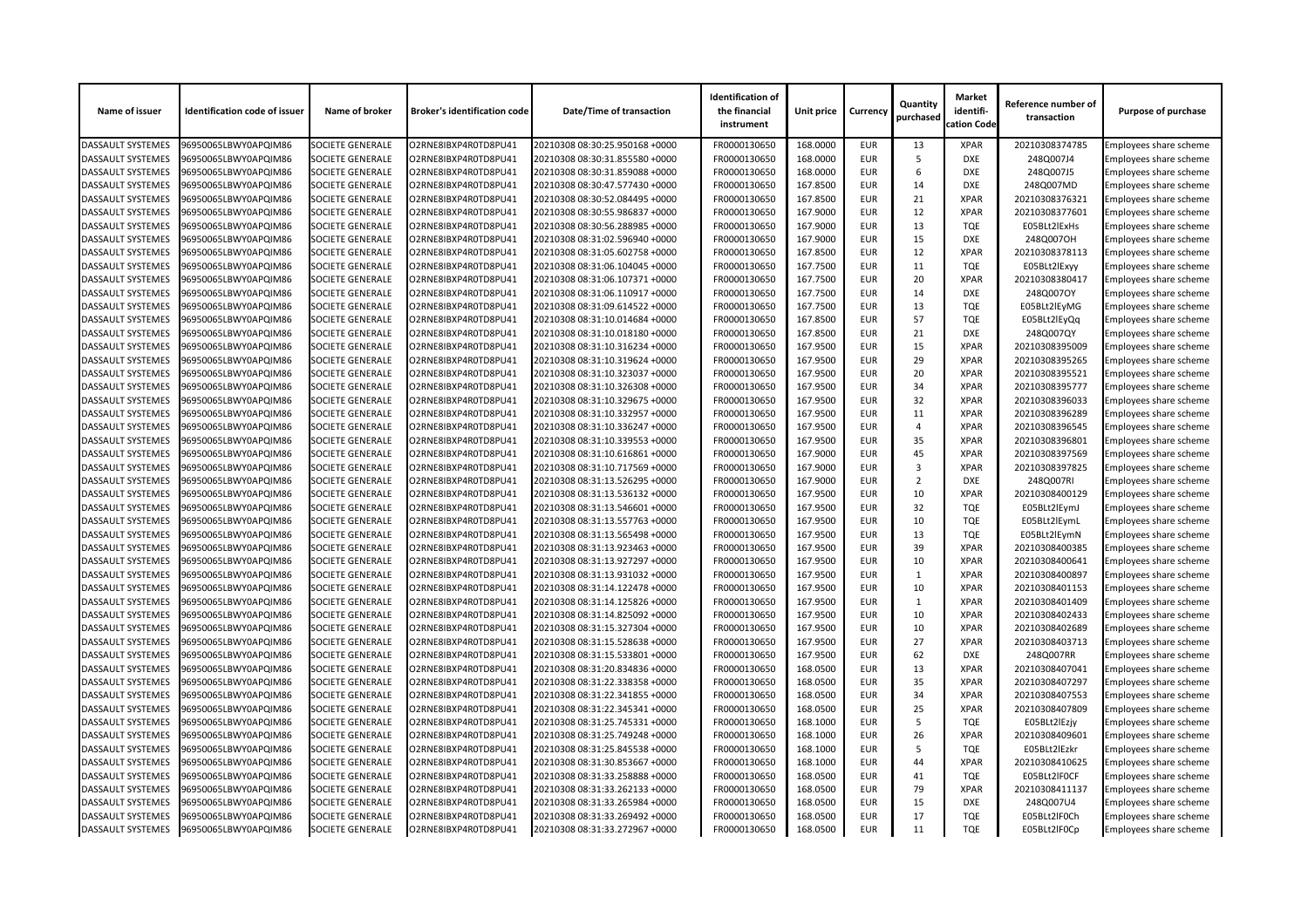| Name of issuer | Identification code of issuer | Name of broker | Broker's identification code | Date/Time of transaction | Identification of the financial instrument | Unit price | Currency | Quantity purchased | Market identifi-cation Code | Reference number of transaction | Purpose of purchase |
|---|---|---|---|---|---|---|---|---|---|---|---|
| DASSAULT SYSTEMES | 96950065LBWY0APQIM86 | SOCIETE GENERALE | O2RNE8IBXP4R0TD8PU41 | 20210308 08:30:25.950168 +0000 | FR0000130650 | 168.0000 | EUR | 13 | XPAR | 20210308374785 | Employees share scheme |
| DASSAULT SYSTEMES | 96950065LBWY0APQIM86 | SOCIETE GENERALE | O2RNE8IBXP4R0TD8PU41 | 20210308 08:30:31.855580 +0000 | FR0000130650 | 168.0000 | EUR | 5 | DXE | 248Q007J4 | Employees share scheme |
| DASSAULT SYSTEMES | 96950065LBWY0APQIM86 | SOCIETE GENERALE | O2RNE8IBXP4R0TD8PU41 | 20210308 08:30:31.859088 +0000 | FR0000130650 | 168.0000 | EUR | 6 | DXE | 248Q007J5 | Employees share scheme |
| DASSAULT SYSTEMES | 96950065LBWY0APQIM86 | SOCIETE GENERALE | O2RNE8IBXP4R0TD8PU41 | 20210308 08:30:47.577430 +0000 | FR0000130650 | 167.8500 | EUR | 14 | DXE | 248Q007MD | Employees share scheme |
| DASSAULT SYSTEMES | 96950065LBWY0APQIM86 | SOCIETE GENERALE | O2RNE8IBXP4R0TD8PU41 | 20210308 08:30:52.084495 +0000 | FR0000130650 | 167.8500 | EUR | 21 | XPAR | 20210308376321 | Employees share scheme |
| DASSAULT SYSTEMES | 96950065LBWY0APQIM86 | SOCIETE GENERALE | O2RNE8IBXP4R0TD8PU41 | 20210308 08:30:55.986837 +0000 | FR0000130650 | 167.9000 | EUR | 12 | XPAR | 20210308377601 | Employees share scheme |
| DASSAULT SYSTEMES | 96950065LBWY0APQIM86 | SOCIETE GENERALE | O2RNE8IBXP4R0TD8PU41 | 20210308 08:30:56.288985 +0000 | FR0000130650 | 167.9000 | EUR | 13 | TQE | E05BLt2lExHs | Employees share scheme |
| DASSAULT SYSTEMES | 96950065LBWY0APQIM86 | SOCIETE GENERALE | O2RNE8IBXP4R0TD8PU41 | 20210308 08:31:02.596940 +0000 | FR0000130650 | 167.9000 | EUR | 15 | DXE | 248Q007OH | Employees share scheme |
| DASSAULT SYSTEMES | 96950065LBWY0APQIM86 | SOCIETE GENERALE | O2RNE8IBXP4R0TD8PU41 | 20210308 08:31:05.602758 +0000 | FR0000130650 | 167.8500 | EUR | 12 | XPAR | 20210308378113 | Employees share scheme |
| DASSAULT SYSTEMES | 96950065LBWY0APQIM86 | SOCIETE GENERALE | O2RNE8IBXP4R0TD8PU41 | 20210308 08:31:06.104045 +0000 | FR0000130650 | 167.7500 | EUR | 11 | TQE | E05BLt2lExyy | Employees share scheme |
| DASSAULT SYSTEMES | 96950065LBWY0APQIM86 | SOCIETE GENERALE | O2RNE8IBXP4R0TD8PU41 | 20210308 08:31:06.107371 +0000 | FR0000130650 | 167.7500 | EUR | 20 | XPAR | 20210308380417 | Employees share scheme |
| DASSAULT SYSTEMES | 96950065LBWY0APQIM86 | SOCIETE GENERALE | O2RNE8IBXP4R0TD8PU41 | 20210308 08:31:06.110917 +0000 | FR0000130650 | 167.7500 | EUR | 14 | DXE | 248Q007OY | Employees share scheme |
| DASSAULT SYSTEMES | 96950065LBWY0APQIM86 | SOCIETE GENERALE | O2RNE8IBXP4R0TD8PU41 | 20210308 08:31:09.614522 +0000 | FR0000130650 | 167.7500 | EUR | 13 | TQE | E05BLt2lEyMG | Employees share scheme |
| DASSAULT SYSTEMES | 96950065LBWY0APQIM86 | SOCIETE GENERALE | O2RNE8IBXP4R0TD8PU41 | 20210308 08:31:10.014684 +0000 | FR0000130650 | 167.8500 | EUR | 57 | TQE | E05BLt2lEyQq | Employees share scheme |
| DASSAULT SYSTEMES | 96950065LBWY0APQIM86 | SOCIETE GENERALE | O2RNE8IBXP4R0TD8PU41 | 20210308 08:31:10.018180 +0000 | FR0000130650 | 167.8500 | EUR | 21 | DXE | 248Q007QY | Employees share scheme |
| DASSAULT SYSTEMES | 96950065LBWY0APQIM86 | SOCIETE GENERALE | O2RNE8IBXP4R0TD8PU41 | 20210308 08:31:10.316234 +0000 | FR0000130650 | 167.9500 | EUR | 15 | XPAR | 20210308395009 | Employees share scheme |
| DASSAULT SYSTEMES | 96950065LBWY0APQIM86 | SOCIETE GENERALE | O2RNE8IBXP4R0TD8PU41 | 20210308 08:31:10.319624 +0000 | FR0000130650 | 167.9500 | EUR | 29 | XPAR | 20210308395265 | Employees share scheme |
| DASSAULT SYSTEMES | 96950065LBWY0APQIM86 | SOCIETE GENERALE | O2RNE8IBXP4R0TD8PU41 | 20210308 08:31:10.323037 +0000 | FR0000130650 | 167.9500 | EUR | 20 | XPAR | 20210308395521 | Employees share scheme |
| DASSAULT SYSTEMES | 96950065LBWY0APQIM86 | SOCIETE GENERALE | O2RNE8IBXP4R0TD8PU41 | 20210308 08:31:10.326308 +0000 | FR0000130650 | 167.9500 | EUR | 34 | XPAR | 20210308395777 | Employees share scheme |
| DASSAULT SYSTEMES | 96950065LBWY0APQIM86 | SOCIETE GENERALE | O2RNE8IBXP4R0TD8PU41 | 20210308 08:31:10.329675 +0000 | FR0000130650 | 167.9500 | EUR | 32 | XPAR | 20210308396033 | Employees share scheme |
| DASSAULT SYSTEMES | 96950065LBWY0APQIM86 | SOCIETE GENERALE | O2RNE8IBXP4R0TD8PU41 | 20210308 08:31:10.332957 +0000 | FR0000130650 | 167.9500 | EUR | 11 | XPAR | 20210308396289 | Employees share scheme |
| DASSAULT SYSTEMES | 96950065LBWY0APQIM86 | SOCIETE GENERALE | O2RNE8IBXP4R0TD8PU41 | 20210308 08:31:10.336247 +0000 | FR0000130650 | 167.9500 | EUR | 4 | XPAR | 20210308396545 | Employees share scheme |
| DASSAULT SYSTEMES | 96950065LBWY0APQIM86 | SOCIETE GENERALE | O2RNE8IBXP4R0TD8PU41 | 20210308 08:31:10.339553 +0000 | FR0000130650 | 167.9500 | EUR | 35 | XPAR | 20210308396801 | Employees share scheme |
| DASSAULT SYSTEMES | 96950065LBWY0APQIM86 | SOCIETE GENERALE | O2RNE8IBXP4R0TD8PU41 | 20210308 08:31:10.616861 +0000 | FR0000130650 | 167.9000 | EUR | 45 | XPAR | 20210308397569 | Employees share scheme |
| DASSAULT SYSTEMES | 96950065LBWY0APQIM86 | SOCIETE GENERALE | O2RNE8IBXP4R0TD8PU41 | 20210308 08:31:10.717569 +0000 | FR0000130650 | 167.9000 | EUR | 3 | XPAR | 20210308397825 | Employees share scheme |
| DASSAULT SYSTEMES | 96950065LBWY0APQIM86 | SOCIETE GENERALE | O2RNE8IBXP4R0TD8PU41 | 20210308 08:31:13.526295 +0000 | FR0000130650 | 167.9000 | EUR | 2 | DXE | 248Q007RI | Employees share scheme |
| DASSAULT SYSTEMES | 96950065LBWY0APQIM86 | SOCIETE GENERALE | O2RNE8IBXP4R0TD8PU41 | 20210308 08:31:13.536132 +0000 | FR0000130650 | 167.9500 | EUR | 10 | XPAR | 20210308400129 | Employees share scheme |
| DASSAULT SYSTEMES | 96950065LBWY0APQIM86 | SOCIETE GENERALE | O2RNE8IBXP4R0TD8PU41 | 20210308 08:31:13.546601 +0000 | FR0000130650 | 167.9500 | EUR | 32 | TQE | E05BLt2lEymJ | Employees share scheme |
| DASSAULT SYSTEMES | 96950065LBWY0APQIM86 | SOCIETE GENERALE | O2RNE8IBXP4R0TD8PU41 | 20210308 08:31:13.557763 +0000 | FR0000130650 | 167.9500 | EUR | 10 | TQE | E05BLt2lEymL | Employees share scheme |
| DASSAULT SYSTEMES | 96950065LBWY0APQIM86 | SOCIETE GENERALE | O2RNE8IBXP4R0TD8PU41 | 20210308 08:31:13.565498 +0000 | FR0000130650 | 167.9500 | EUR | 13 | TQE | E05BLt2lEymN | Employees share scheme |
| DASSAULT SYSTEMES | 96950065LBWY0APQIM86 | SOCIETE GENERALE | O2RNE8IBXP4R0TD8PU41 | 20210308 08:31:13.923463 +0000 | FR0000130650 | 167.9500 | EUR | 39 | XPAR | 20210308400385 | Employees share scheme |
| DASSAULT SYSTEMES | 96950065LBWY0APQIM86 | SOCIETE GENERALE | O2RNE8IBXP4R0TD8PU41 | 20210308 08:31:13.927297 +0000 | FR0000130650 | 167.9500 | EUR | 10 | XPAR | 20210308400641 | Employees share scheme |
| DASSAULT SYSTEMES | 96950065LBWY0APQIM86 | SOCIETE GENERALE | O2RNE8IBXP4R0TD8PU41 | 20210308 08:31:13.931032 +0000 | FR0000130650 | 167.9500 | EUR | 1 | XPAR | 20210308400897 | Employees share scheme |
| DASSAULT SYSTEMES | 96950065LBWY0APQIM86 | SOCIETE GENERALE | O2RNE8IBXP4R0TD8PU41 | 20210308 08:31:14.122478 +0000 | FR0000130650 | 167.9500 | EUR | 10 | XPAR | 20210308401153 | Employees share scheme |
| DASSAULT SYSTEMES | 96950065LBWY0APQIM86 | SOCIETE GENERALE | O2RNE8IBXP4R0TD8PU41 | 20210308 08:31:14.125826 +0000 | FR0000130650 | 167.9500 | EUR | 1 | XPAR | 20210308401409 | Employees share scheme |
| DASSAULT SYSTEMES | 96950065LBWY0APQIM86 | SOCIETE GENERALE | O2RNE8IBXP4R0TD8PU41 | 20210308 08:31:14.825092 +0000 | FR0000130650 | 167.9500 | EUR | 10 | XPAR | 20210308402433 | Employees share scheme |
| DASSAULT SYSTEMES | 96950065LBWY0APQIM86 | SOCIETE GENERALE | O2RNE8IBXP4R0TD8PU41 | 20210308 08:31:15.327304 +0000 | FR0000130650 | 167.9500 | EUR | 10 | XPAR | 20210308402689 | Employees share scheme |
| DASSAULT SYSTEMES | 96950065LBWY0APQIM86 | SOCIETE GENERALE | O2RNE8IBXP4R0TD8PU41 | 20210308 08:31:15.528638 +0000 | FR0000130650 | 167.9500 | EUR | 27 | XPAR | 20210308403713 | Employees share scheme |
| DASSAULT SYSTEMES | 96950065LBWY0APQIM86 | SOCIETE GENERALE | O2RNE8IBXP4R0TD8PU41 | 20210308 08:31:15.533801 +0000 | FR0000130650 | 167.9500 | EUR | 62 | DXE | 248Q007RR | Employees share scheme |
| DASSAULT SYSTEMES | 96950065LBWY0APQIM86 | SOCIETE GENERALE | O2RNE8IBXP4R0TD8PU41 | 20210308 08:31:20.834836 +0000 | FR0000130650 | 168.0500 | EUR | 13 | XPAR | 20210308407041 | Employees share scheme |
| DASSAULT SYSTEMES | 96950065LBWY0APQIM86 | SOCIETE GENERALE | O2RNE8IBXP4R0TD8PU41 | 20210308 08:31:22.338358 +0000 | FR0000130650 | 168.0500 | EUR | 35 | XPAR | 20210308407297 | Employees share scheme |
| DASSAULT SYSTEMES | 96950065LBWY0APQIM86 | SOCIETE GENERALE | O2RNE8IBXP4R0TD8PU41 | 20210308 08:31:22.341855 +0000 | FR0000130650 | 168.0500 | EUR | 34 | XPAR | 20210308407553 | Employees share scheme |
| DASSAULT SYSTEMES | 96950065LBWY0APQIM86 | SOCIETE GENERALE | O2RNE8IBXP4R0TD8PU41 | 20210308 08:31:22.345341 +0000 | FR0000130650 | 168.0500 | EUR | 25 | XPAR | 20210308407809 | Employees share scheme |
| DASSAULT SYSTEMES | 96950065LBWY0APQIM86 | SOCIETE GENERALE | O2RNE8IBXP4R0TD8PU41 | 20210308 08:31:25.745331 +0000 | FR0000130650 | 168.1000 | EUR | 5 | TQE | E05BLt2lEzjy | Employees share scheme |
| DASSAULT SYSTEMES | 96950065LBWY0APQIM86 | SOCIETE GENERALE | O2RNE8IBXP4R0TD8PU41 | 20210308 08:31:25.749248 +0000 | FR0000130650 | 168.1000 | EUR | 26 | XPAR | 20210308409601 | Employees share scheme |
| DASSAULT SYSTEMES | 96950065LBWY0APQIM86 | SOCIETE GENERALE | O2RNE8IBXP4R0TD8PU41 | 20210308 08:31:25.845538 +0000 | FR0000130650 | 168.1000 | EUR | 5 | TQE | E05BLt2lEzkr | Employees share scheme |
| DASSAULT SYSTEMES | 96950065LBWY0APQIM86 | SOCIETE GENERALE | O2RNE8IBXP4R0TD8PU41 | 20210308 08:31:30.853667 +0000 | FR0000130650 | 168.1000 | EUR | 44 | XPAR | 20210308410625 | Employees share scheme |
| DASSAULT SYSTEMES | 96950065LBWY0APQIM86 | SOCIETE GENERALE | O2RNE8IBXP4R0TD8PU41 | 20210308 08:31:33.258888 +0000 | FR0000130650 | 168.0500 | EUR | 41 | TQE | E05BLt2lF0CF | Employees share scheme |
| DASSAULT SYSTEMES | 96950065LBWY0APQIM86 | SOCIETE GENERALE | O2RNE8IBXP4R0TD8PU41 | 20210308 08:31:33.262133 +0000 | FR0000130650 | 168.0500 | EUR | 79 | XPAR | 20210308411137 | Employees share scheme |
| DASSAULT SYSTEMES | 96950065LBWY0APQIM86 | SOCIETE GENERALE | O2RNE8IBXP4R0TD8PU41 | 20210308 08:31:33.265984 +0000 | FR0000130650 | 168.0500 | EUR | 15 | DXE | 248Q007U4 | Employees share scheme |
| DASSAULT SYSTEMES | 96950065LBWY0APQIM86 | SOCIETE GENERALE | O2RNE8IBXP4R0TD8PU41 | 20210308 08:31:33.269492 +0000 | FR0000130650 | 168.0500 | EUR | 17 | TQE | E05BLt2lF0Ch | Employees share scheme |
| DASSAULT SYSTEMES | 96950065LBWY0APQIM86 | SOCIETE GENERALE | O2RNE8IBXP4R0TD8PU41 | 20210308 08:31:33.272967 +0000 | FR0000130650 | 168.0500 | EUR | 11 | TQE | E05BLt2lF0Cp | Employees share scheme |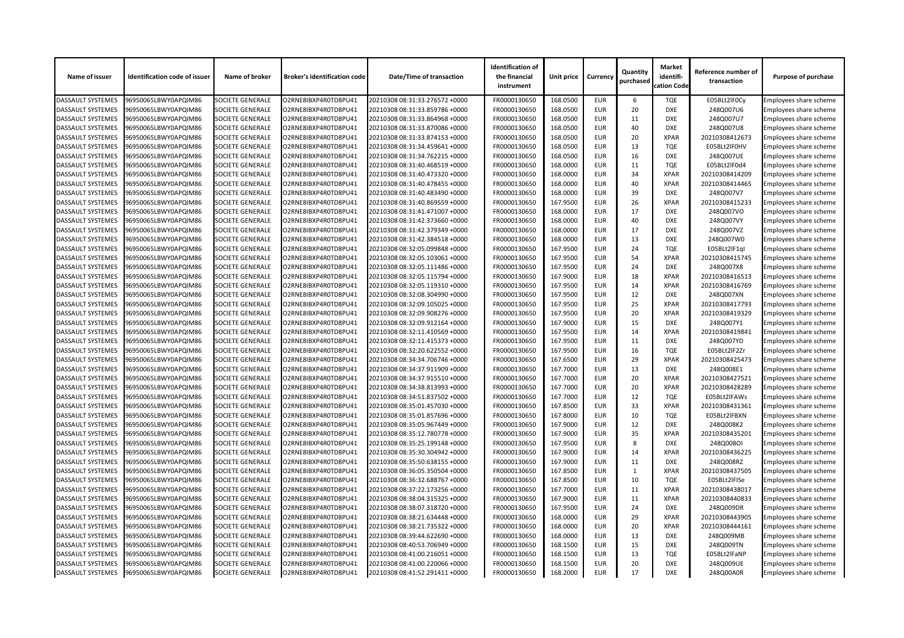| Name of issuer | Identification code of issuer | Name of broker | Broker's identification code | Date/Time of transaction | Identification of the financial instrument | Unit price | Currency | Quantity purchased | Market identifi-cation Code | Reference number of transaction | Purpose of purchase |
|---|---|---|---|---|---|---|---|---|---|---|---|
| DASSAULT SYSTEMES | 96950065LBWY0APQIM86 | SOCIETE GENERALE | O2RNE8IBXP4R0TD8PU41 | 20210308 08:31:33.276572 +0000 | FR0000130650 | 168.0500 | EUR | 6 | TQE | E05BLt2lF0Cy | Employees share scheme |
| DASSAULT SYSTEMES | 96950065LBWY0APQIM86 | SOCIETE GENERALE | O2RNE8IBXP4R0TD8PU41 | 20210308 08:31:33.859786 +0000 | FR0000130650 | 168.0500 | EUR | 20 | DXE | 248Q007U6 | Employees share scheme |
| DASSAULT SYSTEMES | 96950065LBWY0APQIM86 | SOCIETE GENERALE | O2RNE8IBXP4R0TD8PU41 | 20210308 08:31:33.864968 +0000 | FR0000130650 | 168.0500 | EUR | 11 | DXE | 248Q007U7 | Employees share scheme |
| DASSAULT SYSTEMES | 96950065LBWY0APQIM86 | SOCIETE GENERALE | O2RNE8IBXP4R0TD8PU41 | 20210308 08:31:33.870086 +0000 | FR0000130650 | 168.0500 | EUR | 40 | DXE | 248Q007U8 | Employees share scheme |
| DASSAULT SYSTEMES | 96950065LBWY0APQIM86 | SOCIETE GENERALE | O2RNE8IBXP4R0TD8PU41 | 20210308 08:31:33.874153 +0000 | FR0000130650 | 168.0500 | EUR | 20 | XPAR | 20210308412673 | Employees share scheme |
| DASSAULT SYSTEMES | 96950065LBWY0APQIM86 | SOCIETE GENERALE | O2RNE8IBXP4R0TD8PU41 | 20210308 08:31:34.459641 +0000 | FR0000130650 | 168.0500 | EUR | 13 | TQE | E05BLt2lF0HV | Employees share scheme |
| DASSAULT SYSTEMES | 96950065LBWY0APQIM86 | SOCIETE GENERALE | O2RNE8IBXP4R0TD8PU41 | 20210308 08:31:34.762215 +0000 | FR0000130650 | 168.0500 | EUR | 16 | DXE | 248Q007UE | Employees share scheme |
| DASSAULT SYSTEMES | 96950065LBWY0APQIM86 | SOCIETE GENERALE | O2RNE8IBXP4R0TD8PU41 | 20210308 08:31:40.468519 +0000 | FR0000130650 | 168.0000 | EUR | 11 | TQE | E05BLt2lF0d4 | Employees share scheme |
| DASSAULT SYSTEMES | 96950065LBWY0APQIM86 | SOCIETE GENERALE | O2RNE8IBXP4R0TD8PU41 | 20210308 08:31:40.473320 +0000 | FR0000130650 | 168.0000 | EUR | 34 | XPAR | 20210308414209 | Employees share scheme |
| DASSAULT SYSTEMES | 96950065LBWY0APQIM86 | SOCIETE GENERALE | O2RNE8IBXP4R0TD8PU41 | 20210308 08:31:40.478455 +0000 | FR0000130650 | 168.0000 | EUR | 40 | XPAR | 20210308414465 | Employees share scheme |
| DASSAULT SYSTEMES | 96950065LBWY0APQIM86 | SOCIETE GENERALE | O2RNE8IBXP4R0TD8PU41 | 20210308 08:31:40.483490 +0000 | FR0000130650 | 168.0000 | EUR | 39 | DXE | 248Q007V7 | Employees share scheme |
| DASSAULT SYSTEMES | 96950065LBWY0APQIM86 | SOCIETE GENERALE | O2RNE8IBXP4R0TD8PU41 | 20210308 08:31:40.869559 +0000 | FR0000130650 | 167.9500 | EUR | 26 | XPAR | 20210308415233 | Employees share scheme |
| DASSAULT SYSTEMES | 96950065LBWY0APQIM86 | SOCIETE GENERALE | O2RNE8IBXP4R0TD8PU41 | 20210308 08:31:41.471007 +0000 | FR0000130650 | 168.0000 | EUR | 17 | DXE | 248Q007VO | Employees share scheme |
| DASSAULT SYSTEMES | 96950065LBWY0APQIM86 | SOCIETE GENERALE | O2RNE8IBXP4R0TD8PU41 | 20210308 08:31:42.373660 +0000 | FR0000130650 | 168.0000 | EUR | 40 | DXE | 248Q007VY | Employees share scheme |
| DASSAULT SYSTEMES | 96950065LBWY0APQIM86 | SOCIETE GENERALE | O2RNE8IBXP4R0TD8PU41 | 20210308 08:31:42.379349 +0000 | FR0000130650 | 168.0000 | EUR | 17 | DXE | 248Q007VZ | Employees share scheme |
| DASSAULT SYSTEMES | 96950065LBWY0APQIM86 | SOCIETE GENERALE | O2RNE8IBXP4R0TD8PU41 | 20210308 08:31:42.384518 +0000 | FR0000130650 | 168.0000 | EUR | 13 | DXE | 248Q007W0 | Employees share scheme |
| DASSAULT SYSTEMES | 96950065LBWY0APQIM86 | SOCIETE GENERALE | O2RNE8IBXP4R0TD8PU41 | 20210308 08:32:05.099848 +0000 | FR0000130650 | 167.9500 | EUR | 24 | TQE | E05BLt2lF1ql | Employees share scheme |
| DASSAULT SYSTEMES | 96950065LBWY0APQIM86 | SOCIETE GENERALE | O2RNE8IBXP4R0TD8PU41 | 20210308 08:32:05.103061 +0000 | FR0000130650 | 167.9500 | EUR | 54 | XPAR | 20210308415745 | Employees share scheme |
| DASSAULT SYSTEMES | 96950065LBWY0APQIM86 | SOCIETE GENERALE | O2RNE8IBXP4R0TD8PU41 | 20210308 08:32:05.111486 +0000 | FR0000130650 | 167.9500 | EUR | 24 | DXE | 248Q007X8 | Employees share scheme |
| DASSAULT SYSTEMES | 96950065LBWY0APQIM86 | SOCIETE GENERALE | O2RNE8IBXP4R0TD8PU41 | 20210308 08:32:05.115794 +0000 | FR0000130650 | 167.9000 | EUR | 18 | XPAR | 20210308416513 | Employees share scheme |
| DASSAULT SYSTEMES | 96950065LBWY0APQIM86 | SOCIETE GENERALE | O2RNE8IBXP4R0TD8PU41 | 20210308 08:32:05.119310 +0000 | FR0000130650 | 167.9500 | EUR | 14 | XPAR | 20210308416769 | Employees share scheme |
| DASSAULT SYSTEMES | 96950065LBWY0APQIM86 | SOCIETE GENERALE | O2RNE8IBXP4R0TD8PU41 | 20210308 08:32:08.304990 +0000 | FR0000130650 | 167.9500 | EUR | 12 | DXE | 248Q007XN | Employees share scheme |
| DASSAULT SYSTEMES | 96950065LBWY0APQIM86 | SOCIETE GENERALE | O2RNE8IBXP4R0TD8PU41 | 20210308 08:32:09.105025 +0000 | FR0000130650 | 167.9500 | EUR | 25 | XPAR | 20210308417793 | Employees share scheme |
| DASSAULT SYSTEMES | 96950065LBWY0APQIM86 | SOCIETE GENERALE | O2RNE8IBXP4R0TD8PU41 | 20210308 08:32:09.908276 +0000 | FR0000130650 | 167.9500 | EUR | 20 | XPAR | 20210308419329 | Employees share scheme |
| DASSAULT SYSTEMES | 96950065LBWY0APQIM86 | SOCIETE GENERALE | O2RNE8IBXP4R0TD8PU41 | 20210308 08:32:09.912164 +0000 | FR0000130650 | 167.9000 | EUR | 15 | DXE | 248Q007Y1 | Employees share scheme |
| DASSAULT SYSTEMES | 96950065LBWY0APQIM86 | SOCIETE GENERALE | O2RNE8IBXP4R0TD8PU41 | 20210308 08:32:11.410569 +0000 | FR0000130650 | 167.9500 | EUR | 14 | XPAR | 20210308419841 | Employees share scheme |
| DASSAULT SYSTEMES | 96950065LBWY0APQIM86 | SOCIETE GENERALE | O2RNE8IBXP4R0TD8PU41 | 20210308 08:32:11.415373 +0000 | FR0000130650 | 167.9500 | EUR | 11 | DXE | 248Q007YD | Employees share scheme |
| DASSAULT SYSTEMES | 96950065LBWY0APQIM86 | SOCIETE GENERALE | O2RNE8IBXP4R0TD8PU41 | 20210308 08:32:20.622552 +0000 | FR0000130650 | 167.9500 | EUR | 16 | TQE | E05BLt2lF2Zr | Employees share scheme |
| DASSAULT SYSTEMES | 96950065LBWY0APQIM86 | SOCIETE GENERALE | O2RNE8IBXP4R0TD8PU41 | 20210308 08:34:34.706746 +0000 | FR0000130650 | 167.6500 | EUR | 29 | XPAR | 20210308425473 | Employees share scheme |
| DASSAULT SYSTEMES | 96950065LBWY0APQIM86 | SOCIETE GENERALE | O2RNE8IBXP4R0TD8PU41 | 20210308 08:34:37.911909 +0000 | FR0000130650 | 167.7000 | EUR | 13 | DXE | 248Q008E1 | Employees share scheme |
| DASSAULT SYSTEMES | 96950065LBWY0APQIM86 | SOCIETE GENERALE | O2RNE8IBXP4R0TD8PU41 | 20210308 08:34:37.915510 +0000 | FR0000130650 | 167.7000 | EUR | 20 | XPAR | 20210308427521 | Employees share scheme |
| DASSAULT SYSTEMES | 96950065LBWY0APQIM86 | SOCIETE GENERALE | O2RNE8IBXP4R0TD8PU41 | 20210308 08:34:38.813993 +0000 | FR0000130650 | 167.7000 | EUR | 20 | XPAR | 20210308428289 | Employees share scheme |
| DASSAULT SYSTEMES | 96950065LBWY0APQIM86 | SOCIETE GENERALE | O2RNE8IBXP4R0TD8PU41 | 20210308 08:34:51.837502 +0000 | FR0000130650 | 167.7000 | EUR | 12 | TQE | E05BLt2lFAWs | Employees share scheme |
| DASSAULT SYSTEMES | 96950065LBWY0APQIM86 | SOCIETE GENERALE | O2RNE8IBXP4R0TD8PU41 | 20210308 08:35:01.457030 +0000 | FR0000130650 | 167.8500 | EUR | 33 | XPAR | 20210308431361 | Employees share scheme |
| DASSAULT SYSTEMES | 96950065LBWY0APQIM86 | SOCIETE GENERALE | O2RNE8IBXP4R0TD8PU41 | 20210308 08:35:01.857696 +0000 | FR0000130650 | 167.8000 | EUR | 10 | TQE | E05BLt2lFBXN | Employees share scheme |
| DASSAULT SYSTEMES | 96950065LBWY0APQIM86 | SOCIETE GENERALE | O2RNE8IBXP4R0TD8PU41 | 20210308 08:35:05.967449 +0000 | FR0000130650 | 167.9000 | EUR | 12 | DXE | 248Q008K2 | Employees share scheme |
| DASSAULT SYSTEMES | 96950065LBWY0APQIM86 | SOCIETE GENERALE | O2RNE8IBXP4R0TD8PU41 | 20210308 08:35:12.780778 +0000 | FR0000130650 | 167.9000 | EUR | 35 | XPAR | 20210308435201 | Employees share scheme |
| DASSAULT SYSTEMES | 96950065LBWY0APQIM86 | SOCIETE GENERALE | O2RNE8IBXP4R0TD8PU41 | 20210308 08:35:25.199148 +0000 | FR0000130650 | 167.9500 | EUR | 8 | DXE | 248Q008OI | Employees share scheme |
| DASSAULT SYSTEMES | 96950065LBWY0APQIM86 | SOCIETE GENERALE | O2RNE8IBXP4R0TD8PU41 | 20210308 08:35:30.304942 +0000 | FR0000130650 | 167.9000 | EUR | 14 | XPAR | 20210308436225 | Employees share scheme |
| DASSAULT SYSTEMES | 96950065LBWY0APQIM86 | SOCIETE GENERALE | O2RNE8IBXP4R0TD8PU41 | 20210308 08:35:50.638155 +0000 | FR0000130650 | 167.9000 | EUR | 11 | DXE | 248Q008RZ | Employees share scheme |
| DASSAULT SYSTEMES | 96950065LBWY0APQIM86 | SOCIETE GENERALE | O2RNE8IBXP4R0TD8PU41 | 20210308 08:36:05.350504 +0000 | FR0000130650 | 167.8500 | EUR | 1 | XPAR | 20210308437505 | Employees share scheme |
| DASSAULT SYSTEMES | 96950065LBWY0APQIM86 | SOCIETE GENERALE | O2RNE8IBXP4R0TD8PU41 | 20210308 08:36:32.688767 +0000 | FR0000130650 | 167.8500 | EUR | 10 | TQE | E05BLt2lFISe | Employees share scheme |
| DASSAULT SYSTEMES | 96950065LBWY0APQIM86 | SOCIETE GENERALE | O2RNE8IBXP4R0TD8PU41 | 20210308 08:37:22.173256 +0000 | FR0000130650 | 167.7000 | EUR | 11 | XPAR | 20210308438017 | Employees share scheme |
| DASSAULT SYSTEMES | 96950065LBWY0APQIM86 | SOCIETE GENERALE | O2RNE8IBXP4R0TD8PU41 | 20210308 08:38:04.315325 +0000 | FR0000130650 | 167.9000 | EUR | 11 | XPAR | 20210308440833 | Employees share scheme |
| DASSAULT SYSTEMES | 96950065LBWY0APQIM86 | SOCIETE GENERALE | O2RNE8IBXP4R0TD8PU41 | 20210308 08:38:07.318720 +0000 | FR0000130650 | 167.9500 | EUR | 24 | DXE | 248Q009DR | Employees share scheme |
| DASSAULT SYSTEMES | 96950065LBWY0APQIM86 | SOCIETE GENERALE | O2RNE8IBXP4R0TD8PU41 | 20210308 08:38:21.634448 +0000 | FR0000130650 | 168.0000 | EUR | 29 | XPAR | 20210308443905 | Employees share scheme |
| DASSAULT SYSTEMES | 96950065LBWY0APQIM86 | SOCIETE GENERALE | O2RNE8IBXP4R0TD8PU41 | 20210308 08:38:21.735322 +0000 | FR0000130650 | 168.0000 | EUR | 20 | XPAR | 20210308444161 | Employees share scheme |
| DASSAULT SYSTEMES | 96950065LBWY0APQIM86 | SOCIETE GENERALE | O2RNE8IBXP4R0TD8PU41 | 20210308 08:39:44.622690 +0000 | FR0000130650 | 168.0000 | EUR | 13 | DXE | 248Q009MB | Employees share scheme |
| DASSAULT SYSTEMES | 96950065LBWY0APQIM86 | SOCIETE GENERALE | O2RNE8IBXP4R0TD8PU41 | 20210308 08:40:53.706949 +0000 | FR0000130650 | 168.1500 | EUR | 15 | DXE | 248Q009TN | Employees share scheme |
| DASSAULT SYSTEMES | 96950065LBWY0APQIM86 | SOCIETE GENERALE | O2RNE8IBXP4R0TD8PU41 | 20210308 08:41:00.216051 +0000 | FR0000130650 | 168.1500 | EUR | 13 | TQE | E05BLt2lFaNP | Employees share scheme |
| DASSAULT SYSTEMES | 96950065LBWY0APQIM86 | SOCIETE GENERALE | O2RNE8IBXP4R0TD8PU41 | 20210308 08:41:00.220066 +0000 | FR0000130650 | 168.1500 | EUR | 20 | DXE | 248Q009UE | Employees share scheme |
| DASSAULT SYSTEMES | 96950065LBWY0APQIM86 | SOCIETE GENERALE | O2RNE8IBXP4R0TD8PU41 | 20210308 08:41:52.291411 +0000 | FR0000130650 | 168.2000 | EUR | 17 | DXE | 248Q00A0R | Employees share scheme |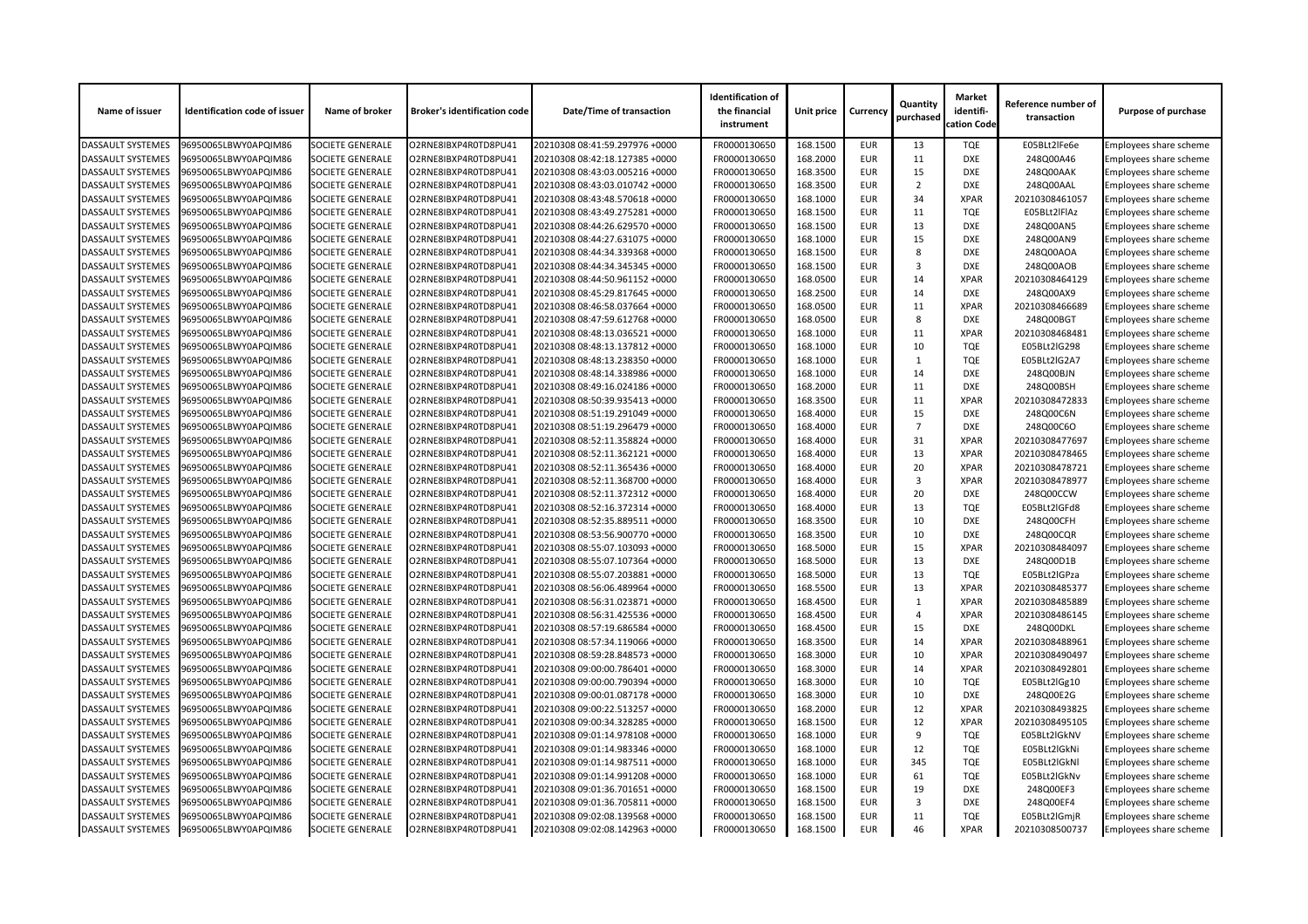| Name of issuer | Identification code of issuer | Name of broker | Broker's identification code | Date/Time of transaction | Identification of the financial instrument | Unit price | Currency | Quantity purchased | Market identification Code | Reference number of transaction | Purpose of purchase |
|---|---|---|---|---|---|---|---|---|---|---|---|
| DASSAULT SYSTEMES | 96950065LBWY0APQIM86 | SOCIETE GENERALE | O2RNE8IBXP4R0TD8PU41 | 20210308 08:41:59.297976 +0000 | FR0000130650 | 168.1500 | EUR | 13 | TQE | E05BLt2lFe6e | Employees share scheme |
| DASSAULT SYSTEMES | 96950065LBWY0APQIM86 | SOCIETE GENERALE | O2RNE8IBXP4R0TD8PU41 | 20210308 08:42:18.127385 +0000 | FR0000130650 | 168.2000 | EUR | 11 | DXE | 248Q00A46 | Employees share scheme |
| DASSAULT SYSTEMES | 96950065LBWY0APQIM86 | SOCIETE GENERALE | O2RNE8IBXP4R0TD8PU41 | 20210308 08:43:03.005216 +0000 | FR0000130650 | 168.3500 | EUR | 15 | DXE | 248Q00AAK | Employees share scheme |
| DASSAULT SYSTEMES | 96950065LBWY0APQIM86 | SOCIETE GENERALE | O2RNE8IBXP4R0TD8PU41 | 20210308 08:43:03.010742 +0000 | FR0000130650 | 168.3500 | EUR | 2 | DXE | 248Q00AAL | Employees share scheme |
| DASSAULT SYSTEMES | 96950065LBWY0APQIM86 | SOCIETE GENERALE | O2RNE8IBXP4R0TD8PU41 | 20210308 08:43:48.570618 +0000 | FR0000130650 | 168.1000 | EUR | 34 | XPAR | 20210308461057 | Employees share scheme |
| DASSAULT SYSTEMES | 96950065LBWY0APQIM86 | SOCIETE GENERALE | O2RNE8IBXP4R0TD8PU41 | 20210308 08:43:49.275281 +0000 | FR0000130650 | 168.1500 | EUR | 11 | TQE | E05BLt2lFlAz | Employees share scheme |
| DASSAULT SYSTEMES | 96950065LBWY0APQIM86 | SOCIETE GENERALE | O2RNE8IBXP4R0TD8PU41 | 20210308 08:44:26.629570 +0000 | FR0000130650 | 168.1500 | EUR | 13 | DXE | 248Q00AN5 | Employees share scheme |
| DASSAULT SYSTEMES | 96950065LBWY0APQIM86 | SOCIETE GENERALE | O2RNE8IBXP4R0TD8PU41 | 20210308 08:44:27.631075 +0000 | FR0000130650 | 168.1000 | EUR | 15 | DXE | 248Q00AN9 | Employees share scheme |
| DASSAULT SYSTEMES | 96950065LBWY0APQIM86 | SOCIETE GENERALE | O2RNE8IBXP4R0TD8PU41 | 20210308 08:44:34.339368 +0000 | FR0000130650 | 168.1500 | EUR | 8 | DXE | 248Q00AOA | Employees share scheme |
| DASSAULT SYSTEMES | 96950065LBWY0APQIM86 | SOCIETE GENERALE | O2RNE8IBXP4R0TD8PU41 | 20210308 08:44:34.345345 +0000 | FR0000130650 | 168.1500 | EUR | 3 | DXE | 248Q00AOB | Employees share scheme |
| DASSAULT SYSTEMES | 96950065LBWY0APQIM86 | SOCIETE GENERALE | O2RNE8IBXP4R0TD8PU41 | 20210308 08:44:50.961152 +0000 | FR0000130650 | 168.0500 | EUR | 14 | XPAR | 20210308464129 | Employees share scheme |
| DASSAULT SYSTEMES | 96950065LBWY0APQIM86 | SOCIETE GENERALE | O2RNE8IBXP4R0TD8PU41 | 20210308 08:45:29.817645 +0000 | FR0000130650 | 168.2500 | EUR | 14 | DXE | 248Q00AX9 | Employees share scheme |
| DASSAULT SYSTEMES | 96950065LBWY0APQIM86 | SOCIETE GENERALE | O2RNE8IBXP4R0TD8PU41 | 20210308 08:46:58.037664 +0000 | FR0000130650 | 168.0500 | EUR | 11 | XPAR | 20210308466689 | Employees share scheme |
| DASSAULT SYSTEMES | 96950065LBWY0APQIM86 | SOCIETE GENERALE | O2RNE8IBXP4R0TD8PU41 | 20210308 08:47:59.612768 +0000 | FR0000130650 | 168.0500 | EUR | 8 | DXE | 248Q00BGT | Employees share scheme |
| DASSAULT SYSTEMES | 96950065LBWY0APQIM86 | SOCIETE GENERALE | O2RNE8IBXP4R0TD8PU41 | 20210308 08:48:13.036521 +0000 | FR0000130650 | 168.1000 | EUR | 11 | XPAR | 20210308468481 | Employees share scheme |
| DASSAULT SYSTEMES | 96950065LBWY0APQIM86 | SOCIETE GENERALE | O2RNE8IBXP4R0TD8PU41 | 20210308 08:48:13.137812 +0000 | FR0000130650 | 168.1000 | EUR | 10 | TQE | E05BLt2lG298 | Employees share scheme |
| DASSAULT SYSTEMES | 96950065LBWY0APQIM86 | SOCIETE GENERALE | O2RNE8IBXP4R0TD8PU41 | 20210308 08:48:13.238350 +0000 | FR0000130650 | 168.1000 | EUR | 1 | TQE | E05BLt2lG2A7 | Employees share scheme |
| DASSAULT SYSTEMES | 96950065LBWY0APQIM86 | SOCIETE GENERALE | O2RNE8IBXP4R0TD8PU41 | 20210308 08:48:14.338986 +0000 | FR0000130650 | 168.1000 | EUR | 14 | DXE | 248Q00BJN | Employees share scheme |
| DASSAULT SYSTEMES | 96950065LBWY0APQIM86 | SOCIETE GENERALE | O2RNE8IBXP4R0TD8PU41 | 20210308 08:49:16.024186 +0000 | FR0000130650 | 168.2000 | EUR | 11 | DXE | 248Q00BSH | Employees share scheme |
| DASSAULT SYSTEMES | 96950065LBWY0APQIM86 | SOCIETE GENERALE | O2RNE8IBXP4R0TD8PU41 | 20210308 08:50:39.935413 +0000 | FR0000130650 | 168.3500 | EUR | 11 | XPAR | 20210308472833 | Employees share scheme |
| DASSAULT SYSTEMES | 96950065LBWY0APQIM86 | SOCIETE GENERALE | O2RNE8IBXP4R0TD8PU41 | 20210308 08:51:19.291049 +0000 | FR0000130650 | 168.4000 | EUR | 15 | DXE | 248Q00C6N | Employees share scheme |
| DASSAULT SYSTEMES | 96950065LBWY0APQIM86 | SOCIETE GENERALE | O2RNE8IBXP4R0TD8PU41 | 20210308 08:51:19.296479 +0000 | FR0000130650 | 168.4000 | EUR | 7 | DXE | 248Q00C6O | Employees share scheme |
| DASSAULT SYSTEMES | 96950065LBWY0APQIM86 | SOCIETE GENERALE | O2RNE8IBXP4R0TD8PU41 | 20210308 08:52:11.358824 +0000 | FR0000130650 | 168.4000 | EUR | 31 | XPAR | 20210308477697 | Employees share scheme |
| DASSAULT SYSTEMES | 96950065LBWY0APQIM86 | SOCIETE GENERALE | O2RNE8IBXP4R0TD8PU41 | 20210308 08:52:11.362121 +0000 | FR0000130650 | 168.4000 | EUR | 13 | XPAR | 20210308478465 | Employees share scheme |
| DASSAULT SYSTEMES | 96950065LBWY0APQIM86 | SOCIETE GENERALE | O2RNE8IBXP4R0TD8PU41 | 20210308 08:52:11.365436 +0000 | FR0000130650 | 168.4000 | EUR | 20 | XPAR | 20210308478721 | Employees share scheme |
| DASSAULT SYSTEMES | 96950065LBWY0APQIM86 | SOCIETE GENERALE | O2RNE8IBXP4R0TD8PU41 | 20210308 08:52:11.368700 +0000 | FR0000130650 | 168.4000 | EUR | 3 | XPAR | 20210308478977 | Employees share scheme |
| DASSAULT SYSTEMES | 96950065LBWY0APQIM86 | SOCIETE GENERALE | O2RNE8IBXP4R0TD8PU41 | 20210308 08:52:11.372312 +0000 | FR0000130650 | 168.4000 | EUR | 20 | DXE | 248Q00CCW | Employees share scheme |
| DASSAULT SYSTEMES | 96950065LBWY0APQIM86 | SOCIETE GENERALE | O2RNE8IBXP4R0TD8PU41 | 20210308 08:52:16.372314 +0000 | FR0000130650 | 168.4000 | EUR | 13 | TQE | E05BLt2lGFd8 | Employees share scheme |
| DASSAULT SYSTEMES | 96950065LBWY0APQIM86 | SOCIETE GENERALE | O2RNE8IBXP4R0TD8PU41 | 20210308 08:52:35.889511 +0000 | FR0000130650 | 168.3500 | EUR | 10 | DXE | 248Q00CFH | Employees share scheme |
| DASSAULT SYSTEMES | 96950065LBWY0APQIM86 | SOCIETE GENERALE | O2RNE8IBXP4R0TD8PU41 | 20210308 08:53:56.900770 +0000 | FR0000130650 | 168.3500 | EUR | 10 | DXE | 248Q00CQR | Employees share scheme |
| DASSAULT SYSTEMES | 96950065LBWY0APQIM86 | SOCIETE GENERALE | O2RNE8IBXP4R0TD8PU41 | 20210308 08:55:07.103093 +0000 | FR0000130650 | 168.5000 | EUR | 15 | XPAR | 20210308484097 | Employees share scheme |
| DASSAULT SYSTEMES | 96950065LBWY0APQIM86 | SOCIETE GENERALE | O2RNE8IBXP4R0TD8PU41 | 20210308 08:55:07.107364 +0000 | FR0000130650 | 168.5000 | EUR | 13 | DXE | 248Q00D1B | Employees share scheme |
| DASSAULT SYSTEMES | 96950065LBWY0APQIM86 | SOCIETE GENERALE | O2RNE8IBXP4R0TD8PU41 | 20210308 08:55:07.203881 +0000 | FR0000130650 | 168.5000 | EUR | 13 | TQE | E05BLt2lGPza | Employees share scheme |
| DASSAULT SYSTEMES | 96950065LBWY0APQIM86 | SOCIETE GENERALE | O2RNE8IBXP4R0TD8PU41 | 20210308 08:56:06.489964 +0000 | FR0000130650 | 168.5500 | EUR | 13 | XPAR | 20210308485377 | Employees share scheme |
| DASSAULT SYSTEMES | 96950065LBWY0APQIM86 | SOCIETE GENERALE | O2RNE8IBXP4R0TD8PU41 | 20210308 08:56:31.023871 +0000 | FR0000130650 | 168.4500 | EUR | 1 | XPAR | 20210308485889 | Employees share scheme |
| DASSAULT SYSTEMES | 96950065LBWY0APQIM86 | SOCIETE GENERALE | O2RNE8IBXP4R0TD8PU41 | 20210308 08:56:31.425536 +0000 | FR0000130650 | 168.4500 | EUR | 4 | XPAR | 20210308486145 | Employees share scheme |
| DASSAULT SYSTEMES | 96950065LBWY0APQIM86 | SOCIETE GENERALE | O2RNE8IBXP4R0TD8PU41 | 20210308 08:57:19.686584 +0000 | FR0000130650 | 168.4500 | EUR | 15 | DXE | 248Q00DKL | Employees share scheme |
| DASSAULT SYSTEMES | 96950065LBWY0APQIM86 | SOCIETE GENERALE | O2RNE8IBXP4R0TD8PU41 | 20210308 08:57:34.119066 +0000 | FR0000130650 | 168.3500 | EUR | 14 | XPAR | 20210308488961 | Employees share scheme |
| DASSAULT SYSTEMES | 96950065LBWY0APQIM86 | SOCIETE GENERALE | O2RNE8IBXP4R0TD8PU41 | 20210308 08:59:28.848573 +0000 | FR0000130650 | 168.3000 | EUR | 10 | XPAR | 20210308490497 | Employees share scheme |
| DASSAULT SYSTEMES | 96950065LBWY0APQIM86 | SOCIETE GENERALE | O2RNE8IBXP4R0TD8PU41 | 20210308 09:00:00.786401 +0000 | FR0000130650 | 168.3000 | EUR | 14 | XPAR | 20210308492801 | Employees share scheme |
| DASSAULT SYSTEMES | 96950065LBWY0APQIM86 | SOCIETE GENERALE | O2RNE8IBXP4R0TD8PU41 | 20210308 09:00:00.790394 +0000 | FR0000130650 | 168.3000 | EUR | 10 | TQE | E05BLt2lGg10 | Employees share scheme |
| DASSAULT SYSTEMES | 96950065LBWY0APQIM86 | SOCIETE GENERALE | O2RNE8IBXP4R0TD8PU41 | 20210308 09:00:01.087178 +0000 | FR0000130650 | 168.3000 | EUR | 10 | DXE | 248Q00E2G | Employees share scheme |
| DASSAULT SYSTEMES | 96950065LBWY0APQIM86 | SOCIETE GENERALE | O2RNE8IBXP4R0TD8PU41 | 20210308 09:00:22.513257 +0000 | FR0000130650 | 168.2000 | EUR | 12 | XPAR | 20210308493825 | Employees share scheme |
| DASSAULT SYSTEMES | 96950065LBWY0APQIM86 | SOCIETE GENERALE | O2RNE8IBXP4R0TD8PU41 | 20210308 09:00:34.328285 +0000 | FR0000130650 | 168.1500 | EUR | 12 | XPAR | 20210308495105 | Employees share scheme |
| DASSAULT SYSTEMES | 96950065LBWY0APQIM86 | SOCIETE GENERALE | O2RNE8IBXP4R0TD8PU41 | 20210308 09:01:14.978108 +0000 | FR0000130650 | 168.1000 | EUR | 9 | TQE | E05BLt2lGkNV | Employees share scheme |
| DASSAULT SYSTEMES | 96950065LBWY0APQIM86 | SOCIETE GENERALE | O2RNE8IBXP4R0TD8PU41 | 20210308 09:01:14.983346 +0000 | FR0000130650 | 168.1000 | EUR | 12 | TQE | E05BLt2lGkNi | Employees share scheme |
| DASSAULT SYSTEMES | 96950065LBWY0APQIM86 | SOCIETE GENERALE | O2RNE8IBXP4R0TD8PU41 | 20210308 09:01:14.987511 +0000 | FR0000130650 | 168.1000 | EUR | 345 | TQE | E05BLt2lGkNl | Employees share scheme |
| DASSAULT SYSTEMES | 96950065LBWY0APQIM86 | SOCIETE GENERALE | O2RNE8IBXP4R0TD8PU41 | 20210308 09:01:14.991208 +0000 | FR0000130650 | 168.1000 | EUR | 61 | TQE | E05BLt2lGkNv | Employees share scheme |
| DASSAULT SYSTEMES | 96950065LBWY0APQIM86 | SOCIETE GENERALE | O2RNE8IBXP4R0TD8PU41 | 20210308 09:01:36.701651 +0000 | FR0000130650 | 168.1500 | EUR | 19 | DXE | 248Q00EF3 | Employees share scheme |
| DASSAULT SYSTEMES | 96950065LBWY0APQIM86 | SOCIETE GENERALE | O2RNE8IBXP4R0TD8PU41 | 20210308 09:01:36.705811 +0000 | FR0000130650 | 168.1500 | EUR | 3 | DXE | 248Q00EF4 | Employees share scheme |
| DASSAULT SYSTEMES | 96950065LBWY0APQIM86 | SOCIETE GENERALE | O2RNE8IBXP4R0TD8PU41 | 20210308 09:02:08.139568 +0000 | FR0000130650 | 168.1500 | EUR | 11 | TQE | E05BLt2lGmjR | Employees share scheme |
| DASSAULT SYSTEMES | 96950065LBWY0APQIM86 | SOCIETE GENERALE | O2RNE8IBXP4R0TD8PU41 | 20210308 09:02:08.142963 +0000 | FR0000130650 | 168.1500 | EUR | 46 | XPAR | 20210308500737 | Employees share scheme |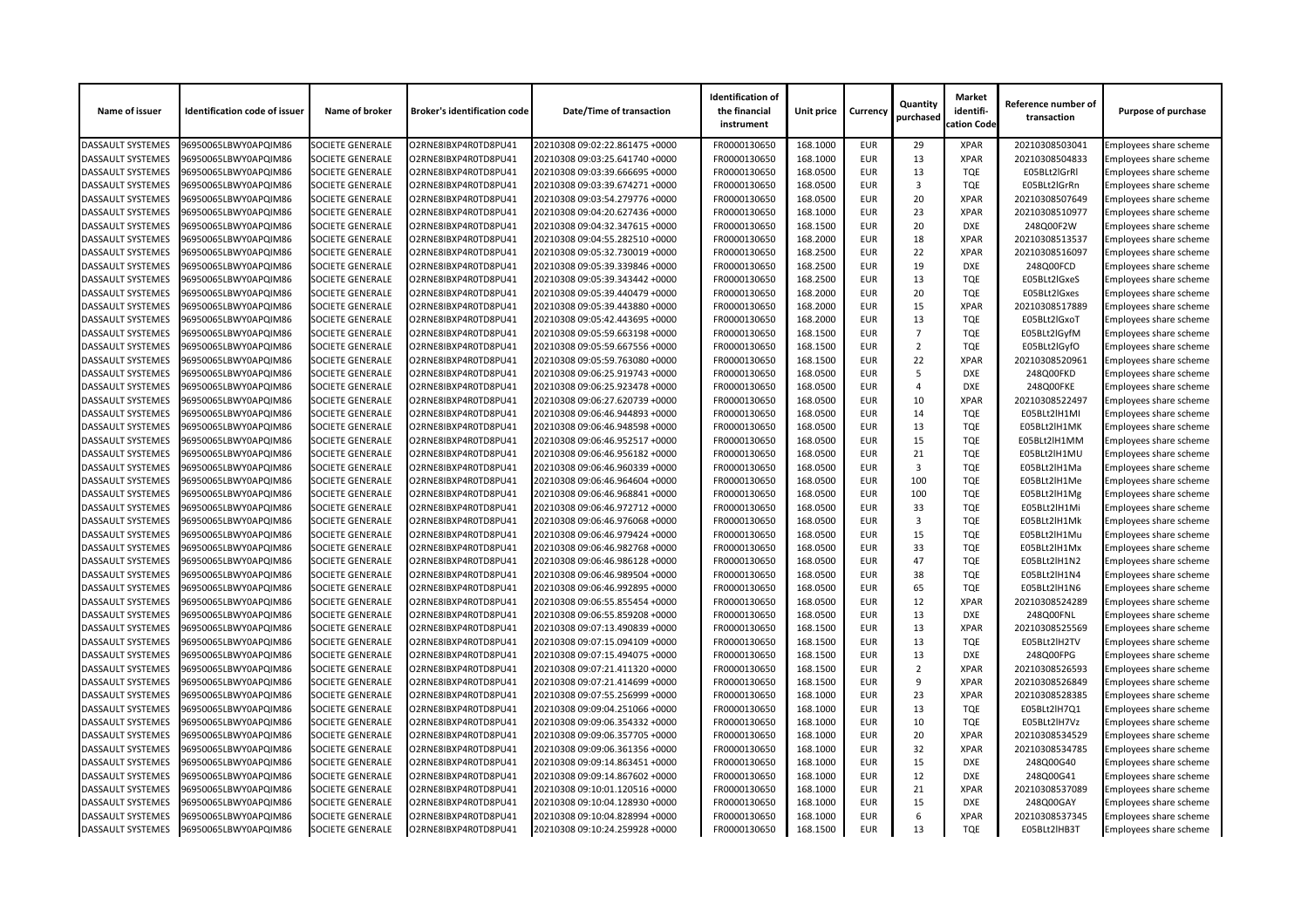| Name of issuer | Identification code of issuer | Name of broker | Broker's identification code | Date/Time of transaction | Identification of the financial instrument | Unit price | Currency | Quantity purchased | Market identifi-cation Code | Reference number of transaction | Purpose of purchase |
|---|---|---|---|---|---|---|---|---|---|---|---|
| DASSAULT SYSTEMES | 96950065LBWY0APQIM86 | SOCIETE GENERALE | O2RNE8IBXP4R0TD8PU41 | 20210308 09:02:22.861475 +0000 | FR0000130650 | 168.1000 | EUR | 29 | XPAR | 20210308503041 | Employees share scheme |
| DASSAULT SYSTEMES | 96950065LBWY0APQIM86 | SOCIETE GENERALE | O2RNE8IBXP4R0TD8PU41 | 20210308 09:03:25.641740 +0000 | FR0000130650 | 168.1000 | EUR | 13 | XPAR | 20210308504833 | Employees share scheme |
| DASSAULT SYSTEMES | 96950065LBWY0APQIM86 | SOCIETE GENERALE | O2RNE8IBXP4R0TD8PU41 | 20210308 09:03:39.666695 +0000 | FR0000130650 | 168.0500 | EUR | 13 | TQE | E05BLt2lGrRl | Employees share scheme |
| DASSAULT SYSTEMES | 96950065LBWY0APQIM86 | SOCIETE GENERALE | O2RNE8IBXP4R0TD8PU41 | 20210308 09:03:39.674271 +0000 | FR0000130650 | 168.0500 | EUR | 3 | TQE | E05BLt2lGrRn | Employees share scheme |
| DASSAULT SYSTEMES | 96950065LBWY0APQIM86 | SOCIETE GENERALE | O2RNE8IBXP4R0TD8PU41 | 20210308 09:03:54.279776 +0000 | FR0000130650 | 168.0500 | EUR | 20 | XPAR | 20210308507649 | Employees share scheme |
| DASSAULT SYSTEMES | 96950065LBWY0APQIM86 | SOCIETE GENERALE | O2RNE8IBXP4R0TD8PU41 | 20210308 09:04:20.627436 +0000 | FR0000130650 | 168.1000 | EUR | 23 | XPAR | 20210308510977 | Employees share scheme |
| DASSAULT SYSTEMES | 96950065LBWY0APQIM86 | SOCIETE GENERALE | O2RNE8IBXP4R0TD8PU41 | 20210308 09:04:32.347615 +0000 | FR0000130650 | 168.1500 | EUR | 20 | DXE | 248Q00F2W | Employees share scheme |
| DASSAULT SYSTEMES | 96950065LBWY0APQIM86 | SOCIETE GENERALE | O2RNE8IBXP4R0TD8PU41 | 20210308 09:04:55.282510 +0000 | FR0000130650 | 168.2000 | EUR | 18 | XPAR | 20210308513537 | Employees share scheme |
| DASSAULT SYSTEMES | 96950065LBWY0APQIM86 | SOCIETE GENERALE | O2RNE8IBXP4R0TD8PU41 | 20210308 09:05:32.730019 +0000 | FR0000130650 | 168.2500 | EUR | 22 | XPAR | 20210308516097 | Employees share scheme |
| DASSAULT SYSTEMES | 96950065LBWY0APQIM86 | SOCIETE GENERALE | O2RNE8IBXP4R0TD8PU41 | 20210308 09:05:39.339846 +0000 | FR0000130650 | 168.2500 | EUR | 19 | DXE | 248Q00FCD | Employees share scheme |
| DASSAULT SYSTEMES | 96950065LBWY0APQIM86 | SOCIETE GENERALE | O2RNE8IBXP4R0TD8PU41 | 20210308 09:05:39.343442 +0000 | FR0000130650 | 168.2500 | EUR | 13 | TQE | E05BLt2lGxeS | Employees share scheme |
| DASSAULT SYSTEMES | 96950065LBWY0APQIM86 | SOCIETE GENERALE | O2RNE8IBXP4R0TD8PU41 | 20210308 09:05:39.440479 +0000 | FR0000130650 | 168.2000 | EUR | 20 | TQE | E05BLt2lGxes | Employees share scheme |
| DASSAULT SYSTEMES | 96950065LBWY0APQIM86 | SOCIETE GENERALE | O2RNE8IBXP4R0TD8PU41 | 20210308 09:05:39.443880 +0000 | FR0000130650 | 168.2000 | EUR | 15 | XPAR | 20210308517889 | Employees share scheme |
| DASSAULT SYSTEMES | 96950065LBWY0APQIM86 | SOCIETE GENERALE | O2RNE8IBXP4R0TD8PU41 | 20210308 09:05:42.443695 +0000 | FR0000130650 | 168.2000 | EUR | 13 | TQE | E05BLt2lGxoT | Employees share scheme |
| DASSAULT SYSTEMES | 96950065LBWY0APQIM86 | SOCIETE GENERALE | O2RNE8IBXP4R0TD8PU41 | 20210308 09:05:59.663198 +0000 | FR0000130650 | 168.1500 | EUR | 7 | TQE | E05BLt2lGyfM | Employees share scheme |
| DASSAULT SYSTEMES | 96950065LBWY0APQIM86 | SOCIETE GENERALE | O2RNE8IBXP4R0TD8PU41 | 20210308 09:05:59.667556 +0000 | FR0000130650 | 168.1500 | EUR | 2 | TQE | E05BLt2lGyfO | Employees share scheme |
| DASSAULT SYSTEMES | 96950065LBWY0APQIM86 | SOCIETE GENERALE | O2RNE8IBXP4R0TD8PU41 | 20210308 09:05:59.763080 +0000 | FR0000130650 | 168.1500 | EUR | 22 | XPAR | 20210308520961 | Employees share scheme |
| DASSAULT SYSTEMES | 96950065LBWY0APQIM86 | SOCIETE GENERALE | O2RNE8IBXP4R0TD8PU41 | 20210308 09:06:25.919743 +0000 | FR0000130650 | 168.0500 | EUR | 5 | DXE | 248Q00FKD | Employees share scheme |
| DASSAULT SYSTEMES | 96950065LBWY0APQIM86 | SOCIETE GENERALE | O2RNE8IBXP4R0TD8PU41 | 20210308 09:06:25.923478 +0000 | FR0000130650 | 168.0500 | EUR | 4 | DXE | 248Q00FKE | Employees share scheme |
| DASSAULT SYSTEMES | 96950065LBWY0APQIM86 | SOCIETE GENERALE | O2RNE8IBXP4R0TD8PU41 | 20210308 09:06:27.620739 +0000 | FR0000130650 | 168.0500 | EUR | 10 | XPAR | 20210308522497 | Employees share scheme |
| DASSAULT SYSTEMES | 96950065LBWY0APQIM86 | SOCIETE GENERALE | O2RNE8IBXP4R0TD8PU41 | 20210308 09:06:46.944893 +0000 | FR0000130650 | 168.0500 | EUR | 14 | TQE | E05BLt2lH1MI | Employees share scheme |
| DASSAULT SYSTEMES | 96950065LBWY0APQIM86 | SOCIETE GENERALE | O2RNE8IBXP4R0TD8PU41 | 20210308 09:06:46.948598 +0000 | FR0000130650 | 168.0500 | EUR | 13 | TQE | E05BLt2lH1MK | Employees share scheme |
| DASSAULT SYSTEMES | 96950065LBWY0APQIM86 | SOCIETE GENERALE | O2RNE8IBXP4R0TD8PU41 | 20210308 09:06:46.952517 +0000 | FR0000130650 | 168.0500 | EUR | 15 | TQE | E05BLt2lH1MM | Employees share scheme |
| DASSAULT SYSTEMES | 96950065LBWY0APQIM86 | SOCIETE GENERALE | O2RNE8IBXP4R0TD8PU41 | 20210308 09:06:46.956182 +0000 | FR0000130650 | 168.0500 | EUR | 21 | TQE | E05BLt2lH1MU | Employees share scheme |
| DASSAULT SYSTEMES | 96950065LBWY0APQIM86 | SOCIETE GENERALE | O2RNE8IBXP4R0TD8PU41 | 20210308 09:06:46.960339 +0000 | FR0000130650 | 168.0500 | EUR | 3 | TQE | E05BLt2lH1Ma | Employees share scheme |
| DASSAULT SYSTEMES | 96950065LBWY0APQIM86 | SOCIETE GENERALE | O2RNE8IBXP4R0TD8PU41 | 20210308 09:06:46.964604 +0000 | FR0000130650 | 168.0500 | EUR | 100 | TQE | E05BLt2lH1Me | Employees share scheme |
| DASSAULT SYSTEMES | 96950065LBWY0APQIM86 | SOCIETE GENERALE | O2RNE8IBXP4R0TD8PU41 | 20210308 09:06:46.968841 +0000 | FR0000130650 | 168.0500 | EUR | 100 | TQE | E05BLt2lH1Mg | Employees share scheme |
| DASSAULT SYSTEMES | 96950065LBWY0APQIM86 | SOCIETE GENERALE | O2RNE8IBXP4R0TD8PU41 | 20210308 09:06:46.972712 +0000 | FR0000130650 | 168.0500 | EUR | 33 | TQE | E05BLt2lH1Mi | Employees share scheme |
| DASSAULT SYSTEMES | 96950065LBWY0APQIM86 | SOCIETE GENERALE | O2RNE8IBXP4R0TD8PU41 | 20210308 09:06:46.976068 +0000 | FR0000130650 | 168.0500 | EUR | 3 | TQE | E05BLt2lH1Mk | Employees share scheme |
| DASSAULT SYSTEMES | 96950065LBWY0APQIM86 | SOCIETE GENERALE | O2RNE8IBXP4R0TD8PU41 | 20210308 09:06:46.979424 +0000 | FR0000130650 | 168.0500 | EUR | 15 | TQE | E05BLt2lH1Mu | Employees share scheme |
| DASSAULT SYSTEMES | 96950065LBWY0APQIM86 | SOCIETE GENERALE | O2RNE8IBXP4R0TD8PU41 | 20210308 09:06:46.982768 +0000 | FR0000130650 | 168.0500 | EUR | 33 | TQE | E05BLt2lH1Mx | Employees share scheme |
| DASSAULT SYSTEMES | 96950065LBWY0APQIM86 | SOCIETE GENERALE | O2RNE8IBXP4R0TD8PU41 | 20210308 09:06:46.986128 +0000 | FR0000130650 | 168.0500 | EUR | 47 | TQE | E05BLt2lH1N2 | Employees share scheme |
| DASSAULT SYSTEMES | 96950065LBWY0APQIM86 | SOCIETE GENERALE | O2RNE8IBXP4R0TD8PU41 | 20210308 09:06:46.989504 +0000 | FR0000130650 | 168.0500 | EUR | 38 | TQE | E05BLt2lH1N4 | Employees share scheme |
| DASSAULT SYSTEMES | 96950065LBWY0APQIM86 | SOCIETE GENERALE | O2RNE8IBXP4R0TD8PU41 | 20210308 09:06:46.992895 +0000 | FR0000130650 | 168.0500 | EUR | 65 | TQE | E05BLt2lH1N6 | Employees share scheme |
| DASSAULT SYSTEMES | 96950065LBWY0APQIM86 | SOCIETE GENERALE | O2RNE8IBXP4R0TD8PU41 | 20210308 09:06:55.855454 +0000 | FR0000130650 | 168.0500 | EUR | 12 | XPAR | 20210308524289 | Employees share scheme |
| DASSAULT SYSTEMES | 96950065LBWY0APQIM86 | SOCIETE GENERALE | O2RNE8IBXP4R0TD8PU41 | 20210308 09:06:55.859208 +0000 | FR0000130650 | 168.0500 | EUR | 13 | DXE | 248Q00FNL | Employees share scheme |
| DASSAULT SYSTEMES | 96950065LBWY0APQIM86 | SOCIETE GENERALE | O2RNE8IBXP4R0TD8PU41 | 20210308 09:07:13.490839 +0000 | FR0000130650 | 168.1500 | EUR | 13 | XPAR | 20210308525569 | Employees share scheme |
| DASSAULT SYSTEMES | 96950065LBWY0APQIM86 | SOCIETE GENERALE | O2RNE8IBXP4R0TD8PU41 | 20210308 09:07:15.094109 +0000 | FR0000130650 | 168.1500 | EUR | 13 | TQE | E05BLt2lH2TV | Employees share scheme |
| DASSAULT SYSTEMES | 96950065LBWY0APQIM86 | SOCIETE GENERALE | O2RNE8IBXP4R0TD8PU41 | 20210308 09:07:15.494075 +0000 | FR0000130650 | 168.1500 | EUR | 13 | DXE | 248Q00FPG | Employees share scheme |
| DASSAULT SYSTEMES | 96950065LBWY0APQIM86 | SOCIETE GENERALE | O2RNE8IBXP4R0TD8PU41 | 20210308 09:07:21.411320 +0000 | FR0000130650 | 168.1500 | EUR | 2 | XPAR | 20210308526593 | Employees share scheme |
| DASSAULT SYSTEMES | 96950065LBWY0APQIM86 | SOCIETE GENERALE | O2RNE8IBXP4R0TD8PU41 | 20210308 09:07:21.414699 +0000 | FR0000130650 | 168.1500 | EUR | 9 | XPAR | 20210308526849 | Employees share scheme |
| DASSAULT SYSTEMES | 96950065LBWY0APQIM86 | SOCIETE GENERALE | O2RNE8IBXP4R0TD8PU41 | 20210308 09:07:55.256999 +0000 | FR0000130650 | 168.1000 | EUR | 23 | XPAR | 20210308528385 | Employees share scheme |
| DASSAULT SYSTEMES | 96950065LBWY0APQIM86 | SOCIETE GENERALE | O2RNE8IBXP4R0TD8PU41 | 20210308 09:09:04.251066 +0000 | FR0000130650 | 168.1000 | EUR | 13 | TQE | E05BLt2lH7Q1 | Employees share scheme |
| DASSAULT SYSTEMES | 96950065LBWY0APQIM86 | SOCIETE GENERALE | O2RNE8IBXP4R0TD8PU41 | 20210308 09:09:06.354332 +0000 | FR0000130650 | 168.1000 | EUR | 10 | TQE | E05BLt2lH7Vz | Employees share scheme |
| DASSAULT SYSTEMES | 96950065LBWY0APQIM86 | SOCIETE GENERALE | O2RNE8IBXP4R0TD8PU41 | 20210308 09:09:06.357705 +0000 | FR0000130650 | 168.1000 | EUR | 20 | XPAR | 20210308534529 | Employees share scheme |
| DASSAULT SYSTEMES | 96950065LBWY0APQIM86 | SOCIETE GENERALE | O2RNE8IBXP4R0TD8PU41 | 20210308 09:09:06.361356 +0000 | FR0000130650 | 168.1000 | EUR | 32 | XPAR | 20210308534785 | Employees share scheme |
| DASSAULT SYSTEMES | 96950065LBWY0APQIM86 | SOCIETE GENERALE | O2RNE8IBXP4R0TD8PU41 | 20210308 09:09:14.863451 +0000 | FR0000130650 | 168.1000 | EUR | 15 | DXE | 248Q00G40 | Employees share scheme |
| DASSAULT SYSTEMES | 96950065LBWY0APQIM86 | SOCIETE GENERALE | O2RNE8IBXP4R0TD8PU41 | 20210308 09:09:14.867602 +0000 | FR0000130650 | 168.1000 | EUR | 12 | DXE | 248Q00G41 | Employees share scheme |
| DASSAULT SYSTEMES | 96950065LBWY0APQIM86 | SOCIETE GENERALE | O2RNE8IBXP4R0TD8PU41 | 20210308 09:10:01.120516 +0000 | FR0000130650 | 168.1000 | EUR | 21 | XPAR | 20210308537089 | Employees share scheme |
| DASSAULT SYSTEMES | 96950065LBWY0APQIM86 | SOCIETE GENERALE | O2RNE8IBXP4R0TD8PU41 | 20210308 09:10:04.128930 +0000 | FR0000130650 | 168.1000 | EUR | 15 | DXE | 248Q00GAY | Employees share scheme |
| DASSAULT SYSTEMES | 96950065LBWY0APQIM86 | SOCIETE GENERALE | O2RNE8IBXP4R0TD8PU41 | 20210308 09:10:04.828994 +0000 | FR0000130650 | 168.1000 | EUR | 6 | XPAR | 20210308537345 | Employees share scheme |
| DASSAULT SYSTEMES | 96950065LBWY0APQIM86 | SOCIETE GENERALE | O2RNE8IBXP4R0TD8PU41 | 20210308 09:10:24.259928 +0000 | FR0000130650 | 168.1500 | EUR | 13 | TQE | E05BLt2lHB3T | Employees share scheme |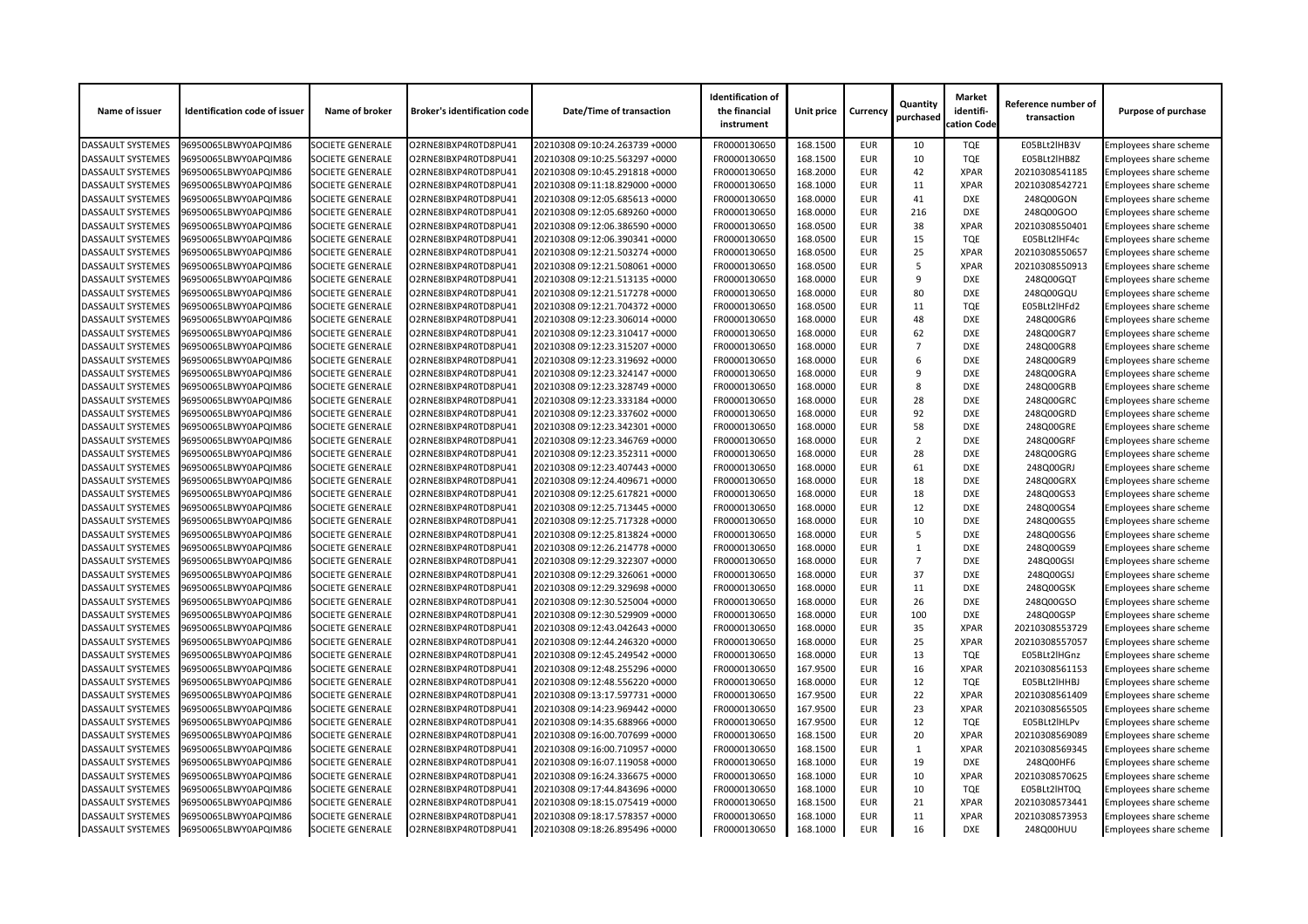| Name of issuer | Identification code of issuer | Name of broker | Broker's identification code | Date/Time of transaction | Identification of the financial instrument | Unit price | Currency | Quantity purchased | Market identification Code | Reference number of transaction | Purpose of purchase |
|---|---|---|---|---|---|---|---|---|---|---|---|
| DASSAULT SYSTEMES | 96950065LBWY0APQIM86 | SOCIETE GENERALE | O2RNE8IBXP4R0TD8PU41 | 20210308 09:10:24.263739 +0000 | FR0000130650 | 168.1500 | EUR | 10 | TQE | E05BLt2lHB3V | Employees share scheme |
| DASSAULT SYSTEMES | 96950065LBWY0APQIM86 | SOCIETE GENERALE | O2RNE8IBXP4R0TD8PU41 | 20210308 09:10:25.563297 +0000 | FR0000130650 | 168.1500 | EUR | 10 | TQE | E05BLt2lHB8Z | Employees share scheme |
| DASSAULT SYSTEMES | 96950065LBWY0APQIM86 | SOCIETE GENERALE | O2RNE8IBXP4R0TD8PU41 | 20210308 09:10:45.291818 +0000 | FR0000130650 | 168.2000 | EUR | 42 | XPAR | 20210308541185 | Employees share scheme |
| DASSAULT SYSTEMES | 96950065LBWY0APQIM86 | SOCIETE GENERALE | O2RNE8IBXP4R0TD8PU41 | 20210308 09:11:18.829000 +0000 | FR0000130650 | 168.1000 | EUR | 11 | XPAR | 20210308542721 | Employees share scheme |
| DASSAULT SYSTEMES | 96950065LBWY0APQIM86 | SOCIETE GENERALE | O2RNE8IBXP4R0TD8PU41 | 20210308 09:12:05.685613 +0000 | FR0000130650 | 168.0000 | EUR | 41 | DXE | 248Q00GON | Employees share scheme |
| DASSAULT SYSTEMES | 96950065LBWY0APQIM86 | SOCIETE GENERALE | O2RNE8IBXP4R0TD8PU41 | 20210308 09:12:05.689260 +0000 | FR0000130650 | 168.0000 | EUR | 216 | DXE | 248Q00GOO | Employees share scheme |
| DASSAULT SYSTEMES | 96950065LBWY0APQIM86 | SOCIETE GENERALE | O2RNE8IBXP4R0TD8PU41 | 20210308 09:12:06.386590 +0000 | FR0000130650 | 168.0500 | EUR | 38 | XPAR | 20210308550401 | Employees share scheme |
| DASSAULT SYSTEMES | 96950065LBWY0APQIM86 | SOCIETE GENERALE | O2RNE8IBXP4R0TD8PU41 | 20210308 09:12:06.390341 +0000 | FR0000130650 | 168.0500 | EUR | 15 | TQE | E05BLt2lHF4c | Employees share scheme |
| DASSAULT SYSTEMES | 96950065LBWY0APQIM86 | SOCIETE GENERALE | O2RNE8IBXP4R0TD8PU41 | 20210308 09:12:21.503274 +0000 | FR0000130650 | 168.0500 | EUR | 25 | XPAR | 20210308550657 | Employees share scheme |
| DASSAULT SYSTEMES | 96950065LBWY0APQIM86 | SOCIETE GENERALE | O2RNE8IBXP4R0TD8PU41 | 20210308 09:12:21.508061 +0000 | FR0000130650 | 168.0500 | EUR | 5 | XPAR | 20210308550913 | Employees share scheme |
| DASSAULT SYSTEMES | 96950065LBWY0APQIM86 | SOCIETE GENERALE | O2RNE8IBXP4R0TD8PU41 | 20210308 09:12:21.513135 +0000 | FR0000130650 | 168.0000 | EUR | 9 | DXE | 248Q00GQT | Employees share scheme |
| DASSAULT SYSTEMES | 96950065LBWY0APQIM86 | SOCIETE GENERALE | O2RNE8IBXP4R0TD8PU41 | 20210308 09:12:21.517278 +0000 | FR0000130650 | 168.0000 | EUR | 80 | DXE | 248Q00GQU | Employees share scheme |
| DASSAULT SYSTEMES | 96950065LBWY0APQIM86 | SOCIETE GENERALE | O2RNE8IBXP4R0TD8PU41 | 20210308 09:12:21.704372 +0000 | FR0000130650 | 168.0500 | EUR | 11 | TQE | E05BLt2lHFd2 | Employees share scheme |
| DASSAULT SYSTEMES | 96950065LBWY0APQIM86 | SOCIETE GENERALE | O2RNE8IBXP4R0TD8PU41 | 20210308 09:12:23.306014 +0000 | FR0000130650 | 168.0000 | EUR | 48 | DXE | 248Q00GR6 | Employees share scheme |
| DASSAULT SYSTEMES | 96950065LBWY0APQIM86 | SOCIETE GENERALE | O2RNE8IBXP4R0TD8PU41 | 20210308 09:12:23.310417 +0000 | FR0000130650 | 168.0000 | EUR | 62 | DXE | 248Q00GR7 | Employees share scheme |
| DASSAULT SYSTEMES | 96950065LBWY0APQIM86 | SOCIETE GENERALE | O2RNE8IBXP4R0TD8PU41 | 20210308 09:12:23.315207 +0000 | FR0000130650 | 168.0000 | EUR | 7 | DXE | 248Q00GR8 | Employees share scheme |
| DASSAULT SYSTEMES | 96950065LBWY0APQIM86 | SOCIETE GENERALE | O2RNE8IBXP4R0TD8PU41 | 20210308 09:12:23.319692 +0000 | FR0000130650 | 168.0000 | EUR | 6 | DXE | 248Q00GR9 | Employees share scheme |
| DASSAULT SYSTEMES | 96950065LBWY0APQIM86 | SOCIETE GENERALE | O2RNE8IBXP4R0TD8PU41 | 20210308 09:12:23.324147 +0000 | FR0000130650 | 168.0000 | EUR | 9 | DXE | 248Q00GRA | Employees share scheme |
| DASSAULT SYSTEMES | 96950065LBWY0APQIM86 | SOCIETE GENERALE | O2RNE8IBXP4R0TD8PU41 | 20210308 09:12:23.328749 +0000 | FR0000130650 | 168.0000 | EUR | 8 | DXE | 248Q00GRB | Employees share scheme |
| DASSAULT SYSTEMES | 96950065LBWY0APQIM86 | SOCIETE GENERALE | O2RNE8IBXP4R0TD8PU41 | 20210308 09:12:23.333184 +0000 | FR0000130650 | 168.0000 | EUR | 28 | DXE | 248Q00GRC | Employees share scheme |
| DASSAULT SYSTEMES | 96950065LBWY0APQIM86 | SOCIETE GENERALE | O2RNE8IBXP4R0TD8PU41 | 20210308 09:12:23.337602 +0000 | FR0000130650 | 168.0000 | EUR | 92 | DXE | 248Q00GRD | Employees share scheme |
| DASSAULT SYSTEMES | 96950065LBWY0APQIM86 | SOCIETE GENERALE | O2RNE8IBXP4R0TD8PU41 | 20210308 09:12:23.342301 +0000 | FR0000130650 | 168.0000 | EUR | 58 | DXE | 248Q00GRE | Employees share scheme |
| DASSAULT SYSTEMES | 96950065LBWY0APQIM86 | SOCIETE GENERALE | O2RNE8IBXP4R0TD8PU41 | 20210308 09:12:23.346769 +0000 | FR0000130650 | 168.0000 | EUR | 2 | DXE | 248Q00GRF | Employees share scheme |
| DASSAULT SYSTEMES | 96950065LBWY0APQIM86 | SOCIETE GENERALE | O2RNE8IBXP4R0TD8PU41 | 20210308 09:12:23.352311 +0000 | FR0000130650 | 168.0000 | EUR | 28 | DXE | 248Q00GRG | Employees share scheme |
| DASSAULT SYSTEMES | 96950065LBWY0APQIM86 | SOCIETE GENERALE | O2RNE8IBXP4R0TD8PU41 | 20210308 09:12:23.407443 +0000 | FR0000130650 | 168.0000 | EUR | 61 | DXE | 248Q00GRJ | Employees share scheme |
| DASSAULT SYSTEMES | 96950065LBWY0APQIM86 | SOCIETE GENERALE | O2RNE8IBXP4R0TD8PU41 | 20210308 09:12:24.409671 +0000 | FR0000130650 | 168.0000 | EUR | 18 | DXE | 248Q00GRX | Employees share scheme |
| DASSAULT SYSTEMES | 96950065LBWY0APQIM86 | SOCIETE GENERALE | O2RNE8IBXP4R0TD8PU41 | 20210308 09:12:25.617821 +0000 | FR0000130650 | 168.0000 | EUR | 18 | DXE | 248Q00GS3 | Employees share scheme |
| DASSAULT SYSTEMES | 96950065LBWY0APQIM86 | SOCIETE GENERALE | O2RNE8IBXP4R0TD8PU41 | 20210308 09:12:25.713445 +0000 | FR0000130650 | 168.0000 | EUR | 12 | DXE | 248Q00GS4 | Employees share scheme |
| DASSAULT SYSTEMES | 96950065LBWY0APQIM86 | SOCIETE GENERALE | O2RNE8IBXP4R0TD8PU41 | 20210308 09:12:25.717328 +0000 | FR0000130650 | 168.0000 | EUR | 10 | DXE | 248Q00GS5 | Employees share scheme |
| DASSAULT SYSTEMES | 96950065LBWY0APQIM86 | SOCIETE GENERALE | O2RNE8IBXP4R0TD8PU41 | 20210308 09:12:25.813824 +0000 | FR0000130650 | 168.0000 | EUR | 5 | DXE | 248Q00GS6 | Employees share scheme |
| DASSAULT SYSTEMES | 96950065LBWY0APQIM86 | SOCIETE GENERALE | O2RNE8IBXP4R0TD8PU41 | 20210308 09:12:26.214778 +0000 | FR0000130650 | 168.0000 | EUR | 1 | DXE | 248Q00GS9 | Employees share scheme |
| DASSAULT SYSTEMES | 96950065LBWY0APQIM86 | SOCIETE GENERALE | O2RNE8IBXP4R0TD8PU41 | 20210308 09:12:29.322307 +0000 | FR0000130650 | 168.0000 | EUR | 7 | DXE | 248Q00GSI | Employees share scheme |
| DASSAULT SYSTEMES | 96950065LBWY0APQIM86 | SOCIETE GENERALE | O2RNE8IBXP4R0TD8PU41 | 20210308 09:12:29.326061 +0000 | FR0000130650 | 168.0000 | EUR | 37 | DXE | 248Q00GSJ | Employees share scheme |
| DASSAULT SYSTEMES | 96950065LBWY0APQIM86 | SOCIETE GENERALE | O2RNE8IBXP4R0TD8PU41 | 20210308 09:12:29.329698 +0000 | FR0000130650 | 168.0000 | EUR | 11 | DXE | 248Q00GSK | Employees share scheme |
| DASSAULT SYSTEMES | 96950065LBWY0APQIM86 | SOCIETE GENERALE | O2RNE8IBXP4R0TD8PU41 | 20210308 09:12:30.525004 +0000 | FR0000130650 | 168.0000 | EUR | 26 | DXE | 248Q00GSO | Employees share scheme |
| DASSAULT SYSTEMES | 96950065LBWY0APQIM86 | SOCIETE GENERALE | O2RNE8IBXP4R0TD8PU41 | 20210308 09:12:30.529909 +0000 | FR0000130650 | 168.0000 | EUR | 100 | DXE | 248Q00GSP | Employees share scheme |
| DASSAULT SYSTEMES | 96950065LBWY0APQIM86 | SOCIETE GENERALE | O2RNE8IBXP4R0TD8PU41 | 20210308 09:12:43.042643 +0000 | FR0000130650 | 168.0000 | EUR | 35 | XPAR | 20210308553729 | Employees share scheme |
| DASSAULT SYSTEMES | 96950065LBWY0APQIM86 | SOCIETE GENERALE | O2RNE8IBXP4R0TD8PU41 | 20210308 09:12:44.246320 +0000 | FR0000130650 | 168.0000 | EUR | 25 | XPAR | 20210308557057 | Employees share scheme |
| DASSAULT SYSTEMES | 96950065LBWY0APQIM86 | SOCIETE GENERALE | O2RNE8IBXP4R0TD8PU41 | 20210308 09:12:45.249542 +0000 | FR0000130650 | 168.0000 | EUR | 13 | TQE | E05BLt2lHGnz | Employees share scheme |
| DASSAULT SYSTEMES | 96950065LBWY0APQIM86 | SOCIETE GENERALE | O2RNE8IBXP4R0TD8PU41 | 20210308 09:12:48.255296 +0000 | FR0000130650 | 167.9500 | EUR | 16 | XPAR | 20210308561153 | Employees share scheme |
| DASSAULT SYSTEMES | 96950065LBWY0APQIM86 | SOCIETE GENERALE | O2RNE8IBXP4R0TD8PU41 | 20210308 09:12:48.556220 +0000 | FR0000130650 | 168.0000 | EUR | 12 | TQE | E05BLt2lHHBJ | Employees share scheme |
| DASSAULT SYSTEMES | 96950065LBWY0APQIM86 | SOCIETE GENERALE | O2RNE8IBXP4R0TD8PU41 | 20210308 09:13:17.597731 +0000 | FR0000130650 | 167.9500 | EUR | 22 | XPAR | 20210308561409 | Employees share scheme |
| DASSAULT SYSTEMES | 96950065LBWY0APQIM86 | SOCIETE GENERALE | O2RNE8IBXP4R0TD8PU41 | 20210308 09:14:23.969442 +0000 | FR0000130650 | 167.9500 | EUR | 23 | XPAR | 20210308565505 | Employees share scheme |
| DASSAULT SYSTEMES | 96950065LBWY0APQIM86 | SOCIETE GENERALE | O2RNE8IBXP4R0TD8PU41 | 20210308 09:14:35.688966 +0000 | FR0000130650 | 167.9500 | EUR | 12 | TQE | E05BLt2lHLPv | Employees share scheme |
| DASSAULT SYSTEMES | 96950065LBWY0APQIM86 | SOCIETE GENERALE | O2RNE8IBXP4R0TD8PU41 | 20210308 09:16:00.707699 +0000 | FR0000130650 | 168.1500 | EUR | 20 | XPAR | 20210308569089 | Employees share scheme |
| DASSAULT SYSTEMES | 96950065LBWY0APQIM86 | SOCIETE GENERALE | O2RNE8IBXP4R0TD8PU41 | 20210308 09:16:00.710957 +0000 | FR0000130650 | 168.1500 | EUR | 1 | XPAR | 20210308569345 | Employees share scheme |
| DASSAULT SYSTEMES | 96950065LBWY0APQIM86 | SOCIETE GENERALE | O2RNE8IBXP4R0TD8PU41 | 20210308 09:16:07.119058 +0000 | FR0000130650 | 168.1000 | EUR | 19 | DXE | 248Q00HF6 | Employees share scheme |
| DASSAULT SYSTEMES | 96950065LBWY0APQIM86 | SOCIETE GENERALE | O2RNE8IBXP4R0TD8PU41 | 20210308 09:16:24.336675 +0000 | FR0000130650 | 168.1000 | EUR | 10 | XPAR | 20210308570625 | Employees share scheme |
| DASSAULT SYSTEMES | 96950065LBWY0APQIM86 | SOCIETE GENERALE | O2RNE8IBXP4R0TD8PU41 | 20210308 09:17:44.843696 +0000 | FR0000130650 | 168.1000 | EUR | 10 | TQE | E05BLt2lHT0Q | Employees share scheme |
| DASSAULT SYSTEMES | 96950065LBWY0APQIM86 | SOCIETE GENERALE | O2RNE8IBXP4R0TD8PU41 | 20210308 09:18:15.075419 +0000 | FR0000130650 | 168.1500 | EUR | 21 | XPAR | 20210308573441 | Employees share scheme |
| DASSAULT SYSTEMES | 96950065LBWY0APQIM86 | SOCIETE GENERALE | O2RNE8IBXP4R0TD8PU41 | 20210308 09:18:17.578357 +0000 | FR0000130650 | 168.1000 | EUR | 11 | XPAR | 20210308573953 | Employees share scheme |
| DASSAULT SYSTEMES | 96950065LBWY0APQIM86 | SOCIETE GENERALE | O2RNE8IBXP4R0TD8PU41 | 20210308 09:18:26.895496 +0000 | FR0000130650 | 168.1000 | EUR | 16 | DXE | 248Q00HUU | Employees share scheme |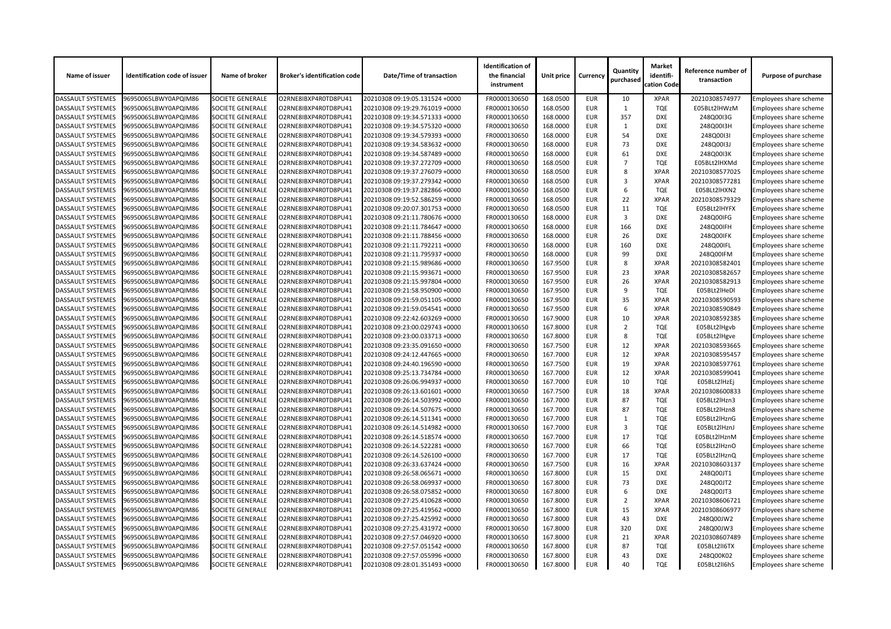| Name of issuer | Identification code of issuer | Name of broker | Broker's identification code | Date/Time of transaction | Identification of the financial instrument | Unit price | Currency | Quantity purchased | Market identifi-cation Code | Reference number of transaction | Purpose of purchase |
|---|---|---|---|---|---|---|---|---|---|---|---|
| DASSAULT SYSTEMES | 96950065LBWY0APQIM86 | SOCIETE GENERALE | O2RNE8IBXP4R0TD8PU41 | 20210308 09:19:05.131524 +0000 | FR0000130650 | 168.0500 | EUR | 10 | XPAR | 20210308574977 | Employees share scheme |
| DASSAULT SYSTEMES | 96950065LBWY0APQIM86 | SOCIETE GENERALE | O2RNE8IBXP4R0TD8PU41 | 20210308 09:19:29.761019 +0000 | FR0000130650 | 168.0500 | EUR | 1 | TQE | E05BLt2lHWzM | Employees share scheme |
| DASSAULT SYSTEMES | 96950065LBWY0APQIM86 | SOCIETE GENERALE | O2RNE8IBXP4R0TD8PU41 | 20210308 09:19:34.571333 +0000 | FR0000130650 | 168.0000 | EUR | 357 | DXE | 248Q00I3G | Employees share scheme |
| DASSAULT SYSTEMES | 96950065LBWY0APQIM86 | SOCIETE GENERALE | O2RNE8IBXP4R0TD8PU41 | 20210308 09:19:34.575320 +0000 | FR0000130650 | 168.0000 | EUR | 1 | DXE | 248Q00I3H | Employees share scheme |
| DASSAULT SYSTEMES | 96950065LBWY0APQIM86 | SOCIETE GENERALE | O2RNE8IBXP4R0TD8PU41 | 20210308 09:19:34.579393 +0000 | FR0000130650 | 168.0000 | EUR | 54 | DXE | 248Q00I3I | Employees share scheme |
| DASSAULT SYSTEMES | 96950065LBWY0APQIM86 | SOCIETE GENERALE | O2RNE8IBXP4R0TD8PU41 | 20210308 09:19:34.583632 +0000 | FR0000130650 | 168.0000 | EUR | 73 | DXE | 248Q00I3J | Employees share scheme |
| DASSAULT SYSTEMES | 96950065LBWY0APQIM86 | SOCIETE GENERALE | O2RNE8IBXP4R0TD8PU41 | 20210308 09:19:34.587489 +0000 | FR0000130650 | 168.0000 | EUR | 61 | DXE | 248Q00I3K | Employees share scheme |
| DASSAULT SYSTEMES | 96950065LBWY0APQIM86 | SOCIETE GENERALE | O2RNE8IBXP4R0TD8PU41 | 20210308 09:19:37.272709 +0000 | FR0000130650 | 168.0500 | EUR | 7 | TQE | E05BLt2lHXMd | Employees share scheme |
| DASSAULT SYSTEMES | 96950065LBWY0APQIM86 | SOCIETE GENERALE | O2RNE8IBXP4R0TD8PU41 | 20210308 09:19:37.276079 +0000 | FR0000130650 | 168.0500 | EUR | 8 | XPAR | 20210308577025 | Employees share scheme |
| DASSAULT SYSTEMES | 96950065LBWY0APQIM86 | SOCIETE GENERALE | O2RNE8IBXP4R0TD8PU41 | 20210308 09:19:37.279342 +0000 | FR0000130650 | 168.0500 | EUR | 3 | XPAR | 20210308577281 | Employees share scheme |
| DASSAULT SYSTEMES | 96950065LBWY0APQIM86 | SOCIETE GENERALE | O2RNE8IBXP4R0TD8PU41 | 20210308 09:19:37.282866 +0000 | FR0000130650 | 168.0500 | EUR | 6 | TQE | E05BLt2lHXN2 | Employees share scheme |
| DASSAULT SYSTEMES | 96950065LBWY0APQIM86 | SOCIETE GENERALE | O2RNE8IBXP4R0TD8PU41 | 20210308 09:19:52.586259 +0000 | FR0000130650 | 168.0500 | EUR | 22 | XPAR | 20210308579329 | Employees share scheme |
| DASSAULT SYSTEMES | 96950065LBWY0APQIM86 | SOCIETE GENERALE | O2RNE8IBXP4R0TD8PU41 | 20210308 09:20:07.301753 +0000 | FR0000130650 | 168.0500 | EUR | 11 | TQE | E05BLt2lHYFX | Employees share scheme |
| DASSAULT SYSTEMES | 96950065LBWY0APQIM86 | SOCIETE GENERALE | O2RNE8IBXP4R0TD8PU41 | 20210308 09:21:11.780676 +0000 | FR0000130650 | 168.0000 | EUR | 3 | DXE | 248Q00IFG | Employees share scheme |
| DASSAULT SYSTEMES | 96950065LBWY0APQIM86 | SOCIETE GENERALE | O2RNE8IBXP4R0TD8PU41 | 20210308 09:21:11.784647 +0000 | FR0000130650 | 168.0000 | EUR | 166 | DXE | 248Q00IFH | Employees share scheme |
| DASSAULT SYSTEMES | 96950065LBWY0APQIM86 | SOCIETE GENERALE | O2RNE8IBXP4R0TD8PU41 | 20210308 09:21:11.788456 +0000 | FR0000130650 | 168.0000 | EUR | 26 | DXE | 248Q00IFK | Employees share scheme |
| DASSAULT SYSTEMES | 96950065LBWY0APQIM86 | SOCIETE GENERALE | O2RNE8IBXP4R0TD8PU41 | 20210308 09:21:11.792211 +0000 | FR0000130650 | 168.0000 | EUR | 160 | DXE | 248Q00IFL | Employees share scheme |
| DASSAULT SYSTEMES | 96950065LBWY0APQIM86 | SOCIETE GENERALE | O2RNE8IBXP4R0TD8PU41 | 20210308 09:21:11.795937 +0000 | FR0000130650 | 168.0000 | EUR | 99 | DXE | 248Q00IFM | Employees share scheme |
| DASSAULT SYSTEMES | 96950065LBWY0APQIM86 | SOCIETE GENERALE | O2RNE8IBXP4R0TD8PU41 | 20210308 09:21:15.989686 +0000 | FR0000130650 | 167.9500 | EUR | 8 | XPAR | 20210308582401 | Employees share scheme |
| DASSAULT SYSTEMES | 96950065LBWY0APQIM86 | SOCIETE GENERALE | O2RNE8IBXP4R0TD8PU41 | 20210308 09:21:15.993671 +0000 | FR0000130650 | 167.9500 | EUR | 23 | XPAR | 20210308582657 | Employees share scheme |
| DASSAULT SYSTEMES | 96950065LBWY0APQIM86 | SOCIETE GENERALE | O2RNE8IBXP4R0TD8PU41 | 20210308 09:21:15.997804 +0000 | FR0000130650 | 167.9500 | EUR | 26 | XPAR | 20210308582913 | Employees share scheme |
| DASSAULT SYSTEMES | 96950065LBWY0APQIM86 | SOCIETE GENERALE | O2RNE8IBXP4R0TD8PU41 | 20210308 09:21:58.950900 +0000 | FR0000130650 | 167.9500 | EUR | 9 | TQE | E05BLt2lHeDl | Employees share scheme |
| DASSAULT SYSTEMES | 96950065LBWY0APQIM86 | SOCIETE GENERALE | O2RNE8IBXP4R0TD8PU41 | 20210308 09:21:59.051105 +0000 | FR0000130650 | 167.9500 | EUR | 35 | XPAR | 20210308590593 | Employees share scheme |
| DASSAULT SYSTEMES | 96950065LBWY0APQIM86 | SOCIETE GENERALE | O2RNE8IBXP4R0TD8PU41 | 20210308 09:21:59.054541 +0000 | FR0000130650 | 167.9500 | EUR | 6 | XPAR | 20210308590849 | Employees share scheme |
| DASSAULT SYSTEMES | 96950065LBWY0APQIM86 | SOCIETE GENERALE | O2RNE8IBXP4R0TD8PU41 | 20210308 09:22:42.603269 +0000 | FR0000130650 | 167.9000 | EUR | 10 | XPAR | 20210308592385 | Employees share scheme |
| DASSAULT SYSTEMES | 96950065LBWY0APQIM86 | SOCIETE GENERALE | O2RNE8IBXP4R0TD8PU41 | 20210308 09:23:00.029743 +0000 | FR0000130650 | 167.8000 | EUR | 2 | TQE | E05BLt2lHgvb | Employees share scheme |
| DASSAULT SYSTEMES | 96950065LBWY0APQIM86 | SOCIETE GENERALE | O2RNE8IBXP4R0TD8PU41 | 20210308 09:23:00.033713 +0000 | FR0000130650 | 167.8000 | EUR | 8 | TQE | E05BLt2lHgve | Employees share scheme |
| DASSAULT SYSTEMES | 96950065LBWY0APQIM86 | SOCIETE GENERALE | O2RNE8IBXP4R0TD8PU41 | 20210308 09:23:35.091650 +0000 | FR0000130650 | 167.7500 | EUR | 12 | XPAR | 20210308593665 | Employees share scheme |
| DASSAULT SYSTEMES | 96950065LBWY0APQIM86 | SOCIETE GENERALE | O2RNE8IBXP4R0TD8PU41 | 20210308 09:24:12.447665 +0000 | FR0000130650 | 167.7000 | EUR | 12 | XPAR | 20210308595457 | Employees share scheme |
| DASSAULT SYSTEMES | 96950065LBWY0APQIM86 | SOCIETE GENERALE | O2RNE8IBXP4R0TD8PU41 | 20210308 09:24:40.196590 +0000 | FR0000130650 | 167.7500 | EUR | 19 | XPAR | 20210308597761 | Employees share scheme |
| DASSAULT SYSTEMES | 96950065LBWY0APQIM86 | SOCIETE GENERALE | O2RNE8IBXP4R0TD8PU41 | 20210308 09:25:13.734784 +0000 | FR0000130650 | 167.7000 | EUR | 12 | XPAR | 20210308599041 | Employees share scheme |
| DASSAULT SYSTEMES | 96950065LBWY0APQIM86 | SOCIETE GENERALE | O2RNE8IBXP4R0TD8PU41 | 20210308 09:26:06.994937 +0000 | FR0000130650 | 167.7000 | EUR | 10 | TQE | E05BLt2lHzEj | Employees share scheme |
| DASSAULT SYSTEMES | 96950065LBWY0APQIM86 | SOCIETE GENERALE | O2RNE8IBXP4R0TD8PU41 | 20210308 09:26:13.601601 +0000 | FR0000130650 | 167.7500 | EUR | 18 | XPAR | 20210308600833 | Employees share scheme |
| DASSAULT SYSTEMES | 96950065LBWY0APQIM86 | SOCIETE GENERALE | O2RNE8IBXP4R0TD8PU41 | 20210308 09:26:14.503992 +0000 | FR0000130650 | 167.7000 | EUR | 87 | TQE | E05BLt2lHzn3 | Employees share scheme |
| DASSAULT SYSTEMES | 96950065LBWY0APQIM86 | SOCIETE GENERALE | O2RNE8IBXP4R0TD8PU41 | 20210308 09:26:14.507675 +0000 | FR0000130650 | 167.7000 | EUR | 87 | TQE | E05BLt2lHzn8 | Employees share scheme |
| DASSAULT SYSTEMES | 96950065LBWY0APQIM86 | SOCIETE GENERALE | O2RNE8IBXP4R0TD8PU41 | 20210308 09:26:14.511341 +0000 | FR0000130650 | 167.7000 | EUR | 1 | TQE | E05BLt2lHznG | Employees share scheme |
| DASSAULT SYSTEMES | 96950065LBWY0APQIM86 | SOCIETE GENERALE | O2RNE8IBXP4R0TD8PU41 | 20210308 09:26:14.514982 +0000 | FR0000130650 | 167.7000 | EUR | 3 | TQE | E05BLt2lHznJ | Employees share scheme |
| DASSAULT SYSTEMES | 96950065LBWY0APQIM86 | SOCIETE GENERALE | O2RNE8IBXP4R0TD8PU41 | 20210308 09:26:14.518574 +0000 | FR0000130650 | 167.7000 | EUR | 17 | TQE | E05BLt2lHznM | Employees share scheme |
| DASSAULT SYSTEMES | 96950065LBWY0APQIM86 | SOCIETE GENERALE | O2RNE8IBXP4R0TD8PU41 | 20210308 09:26:14.522281 +0000 | FR0000130650 | 167.7000 | EUR | 66 | TQE | E05BLt2lHznO | Employees share scheme |
| DASSAULT SYSTEMES | 96950065LBWY0APQIM86 | SOCIETE GENERALE | O2RNE8IBXP4R0TD8PU41 | 20210308 09:26:14.526100 +0000 | FR0000130650 | 167.7000 | EUR | 17 | TQE | E05BLt2lHznQ | Employees share scheme |
| DASSAULT SYSTEMES | 96950065LBWY0APQIM86 | SOCIETE GENERALE | O2RNE8IBXP4R0TD8PU41 | 20210308 09:26:33.637424 +0000 | FR0000130650 | 167.7500 | EUR | 16 | XPAR | 20210308603137 | Employees share scheme |
| DASSAULT SYSTEMES | 96950065LBWY0APQIM86 | SOCIETE GENERALE | O2RNE8IBXP4R0TD8PU41 | 20210308 09:26:58.065671 +0000 | FR0000130650 | 167.8000 | EUR | 15 | DXE | 248Q00JT1 | Employees share scheme |
| DASSAULT SYSTEMES | 96950065LBWY0APQIM86 | SOCIETE GENERALE | O2RNE8IBXP4R0TD8PU41 | 20210308 09:26:58.069937 +0000 | FR0000130650 | 167.8000 | EUR | 73 | DXE | 248Q00JT2 | Employees share scheme |
| DASSAULT SYSTEMES | 96950065LBWY0APQIM86 | SOCIETE GENERALE | O2RNE8IBXP4R0TD8PU41 | 20210308 09:26:58.075852 +0000 | FR0000130650 | 167.8000 | EUR | 6 | DXE | 248Q00JT3 | Employees share scheme |
| DASSAULT SYSTEMES | 96950065LBWY0APQIM86 | SOCIETE GENERALE | O2RNE8IBXP4R0TD8PU41 | 20210308 09:27:25.410628 +0000 | FR0000130650 | 167.8000 | EUR | 2 | XPAR | 20210308606721 | Employees share scheme |
| DASSAULT SYSTEMES | 96950065LBWY0APQIM86 | SOCIETE GENERALE | O2RNE8IBXP4R0TD8PU41 | 20210308 09:27:25.419562 +0000 | FR0000130650 | 167.8000 | EUR | 15 | XPAR | 20210308606977 | Employees share scheme |
| DASSAULT SYSTEMES | 96950065LBWY0APQIM86 | SOCIETE GENERALE | O2RNE8IBXP4R0TD8PU41 | 20210308 09:27:25.425992 +0000 | FR0000130650 | 167.8000 | EUR | 43 | DXE | 248Q00JW2 | Employees share scheme |
| DASSAULT SYSTEMES | 96950065LBWY0APQIM86 | SOCIETE GENERALE | O2RNE8IBXP4R0TD8PU41 | 20210308 09:27:25.431972 +0000 | FR0000130650 | 167.8000 | EUR | 320 | DXE | 248Q00JW3 | Employees share scheme |
| DASSAULT SYSTEMES | 96950065LBWY0APQIM86 | SOCIETE GENERALE | O2RNE8IBXP4R0TD8PU41 | 20210308 09:27:57.046920 +0000 | FR0000130650 | 167.8000 | EUR | 21 | XPAR | 20210308607489 | Employees share scheme |
| DASSAULT SYSTEMES | 96950065LBWY0APQIM86 | SOCIETE GENERALE | O2RNE8IBXP4R0TD8PU41 | 20210308 09:27:57.051542 +0000 | FR0000130650 | 167.8000 | EUR | 87 | TQE | E05BLt2lI6TX | Employees share scheme |
| DASSAULT SYSTEMES | 96950065LBWY0APQIM86 | SOCIETE GENERALE | O2RNE8IBXP4R0TD8PU41 | 20210308 09:27:57.055996 +0000 | FR0000130650 | 167.8000 | EUR | 43 | DXE | 248Q00K02 | Employees share scheme |
| DASSAULT SYSTEMES | 96950065LBWY0APQIM86 | SOCIETE GENERALE | O2RNE8IBXP4R0TD8PU41 | 20210308 09:28:01.351493 +0000 | FR0000130650 | 167.8000 | EUR | 40 | TQE | E05BLt2lI6hS | Employees share scheme |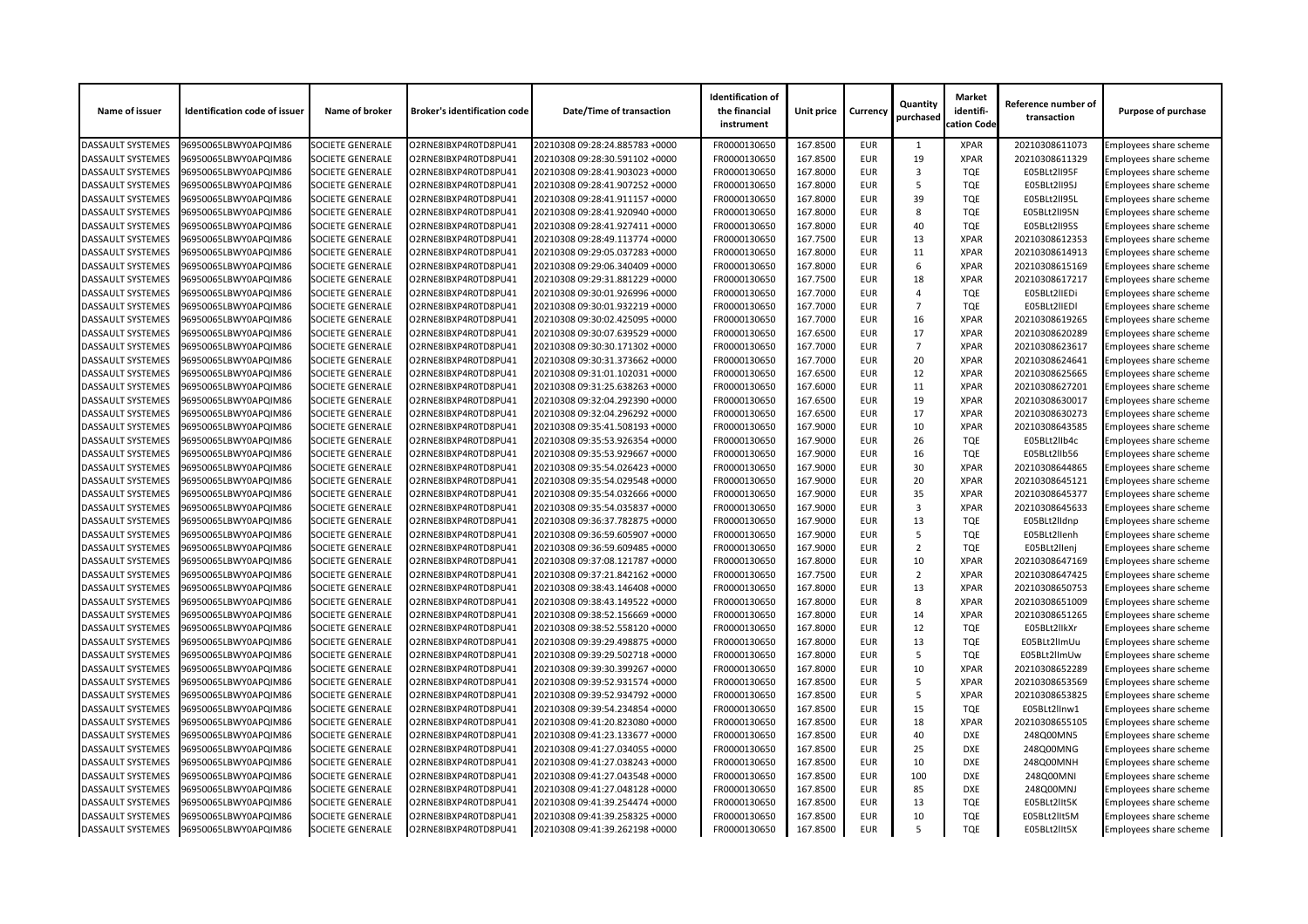| Name of issuer | Identification code of issuer | Name of broker | Broker's identification code | Date/Time of transaction | Identification of the financial instrument | Unit price | Currency | Quantity purchased | Market identifi-cation Code | Reference number of transaction | Purpose of purchase |
|---|---|---|---|---|---|---|---|---|---|---|---|
| DASSAULT SYSTEMES | 96950065LBWY0APQIM86 | SOCIETE GENERALE | O2RNE8IBXP4R0TD8PU41 | 20210308 09:28:24.885783 +0000 | FR0000130650 | 167.8500 | EUR | 1 | XPAR | 20210308611073 | Employees share scheme |
| DASSAULT SYSTEMES | 96950065LBWY0APQIM86 | SOCIETE GENERALE | O2RNE8IBXP4R0TD8PU41 | 20210308 09:28:30.591102 +0000 | FR0000130650 | 167.8500 | EUR | 19 | XPAR | 20210308611329 | Employees share scheme |
| DASSAULT SYSTEMES | 96950065LBWY0APQIM86 | SOCIETE GENERALE | O2RNE8IBXP4R0TD8PU41 | 20210308 09:28:41.903023 +0000 | FR0000130650 | 167.8000 | EUR | 3 | TQE | E05BLt2lI95F | Employees share scheme |
| DASSAULT SYSTEMES | 96950065LBWY0APQIM86 | SOCIETE GENERALE | O2RNE8IBXP4R0TD8PU41 | 20210308 09:28:41.907252 +0000 | FR0000130650 | 167.8000 | EUR | 5 | TQE | E05BLt2lI95J | Employees share scheme |
| DASSAULT SYSTEMES | 96950065LBWY0APQIM86 | SOCIETE GENERALE | O2RNE8IBXP4R0TD8PU41 | 20210308 09:28:41.911157 +0000 | FR0000130650 | 167.8000 | EUR | 39 | TQE | E05BLt2lI95L | Employees share scheme |
| DASSAULT SYSTEMES | 96950065LBWY0APQIM86 | SOCIETE GENERALE | O2RNE8IBXP4R0TD8PU41 | 20210308 09:28:41.920940 +0000 | FR0000130650 | 167.8000 | EUR | 8 | TQE | E05BLt2lI95N | Employees share scheme |
| DASSAULT SYSTEMES | 96950065LBWY0APQIM86 | SOCIETE GENERALE | O2RNE8IBXP4R0TD8PU41 | 20210308 09:28:41.927411 +0000 | FR0000130650 | 167.8000 | EUR | 40 | TQE | E05BLt2lI95S | Employees share scheme |
| DASSAULT SYSTEMES | 96950065LBWY0APQIM86 | SOCIETE GENERALE | O2RNE8IBXP4R0TD8PU41 | 20210308 09:28:49.113774 +0000 | FR0000130650 | 167.7500 | EUR | 13 | XPAR | 20210308612353 | Employees share scheme |
| DASSAULT SYSTEMES | 96950065LBWY0APQIM86 | SOCIETE GENERALE | O2RNE8IBXP4R0TD8PU41 | 20210308 09:29:05.037283 +0000 | FR0000130650 | 167.8000 | EUR | 11 | XPAR | 20210308614913 | Employees share scheme |
| DASSAULT SYSTEMES | 96950065LBWY0APQIM86 | SOCIETE GENERALE | O2RNE8IBXP4R0TD8PU41 | 20210308 09:29:06.340409 +0000 | FR0000130650 | 167.8000 | EUR | 6 | XPAR | 20210308615169 | Employees share scheme |
| DASSAULT SYSTEMES | 96950065LBWY0APQIM86 | SOCIETE GENERALE | O2RNE8IBXP4R0TD8PU41 | 20210308 09:29:31.881229 +0000 | FR0000130650 | 167.7500 | EUR | 18 | XPAR | 20210308617217 | Employees share scheme |
| DASSAULT SYSTEMES | 96950065LBWY0APQIM86 | SOCIETE GENERALE | O2RNE8IBXP4R0TD8PU41 | 20210308 09:30:01.926996 +0000 | FR0000130650 | 167.7000 | EUR | 4 | TQE | E05BLt2lIEDi | Employees share scheme |
| DASSAULT SYSTEMES | 96950065LBWY0APQIM86 | SOCIETE GENERALE | O2RNE8IBXP4R0TD8PU41 | 20210308 09:30:01.932219 +0000 | FR0000130650 | 167.7000 | EUR | 7 | TQE | E05BLt2lIEDl | Employees share scheme |
| DASSAULT SYSTEMES | 96950065LBWY0APQIM86 | SOCIETE GENERALE | O2RNE8IBXP4R0TD8PU41 | 20210308 09:30:02.425095 +0000 | FR0000130650 | 167.7000 | EUR | 16 | XPAR | 20210308619265 | Employees share scheme |
| DASSAULT SYSTEMES | 96950065LBWY0APQIM86 | SOCIETE GENERALE | O2RNE8IBXP4R0TD8PU41 | 20210308 09:30:07.639529 +0000 | FR0000130650 | 167.6500 | EUR | 17 | XPAR | 20210308620289 | Employees share scheme |
| DASSAULT SYSTEMES | 96950065LBWY0APQIM86 | SOCIETE GENERALE | O2RNE8IBXP4R0TD8PU41 | 20210308 09:30:30.171302 +0000 | FR0000130650 | 167.7000 | EUR | 7 | XPAR | 20210308623617 | Employees share scheme |
| DASSAULT SYSTEMES | 96950065LBWY0APQIM86 | SOCIETE GENERALE | O2RNE8IBXP4R0TD8PU41 | 20210308 09:30:31.373662 +0000 | FR0000130650 | 167.7000 | EUR | 20 | XPAR | 20210308624641 | Employees share scheme |
| DASSAULT SYSTEMES | 96950065LBWY0APQIM86 | SOCIETE GENERALE | O2RNE8IBXP4R0TD8PU41 | 20210308 09:31:01.102031 +0000 | FR0000130650 | 167.6500 | EUR | 12 | XPAR | 20210308625665 | Employees share scheme |
| DASSAULT SYSTEMES | 96950065LBWY0APQIM86 | SOCIETE GENERALE | O2RNE8IBXP4R0TD8PU41 | 20210308 09:31:25.638263 +0000 | FR0000130650 | 167.6000 | EUR | 11 | XPAR | 20210308627201 | Employees share scheme |
| DASSAULT SYSTEMES | 96950065LBWY0APQIM86 | SOCIETE GENERALE | O2RNE8IBXP4R0TD8PU41 | 20210308 09:32:04.292390 +0000 | FR0000130650 | 167.6500 | EUR | 19 | XPAR | 20210308630017 | Employees share scheme |
| DASSAULT SYSTEMES | 96950065LBWY0APQIM86 | SOCIETE GENERALE | O2RNE8IBXP4R0TD8PU41 | 20210308 09:32:04.296292 +0000 | FR0000130650 | 167.6500 | EUR | 17 | XPAR | 20210308630273 | Employees share scheme |
| DASSAULT SYSTEMES | 96950065LBWY0APQIM86 | SOCIETE GENERALE | O2RNE8IBXP4R0TD8PU41 | 20210308 09:35:41.508193 +0000 | FR0000130650 | 167.9000 | EUR | 10 | XPAR | 20210308643585 | Employees share scheme |
| DASSAULT SYSTEMES | 96950065LBWY0APQIM86 | SOCIETE GENERALE | O2RNE8IBXP4R0TD8PU41 | 20210308 09:35:53.926354 +0000 | FR0000130650 | 167.9000 | EUR | 26 | TQE | E05BLt2lIb4c | Employees share scheme |
| DASSAULT SYSTEMES | 96950065LBWY0APQIM86 | SOCIETE GENERALE | O2RNE8IBXP4R0TD8PU41 | 20210308 09:35:53.929667 +0000 | FR0000130650 | 167.9000 | EUR | 16 | TQE | E05BLt2lIb56 | Employees share scheme |
| DASSAULT SYSTEMES | 96950065LBWY0APQIM86 | SOCIETE GENERALE | O2RNE8IBXP4R0TD8PU41 | 20210308 09:35:54.026423 +0000 | FR0000130650 | 167.9000 | EUR | 30 | XPAR | 20210308644865 | Employees share scheme |
| DASSAULT SYSTEMES | 96950065LBWY0APQIM86 | SOCIETE GENERALE | O2RNE8IBXP4R0TD8PU41 | 20210308 09:35:54.029548 +0000 | FR0000130650 | 167.9000 | EUR | 20 | XPAR | 20210308645121 | Employees share scheme |
| DASSAULT SYSTEMES | 96950065LBWY0APQIM86 | SOCIETE GENERALE | O2RNE8IBXP4R0TD8PU41 | 20210308 09:35:54.032666 +0000 | FR0000130650 | 167.9000 | EUR | 35 | XPAR | 20210308645377 | Employees share scheme |
| DASSAULT SYSTEMES | 96950065LBWY0APQIM86 | SOCIETE GENERALE | O2RNE8IBXP4R0TD8PU41 | 20210308 09:35:54.035837 +0000 | FR0000130650 | 167.9000 | EUR | 3 | XPAR | 20210308645633 | Employees share scheme |
| DASSAULT SYSTEMES | 96950065LBWY0APQIM86 | SOCIETE GENERALE | O2RNE8IBXP4R0TD8PU41 | 20210308 09:36:37.782875 +0000 | FR0000130650 | 167.9000 | EUR | 13 | TQE | E05BLt2lIdnp | Employees share scheme |
| DASSAULT SYSTEMES | 96950065LBWY0APQIM86 | SOCIETE GENERALE | O2RNE8IBXP4R0TD8PU41 | 20210308 09:36:59.605907 +0000 | FR0000130650 | 167.9000 | EUR | 5 | TQE | E05BLt2lIenh | Employees share scheme |
| DASSAULT SYSTEMES | 96950065LBWY0APQIM86 | SOCIETE GENERALE | O2RNE8IBXP4R0TD8PU41 | 20210308 09:36:59.609485 +0000 | FR0000130650 | 167.9000 | EUR | 2 | TQE | E05BLt2lIenj | Employees share scheme |
| DASSAULT SYSTEMES | 96950065LBWY0APQIM86 | SOCIETE GENERALE | O2RNE8IBXP4R0TD8PU41 | 20210308 09:37:08.121787 +0000 | FR0000130650 | 167.8000 | EUR | 10 | XPAR | 20210308647169 | Employees share scheme |
| DASSAULT SYSTEMES | 96950065LBWY0APQIM86 | SOCIETE GENERALE | O2RNE8IBXP4R0TD8PU41 | 20210308 09:37:21.842162 +0000 | FR0000130650 | 167.7500 | EUR | 2 | XPAR | 20210308647425 | Employees share scheme |
| DASSAULT SYSTEMES | 96950065LBWY0APQIM86 | SOCIETE GENERALE | O2RNE8IBXP4R0TD8PU41 | 20210308 09:38:43.146408 +0000 | FR0000130650 | 167.8000 | EUR | 13 | XPAR | 20210308650753 | Employees share scheme |
| DASSAULT SYSTEMES | 96950065LBWY0APQIM86 | SOCIETE GENERALE | O2RNE8IBXP4R0TD8PU41 | 20210308 09:38:43.149522 +0000 | FR0000130650 | 167.8000 | EUR | 8 | XPAR | 20210308651009 | Employees share scheme |
| DASSAULT SYSTEMES | 96950065LBWY0APQIM86 | SOCIETE GENERALE | O2RNE8IBXP4R0TD8PU41 | 20210308 09:38:52.156669 +0000 | FR0000130650 | 167.8000 | EUR | 14 | XPAR | 20210308651265 | Employees share scheme |
| DASSAULT SYSTEMES | 96950065LBWY0APQIM86 | SOCIETE GENERALE | O2RNE8IBXP4R0TD8PU41 | 20210308 09:38:52.558120 +0000 | FR0000130650 | 167.8000 | EUR | 12 | TQE | E05BLt2lIkXr | Employees share scheme |
| DASSAULT SYSTEMES | 96950065LBWY0APQIM86 | SOCIETE GENERALE | O2RNE8IBXP4R0TD8PU41 | 20210308 09:39:29.498875 +0000 | FR0000130650 | 167.8000 | EUR | 13 | TQE | E05BLt2lImUu | Employees share scheme |
| DASSAULT SYSTEMES | 96950065LBWY0APQIM86 | SOCIETE GENERALE | O2RNE8IBXP4R0TD8PU41 | 20210308 09:39:29.502718 +0000 | FR0000130650 | 167.8000 | EUR | 5 | TQE | E05BLt2lImUw | Employees share scheme |
| DASSAULT SYSTEMES | 96950065LBWY0APQIM86 | SOCIETE GENERALE | O2RNE8IBXP4R0TD8PU41 | 20210308 09:39:30.399267 +0000 | FR0000130650 | 167.8000 | EUR | 10 | XPAR | 20210308652289 | Employees share scheme |
| DASSAULT SYSTEMES | 96950065LBWY0APQIM86 | SOCIETE GENERALE | O2RNE8IBXP4R0TD8PU41 | 20210308 09:39:52.931574 +0000 | FR0000130650 | 167.8500 | EUR | 5 | XPAR | 20210308653569 | Employees share scheme |
| DASSAULT SYSTEMES | 96950065LBWY0APQIM86 | SOCIETE GENERALE | O2RNE8IBXP4R0TD8PU41 | 20210308 09:39:52.934792 +0000 | FR0000130650 | 167.8500 | EUR | 5 | XPAR | 20210308653825 | Employees share scheme |
| DASSAULT SYSTEMES | 96950065LBWY0APQIM86 | SOCIETE GENERALE | O2RNE8IBXP4R0TD8PU41 | 20210308 09:39:54.234854 +0000 | FR0000130650 | 167.8500 | EUR | 15 | TQE | E05BLt2lInw1 | Employees share scheme |
| DASSAULT SYSTEMES | 96950065LBWY0APQIM86 | SOCIETE GENERALE | O2RNE8IBXP4R0TD8PU41 | 20210308 09:41:20.823080 +0000 | FR0000130650 | 167.8500 | EUR | 18 | XPAR | 20210308655105 | Employees share scheme |
| DASSAULT SYSTEMES | 96950065LBWY0APQIM86 | SOCIETE GENERALE | O2RNE8IBXP4R0TD8PU41 | 20210308 09:41:23.133677 +0000 | FR0000130650 | 167.8500 | EUR | 40 | DXE | 248Q00MN5 | Employees share scheme |
| DASSAULT SYSTEMES | 96950065LBWY0APQIM86 | SOCIETE GENERALE | O2RNE8IBXP4R0TD8PU41 | 20210308 09:41:27.034055 +0000 | FR0000130650 | 167.8500 | EUR | 25 | DXE | 248Q00MNG | Employees share scheme |
| DASSAULT SYSTEMES | 96950065LBWY0APQIM86 | SOCIETE GENERALE | O2RNE8IBXP4R0TD8PU41 | 20210308 09:41:27.038243 +0000 | FR0000130650 | 167.8500 | EUR | 10 | DXE | 248Q00MNH | Employees share scheme |
| DASSAULT SYSTEMES | 96950065LBWY0APQIM86 | SOCIETE GENERALE | O2RNE8IBXP4R0TD8PU41 | 20210308 09:41:27.043548 +0000 | FR0000130650 | 167.8500 | EUR | 100 | DXE | 248Q00MNI | Employees share scheme |
| DASSAULT SYSTEMES | 96950065LBWY0APQIM86 | SOCIETE GENERALE | O2RNE8IBXP4R0TD8PU41 | 20210308 09:41:27.048128 +0000 | FR0000130650 | 167.8500 | EUR | 85 | DXE | 248Q00MNJ | Employees share scheme |
| DASSAULT SYSTEMES | 96950065LBWY0APQIM86 | SOCIETE GENERALE | O2RNE8IBXP4R0TD8PU41 | 20210308 09:41:39.254474 +0000 | FR0000130650 | 167.8500 | EUR | 13 | TQE | E05BLt2lIt5K | Employees share scheme |
| DASSAULT SYSTEMES | 96950065LBWY0APQIM86 | SOCIETE GENERALE | O2RNE8IBXP4R0TD8PU41 | 20210308 09:41:39.258325 +0000 | FR0000130650 | 167.8500 | EUR | 10 | TQE | E05BLt2lIt5M | Employees share scheme |
| DASSAULT SYSTEMES | 96950065LBWY0APQIM86 | SOCIETE GENERALE | O2RNE8IBXP4R0TD8PU41 | 20210308 09:41:39.262198 +0000 | FR0000130650 | 167.8500 | EUR | 5 | TQE | E05BLt2lIt5X | Employees share scheme |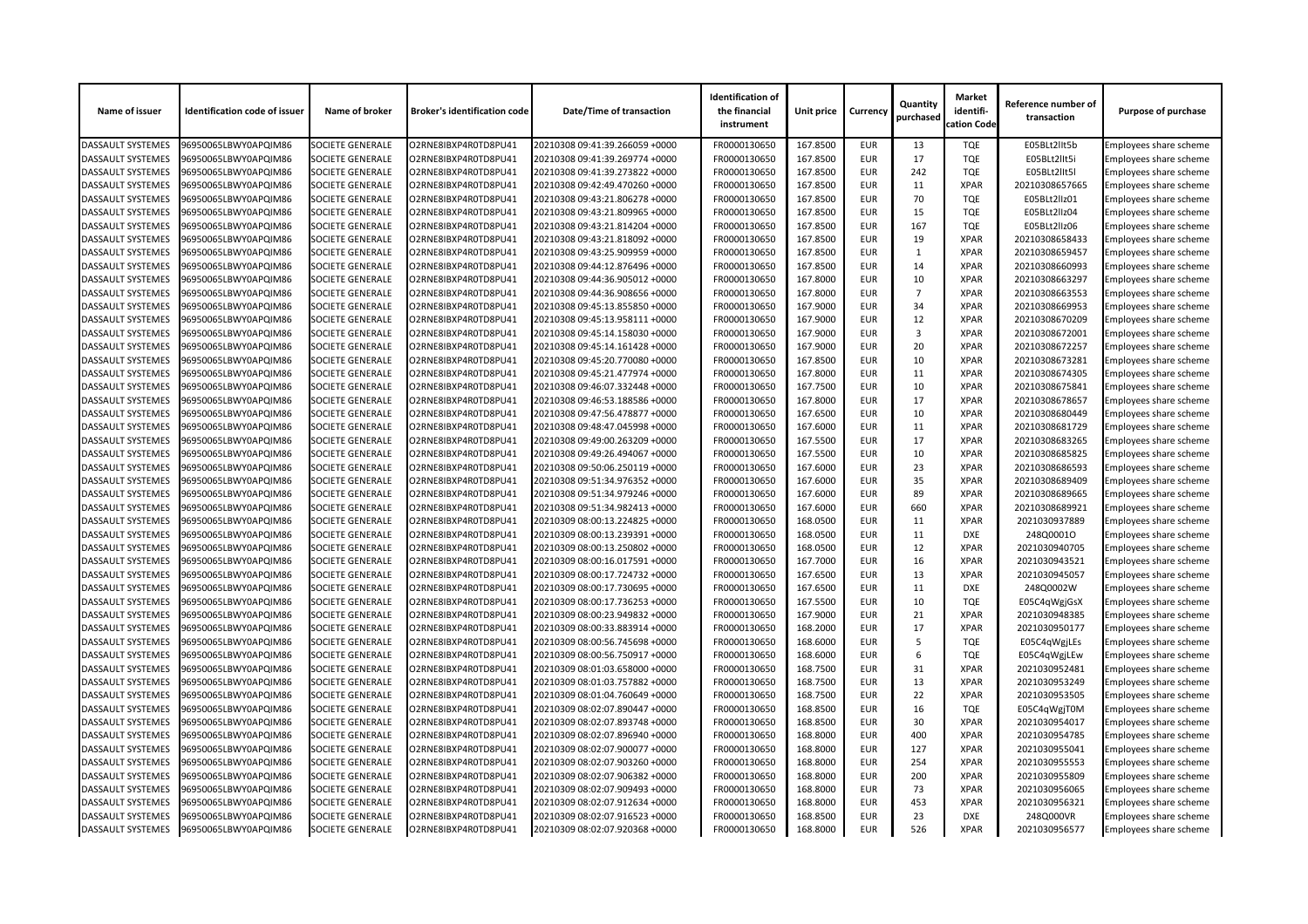| Name of issuer | Identification code of issuer | Name of broker | Broker's identification code | Date/Time of transaction | Identification of the financial instrument | Unit price | Currency | Quantity purchased | Market identification Code | Reference number of transaction | Purpose of purchase |
|---|---|---|---|---|---|---|---|---|---|---|---|
| DASSAULT SYSTEMES | 96950065LBWY0APQIM86 | SOCIETE GENERALE | O2RNE8IBXP4R0TD8PU41 | 20210308 09:41:39.266059 +0000 | FR0000130650 | 167.8500 | EUR | 13 | TQE | E05BLt2llt5b | Employees share scheme |
| DASSAULT SYSTEMES | 96950065LBWY0APQIM86 | SOCIETE GENERALE | O2RNE8IBXP4R0TD8PU41 | 20210308 09:41:39.269774 +0000 | FR0000130650 | 167.8500 | EUR | 17 | TQE | E05BLt2llt5i | Employees share scheme |
| DASSAULT SYSTEMES | 96950065LBWY0APQIM86 | SOCIETE GENERALE | O2RNE8IBXP4R0TD8PU41 | 20210308 09:41:39.273822 +0000 | FR0000130650 | 167.8500 | EUR | 242 | TQE | E05BLt2llt5l | Employees share scheme |
| DASSAULT SYSTEMES | 96950065LBWY0APQIM86 | SOCIETE GENERALE | O2RNE8IBXP4R0TD8PU41 | 20210308 09:42:49.470260 +0000 | FR0000130650 | 167.8500 | EUR | 11 | XPAR | 20210308657665 | Employees share scheme |
| DASSAULT SYSTEMES | 96950065LBWY0APQIM86 | SOCIETE GENERALE | O2RNE8IBXP4R0TD8PU41 | 20210308 09:43:21.806278 +0000 | FR0000130650 | 167.8500 | EUR | 70 | TQE | E05BLt2llz01 | Employees share scheme |
| DASSAULT SYSTEMES | 96950065LBWY0APQIM86 | SOCIETE GENERALE | O2RNE8IBXP4R0TD8PU41 | 20210308 09:43:21.809965 +0000 | FR0000130650 | 167.8500 | EUR | 15 | TQE | E05BLt2llz04 | Employees share scheme |
| DASSAULT SYSTEMES | 96950065LBWY0APQIM86 | SOCIETE GENERALE | O2RNE8IBXP4R0TD8PU41 | 20210308 09:43:21.814204 +0000 | FR0000130650 | 167.8500 | EUR | 167 | TQE | E05BLt2llz06 | Employees share scheme |
| DASSAULT SYSTEMES | 96950065LBWY0APQIM86 | SOCIETE GENERALE | O2RNE8IBXP4R0TD8PU41 | 20210308 09:43:21.818092 +0000 | FR0000130650 | 167.8500 | EUR | 19 | XPAR | 20210308658433 | Employees share scheme |
| DASSAULT SYSTEMES | 96950065LBWY0APQIM86 | SOCIETE GENERALE | O2RNE8IBXP4R0TD8PU41 | 20210308 09:43:25.909959 +0000 | FR0000130650 | 167.8500 | EUR | 1 | XPAR | 20210308659457 | Employees share scheme |
| DASSAULT SYSTEMES | 96950065LBWY0APQIM86 | SOCIETE GENERALE | O2RNE8IBXP4R0TD8PU41 | 20210308 09:44:12.876496 +0000 | FR0000130650 | 167.8500 | EUR | 14 | XPAR | 20210308660993 | Employees share scheme |
| DASSAULT SYSTEMES | 96950065LBWY0APQIM86 | SOCIETE GENERALE | O2RNE8IBXP4R0TD8PU41 | 20210308 09:44:36.905012 +0000 | FR0000130650 | 167.8000 | EUR | 10 | XPAR | 20210308663297 | Employees share scheme |
| DASSAULT SYSTEMES | 96950065LBWY0APQIM86 | SOCIETE GENERALE | O2RNE8IBXP4R0TD8PU41 | 20210308 09:44:36.908656 +0000 | FR0000130650 | 167.8000 | EUR | 7 | XPAR | 20210308663553 | Employees share scheme |
| DASSAULT SYSTEMES | 96950065LBWY0APQIM86 | SOCIETE GENERALE | O2RNE8IBXP4R0TD8PU41 | 20210308 09:45:13.855850 +0000 | FR0000130650 | 167.9000 | EUR | 34 | XPAR | 20210308669953 | Employees share scheme |
| DASSAULT SYSTEMES | 96950065LBWY0APQIM86 | SOCIETE GENERALE | O2RNE8IBXP4R0TD8PU41 | 20210308 09:45:13.958111 +0000 | FR0000130650 | 167.9000 | EUR | 12 | XPAR | 20210308670209 | Employees share scheme |
| DASSAULT SYSTEMES | 96950065LBWY0APQIM86 | SOCIETE GENERALE | O2RNE8IBXP4R0TD8PU41 | 20210308 09:45:14.158030 +0000 | FR0000130650 | 167.9000 | EUR | 3 | XPAR | 20210308672001 | Employees share scheme |
| DASSAULT SYSTEMES | 96950065LBWY0APQIM86 | SOCIETE GENERALE | O2RNE8IBXP4R0TD8PU41 | 20210308 09:45:14.161428 +0000 | FR0000130650 | 167.9000 | EUR | 20 | XPAR | 20210308672257 | Employees share scheme |
| DASSAULT SYSTEMES | 96950065LBWY0APQIM86 | SOCIETE GENERALE | O2RNE8IBXP4R0TD8PU41 | 20210308 09:45:20.770080 +0000 | FR0000130650 | 167.8500 | EUR | 10 | XPAR | 20210308673281 | Employees share scheme |
| DASSAULT SYSTEMES | 96950065LBWY0APQIM86 | SOCIETE GENERALE | O2RNE8IBXP4R0TD8PU41 | 20210308 09:45:21.477974 +0000 | FR0000130650 | 167.8000 | EUR | 11 | XPAR | 20210308674305 | Employees share scheme |
| DASSAULT SYSTEMES | 96950065LBWY0APQIM86 | SOCIETE GENERALE | O2RNE8IBXP4R0TD8PU41 | 20210308 09:46:07.332448 +0000 | FR0000130650 | 167.7500 | EUR | 10 | XPAR | 20210308675841 | Employees share scheme |
| DASSAULT SYSTEMES | 96950065LBWY0APQIM86 | SOCIETE GENERALE | O2RNE8IBXP4R0TD8PU41 | 20210308 09:46:53.188586 +0000 | FR0000130650 | 167.8000 | EUR | 17 | XPAR | 20210308678657 | Employees share scheme |
| DASSAULT SYSTEMES | 96950065LBWY0APQIM86 | SOCIETE GENERALE | O2RNE8IBXP4R0TD8PU41 | 20210308 09:47:56.478877 +0000 | FR0000130650 | 167.6500 | EUR | 10 | XPAR | 20210308680449 | Employees share scheme |
| DASSAULT SYSTEMES | 96950065LBWY0APQIM86 | SOCIETE GENERALE | O2RNE8IBXP4R0TD8PU41 | 20210308 09:48:47.045998 +0000 | FR0000130650 | 167.6000 | EUR | 11 | XPAR | 20210308681729 | Employees share scheme |
| DASSAULT SYSTEMES | 96950065LBWY0APQIM86 | SOCIETE GENERALE | O2RNE8IBXP4R0TD8PU41 | 20210308 09:49:00.263209 +0000 | FR0000130650 | 167.5500 | EUR | 17 | XPAR | 20210308683265 | Employees share scheme |
| DASSAULT SYSTEMES | 96950065LBWY0APQIM86 | SOCIETE GENERALE | O2RNE8IBXP4R0TD8PU41 | 20210308 09:49:26.494067 +0000 | FR0000130650 | 167.5500 | EUR | 10 | XPAR | 20210308685825 | Employees share scheme |
| DASSAULT SYSTEMES | 96950065LBWY0APQIM86 | SOCIETE GENERALE | O2RNE8IBXP4R0TD8PU41 | 20210308 09:50:06.250119 +0000 | FR0000130650 | 167.6000 | EUR | 23 | XPAR | 20210308686593 | Employees share scheme |
| DASSAULT SYSTEMES | 96950065LBWY0APQIM86 | SOCIETE GENERALE | O2RNE8IBXP4R0TD8PU41 | 20210308 09:51:34.976352 +0000 | FR0000130650 | 167.6000 | EUR | 35 | XPAR | 20210308689409 | Employees share scheme |
| DASSAULT SYSTEMES | 96950065LBWY0APQIM86 | SOCIETE GENERALE | O2RNE8IBXP4R0TD8PU41 | 20210308 09:51:34.979246 +0000 | FR0000130650 | 167.6000 | EUR | 89 | XPAR | 20210308689665 | Employees share scheme |
| DASSAULT SYSTEMES | 96950065LBWY0APQIM86 | SOCIETE GENERALE | O2RNE8IBXP4R0TD8PU41 | 20210308 09:51:34.982413 +0000 | FR0000130650 | 167.6000 | EUR | 660 | XPAR | 20210308689921 | Employees share scheme |
| DASSAULT SYSTEMES | 96950065LBWY0APQIM86 | SOCIETE GENERALE | O2RNE8IBXP4R0TD8PU41 | 20210309 08:00:13.224825 +0000 | FR0000130650 | 168.0500 | EUR | 11 | XPAR | 2021030937889 | Employees share scheme |
| DASSAULT SYSTEMES | 96950065LBWY0APQIM86 | SOCIETE GENERALE | O2RNE8IBXP4R0TD8PU41 | 20210309 08:00:13.239391 +0000 | FR0000130650 | 168.0500 | EUR | 11 | DXE | 248Q0001O | Employees share scheme |
| DASSAULT SYSTEMES | 96950065LBWY0APQIM86 | SOCIETE GENERALE | O2RNE8IBXP4R0TD8PU41 | 20210309 08:00:13.250802 +0000 | FR0000130650 | 168.0500 | EUR | 12 | XPAR | 2021030940705 | Employees share scheme |
| DASSAULT SYSTEMES | 96950065LBWY0APQIM86 | SOCIETE GENERALE | O2RNE8IBXP4R0TD8PU41 | 20210309 08:00:16.017591 +0000 | FR0000130650 | 167.7000 | EUR | 16 | XPAR | 2021030943521 | Employees share scheme |
| DASSAULT SYSTEMES | 96950065LBWY0APQIM86 | SOCIETE GENERALE | O2RNE8IBXP4R0TD8PU41 | 20210309 08:00:17.724732 +0000 | FR0000130650 | 167.6500 | EUR | 13 | XPAR | 2021030945057 | Employees share scheme |
| DASSAULT SYSTEMES | 96950065LBWY0APQIM86 | SOCIETE GENERALE | O2RNE8IBXP4R0TD8PU41 | 20210309 08:00:17.730695 +0000 | FR0000130650 | 167.6500 | EUR | 11 | DXE | 248Q0002W | Employees share scheme |
| DASSAULT SYSTEMES | 96950065LBWY0APQIM86 | SOCIETE GENERALE | O2RNE8IBXP4R0TD8PU41 | 20210309 08:00:17.736253 +0000 | FR0000130650 | 167.5500 | EUR | 10 | TQE | E05C4qWgjGsX | Employees share scheme |
| DASSAULT SYSTEMES | 96950065LBWY0APQIM86 | SOCIETE GENERALE | O2RNE8IBXP4R0TD8PU41 | 20210309 08:00:23.949832 +0000 | FR0000130650 | 167.9000 | EUR | 21 | XPAR | 2021030948385 | Employees share scheme |
| DASSAULT SYSTEMES | 96950065LBWY0APQIM86 | SOCIETE GENERALE | O2RNE8IBXP4R0TD8PU41 | 20210309 08:00:33.883914 +0000 | FR0000130650 | 168.2000 | EUR | 17 | XPAR | 2021030950177 | Employees share scheme |
| DASSAULT SYSTEMES | 96950065LBWY0APQIM86 | SOCIETE GENERALE | O2RNE8IBXP4R0TD8PU41 | 20210309 08:00:56.745698 +0000 | FR0000130650 | 168.6000 | EUR | 5 | TQE | E05C4qWgjLEs | Employees share scheme |
| DASSAULT SYSTEMES | 96950065LBWY0APQIM86 | SOCIETE GENERALE | O2RNE8IBXP4R0TD8PU41 | 20210309 08:00:56.750917 +0000 | FR0000130650 | 168.6000 | EUR | 6 | TQE | E05C4qWgjLEw | Employees share scheme |
| DASSAULT SYSTEMES | 96950065LBWY0APQIM86 | SOCIETE GENERALE | O2RNE8IBXP4R0TD8PU41 | 20210309 08:01:03.658000 +0000 | FR0000130650 | 168.7500 | EUR | 31 | XPAR | 2021030952481 | Employees share scheme |
| DASSAULT SYSTEMES | 96950065LBWY0APQIM86 | SOCIETE GENERALE | O2RNE8IBXP4R0TD8PU41 | 20210309 08:01:03.757882 +0000 | FR0000130650 | 168.7500 | EUR | 13 | XPAR | 2021030953249 | Employees share scheme |
| DASSAULT SYSTEMES | 96950065LBWY0APQIM86 | SOCIETE GENERALE | O2RNE8IBXP4R0TD8PU41 | 20210309 08:01:04.760649 +0000 | FR0000130650 | 168.7500 | EUR | 22 | XPAR | 2021030953505 | Employees share scheme |
| DASSAULT SYSTEMES | 96950065LBWY0APQIM86 | SOCIETE GENERALE | O2RNE8IBXP4R0TD8PU41 | 20210309 08:02:07.890447 +0000 | FR0000130650 | 168.8500 | EUR | 16 | TQE | E05C4qWgjT0M | Employees share scheme |
| DASSAULT SYSTEMES | 96950065LBWY0APQIM86 | SOCIETE GENERALE | O2RNE8IBXP4R0TD8PU41 | 20210309 08:02:07.893748 +0000 | FR0000130650 | 168.8500 | EUR | 30 | XPAR | 2021030954017 | Employees share scheme |
| DASSAULT SYSTEMES | 96950065LBWY0APQIM86 | SOCIETE GENERALE | O2RNE8IBXP4R0TD8PU41 | 20210309 08:02:07.896940 +0000 | FR0000130650 | 168.8000 | EUR | 400 | XPAR | 2021030954785 | Employees share scheme |
| DASSAULT SYSTEMES | 96950065LBWY0APQIM86 | SOCIETE GENERALE | O2RNE8IBXP4R0TD8PU41 | 20210309 08:02:07.900077 +0000 | FR0000130650 | 168.8000 | EUR | 127 | XPAR | 2021030955041 | Employees share scheme |
| DASSAULT SYSTEMES | 96950065LBWY0APQIM86 | SOCIETE GENERALE | O2RNE8IBXP4R0TD8PU41 | 20210309 08:02:07.903260 +0000 | FR0000130650 | 168.8000 | EUR | 254 | XPAR | 2021030955553 | Employees share scheme |
| DASSAULT SYSTEMES | 96950065LBWY0APQIM86 | SOCIETE GENERALE | O2RNE8IBXP4R0TD8PU41 | 20210309 08:02:07.906382 +0000 | FR0000130650 | 168.8000 | EUR | 200 | XPAR | 2021030955809 | Employees share scheme |
| DASSAULT SYSTEMES | 96950065LBWY0APQIM86 | SOCIETE GENERALE | O2RNE8IBXP4R0TD8PU41 | 20210309 08:02:07.909493 +0000 | FR0000130650 | 168.8000 | EUR | 73 | XPAR | 2021030956065 | Employees share scheme |
| DASSAULT SYSTEMES | 96950065LBWY0APQIM86 | SOCIETE GENERALE | O2RNE8IBXP4R0TD8PU41 | 20210309 08:02:07.912634 +0000 | FR0000130650 | 168.8000 | EUR | 453 | XPAR | 2021030956321 | Employees share scheme |
| DASSAULT SYSTEMES | 96950065LBWY0APQIM86 | SOCIETE GENERALE | O2RNE8IBXP4R0TD8PU41 | 20210309 08:02:07.916523 +0000 | FR0000130650 | 168.8500 | EUR | 23 | DXE | 248Q000VR | Employees share scheme |
| DASSAULT SYSTEMES | 96950065LBWY0APQIM86 | SOCIETE GENERALE | O2RNE8IBXP4R0TD8PU41 | 20210309 08:02:07.920368 +0000 | FR0000130650 | 168.8000 | EUR | 526 | XPAR | 2021030956577 | Employees share scheme |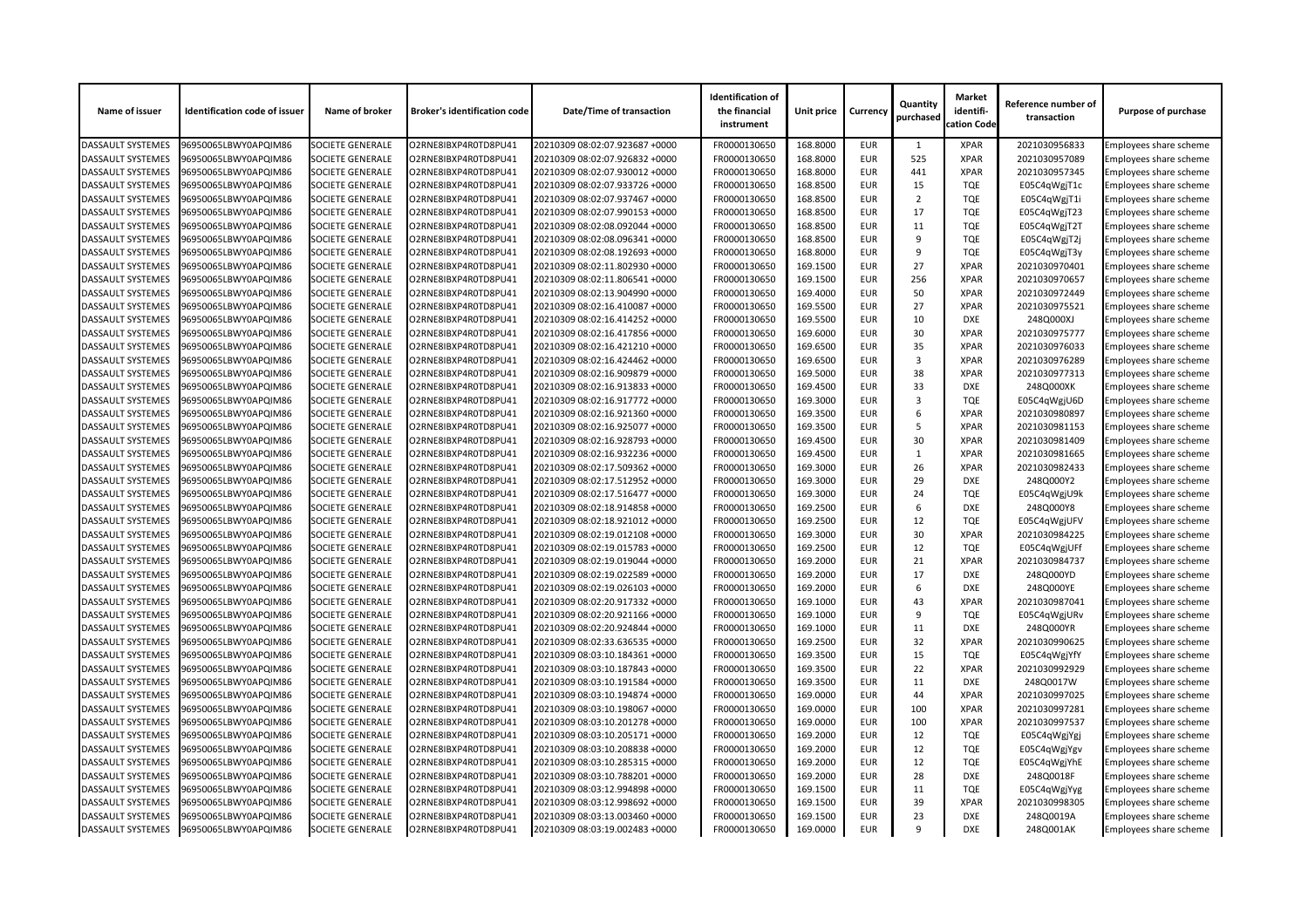| Name of issuer | Identification code of issuer | Name of broker | Broker's identification code | Date/Time of transaction | Identification of the financial instrument | Unit price | Currency | Quantity purchased | Market identification Code | Reference number of transaction | Purpose of purchase |
|---|---|---|---|---|---|---|---|---|---|---|---|
| DASSAULT SYSTEMES | 96950065LBWY0APQIM86 | SOCIETE GENERALE | O2RNE8IBXP4R0TD8PU41 | 20210309 08:02:07.923687 +0000 | FR0000130650 | 168.8000 | EUR | 1 | XPAR | 2021030956833 | Employees share scheme |
| DASSAULT SYSTEMES | 96950065LBWY0APQIM86 | SOCIETE GENERALE | O2RNE8IBXP4R0TD8PU41 | 20210309 08:02:07.926832 +0000 | FR0000130650 | 168.8000 | EUR | 525 | XPAR | 2021030957089 | Employees share scheme |
| DASSAULT SYSTEMES | 96950065LBWY0APQIM86 | SOCIETE GENERALE | O2RNE8IBXP4R0TD8PU41 | 20210309 08:02:07.930012 +0000 | FR0000130650 | 168.8000 | EUR | 441 | XPAR | 2021030957345 | Employees share scheme |
| DASSAULT SYSTEMES | 96950065LBWY0APQIM86 | SOCIETE GENERALE | O2RNE8IBXP4R0TD8PU41 | 20210309 08:02:07.933726 +0000 | FR0000130650 | 168.8500 | EUR | 15 | TQE | E05C4qWgjT1c | Employees share scheme |
| DASSAULT SYSTEMES | 96950065LBWY0APQIM86 | SOCIETE GENERALE | O2RNE8IBXP4R0TD8PU41 | 20210309 08:02:07.937467 +0000 | FR0000130650 | 168.8500 | EUR | 2 | TQE | E05C4qWgjT1i | Employees share scheme |
| DASSAULT SYSTEMES | 96950065LBWY0APQIM86 | SOCIETE GENERALE | O2RNE8IBXP4R0TD8PU41 | 20210309 08:02:07.990153 +0000 | FR0000130650 | 168.8500 | EUR | 17 | TQE | E05C4qWgjT23 | Employees share scheme |
| DASSAULT SYSTEMES | 96950065LBWY0APQIM86 | SOCIETE GENERALE | O2RNE8IBXP4R0TD8PU41 | 20210309 08:02:08.092044 +0000 | FR0000130650 | 168.8500 | EUR | 11 | TQE | E05C4qWgjT2T | Employees share scheme |
| DASSAULT SYSTEMES | 96950065LBWY0APQIM86 | SOCIETE GENERALE | O2RNE8IBXP4R0TD8PU41 | 20210309 08:02:08.096341 +0000 | FR0000130650 | 168.8500 | EUR | 9 | TQE | E05C4qWgjT2j | Employees share scheme |
| DASSAULT SYSTEMES | 96950065LBWY0APQIM86 | SOCIETE GENERALE | O2RNE8IBXP4R0TD8PU41 | 20210309 08:02:08.192693 +0000 | FR0000130650 | 168.8000 | EUR | 9 | TQE | E05C4qWgjT3y | Employees share scheme |
| DASSAULT SYSTEMES | 96950065LBWY0APQIM86 | SOCIETE GENERALE | O2RNE8IBXP4R0TD8PU41 | 20210309 08:02:11.802930 +0000 | FR0000130650 | 169.1500 | EUR | 27 | XPAR | 2021030970401 | Employees share scheme |
| DASSAULT SYSTEMES | 96950065LBWY0APQIM86 | SOCIETE GENERALE | O2RNE8IBXP4R0TD8PU41 | 20210309 08:02:11.806541 +0000 | FR0000130650 | 169.1500 | EUR | 256 | XPAR | 2021030970657 | Employees share scheme |
| DASSAULT SYSTEMES | 96950065LBWY0APQIM86 | SOCIETE GENERALE | O2RNE8IBXP4R0TD8PU41 | 20210309 08:02:13.904990 +0000 | FR0000130650 | 169.4000 | EUR | 50 | XPAR | 2021030972449 | Employees share scheme |
| DASSAULT SYSTEMES | 96950065LBWY0APQIM86 | SOCIETE GENERALE | O2RNE8IBXP4R0TD8PU41 | 20210309 08:02:16.410087 +0000 | FR0000130650 | 169.5500 | EUR | 27 | XPAR | 2021030975521 | Employees share scheme |
| DASSAULT SYSTEMES | 96950065LBWY0APQIM86 | SOCIETE GENERALE | O2RNE8IBXP4R0TD8PU41 | 20210309 08:02:16.414252 +0000 | FR0000130650 | 169.5500 | EUR | 10 | DXE | 248Q000XJ | Employees share scheme |
| DASSAULT SYSTEMES | 96950065LBWY0APQIM86 | SOCIETE GENERALE | O2RNE8IBXP4R0TD8PU41 | 20210309 08:02:16.417856 +0000 | FR0000130650 | 169.6000 | EUR | 30 | XPAR | 2021030975777 | Employees share scheme |
| DASSAULT SYSTEMES | 96950065LBWY0APQIM86 | SOCIETE GENERALE | O2RNE8IBXP4R0TD8PU41 | 20210309 08:02:16.421210 +0000 | FR0000130650 | 169.6500 | EUR | 35 | XPAR | 2021030976033 | Employees share scheme |
| DASSAULT SYSTEMES | 96950065LBWY0APQIM86 | SOCIETE GENERALE | O2RNE8IBXP4R0TD8PU41 | 20210309 08:02:16.424462 +0000 | FR0000130650 | 169.6500 | EUR | 3 | XPAR | 2021030976289 | Employees share scheme |
| DASSAULT SYSTEMES | 96950065LBWY0APQIM86 | SOCIETE GENERALE | O2RNE8IBXP4R0TD8PU41 | 20210309 08:02:16.909879 +0000 | FR0000130650 | 169.5000 | EUR | 38 | XPAR | 2021030977313 | Employees share scheme |
| DASSAULT SYSTEMES | 96950065LBWY0APQIM86 | SOCIETE GENERALE | O2RNE8IBXP4R0TD8PU41 | 20210309 08:02:16.913833 +0000 | FR0000130650 | 169.4500 | EUR | 33 | DXE | 248Q000XK | Employees share scheme |
| DASSAULT SYSTEMES | 96950065LBWY0APQIM86 | SOCIETE GENERALE | O2RNE8IBXP4R0TD8PU41 | 20210309 08:02:16.917772 +0000 | FR0000130650 | 169.3000 | EUR | 3 | TQE | E05C4qWgjU6D | Employees share scheme |
| DASSAULT SYSTEMES | 96950065LBWY0APQIM86 | SOCIETE GENERALE | O2RNE8IBXP4R0TD8PU41 | 20210309 08:02:16.921360 +0000 | FR0000130650 | 169.3500 | EUR | 6 | XPAR | 2021030980897 | Employees share scheme |
| DASSAULT SYSTEMES | 96950065LBWY0APQIM86 | SOCIETE GENERALE | O2RNE8IBXP4R0TD8PU41 | 20210309 08:02:16.925077 +0000 | FR0000130650 | 169.3500 | EUR | 5 | XPAR | 2021030981153 | Employees share scheme |
| DASSAULT SYSTEMES | 96950065LBWY0APQIM86 | SOCIETE GENERALE | O2RNE8IBXP4R0TD8PU41 | 20210309 08:02:16.928793 +0000 | FR0000130650 | 169.4500 | EUR | 30 | XPAR | 2021030981409 | Employees share scheme |
| DASSAULT SYSTEMES | 96950065LBWY0APQIM86 | SOCIETE GENERALE | O2RNE8IBXP4R0TD8PU41 | 20210309 08:02:16.932236 +0000 | FR0000130650 | 169.4500 | EUR | 1 | XPAR | 2021030981665 | Employees share scheme |
| DASSAULT SYSTEMES | 96950065LBWY0APQIM86 | SOCIETE GENERALE | O2RNE8IBXP4R0TD8PU41 | 20210309 08:02:17.509362 +0000 | FR0000130650 | 169.3000 | EUR | 26 | XPAR | 2021030982433 | Employees share scheme |
| DASSAULT SYSTEMES | 96950065LBWY0APQIM86 | SOCIETE GENERALE | O2RNE8IBXP4R0TD8PU41 | 20210309 08:02:17.512952 +0000 | FR0000130650 | 169.3000 | EUR | 29 | DXE | 248Q000Y2 | Employees share scheme |
| DASSAULT SYSTEMES | 96950065LBWY0APQIM86 | SOCIETE GENERALE | O2RNE8IBXP4R0TD8PU41 | 20210309 08:02:17.516477 +0000 | FR0000130650 | 169.3000 | EUR | 24 | TQE | E05C4qWgjU9k | Employees share scheme |
| DASSAULT SYSTEMES | 96950065LBWY0APQIM86 | SOCIETE GENERALE | O2RNE8IBXP4R0TD8PU41 | 20210309 08:02:18.914858 +0000 | FR0000130650 | 169.2500 | EUR | 6 | DXE | 248Q000Y8 | Employees share scheme |
| DASSAULT SYSTEMES | 96950065LBWY0APQIM86 | SOCIETE GENERALE | O2RNE8IBXP4R0TD8PU41 | 20210309 08:02:18.921012 +0000 | FR0000130650 | 169.2500 | EUR | 12 | TQE | E05C4qWgjUFV | Employees share scheme |
| DASSAULT SYSTEMES | 96950065LBWY0APQIM86 | SOCIETE GENERALE | O2RNE8IBXP4R0TD8PU41 | 20210309 08:02:19.012108 +0000 | FR0000130650 | 169.3000 | EUR | 30 | XPAR | 2021030984225 | Employees share scheme |
| DASSAULT SYSTEMES | 96950065LBWY0APQIM86 | SOCIETE GENERALE | O2RNE8IBXP4R0TD8PU41 | 20210309 08:02:19.015783 +0000 | FR0000130650 | 169.2500 | EUR | 12 | TQE | E05C4qWgjUFf | Employees share scheme |
| DASSAULT SYSTEMES | 96950065LBWY0APQIM86 | SOCIETE GENERALE | O2RNE8IBXP4R0TD8PU41 | 20210309 08:02:19.019044 +0000 | FR0000130650 | 169.2000 | EUR | 21 | XPAR | 2021030984737 | Employees share scheme |
| DASSAULT SYSTEMES | 96950065LBWY0APQIM86 | SOCIETE GENERALE | O2RNE8IBXP4R0TD8PU41 | 20210309 08:02:19.022589 +0000 | FR0000130650 | 169.2000 | EUR | 17 | DXE | 248Q000YD | Employees share scheme |
| DASSAULT SYSTEMES | 96950065LBWY0APQIM86 | SOCIETE GENERALE | O2RNE8IBXP4R0TD8PU41 | 20210309 08:02:19.026103 +0000 | FR0000130650 | 169.2000 | EUR | 6 | DXE | 248Q000YE | Employees share scheme |
| DASSAULT SYSTEMES | 96950065LBWY0APQIM86 | SOCIETE GENERALE | O2RNE8IBXP4R0TD8PU41 | 20210309 08:02:20.917332 +0000 | FR0000130650 | 169.1000 | EUR | 43 | XPAR | 2021030987041 | Employees share scheme |
| DASSAULT SYSTEMES | 96950065LBWY0APQIM86 | SOCIETE GENERALE | O2RNE8IBXP4R0TD8PU41 | 20210309 08:02:20.921166 +0000 | FR0000130650 | 169.1000 | EUR | 9 | TQE | E05C4qWgjURv | Employees share scheme |
| DASSAULT SYSTEMES | 96950065LBWY0APQIM86 | SOCIETE GENERALE | O2RNE8IBXP4R0TD8PU41 | 20210309 08:02:20.924844 +0000 | FR0000130650 | 169.1000 | EUR | 11 | DXE | 248Q000YR | Employees share scheme |
| DASSAULT SYSTEMES | 96950065LBWY0APQIM86 | SOCIETE GENERALE | O2RNE8IBXP4R0TD8PU41 | 20210309 08:02:33.636535 +0000 | FR0000130650 | 169.2500 | EUR | 32 | XPAR | 2021030990625 | Employees share scheme |
| DASSAULT SYSTEMES | 96950065LBWY0APQIM86 | SOCIETE GENERALE | O2RNE8IBXP4R0TD8PU41 | 20210309 08:03:10.184361 +0000 | FR0000130650 | 169.3500 | EUR | 15 | TQE | E05C4qWgjYfY | Employees share scheme |
| DASSAULT SYSTEMES | 96950065LBWY0APQIM86 | SOCIETE GENERALE | O2RNE8IBXP4R0TD8PU41 | 20210309 08:03:10.187843 +0000 | FR0000130650 | 169.3500 | EUR | 22 | XPAR | 2021030992929 | Employees share scheme |
| DASSAULT SYSTEMES | 96950065LBWY0APQIM86 | SOCIETE GENERALE | O2RNE8IBXP4R0TD8PU41 | 20210309 08:03:10.191584 +0000 | FR0000130650 | 169.3500 | EUR | 11 | DXE | 248Q0017W | Employees share scheme |
| DASSAULT SYSTEMES | 96950065LBWY0APQIM86 | SOCIETE GENERALE | O2RNE8IBXP4R0TD8PU41 | 20210309 08:03:10.194874 +0000 | FR0000130650 | 169.0000 | EUR | 44 | XPAR | 2021030997025 | Employees share scheme |
| DASSAULT SYSTEMES | 96950065LBWY0APQIM86 | SOCIETE GENERALE | O2RNE8IBXP4R0TD8PU41 | 20210309 08:03:10.198067 +0000 | FR0000130650 | 169.0000 | EUR | 100 | XPAR | 2021030997281 | Employees share scheme |
| DASSAULT SYSTEMES | 96950065LBWY0APQIM86 | SOCIETE GENERALE | O2RNE8IBXP4R0TD8PU41 | 20210309 08:03:10.201278 +0000 | FR0000130650 | 169.0000 | EUR | 100 | XPAR | 2021030997537 | Employees share scheme |
| DASSAULT SYSTEMES | 96950065LBWY0APQIM86 | SOCIETE GENERALE | O2RNE8IBXP4R0TD8PU41 | 20210309 08:03:10.205171 +0000 | FR0000130650 | 169.2000 | EUR | 12 | TQE | E05C4qWgjYgj | Employees share scheme |
| DASSAULT SYSTEMES | 96950065LBWY0APQIM86 | SOCIETE GENERALE | O2RNE8IBXP4R0TD8PU41 | 20210309 08:03:10.208838 +0000 | FR0000130650 | 169.2000 | EUR | 12 | TQE | E05C4qWgjYgv | Employees share scheme |
| DASSAULT SYSTEMES | 96950065LBWY0APQIM86 | SOCIETE GENERALE | O2RNE8IBXP4R0TD8PU41 | 20210309 08:03:10.285315 +0000 | FR0000130650 | 169.2000 | EUR | 12 | TQE | E05C4qWgjYhE | Employees share scheme |
| DASSAULT SYSTEMES | 96950065LBWY0APQIM86 | SOCIETE GENERALE | O2RNE8IBXP4R0TD8PU41 | 20210309 08:03:10.788201 +0000 | FR0000130650 | 169.2000 | EUR | 28 | DXE | 248Q0018F | Employees share scheme |
| DASSAULT SYSTEMES | 96950065LBWY0APQIM86 | SOCIETE GENERALE | O2RNE8IBXP4R0TD8PU41 | 20210309 08:03:12.994898 +0000 | FR0000130650 | 169.1500 | EUR | 11 | TQE | E05C4qWgjYyg | Employees share scheme |
| DASSAULT SYSTEMES | 96950065LBWY0APQIM86 | SOCIETE GENERALE | O2RNE8IBXP4R0TD8PU41 | 20210309 08:03:12.998692 +0000 | FR0000130650 | 169.1500 | EUR | 39 | XPAR | 2021030998305 | Employees share scheme |
| DASSAULT SYSTEMES | 96950065LBWY0APQIM86 | SOCIETE GENERALE | O2RNE8IBXP4R0TD8PU41 | 20210309 08:03:13.003460 +0000 | FR0000130650 | 169.1500 | EUR | 23 | DXE | 248Q0019A | Employees share scheme |
| DASSAULT SYSTEMES | 96950065LBWY0APQIM86 | SOCIETE GENERALE | O2RNE8IBXP4R0TD8PU41 | 20210309 08:03:19.002483 +0000 | FR0000130650 | 169.0000 | EUR | 9 | DXE | 248Q001AK | Employees share scheme |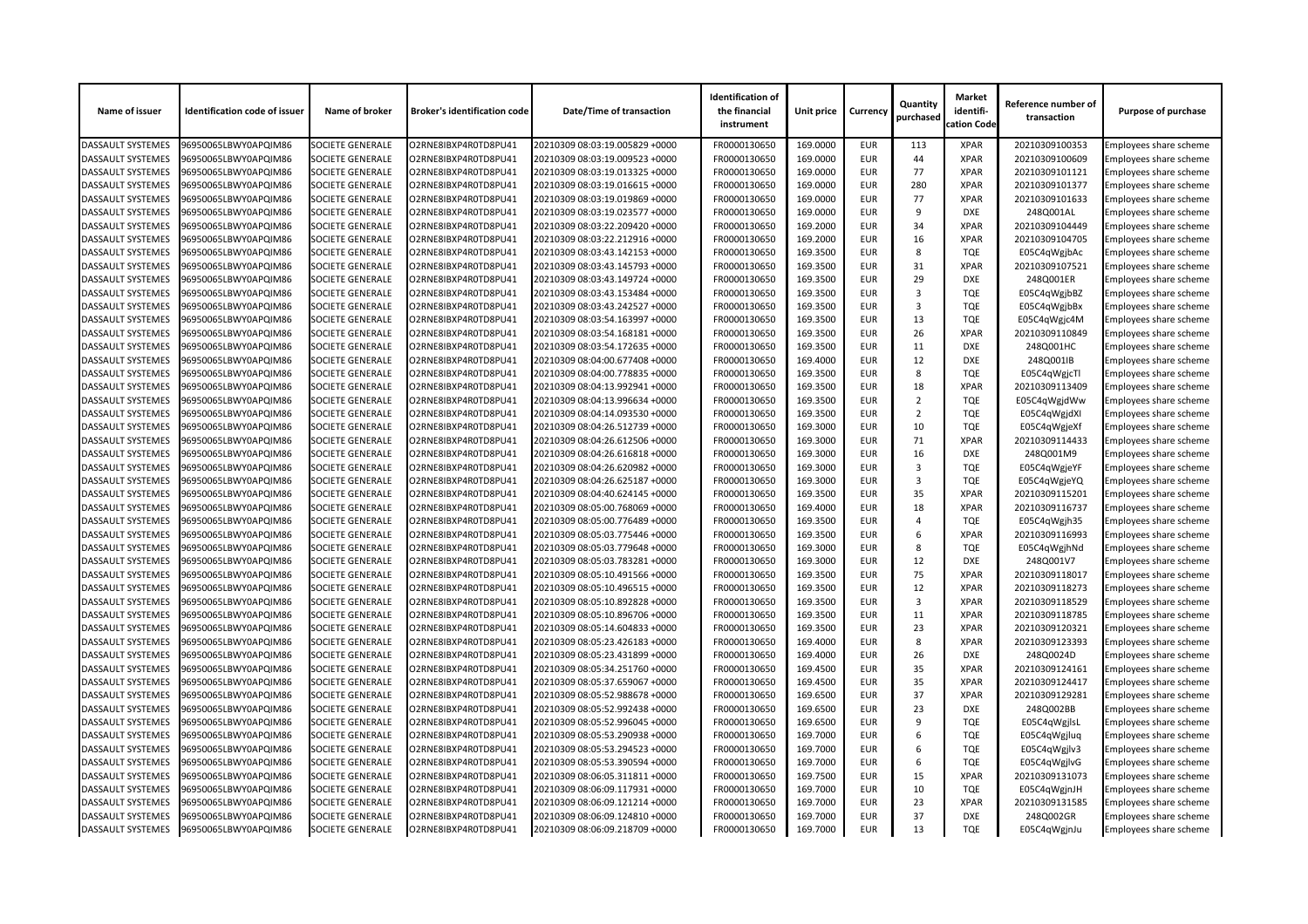| Name of issuer | Identification code of issuer | Name of broker | Broker's identification code | Date/Time of transaction | Identification of the financial instrument | Unit price | Currency | Quantity purchased | Market identification Code | Reference number of transaction | Purpose of purchase |
|---|---|---|---|---|---|---|---|---|---|---|---|
| DASSAULT SYSTEMES | 96950065LBWY0APQIM86 | SOCIETE GENERALE | O2RNE8IBXP4R0TD8PU41 | 20210309 08:03:19.005829 +0000 | FR0000130650 | 169.0000 | EUR | 113 | XPAR | 20210309100353 | Employees share scheme |
| DASSAULT SYSTEMES | 96950065LBWY0APQIM86 | SOCIETE GENERALE | O2RNE8IBXP4R0TD8PU41 | 20210309 08:03:19.009523 +0000 | FR0000130650 | 169.0000 | EUR | 44 | XPAR | 20210309100609 | Employees share scheme |
| DASSAULT SYSTEMES | 96950065LBWY0APQIM86 | SOCIETE GENERALE | O2RNE8IBXP4R0TD8PU41 | 20210309 08:03:19.013325 +0000 | FR0000130650 | 169.0000 | EUR | 77 | XPAR | 20210309101121 | Employees share scheme |
| DASSAULT SYSTEMES | 96950065LBWY0APQIM86 | SOCIETE GENERALE | O2RNE8IBXP4R0TD8PU41 | 20210309 08:03:19.016615 +0000 | FR0000130650 | 169.0000 | EUR | 280 | XPAR | 20210309101377 | Employees share scheme |
| DASSAULT SYSTEMES | 96950065LBWY0APQIM86 | SOCIETE GENERALE | O2RNE8IBXP4R0TD8PU41 | 20210309 08:03:19.019869 +0000 | FR0000130650 | 169.0000 | EUR | 77 | XPAR | 20210309101633 | Employees share scheme |
| DASSAULT SYSTEMES | 96950065LBWY0APQIM86 | SOCIETE GENERALE | O2RNE8IBXP4R0TD8PU41 | 20210309 08:03:19.023577 +0000 | FR0000130650 | 169.0000 | EUR | 9 | DXE | 248Q001AL | Employees share scheme |
| DASSAULT SYSTEMES | 96950065LBWY0APQIM86 | SOCIETE GENERALE | O2RNE8IBXP4R0TD8PU41 | 20210309 08:03:22.209420 +0000 | FR0000130650 | 169.2000 | EUR | 34 | XPAR | 20210309104449 | Employees share scheme |
| DASSAULT SYSTEMES | 96950065LBWY0APQIM86 | SOCIETE GENERALE | O2RNE8IBXP4R0TD8PU41 | 20210309 08:03:22.212916 +0000 | FR0000130650 | 169.2000 | EUR | 16 | XPAR | 20210309104705 | Employees share scheme |
| DASSAULT SYSTEMES | 96950065LBWY0APQIM86 | SOCIETE GENERALE | O2RNE8IBXP4R0TD8PU41 | 20210309 08:03:43.142153 +0000 | FR0000130650 | 169.3500 | EUR | 8 | TQE | E05C4qWgjbAc | Employees share scheme |
| DASSAULT SYSTEMES | 96950065LBWY0APQIM86 | SOCIETE GENERALE | O2RNE8IBXP4R0TD8PU41 | 20210309 08:03:43.145793 +0000 | FR0000130650 | 169.3500 | EUR | 31 | XPAR | 20210309107521 | Employees share scheme |
| DASSAULT SYSTEMES | 96950065LBWY0APQIM86 | SOCIETE GENERALE | O2RNE8IBXP4R0TD8PU41 | 20210309 08:03:43.149724 +0000 | FR0000130650 | 169.3500 | EUR | 29 | DXE | 248Q001ER | Employees share scheme |
| DASSAULT SYSTEMES | 96950065LBWY0APQIM86 | SOCIETE GENERALE | O2RNE8IBXP4R0TD8PU41 | 20210309 08:03:43.153484 +0000 | FR0000130650 | 169.3500 | EUR | 3 | TQE | E05C4qWgjbBZ | Employees share scheme |
| DASSAULT SYSTEMES | 96950065LBWY0APQIM86 | SOCIETE GENERALE | O2RNE8IBXP4R0TD8PU41 | 20210309 08:03:43.242527 +0000 | FR0000130650 | 169.3500 | EUR | 3 | TQE | E05C4qWgjbBx | Employees share scheme |
| DASSAULT SYSTEMES | 96950065LBWY0APQIM86 | SOCIETE GENERALE | O2RNE8IBXP4R0TD8PU41 | 20210309 08:03:54.163997 +0000 | FR0000130650 | 169.3500 | EUR | 13 | TQE | E05C4qWgjc4M | Employees share scheme |
| DASSAULT SYSTEMES | 96950065LBWY0APQIM86 | SOCIETE GENERALE | O2RNE8IBXP4R0TD8PU41 | 20210309 08:03:54.168181 +0000 | FR0000130650 | 169.3500 | EUR | 26 | XPAR | 20210309110849 | Employees share scheme |
| DASSAULT SYSTEMES | 96950065LBWY0APQIM86 | SOCIETE GENERALE | O2RNE8IBXP4R0TD8PU41 | 20210309 08:03:54.172635 +0000 | FR0000130650 | 169.3500 | EUR | 11 | DXE | 248Q001HC | Employees share scheme |
| DASSAULT SYSTEMES | 96950065LBWY0APQIM86 | SOCIETE GENERALE | O2RNE8IBXP4R0TD8PU41 | 20210309 08:04:00.677408 +0000 | FR0000130650 | 169.4000 | EUR | 12 | DXE | 248Q001IB | Employees share scheme |
| DASSAULT SYSTEMES | 96950065LBWY0APQIM86 | SOCIETE GENERALE | O2RNE8IBXP4R0TD8PU41 | 20210309 08:04:00.778835 +0000 | FR0000130650 | 169.3500 | EUR | 8 | TQE | E05C4qWgjcTl | Employees share scheme |
| DASSAULT SYSTEMES | 96950065LBWY0APQIM86 | SOCIETE GENERALE | O2RNE8IBXP4R0TD8PU41 | 20210309 08:04:13.992941 +0000 | FR0000130650 | 169.3500 | EUR | 18 | XPAR | 20210309113409 | Employees share scheme |
| DASSAULT SYSTEMES | 96950065LBWY0APQIM86 | SOCIETE GENERALE | O2RNE8IBXP4R0TD8PU41 | 20210309 08:04:13.996634 +0000 | FR0000130650 | 169.3500 | EUR | 2 | TQE | E05C4qWgjdWw | Employees share scheme |
| DASSAULT SYSTEMES | 96950065LBWY0APQIM86 | SOCIETE GENERALE | O2RNE8IBXP4R0TD8PU41 | 20210309 08:04:14.093530 +0000 | FR0000130650 | 169.3500 | EUR | 2 | TQE | E05C4qWgjdXl | Employees share scheme |
| DASSAULT SYSTEMES | 96950065LBWY0APQIM86 | SOCIETE GENERALE | O2RNE8IBXP4R0TD8PU41 | 20210309 08:04:26.512739 +0000 | FR0000130650 | 169.3000 | EUR | 10 | TQE | E05C4qWgjeXf | Employees share scheme |
| DASSAULT SYSTEMES | 96950065LBWY0APQIM86 | SOCIETE GENERALE | O2RNE8IBXP4R0TD8PU41 | 20210309 08:04:26.612506 +0000 | FR0000130650 | 169.3000 | EUR | 71 | XPAR | 20210309114433 | Employees share scheme |
| DASSAULT SYSTEMES | 96950065LBWY0APQIM86 | SOCIETE GENERALE | O2RNE8IBXP4R0TD8PU41 | 20210309 08:04:26.616818 +0000 | FR0000130650 | 169.3000 | EUR | 16 | DXE | 248Q001M9 | Employees share scheme |
| DASSAULT SYSTEMES | 96950065LBWY0APQIM86 | SOCIETE GENERALE | O2RNE8IBXP4R0TD8PU41 | 20210309 08:04:26.620982 +0000 | FR0000130650 | 169.3000 | EUR | 3 | TQE | E05C4qWgjeYF | Employees share scheme |
| DASSAULT SYSTEMES | 96950065LBWY0APQIM86 | SOCIETE GENERALE | O2RNE8IBXP4R0TD8PU41 | 20210309 08:04:26.625187 +0000 | FR0000130650 | 169.3000 | EUR | 3 | TQE | E05C4qWgjeYQ | Employees share scheme |
| DASSAULT SYSTEMES | 96950065LBWY0APQIM86 | SOCIETE GENERALE | O2RNE8IBXP4R0TD8PU41 | 20210309 08:04:40.624145 +0000 | FR0000130650 | 169.3500 | EUR | 35 | XPAR | 20210309115201 | Employees share scheme |
| DASSAULT SYSTEMES | 96950065LBWY0APQIM86 | SOCIETE GENERALE | O2RNE8IBXP4R0TD8PU41 | 20210309 08:05:00.768069 +0000 | FR0000130650 | 169.4000 | EUR | 18 | XPAR | 20210309116737 | Employees share scheme |
| DASSAULT SYSTEMES | 96950065LBWY0APQIM86 | SOCIETE GENERALE | O2RNE8IBXP4R0TD8PU41 | 20210309 08:05:00.776489 +0000 | FR0000130650 | 169.3500 | EUR | 4 | TQE | E05C4qWgjh35 | Employees share scheme |
| DASSAULT SYSTEMES | 96950065LBWY0APQIM86 | SOCIETE GENERALE | O2RNE8IBXP4R0TD8PU41 | 20210309 08:05:03.775446 +0000 | FR0000130650 | 169.3500 | EUR | 6 | XPAR | 20210309116993 | Employees share scheme |
| DASSAULT SYSTEMES | 96950065LBWY0APQIM86 | SOCIETE GENERALE | O2RNE8IBXP4R0TD8PU41 | 20210309 08:05:03.779648 +0000 | FR0000130650 | 169.3000 | EUR | 8 | TQE | E05C4qWgjhNd | Employees share scheme |
| DASSAULT SYSTEMES | 96950065LBWY0APQIM86 | SOCIETE GENERALE | O2RNE8IBXP4R0TD8PU41 | 20210309 08:05:03.783281 +0000 | FR0000130650 | 169.3000 | EUR | 12 | DXE | 248Q001V7 | Employees share scheme |
| DASSAULT SYSTEMES | 96950065LBWY0APQIM86 | SOCIETE GENERALE | O2RNE8IBXP4R0TD8PU41 | 20210309 08:05:10.491566 +0000 | FR0000130650 | 169.3500 | EUR | 75 | XPAR | 20210309118017 | Employees share scheme |
| DASSAULT SYSTEMES | 96950065LBWY0APQIM86 | SOCIETE GENERALE | O2RNE8IBXP4R0TD8PU41 | 20210309 08:05:10.496515 +0000 | FR0000130650 | 169.3500 | EUR | 12 | XPAR | 20210309118273 | Employees share scheme |
| DASSAULT SYSTEMES | 96950065LBWY0APQIM86 | SOCIETE GENERALE | O2RNE8IBXP4R0TD8PU41 | 20210309 08:05:10.892828 +0000 | FR0000130650 | 169.3500 | EUR | 3 | XPAR | 20210309118529 | Employees share scheme |
| DASSAULT SYSTEMES | 96950065LBWY0APQIM86 | SOCIETE GENERALE | O2RNE8IBXP4R0TD8PU41 | 20210309 08:05:10.896706 +0000 | FR0000130650 | 169.3500 | EUR | 11 | XPAR | 20210309118785 | Employees share scheme |
| DASSAULT SYSTEMES | 96950065LBWY0APQIM86 | SOCIETE GENERALE | O2RNE8IBXP4R0TD8PU41 | 20210309 08:05:14.604833 +0000 | FR0000130650 | 169.3500 | EUR | 23 | XPAR | 20210309120321 | Employees share scheme |
| DASSAULT SYSTEMES | 96950065LBWY0APQIM86 | SOCIETE GENERALE | O2RNE8IBXP4R0TD8PU41 | 20210309 08:05:23.426183 +0000 | FR0000130650 | 169.4000 | EUR | 8 | XPAR | 20210309123393 | Employees share scheme |
| DASSAULT SYSTEMES | 96950065LBWY0APQIM86 | SOCIETE GENERALE | O2RNE8IBXP4R0TD8PU41 | 20210309 08:05:23.431899 +0000 | FR0000130650 | 169.4000 | EUR | 26 | DXE | 248Q0024D | Employees share scheme |
| DASSAULT SYSTEMES | 96950065LBWY0APQIM86 | SOCIETE GENERALE | O2RNE8IBXP4R0TD8PU41 | 20210309 08:05:34.251760 +0000 | FR0000130650 | 169.4500 | EUR | 35 | XPAR | 20210309124161 | Employees share scheme |
| DASSAULT SYSTEMES | 96950065LBWY0APQIM86 | SOCIETE GENERALE | O2RNE8IBXP4R0TD8PU41 | 20210309 08:05:37.659067 +0000 | FR0000130650 | 169.4500 | EUR | 35 | XPAR | 20210309124417 | Employees share scheme |
| DASSAULT SYSTEMES | 96950065LBWY0APQIM86 | SOCIETE GENERALE | O2RNE8IBXP4R0TD8PU41 | 20210309 08:05:52.988678 +0000 | FR0000130650 | 169.6500 | EUR | 37 | XPAR | 20210309129281 | Employees share scheme |
| DASSAULT SYSTEMES | 96950065LBWY0APQIM86 | SOCIETE GENERALE | O2RNE8IBXP4R0TD8PU41 | 20210309 08:05:52.992438 +0000 | FR0000130650 | 169.6500 | EUR | 23 | DXE | 248Q002BB | Employees share scheme |
| DASSAULT SYSTEMES | 96950065LBWY0APQIM86 | SOCIETE GENERALE | O2RNE8IBXP4R0TD8PU41 | 20210309 08:05:52.996045 +0000 | FR0000130650 | 169.6500 | EUR | 9 | TQE | E05C4qWgjlsL | Employees share scheme |
| DASSAULT SYSTEMES | 96950065LBWY0APQIM86 | SOCIETE GENERALE | O2RNE8IBXP4R0TD8PU41 | 20210309 08:05:53.290938 +0000 | FR0000130650 | 169.7000 | EUR | 6 | TQE | E05C4qWgjluq | Employees share scheme |
| DASSAULT SYSTEMES | 96950065LBWY0APQIM86 | SOCIETE GENERALE | O2RNE8IBXP4R0TD8PU41 | 20210309 08:05:53.294523 +0000 | FR0000130650 | 169.7000 | EUR | 6 | TQE | E05C4qWgjlv3 | Employees share scheme |
| DASSAULT SYSTEMES | 96950065LBWY0APQIM86 | SOCIETE GENERALE | O2RNE8IBXP4R0TD8PU41 | 20210309 08:05:53.390594 +0000 | FR0000130650 | 169.7000 | EUR | 6 | TQE | E05C4qWgjlvG | Employees share scheme |
| DASSAULT SYSTEMES | 96950065LBWY0APQIM86 | SOCIETE GENERALE | O2RNE8IBXP4R0TD8PU41 | 20210309 08:06:05.311811 +0000 | FR0000130650 | 169.7500 | EUR | 15 | XPAR | 20210309131073 | Employees share scheme |
| DASSAULT SYSTEMES | 96950065LBWY0APQIM86 | SOCIETE GENERALE | O2RNE8IBXP4R0TD8PU41 | 20210309 08:06:09.117931 +0000 | FR0000130650 | 169.7000 | EUR | 10 | TQE | E05C4qWgjnJH | Employees share scheme |
| DASSAULT SYSTEMES | 96950065LBWY0APQIM86 | SOCIETE GENERALE | O2RNE8IBXP4R0TD8PU41 | 20210309 08:06:09.121214 +0000 | FR0000130650 | 169.7000 | EUR | 23 | XPAR | 20210309131585 | Employees share scheme |
| DASSAULT SYSTEMES | 96950065LBWY0APQIM86 | SOCIETE GENERALE | O2RNE8IBXP4R0TD8PU41 | 20210309 08:06:09.124810 +0000 | FR0000130650 | 169.7000 | EUR | 37 | DXE | 248Q002GR | Employees share scheme |
| DASSAULT SYSTEMES | 96950065LBWY0APQIM86 | SOCIETE GENERALE | O2RNE8IBXP4R0TD8PU41 | 20210309 08:06:09.218709 +0000 | FR0000130650 | 169.7000 | EUR | 13 | TQE | E05C4qWgjnJu | Employees share scheme |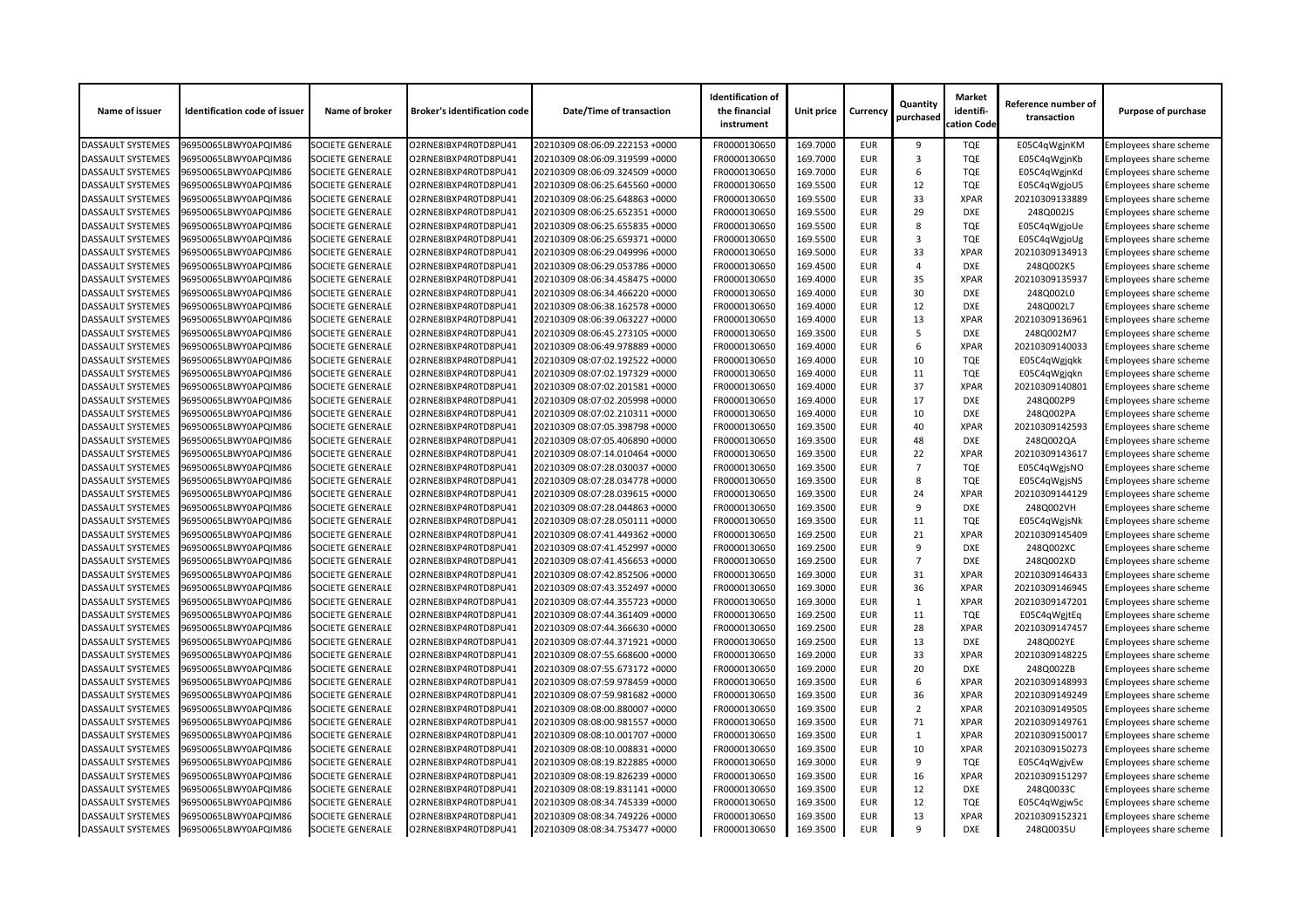| Name of issuer | Identification code of issuer | Name of broker | Broker's identification code | Date/Time of transaction | Identification of the financial instrument | Unit price | Currency | Quantity purchased | Market identifi-cation Code | Reference number of transaction | Purpose of purchase |
|---|---|---|---|---|---|---|---|---|---|---|---|
| DASSAULT SYSTEMES | 96950065LBWY0APQIM86 | SOCIETE GENERALE | O2RNE8IBXP4R0TD8PU41 | 20210309 08:06:09.222153 +0000 | FR0000130650 | 169.7000 | EUR | 9 | TQE | E05C4qWgjnKM | Employees share scheme |
| DASSAULT SYSTEMES | 96950065LBWY0APQIM86 | SOCIETE GENERALE | O2RNE8IBXP4R0TD8PU41 | 20210309 08:06:09.319599 +0000 | FR0000130650 | 169.7000 | EUR | 3 | TQE | E05C4qWgjnKb | Employees share scheme |
| DASSAULT SYSTEMES | 96950065LBWY0APQIM86 | SOCIETE GENERALE | O2RNE8IBXP4R0TD8PU41 | 20210309 08:06:09.324509 +0000 | FR0000130650 | 169.7000 | EUR | 6 | TQE | E05C4qWgjnKd | Employees share scheme |
| DASSAULT SYSTEMES | 96950065LBWY0APQIM86 | SOCIETE GENERALE | O2RNE8IBXP4R0TD8PU41 | 20210309 08:06:25.645560 +0000 | FR0000130650 | 169.5500 | EUR | 12 | TQE | E05C4qWgjoU5 | Employees share scheme |
| DASSAULT SYSTEMES | 96950065LBWY0APQIM86 | SOCIETE GENERALE | O2RNE8IBXP4R0TD8PU41 | 20210309 08:06:25.648863 +0000 | FR0000130650 | 169.5500 | EUR | 33 | XPAR | 20210309133889 | Employees share scheme |
| DASSAULT SYSTEMES | 96950065LBWY0APQIM86 | SOCIETE GENERALE | O2RNE8IBXP4R0TD8PU41 | 20210309 08:06:25.652351 +0000 | FR0000130650 | 169.5500 | EUR | 29 | DXE | 248Q002JS | Employees share scheme |
| DASSAULT SYSTEMES | 96950065LBWY0APQIM86 | SOCIETE GENERALE | O2RNE8IBXP4R0TD8PU41 | 20210309 08:06:25.655835 +0000 | FR0000130650 | 169.5500 | EUR | 8 | TQE | E05C4qWgjoUe | Employees share scheme |
| DASSAULT SYSTEMES | 96950065LBWY0APQIM86 | SOCIETE GENERALE | O2RNE8IBXP4R0TD8PU41 | 20210309 08:06:25.659371 +0000 | FR0000130650 | 169.5500 | EUR | 3 | TQE | E05C4qWgjoUg | Employees share scheme |
| DASSAULT SYSTEMES | 96950065LBWY0APQIM86 | SOCIETE GENERALE | O2RNE8IBXP4R0TD8PU41 | 20210309 08:06:29.049996 +0000 | FR0000130650 | 169.5000 | EUR | 33 | XPAR | 20210309134913 | Employees share scheme |
| DASSAULT SYSTEMES | 96950065LBWY0APQIM86 | SOCIETE GENERALE | O2RNE8IBXP4R0TD8PU41 | 20210309 08:06:29.053786 +0000 | FR0000130650 | 169.4500 | EUR | 4 | DXE | 248Q002K5 | Employees share scheme |
| DASSAULT SYSTEMES | 96950065LBWY0APQIM86 | SOCIETE GENERALE | O2RNE8IBXP4R0TD8PU41 | 20210309 08:06:34.458475 +0000 | FR0000130650 | 169.4000 | EUR | 35 | XPAR | 20210309135937 | Employees share scheme |
| DASSAULT SYSTEMES | 96950065LBWY0APQIM86 | SOCIETE GENERALE | O2RNE8IBXP4R0TD8PU41 | 20210309 08:06:34.466220 +0000 | FR0000130650 | 169.4000 | EUR | 30 | DXE | 248Q002L0 | Employees share scheme |
| DASSAULT SYSTEMES | 96950065LBWY0APQIM86 | SOCIETE GENERALE | O2RNE8IBXP4R0TD8PU41 | 20210309 08:06:38.162578 +0000 | FR0000130650 | 169.4000 | EUR | 12 | DXE | 248Q002L7 | Employees share scheme |
| DASSAULT SYSTEMES | 96950065LBWY0APQIM86 | SOCIETE GENERALE | O2RNE8IBXP4R0TD8PU41 | 20210309 08:06:39.063227 +0000 | FR0000130650 | 169.4000 | EUR | 13 | XPAR | 20210309136961 | Employees share scheme |
| DASSAULT SYSTEMES | 96950065LBWY0APQIM86 | SOCIETE GENERALE | O2RNE8IBXP4R0TD8PU41 | 20210309 08:06:45.273105 +0000 | FR0000130650 | 169.3500 | EUR | 5 | DXE | 248Q002M7 | Employees share scheme |
| DASSAULT SYSTEMES | 96950065LBWY0APQIM86 | SOCIETE GENERALE | O2RNE8IBXP4R0TD8PU41 | 20210309 08:06:49.978889 +0000 | FR0000130650 | 169.4000 | EUR | 6 | XPAR | 20210309140033 | Employees share scheme |
| DASSAULT SYSTEMES | 96950065LBWY0APQIM86 | SOCIETE GENERALE | O2RNE8IBXP4R0TD8PU41 | 20210309 08:07:02.192522 +0000 | FR0000130650 | 169.4000 | EUR | 10 | TQE | E05C4qWgjqkk | Employees share scheme |
| DASSAULT SYSTEMES | 96950065LBWY0APQIM86 | SOCIETE GENERALE | O2RNE8IBXP4R0TD8PU41 | 20210309 08:07:02.197329 +0000 | FR0000130650 | 169.4000 | EUR | 11 | TQE | E05C4qWgjqkn | Employees share scheme |
| DASSAULT SYSTEMES | 96950065LBWY0APQIM86 | SOCIETE GENERALE | O2RNE8IBXP4R0TD8PU41 | 20210309 08:07:02.201581 +0000 | FR0000130650 | 169.4000 | EUR | 37 | XPAR | 20210309140801 | Employees share scheme |
| DASSAULT SYSTEMES | 96950065LBWY0APQIM86 | SOCIETE GENERALE | O2RNE8IBXP4R0TD8PU41 | 20210309 08:07:02.205998 +0000 | FR0000130650 | 169.4000 | EUR | 17 | DXE | 248Q002P9 | Employees share scheme |
| DASSAULT SYSTEMES | 96950065LBWY0APQIM86 | SOCIETE GENERALE | O2RNE8IBXP4R0TD8PU41 | 20210309 08:07:02.210311 +0000 | FR0000130650 | 169.4000 | EUR | 10 | DXE | 248Q002PA | Employees share scheme |
| DASSAULT SYSTEMES | 96950065LBWY0APQIM86 | SOCIETE GENERALE | O2RNE8IBXP4R0TD8PU41 | 20210309 08:07:05.398798 +0000 | FR0000130650 | 169.3500 | EUR | 40 | XPAR | 20210309142593 | Employees share scheme |
| DASSAULT SYSTEMES | 96950065LBWY0APQIM86 | SOCIETE GENERALE | O2RNE8IBXP4R0TD8PU41 | 20210309 08:07:05.406890 +0000 | FR0000130650 | 169.3500 | EUR | 48 | DXE | 248Q002QA | Employees share scheme |
| DASSAULT SYSTEMES | 96950065LBWY0APQIM86 | SOCIETE GENERALE | O2RNE8IBXP4R0TD8PU41 | 20210309 08:07:14.010464 +0000 | FR0000130650 | 169.3500 | EUR | 22 | XPAR | 20210309143617 | Employees share scheme |
| DASSAULT SYSTEMES | 96950065LBWY0APQIM86 | SOCIETE GENERALE | O2RNE8IBXP4R0TD8PU41 | 20210309 08:07:28.030037 +0000 | FR0000130650 | 169.3500 | EUR | 7 | TQE | E05C4qWgjsNO | Employees share scheme |
| DASSAULT SYSTEMES | 96950065LBWY0APQIM86 | SOCIETE GENERALE | O2RNE8IBXP4R0TD8PU41 | 20210309 08:07:28.034778 +0000 | FR0000130650 | 169.3500 | EUR | 8 | TQE | E05C4qWgjsNS | Employees share scheme |
| DASSAULT SYSTEMES | 96950065LBWY0APQIM86 | SOCIETE GENERALE | O2RNE8IBXP4R0TD8PU41 | 20210309 08:07:28.039615 +0000 | FR0000130650 | 169.3500 | EUR | 24 | XPAR | 20210309144129 | Employees share scheme |
| DASSAULT SYSTEMES | 96950065LBWY0APQIM86 | SOCIETE GENERALE | O2RNE8IBXP4R0TD8PU41 | 20210309 08:07:28.044863 +0000 | FR0000130650 | 169.3500 | EUR | 9 | DXE | 248Q002VH | Employees share scheme |
| DASSAULT SYSTEMES | 96950065LBWY0APQIM86 | SOCIETE GENERALE | O2RNE8IBXP4R0TD8PU41 | 20210309 08:07:28.050111 +0000 | FR0000130650 | 169.3500 | EUR | 11 | TQE | E05C4qWgjsNk | Employees share scheme |
| DASSAULT SYSTEMES | 96950065LBWY0APQIM86 | SOCIETE GENERALE | O2RNE8IBXP4R0TD8PU41 | 20210309 08:07:41.449362 +0000 | FR0000130650 | 169.2500 | EUR | 21 | XPAR | 20210309145409 | Employees share scheme |
| DASSAULT SYSTEMES | 96950065LBWY0APQIM86 | SOCIETE GENERALE | O2RNE8IBXP4R0TD8PU41 | 20210309 08:07:41.452997 +0000 | FR0000130650 | 169.2500 | EUR | 9 | DXE | 248Q002XC | Employees share scheme |
| DASSAULT SYSTEMES | 96950065LBWY0APQIM86 | SOCIETE GENERALE | O2RNE8IBXP4R0TD8PU41 | 20210309 08:07:41.456653 +0000 | FR0000130650 | 169.2500 | EUR | 7 | DXE | 248Q002XD | Employees share scheme |
| DASSAULT SYSTEMES | 96950065LBWY0APQIM86 | SOCIETE GENERALE | O2RNE8IBXP4R0TD8PU41 | 20210309 08:07:42.852506 +0000 | FR0000130650 | 169.3000 | EUR | 31 | XPAR | 20210309146433 | Employees share scheme |
| DASSAULT SYSTEMES | 96950065LBWY0APQIM86 | SOCIETE GENERALE | O2RNE8IBXP4R0TD8PU41 | 20210309 08:07:43.352497 +0000 | FR0000130650 | 169.3000 | EUR | 36 | XPAR | 20210309146945 | Employees share scheme |
| DASSAULT SYSTEMES | 96950065LBWY0APQIM86 | SOCIETE GENERALE | O2RNE8IBXP4R0TD8PU41 | 20210309 08:07:44.355723 +0000 | FR0000130650 | 169.3000 | EUR | 1 | XPAR | 20210309147201 | Employees share scheme |
| DASSAULT SYSTEMES | 96950065LBWY0APQIM86 | SOCIETE GENERALE | O2RNE8IBXP4R0TD8PU41 | 20210309 08:07:44.361409 +0000 | FR0000130650 | 169.2500 | EUR | 11 | TQE | E05C4qWgjtEq | Employees share scheme |
| DASSAULT SYSTEMES | 96950065LBWY0APQIM86 | SOCIETE GENERALE | O2RNE8IBXP4R0TD8PU41 | 20210309 08:07:44.366630 +0000 | FR0000130650 | 169.2500 | EUR | 28 | XPAR | 20210309147457 | Employees share scheme |
| DASSAULT SYSTEMES | 96950065LBWY0APQIM86 | SOCIETE GENERALE | O2RNE8IBXP4R0TD8PU41 | 20210309 08:07:44.371921 +0000 | FR0000130650 | 169.2500 | EUR | 13 | DXE | 248Q002YE | Employees share scheme |
| DASSAULT SYSTEMES | 96950065LBWY0APQIM86 | SOCIETE GENERALE | O2RNE8IBXP4R0TD8PU41 | 20210309 08:07:55.668600 +0000 | FR0000130650 | 169.2000 | EUR | 33 | XPAR | 20210309148225 | Employees share scheme |
| DASSAULT SYSTEMES | 96950065LBWY0APQIM86 | SOCIETE GENERALE | O2RNE8IBXP4R0TD8PU41 | 20210309 08:07:55.673172 +0000 | FR0000130650 | 169.2000 | EUR | 20 | DXE | 248Q002ZB | Employees share scheme |
| DASSAULT SYSTEMES | 96950065LBWY0APQIM86 | SOCIETE GENERALE | O2RNE8IBXP4R0TD8PU41 | 20210309 08:07:59.978459 +0000 | FR0000130650 | 169.3500 | EUR | 6 | XPAR | 20210309148993 | Employees share scheme |
| DASSAULT SYSTEMES | 96950065LBWY0APQIM86 | SOCIETE GENERALE | O2RNE8IBXP4R0TD8PU41 | 20210309 08:07:59.981682 +0000 | FR0000130650 | 169.3500 | EUR | 36 | XPAR | 20210309149249 | Employees share scheme |
| DASSAULT SYSTEMES | 96950065LBWY0APQIM86 | SOCIETE GENERALE | O2RNE8IBXP4R0TD8PU41 | 20210309 08:08:00.880007 +0000 | FR0000130650 | 169.3500 | EUR | 2 | XPAR | 20210309149505 | Employees share scheme |
| DASSAULT SYSTEMES | 96950065LBWY0APQIM86 | SOCIETE GENERALE | O2RNE8IBXP4R0TD8PU41 | 20210309 08:08:00.981557 +0000 | FR0000130650 | 169.3500 | EUR | 71 | XPAR | 20210309149761 | Employees share scheme |
| DASSAULT SYSTEMES | 96950065LBWY0APQIM86 | SOCIETE GENERALE | O2RNE8IBXP4R0TD8PU41 | 20210309 08:08:10.001707 +0000 | FR0000130650 | 169.3500 | EUR | 1 | XPAR | 20210309150017 | Employees share scheme |
| DASSAULT SYSTEMES | 96950065LBWY0APQIM86 | SOCIETE GENERALE | O2RNE8IBXP4R0TD8PU41 | 20210309 08:08:10.008831 +0000 | FR0000130650 | 169.3500 | EUR | 10 | XPAR | 20210309150273 | Employees share scheme |
| DASSAULT SYSTEMES | 96950065LBWY0APQIM86 | SOCIETE GENERALE | O2RNE8IBXP4R0TD8PU41 | 20210309 08:08:19.822885 +0000 | FR0000130650 | 169.3000 | EUR | 9 | TQE | E05C4qWgjvEw | Employees share scheme |
| DASSAULT SYSTEMES | 96950065LBWY0APQIM86 | SOCIETE GENERALE | O2RNE8IBXP4R0TD8PU41 | 20210309 08:08:19.826239 +0000 | FR0000130650 | 169.3500 | EUR | 16 | XPAR | 20210309151297 | Employees share scheme |
| DASSAULT SYSTEMES | 96950065LBWY0APQIM86 | SOCIETE GENERALE | O2RNE8IBXP4R0TD8PU41 | 20210309 08:08:19.831141 +0000 | FR0000130650 | 169.3500 | EUR | 12 | DXE | 248Q0033C | Employees share scheme |
| DASSAULT SYSTEMES | 96950065LBWY0APQIM86 | SOCIETE GENERALE | O2RNE8IBXP4R0TD8PU41 | 20210309 08:08:34.745339 +0000 | FR0000130650 | 169.3500 | EUR | 12 | TQE | E05C4qWgjw5c | Employees share scheme |
| DASSAULT SYSTEMES | 96950065LBWY0APQIM86 | SOCIETE GENERALE | O2RNE8IBXP4R0TD8PU41 | 20210309 08:08:34.749226 +0000 | FR0000130650 | 169.3500 | EUR | 13 | XPAR | 20210309152321 | Employees share scheme |
| DASSAULT SYSTEMES | 96950065LBWY0APQIM86 | SOCIETE GENERALE | O2RNE8IBXP4R0TD8PU41 | 20210309 08:08:34.753477 +0000 | FR0000130650 | 169.3500 | EUR | 9 | DXE | 248Q0035U | Employees share scheme |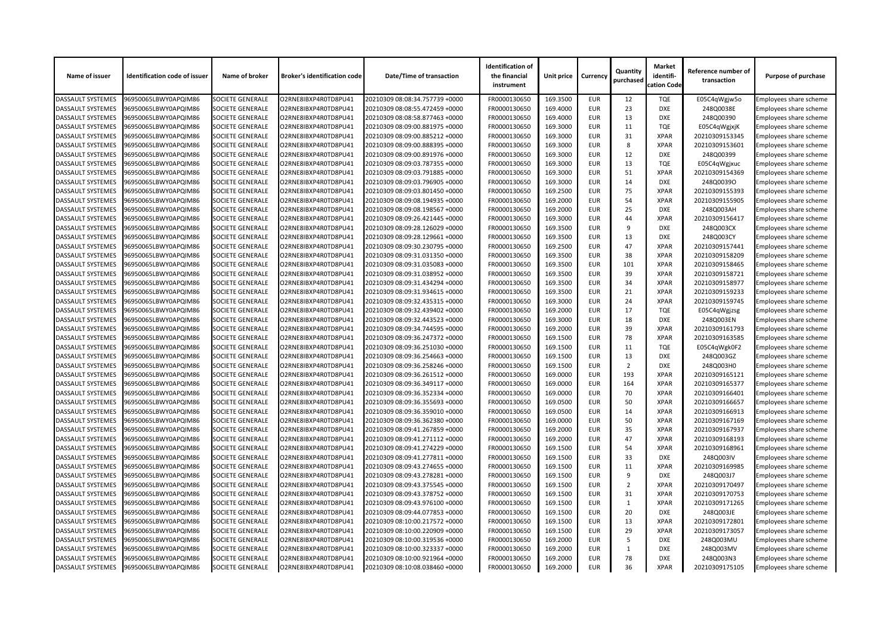| Name of issuer | Identification code of issuer | Name of broker | Broker's identification code | Date/Time of transaction | Identification of the financial instrument | Unit price | Currency | Quantity purchased | Market identification Code | Reference number of transaction | Purpose of purchase |
|---|---|---|---|---|---|---|---|---|---|---|---|
| DASSAULT SYSTEMES | 96950065LBWY0APQIM86 | SOCIETE GENERALE | O2RNE8IBXP4R0TD8PU41 | 20210309 08:08:34.757739 +0000 | FR0000130650 | 169.3500 | EUR | 12 | TQE | E05C4qWgjw5o | Employees share scheme |
| DASSAULT SYSTEMES | 96950065LBWY0APQIM86 | SOCIETE GENERALE | O2RNE8IBXP4R0TD8PU41 | 20210309 08:08:55.472459 +0000 | FR0000130650 | 169.4000 | EUR | 23 | DXE | 248Q0038E | Employees share scheme |
| DASSAULT SYSTEMES | 96950065LBWY0APQIM86 | SOCIETE GENERALE | O2RNE8IBXP4R0TD8PU41 | 20210309 08:08:58.877463 +0000 | FR0000130650 | 169.4000 | EUR | 13 | DXE | 248Q00390 | Employees share scheme |
| DASSAULT SYSTEMES | 96950065LBWY0APQIM86 | SOCIETE GENERALE | O2RNE8IBXP4R0TD8PU41 | 20210309 08:09:00.881975 +0000 | FR0000130650 | 169.3000 | EUR | 11 | TQE | E05C4qWgjxjK | Employees share scheme |
| DASSAULT SYSTEMES | 96950065LBWY0APQIM86 | SOCIETE GENERALE | O2RNE8IBXP4R0TD8PU41 | 20210309 08:09:00.885212 +0000 | FR0000130650 | 169.3000 | EUR | 31 | XPAR | 20210309153345 | Employees share scheme |
| DASSAULT SYSTEMES | 96950065LBWY0APQIM86 | SOCIETE GENERALE | O2RNE8IBXP4R0TD8PU41 | 20210309 08:09:00.888395 +0000 | FR0000130650 | 169.3000 | EUR | 8 | XPAR | 20210309153601 | Employees share scheme |
| DASSAULT SYSTEMES | 96950065LBWY0APQIM86 | SOCIETE GENERALE | O2RNE8IBXP4R0TD8PU41 | 20210309 08:09:00.891976 +0000 | FR0000130650 | 169.3000 | EUR | 12 | DXE | 248Q00399 | Employees share scheme |
| DASSAULT SYSTEMES | 96950065LBWY0APQIM86 | SOCIETE GENERALE | O2RNE8IBXP4R0TD8PU41 | 20210309 08:09:03.787355 +0000 | FR0000130650 | 169.3000 | EUR | 13 | TQE | E05C4qWgjxuc | Employees share scheme |
| DASSAULT SYSTEMES | 96950065LBWY0APQIM86 | SOCIETE GENERALE | O2RNE8IBXP4R0TD8PU41 | 20210309 08:09:03.791885 +0000 | FR0000130650 | 169.3000 | EUR | 51 | XPAR | 20210309154369 | Employees share scheme |
| DASSAULT SYSTEMES | 96950065LBWY0APQIM86 | SOCIETE GENERALE | O2RNE8IBXP4R0TD8PU41 | 20210309 08:09:03.796905 +0000 | FR0000130650 | 169.3000 | EUR | 14 | DXE | 248Q0039O | Employees share scheme |
| DASSAULT SYSTEMES | 96950065LBWY0APQIM86 | SOCIETE GENERALE | O2RNE8IBXP4R0TD8PU41 | 20210309 08:09:03.801450 +0000 | FR0000130650 | 169.2500 | EUR | 75 | XPAR | 20210309155393 | Employees share scheme |
| DASSAULT SYSTEMES | 96950065LBWY0APQIM86 | SOCIETE GENERALE | O2RNE8IBXP4R0TD8PU41 | 20210309 08:09:08.194935 +0000 | FR0000130650 | 169.2000 | EUR | 54 | XPAR | 20210309155905 | Employees share scheme |
| DASSAULT SYSTEMES | 96950065LBWY0APQIM86 | SOCIETE GENERALE | O2RNE8IBXP4R0TD8PU41 | 20210309 08:09:08.198567 +0000 | FR0000130650 | 169.2000 | EUR | 25 | DXE | 248Q003AH | Employees share scheme |
| DASSAULT SYSTEMES | 96950065LBWY0APQIM86 | SOCIETE GENERALE | O2RNE8IBXP4R0TD8PU41 | 20210309 08:09:26.421445 +0000 | FR0000130650 | 169.3000 | EUR | 44 | XPAR | 20210309156417 | Employees share scheme |
| DASSAULT SYSTEMES | 96950065LBWY0APQIM86 | SOCIETE GENERALE | O2RNE8IBXP4R0TD8PU41 | 20210309 08:09:28.126029 +0000 | FR0000130650 | 169.3500 | EUR | 9 | DXE | 248Q003CX | Employees share scheme |
| DASSAULT SYSTEMES | 96950065LBWY0APQIM86 | SOCIETE GENERALE | O2RNE8IBXP4R0TD8PU41 | 20210309 08:09:28.129661 +0000 | FR0000130650 | 169.3500 | EUR | 13 | DXE | 248Q003CY | Employees share scheme |
| DASSAULT SYSTEMES | 96950065LBWY0APQIM86 | SOCIETE GENERALE | O2RNE8IBXP4R0TD8PU41 | 20210309 08:09:30.230795 +0000 | FR0000130650 | 169.2500 | EUR | 47 | XPAR | 20210309157441 | Employees share scheme |
| DASSAULT SYSTEMES | 96950065LBWY0APQIM86 | SOCIETE GENERALE | O2RNE8IBXP4R0TD8PU41 | 20210309 08:09:31.031350 +0000 | FR0000130650 | 169.3500 | EUR | 38 | XPAR | 20210309158209 | Employees share scheme |
| DASSAULT SYSTEMES | 96950065LBWY0APQIM86 | SOCIETE GENERALE | O2RNE8IBXP4R0TD8PU41 | 20210309 08:09:31.035083 +0000 | FR0000130650 | 169.3500 | EUR | 101 | XPAR | 20210309158465 | Employees share scheme |
| DASSAULT SYSTEMES | 96950065LBWY0APQIM86 | SOCIETE GENERALE | O2RNE8IBXP4R0TD8PU41 | 20210309 08:09:31.038952 +0000 | FR0000130650 | 169.3500 | EUR | 39 | XPAR | 20210309158721 | Employees share scheme |
| DASSAULT SYSTEMES | 96950065LBWY0APQIM86 | SOCIETE GENERALE | O2RNE8IBXP4R0TD8PU41 | 20210309 08:09:31.434294 +0000 | FR0000130650 | 169.3500 | EUR | 34 | XPAR | 20210309158977 | Employees share scheme |
| DASSAULT SYSTEMES | 96950065LBWY0APQIM86 | SOCIETE GENERALE | O2RNE8IBXP4R0TD8PU41 | 20210309 08:09:31.934615 +0000 | FR0000130650 | 169.3500 | EUR | 21 | XPAR | 20210309159233 | Employees share scheme |
| DASSAULT SYSTEMES | 96950065LBWY0APQIM86 | SOCIETE GENERALE | O2RNE8IBXP4R0TD8PU41 | 20210309 08:09:32.435315 +0000 | FR0000130650 | 169.3000 | EUR | 24 | XPAR | 20210309159745 | Employees share scheme |
| DASSAULT SYSTEMES | 96950065LBWY0APQIM86 | SOCIETE GENERALE | O2RNE8IBXP4R0TD8PU41 | 20210309 08:09:32.439402 +0000 | FR0000130650 | 169.2000 | EUR | 17 | TQE | E05C4qWgjzsg | Employees share scheme |
| DASSAULT SYSTEMES | 96950065LBWY0APQIM86 | SOCIETE GENERALE | O2RNE8IBXP4R0TD8PU41 | 20210309 08:09:32.443523 +0000 | FR0000130650 | 169.3000 | EUR | 18 | DXE | 248Q003EN | Employees share scheme |
| DASSAULT SYSTEMES | 96950065LBWY0APQIM86 | SOCIETE GENERALE | O2RNE8IBXP4R0TD8PU41 | 20210309 08:09:34.744595 +0000 | FR0000130650 | 169.2000 | EUR | 39 | XPAR | 20210309161793 | Employees share scheme |
| DASSAULT SYSTEMES | 96950065LBWY0APQIM86 | SOCIETE GENERALE | O2RNE8IBXP4R0TD8PU41 | 20210309 08:09:36.247372 +0000 | FR0000130650 | 169.1500 | EUR | 78 | XPAR | 20210309163585 | Employees share scheme |
| DASSAULT SYSTEMES | 96950065LBWY0APQIM86 | SOCIETE GENERALE | O2RNE8IBXP4R0TD8PU41 | 20210309 08:09:36.251030 +0000 | FR0000130650 | 169.1500 | EUR | 11 | TQE | E05C4qWgk0F2 | Employees share scheme |
| DASSAULT SYSTEMES | 96950065LBWY0APQIM86 | SOCIETE GENERALE | O2RNE8IBXP4R0TD8PU41 | 20210309 08:09:36.254663 +0000 | FR0000130650 | 169.1500 | EUR | 13 | DXE | 248Q003GZ | Employees share scheme |
| DASSAULT SYSTEMES | 96950065LBWY0APQIM86 | SOCIETE GENERALE | O2RNE8IBXP4R0TD8PU41 | 20210309 08:09:36.258246 +0000 | FR0000130650 | 169.1500 | EUR | 2 | DXE | 248Q003H0 | Employees share scheme |
| DASSAULT SYSTEMES | 96950065LBWY0APQIM86 | SOCIETE GENERALE | O2RNE8IBXP4R0TD8PU41 | 20210309 08:09:36.261512 +0000 | FR0000130650 | 169.0000 | EUR | 193 | XPAR | 20210309165121 | Employees share scheme |
| DASSAULT SYSTEMES | 96950065LBWY0APQIM86 | SOCIETE GENERALE | O2RNE8IBXP4R0TD8PU41 | 20210309 08:09:36.349117 +0000 | FR0000130650 | 169.0000 | EUR | 164 | XPAR | 20210309165377 | Employees share scheme |
| DASSAULT SYSTEMES | 96950065LBWY0APQIM86 | SOCIETE GENERALE | O2RNE8IBXP4R0TD8PU41 | 20210309 08:09:36.352334 +0000 | FR0000130650 | 169.0000 | EUR | 70 | XPAR | 20210309166401 | Employees share scheme |
| DASSAULT SYSTEMES | 96950065LBWY0APQIM86 | SOCIETE GENERALE | O2RNE8IBXP4R0TD8PU41 | 20210309 08:09:36.355693 +0000 | FR0000130650 | 169.0500 | EUR | 50 | XPAR | 20210309166657 | Employees share scheme |
| DASSAULT SYSTEMES | 96950065LBWY0APQIM86 | SOCIETE GENERALE | O2RNE8IBXP4R0TD8PU41 | 20210309 08:09:36.359010 +0000 | FR0000130650 | 169.0500 | EUR | 14 | XPAR | 20210309166913 | Employees share scheme |
| DASSAULT SYSTEMES | 96950065LBWY0APQIM86 | SOCIETE GENERALE | O2RNE8IBXP4R0TD8PU41 | 20210309 08:09:36.362380 +0000 | FR0000130650 | 169.0000 | EUR | 50 | XPAR | 20210309167169 | Employees share scheme |
| DASSAULT SYSTEMES | 96950065LBWY0APQIM86 | SOCIETE GENERALE | O2RNE8IBXP4R0TD8PU41 | 20210309 08:09:41.267859 +0000 | FR0000130650 | 169.2000 | EUR | 35 | XPAR | 20210309167937 | Employees share scheme |
| DASSAULT SYSTEMES | 96950065LBWY0APQIM86 | SOCIETE GENERALE | O2RNE8IBXP4R0TD8PU41 | 20210309 08:09:41.271112 +0000 | FR0000130650 | 169.2000 | EUR | 47 | XPAR | 20210309168193 | Employees share scheme |
| DASSAULT SYSTEMES | 96950065LBWY0APQIM86 | SOCIETE GENERALE | O2RNE8IBXP4R0TD8PU41 | 20210309 08:09:41.274229 +0000 | FR0000130650 | 169.1500 | EUR | 54 | XPAR | 20210309168961 | Employees share scheme |
| DASSAULT SYSTEMES | 96950065LBWY0APQIM86 | SOCIETE GENERALE | O2RNE8IBXP4R0TD8PU41 | 20210309 08:09:41.277811 +0000 | FR0000130650 | 169.1500 | EUR | 33 | DXE | 248Q003IV | Employees share scheme |
| DASSAULT SYSTEMES | 96950065LBWY0APQIM86 | SOCIETE GENERALE | O2RNE8IBXP4R0TD8PU41 | 20210309 08:09:43.274655 +0000 | FR0000130650 | 169.1500 | EUR | 11 | XPAR | 20210309169985 | Employees share scheme |
| DASSAULT SYSTEMES | 96950065LBWY0APQIM86 | SOCIETE GENERALE | O2RNE8IBXP4R0TD8PU41 | 20210309 08:09:43.278281 +0000 | FR0000130650 | 169.1500 | EUR | 9 | DXE | 248Q003J7 | Employees share scheme |
| DASSAULT SYSTEMES | 96950065LBWY0APQIM86 | SOCIETE GENERALE | O2RNE8IBXP4R0TD8PU41 | 20210309 08:09:43.375545 +0000 | FR0000130650 | 169.1500 | EUR | 2 | XPAR | 20210309170497 | Employees share scheme |
| DASSAULT SYSTEMES | 96950065LBWY0APQIM86 | SOCIETE GENERALE | O2RNE8IBXP4R0TD8PU41 | 20210309 08:09:43.378752 +0000 | FR0000130650 | 169.1500 | EUR | 31 | XPAR | 20210309170753 | Employees share scheme |
| DASSAULT SYSTEMES | 96950065LBWY0APQIM86 | SOCIETE GENERALE | O2RNE8IBXP4R0TD8PU41 | 20210309 08:09:43.976100 +0000 | FR0000130650 | 169.1500 | EUR | 1 | XPAR | 20210309171265 | Employees share scheme |
| DASSAULT SYSTEMES | 96950065LBWY0APQIM86 | SOCIETE GENERALE | O2RNE8IBXP4R0TD8PU41 | 20210309 08:09:44.077853 +0000 | FR0000130650 | 169.1500 | EUR | 20 | DXE | 248Q003JE | Employees share scheme |
| DASSAULT SYSTEMES | 96950065LBWY0APQIM86 | SOCIETE GENERALE | O2RNE8IBXP4R0TD8PU41 | 20210309 08:10:00.217572 +0000 | FR0000130650 | 169.1500 | EUR | 13 | XPAR | 20210309172801 | Employees share scheme |
| DASSAULT SYSTEMES | 96950065LBWY0APQIM86 | SOCIETE GENERALE | O2RNE8IBXP4R0TD8PU41 | 20210309 08:10:00.220909 +0000 | FR0000130650 | 169.1500 | EUR | 29 | XPAR | 20210309173057 | Employees share scheme |
| DASSAULT SYSTEMES | 96950065LBWY0APQIM86 | SOCIETE GENERALE | O2RNE8IBXP4R0TD8PU41 | 20210309 08:10:00.319536 +0000 | FR0000130650 | 169.2000 | EUR | 5 | DXE | 248Q003MU | Employees share scheme |
| DASSAULT SYSTEMES | 96950065LBWY0APQIM86 | SOCIETE GENERALE | O2RNE8IBXP4R0TD8PU41 | 20210309 08:10:00.323337 +0000 | FR0000130650 | 169.2000 | EUR | 1 | DXE | 248Q003MV | Employees share scheme |
| DASSAULT SYSTEMES | 96950065LBWY0APQIM86 | SOCIETE GENERALE | O2RNE8IBXP4R0TD8PU41 | 20210309 08:10:00.921964 +0000 | FR0000130650 | 169.2000 | EUR | 78 | DXE | 248Q003N3 | Employees share scheme |
| DASSAULT SYSTEMES | 96950065LBWY0APQIM86 | SOCIETE GENERALE | O2RNE8IBXP4R0TD8PU41 | 20210309 08:10:08.038460 +0000 | FR0000130650 | 169.2000 | EUR | 36 | XPAR | 20210309175105 | Employees share scheme |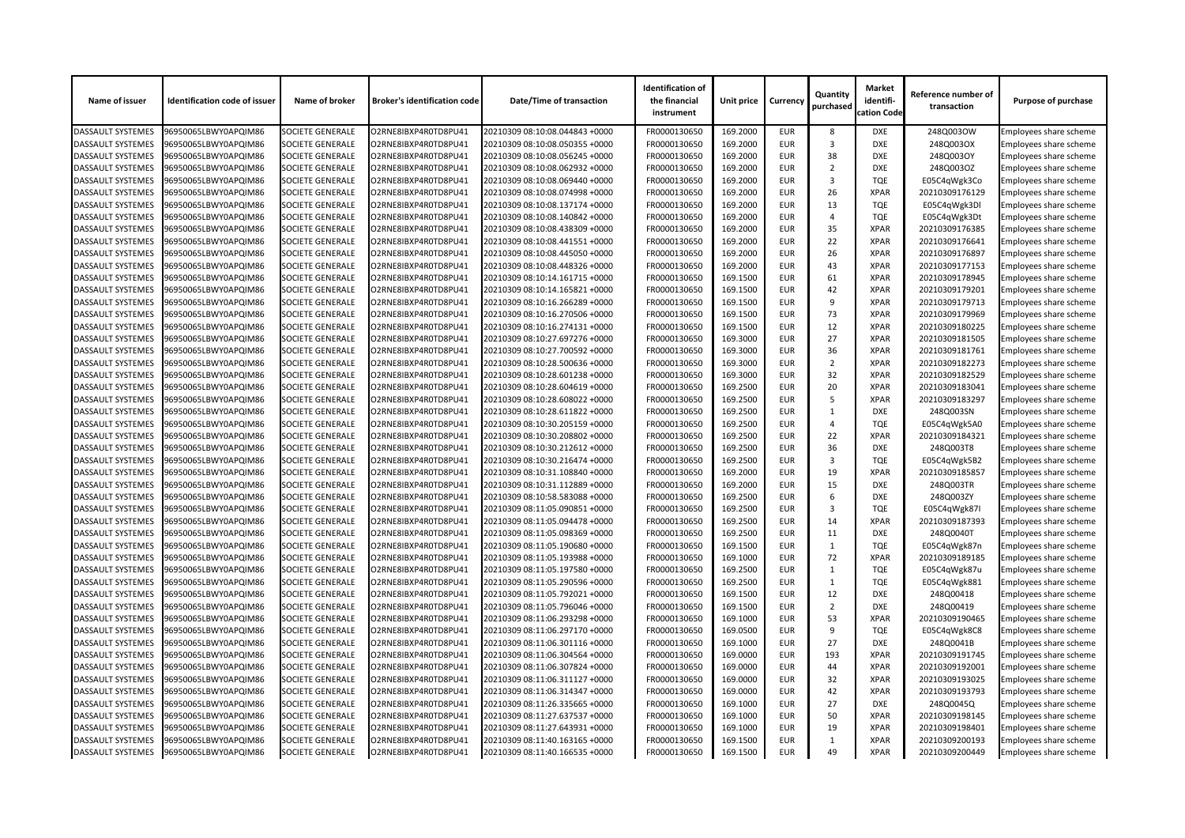| Name of issuer | Identification code of issuer | Name of broker | Broker's identification code | Date/Time of transaction | Identification of the financial instrument | Unit price | Currency | Quantity purchased | Market identifi-cation Code | Reference number of transaction | Purpose of purchase |
|---|---|---|---|---|---|---|---|---|---|---|---|
| DASSAULT SYSTEMES | 96950065LBWY0APQIM86 | SOCIETE GENERALE | O2RNE8IBXP4R0TD8PU41 | 20210309 08:10:08.044843 +0000 | FR0000130650 | 169.2000 | EUR | 8 | DXE | 248Q003OW | Employees share scheme |
| DASSAULT SYSTEMES | 96950065LBWY0APQIM86 | SOCIETE GENERALE | O2RNE8IBXP4R0TD8PU41 | 20210309 08:10:08.050355 +0000 | FR0000130650 | 169.2000 | EUR | 3 | DXE | 248Q003OX | Employees share scheme |
| DASSAULT SYSTEMES | 96950065LBWY0APQIM86 | SOCIETE GENERALE | O2RNE8IBXP4R0TD8PU41 | 20210309 08:10:08.056245 +0000 | FR0000130650 | 169.2000 | EUR | 38 | DXE | 248Q003OY | Employees share scheme |
| DASSAULT SYSTEMES | 96950065LBWY0APQIM86 | SOCIETE GENERALE | O2RNE8IBXP4R0TD8PU41 | 20210309 08:10:08.062932 +0000 | FR0000130650 | 169.2000 | EUR | 2 | DXE | 248Q003OZ | Employees share scheme |
| DASSAULT SYSTEMES | 96950065LBWY0APQIM86 | SOCIETE GENERALE | O2RNE8IBXP4R0TD8PU41 | 20210309 08:10:08.069440 +0000 | FR0000130650 | 169.2000 | EUR | 3 | TQE | E05C4qWgk3Co | Employees share scheme |
| DASSAULT SYSTEMES | 96950065LBWY0APQIM86 | SOCIETE GENERALE | O2RNE8IBXP4R0TD8PU41 | 20210309 08:10:08.074998 +0000 | FR0000130650 | 169.2000 | EUR | 26 | XPAR | 20210309176129 | Employees share scheme |
| DASSAULT SYSTEMES | 96950065LBWY0APQIM86 | SOCIETE GENERALE | O2RNE8IBXP4R0TD8PU41 | 20210309 08:10:08.137174 +0000 | FR0000130650 | 169.2000 | EUR | 13 | TQE | E05C4qWgk3Dl | Employees share scheme |
| DASSAULT SYSTEMES | 96950065LBWY0APQIM86 | SOCIETE GENERALE | O2RNE8IBXP4R0TD8PU41 | 20210309 08:10:08.140842 +0000 | FR0000130650 | 169.2000 | EUR | 4 | TQE | E05C4qWgk3Dt | Employees share scheme |
| DASSAULT SYSTEMES | 96950065LBWY0APQIM86 | SOCIETE GENERALE | O2RNE8IBXP4R0TD8PU41 | 20210309 08:10:08.438309 +0000 | FR0000130650 | 169.2000 | EUR | 35 | XPAR | 20210309176385 | Employees share scheme |
| DASSAULT SYSTEMES | 96950065LBWY0APQIM86 | SOCIETE GENERALE | O2RNE8IBXP4R0TD8PU41 | 20210309 08:10:08.441551 +0000 | FR0000130650 | 169.2000 | EUR | 22 | XPAR | 20210309176641 | Employees share scheme |
| DASSAULT SYSTEMES | 96950065LBWY0APQIM86 | SOCIETE GENERALE | O2RNE8IBXP4R0TD8PU41 | 20210309 08:10:08.445050 +0000 | FR0000130650 | 169.2000 | EUR | 26 | XPAR | 20210309176897 | Employees share scheme |
| DASSAULT SYSTEMES | 96950065LBWY0APQIM86 | SOCIETE GENERALE | O2RNE8IBXP4R0TD8PU41 | 20210309 08:10:08.448326 +0000 | FR0000130650 | 169.2000 | EUR | 43 | XPAR | 20210309177153 | Employees share scheme |
| DASSAULT SYSTEMES | 96950065LBWY0APQIM86 | SOCIETE GENERALE | O2RNE8IBXP4R0TD8PU41 | 20210309 08:10:14.161715 +0000 | FR0000130650 | 169.1500 | EUR | 61 | XPAR | 20210309178945 | Employees share scheme |
| DASSAULT SYSTEMES | 96950065LBWY0APQIM86 | SOCIETE GENERALE | O2RNE8IBXP4R0TD8PU41 | 20210309 08:10:14.165821 +0000 | FR0000130650 | 169.1500 | EUR | 42 | XPAR | 20210309179201 | Employees share scheme |
| DASSAULT SYSTEMES | 96950065LBWY0APQIM86 | SOCIETE GENERALE | O2RNE8IBXP4R0TD8PU41 | 20210309 08:10:16.266289 +0000 | FR0000130650 | 169.1500 | EUR | 9 | XPAR | 20210309179713 | Employees share scheme |
| DASSAULT SYSTEMES | 96950065LBWY0APQIM86 | SOCIETE GENERALE | O2RNE8IBXP4R0TD8PU41 | 20210309 08:10:16.270506 +0000 | FR0000130650 | 169.1500 | EUR | 73 | XPAR | 20210309179969 | Employees share scheme |
| DASSAULT SYSTEMES | 96950065LBWY0APQIM86 | SOCIETE GENERALE | O2RNE8IBXP4R0TD8PU41 | 20210309 08:10:16.274131 +0000 | FR0000130650 | 169.1500 | EUR | 12 | XPAR | 20210309180225 | Employees share scheme |
| DASSAULT SYSTEMES | 96950065LBWY0APQIM86 | SOCIETE GENERALE | O2RNE8IBXP4R0TD8PU41 | 20210309 08:10:27.697276 +0000 | FR0000130650 | 169.3000 | EUR | 27 | XPAR | 20210309181505 | Employees share scheme |
| DASSAULT SYSTEMES | 96950065LBWY0APQIM86 | SOCIETE GENERALE | O2RNE8IBXP4R0TD8PU41 | 20210309 08:10:27.700592 +0000 | FR0000130650 | 169.3000 | EUR | 36 | XPAR | 20210309181761 | Employees share scheme |
| DASSAULT SYSTEMES | 96950065LBWY0APQIM86 | SOCIETE GENERALE | O2RNE8IBXP4R0TD8PU41 | 20210309 08:10:28.500636 +0000 | FR0000130650 | 169.3000 | EUR | 2 | XPAR | 20210309182273 | Employees share scheme |
| DASSAULT SYSTEMES | 96950065LBWY0APQIM86 | SOCIETE GENERALE | O2RNE8IBXP4R0TD8PU41 | 20210309 08:10:28.601238 +0000 | FR0000130650 | 169.3000 | EUR | 32 | XPAR | 20210309182529 | Employees share scheme |
| DASSAULT SYSTEMES | 96950065LBWY0APQIM86 | SOCIETE GENERALE | O2RNE8IBXP4R0TD8PU41 | 20210309 08:10:28.604619 +0000 | FR0000130650 | 169.2500 | EUR | 20 | XPAR | 20210309183041 | Employees share scheme |
| DASSAULT SYSTEMES | 96950065LBWY0APQIM86 | SOCIETE GENERALE | O2RNE8IBXP4R0TD8PU41 | 20210309 08:10:28.608022 +0000 | FR0000130650 | 169.2500 | EUR | 5 | XPAR | 20210309183297 | Employees share scheme |
| DASSAULT SYSTEMES | 96950065LBWY0APQIM86 | SOCIETE GENERALE | O2RNE8IBXP4R0TD8PU41 | 20210309 08:10:28.611822 +0000 | FR0000130650 | 169.2500 | EUR | 1 | DXE | 248Q003SN | Employees share scheme |
| DASSAULT SYSTEMES | 96950065LBWY0APQIM86 | SOCIETE GENERALE | O2RNE8IBXP4R0TD8PU41 | 20210309 08:10:30.205159 +0000 | FR0000130650 | 169.2500 | EUR | 4 | TQE | E05C4qWgk5A0 | Employees share scheme |
| DASSAULT SYSTEMES | 96950065LBWY0APQIM86 | SOCIETE GENERALE | O2RNE8IBXP4R0TD8PU41 | 20210309 08:10:30.208802 +0000 | FR0000130650 | 169.2500 | EUR | 22 | XPAR | 20210309184321 | Employees share scheme |
| DASSAULT SYSTEMES | 96950065LBWY0APQIM86 | SOCIETE GENERALE | O2RNE8IBXP4R0TD8PU41 | 20210309 08:10:30.212612 +0000 | FR0000130650 | 169.2500 | EUR | 36 | DXE | 248Q003T8 | Employees share scheme |
| DASSAULT SYSTEMES | 96950065LBWY0APQIM86 | SOCIETE GENERALE | O2RNE8IBXP4R0TD8PU41 | 20210309 08:10:30.216474 +0000 | FR0000130650 | 169.2500 | EUR | 3 | TQE | E05C4qWgk5B2 | Employees share scheme |
| DASSAULT SYSTEMES | 96950065LBWY0APQIM86 | SOCIETE GENERALE | O2RNE8IBXP4R0TD8PU41 | 20210309 08:10:31.108840 +0000 | FR0000130650 | 169.2000 | EUR | 19 | XPAR | 20210309185857 | Employees share scheme |
| DASSAULT SYSTEMES | 96950065LBWY0APQIM86 | SOCIETE GENERALE | O2RNE8IBXP4R0TD8PU41 | 20210309 08:10:31.112889 +0000 | FR0000130650 | 169.2000 | EUR | 15 | DXE | 248Q003TR | Employees share scheme |
| DASSAULT SYSTEMES | 96950065LBWY0APQIM86 | SOCIETE GENERALE | O2RNE8IBXP4R0TD8PU41 | 20210309 08:10:58.583088 +0000 | FR0000130650 | 169.2500 | EUR | 6 | DXE | 248Q003ZY | Employees share scheme |
| DASSAULT SYSTEMES | 96950065LBWY0APQIM86 | SOCIETE GENERALE | O2RNE8IBXP4R0TD8PU41 | 20210309 08:11:05.090851 +0000 | FR0000130650 | 169.2500 | EUR | 3 | TQE | E05C4qWgk87I | Employees share scheme |
| DASSAULT SYSTEMES | 96950065LBWY0APQIM86 | SOCIETE GENERALE | O2RNE8IBXP4R0TD8PU41 | 20210309 08:11:05.094478 +0000 | FR0000130650 | 169.2500 | EUR | 14 | XPAR | 20210309187393 | Employees share scheme |
| DASSAULT SYSTEMES | 96950065LBWY0APQIM86 | SOCIETE GENERALE | O2RNE8IBXP4R0TD8PU41 | 20210309 08:11:05.098369 +0000 | FR0000130650 | 169.2500 | EUR | 11 | DXE | 248Q0040T | Employees share scheme |
| DASSAULT SYSTEMES | 96950065LBWY0APQIM86 | SOCIETE GENERALE | O2RNE8IBXP4R0TD8PU41 | 20210309 08:11:05.190680 +0000 | FR0000130650 | 169.1500 | EUR | 1 | TQE | E05C4qWgk87n | Employees share scheme |
| DASSAULT SYSTEMES | 96950065LBWY0APQIM86 | SOCIETE GENERALE | O2RNE8IBXP4R0TD8PU41 | 20210309 08:11:05.193988 +0000 | FR0000130650 | 169.1000 | EUR | 72 | XPAR | 20210309189185 | Employees share scheme |
| DASSAULT SYSTEMES | 96950065LBWY0APQIM86 | SOCIETE GENERALE | O2RNE8IBXP4R0TD8PU41 | 20210309 08:11:05.197580 +0000 | FR0000130650 | 169.2500 | EUR | 1 | TQE | E05C4qWgk87u | Employees share scheme |
| DASSAULT SYSTEMES | 96950065LBWY0APQIM86 | SOCIETE GENERALE | O2RNE8IBXP4R0TD8PU41 | 20210309 08:11:05.290596 +0000 | FR0000130650 | 169.2500 | EUR | 1 | TQE | E05C4qWgk881 | Employees share scheme |
| DASSAULT SYSTEMES | 96950065LBWY0APQIM86 | SOCIETE GENERALE | O2RNE8IBXP4R0TD8PU41 | 20210309 08:11:05.792021 +0000 | FR0000130650 | 169.1500 | EUR | 12 | DXE | 248Q00418 | Employees share scheme |
| DASSAULT SYSTEMES | 96950065LBWY0APQIM86 | SOCIETE GENERALE | O2RNE8IBXP4R0TD8PU41 | 20210309 08:11:05.796046 +0000 | FR0000130650 | 169.1500 | EUR | 2 | DXE | 248Q00419 | Employees share scheme |
| DASSAULT SYSTEMES | 96950065LBWY0APQIM86 | SOCIETE GENERALE | O2RNE8IBXP4R0TD8PU41 | 20210309 08:11:06.293298 +0000 | FR0000130650 | 169.1000 | EUR | 53 | XPAR | 20210309190465 | Employees share scheme |
| DASSAULT SYSTEMES | 96950065LBWY0APQIM86 | SOCIETE GENERALE | O2RNE8IBXP4R0TD8PU41 | 20210309 08:11:06.297170 +0000 | FR0000130650 | 169.0500 | EUR | 9 | TQE | E05C4qWgk8C8 | Employees share scheme |
| DASSAULT SYSTEMES | 96950065LBWY0APQIM86 | SOCIETE GENERALE | O2RNE8IBXP4R0TD8PU41 | 20210309 08:11:06.301116 +0000 | FR0000130650 | 169.1000 | EUR | 27 | DXE | 248Q0041B | Employees share scheme |
| DASSAULT SYSTEMES | 96950065LBWY0APQIM86 | SOCIETE GENERALE | O2RNE8IBXP4R0TD8PU41 | 20210309 08:11:06.304564 +0000 | FR0000130650 | 169.0000 | EUR | 193 | XPAR | 20210309191745 | Employees share scheme |
| DASSAULT SYSTEMES | 96950065LBWY0APQIM86 | SOCIETE GENERALE | O2RNE8IBXP4R0TD8PU41 | 20210309 08:11:06.307824 +0000 | FR0000130650 | 169.0000 | EUR | 44 | XPAR | 20210309192001 | Employees share scheme |
| DASSAULT SYSTEMES | 96950065LBWY0APQIM86 | SOCIETE GENERALE | O2RNE8IBXP4R0TD8PU41 | 20210309 08:11:06.311127 +0000 | FR0000130650 | 169.0000 | EUR | 32 | XPAR | 20210309193025 | Employees share scheme |
| DASSAULT SYSTEMES | 96950065LBWY0APQIM86 | SOCIETE GENERALE | O2RNE8IBXP4R0TD8PU41 | 20210309 08:11:06.314347 +0000 | FR0000130650 | 169.0000 | EUR | 42 | XPAR | 20210309193793 | Employees share scheme |
| DASSAULT SYSTEMES | 96950065LBWY0APQIM86 | SOCIETE GENERALE | O2RNE8IBXP4R0TD8PU41 | 20210309 08:11:26.335665 +0000 | FR0000130650 | 169.1000 | EUR | 27 | DXE | 248Q0045Q | Employees share scheme |
| DASSAULT SYSTEMES | 96950065LBWY0APQIM86 | SOCIETE GENERALE | O2RNE8IBXP4R0TD8PU41 | 20210309 08:11:27.637537 +0000 | FR0000130650 | 169.1000 | EUR | 50 | XPAR | 20210309198145 | Employees share scheme |
| DASSAULT SYSTEMES | 96950065LBWY0APQIM86 | SOCIETE GENERALE | O2RNE8IBXP4R0TD8PU41 | 20210309 08:11:27.643931 +0000 | FR0000130650 | 169.1000 | EUR | 19 | XPAR | 20210309198401 | Employees share scheme |
| DASSAULT SYSTEMES | 96950065LBWY0APQIM86 | SOCIETE GENERALE | O2RNE8IBXP4R0TD8PU41 | 20210309 08:11:40.163165 +0000 | FR0000130650 | 169.1500 | EUR | 1 | XPAR | 20210309200193 | Employees share scheme |
| DASSAULT SYSTEMES | 96950065LBWY0APQIM86 | SOCIETE GENERALE | O2RNE8IBXP4R0TD8PU41 | 20210309 08:11:40.166535 +0000 | FR0000130650 | 169.1500 | EUR | 49 | XPAR | 20210309200449 | Employees share scheme |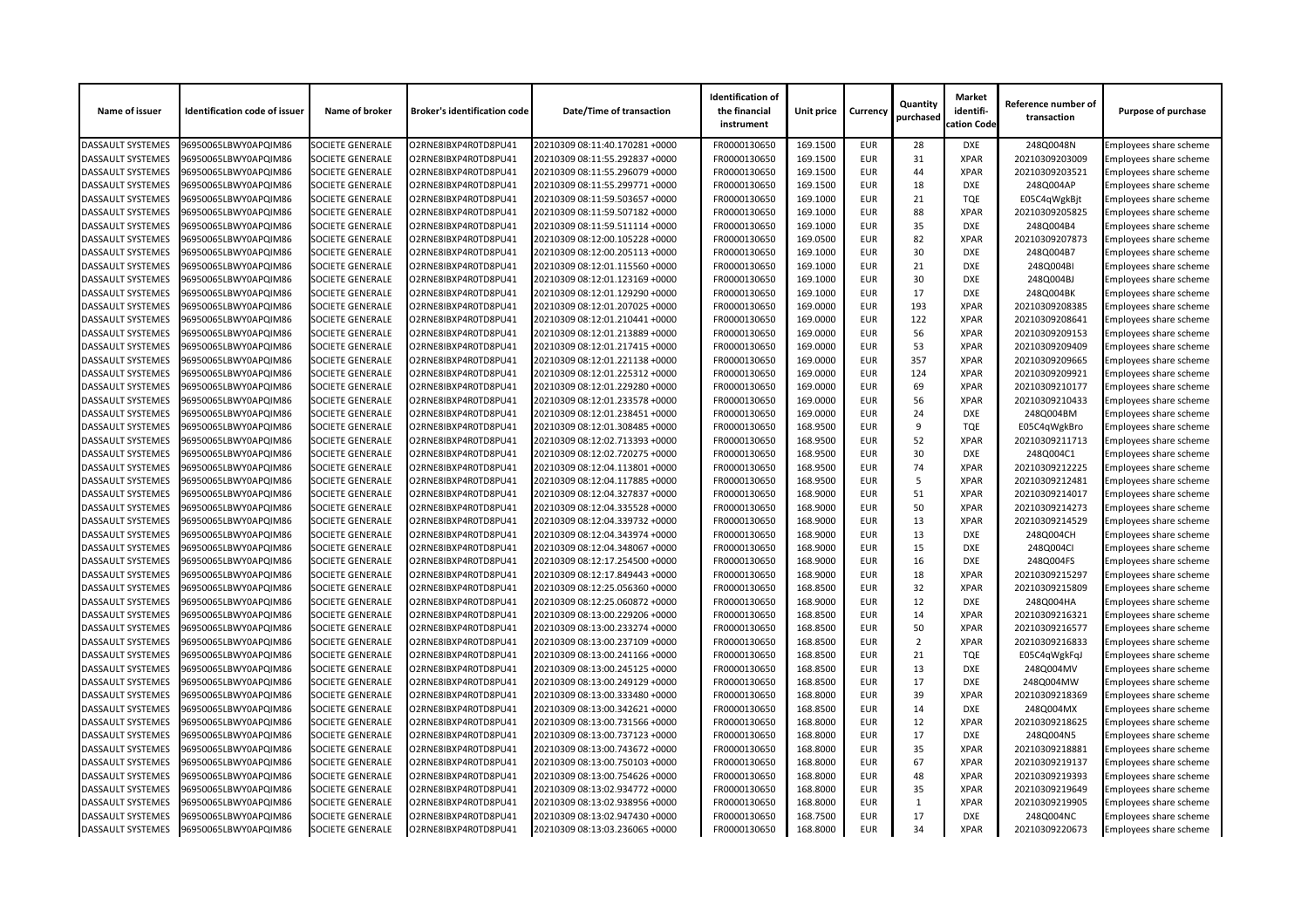| Name of issuer | Identification code of issuer | Name of broker | Broker's identification code | Date/Time of transaction | Identification of the financial instrument | Unit price | Currency | Quantity purchased | Market identifi-cation Code | Reference number of transaction | Purpose of purchase |
|---|---|---|---|---|---|---|---|---|---|---|---|
| DASSAULT SYSTEMES | 96950065LBWY0APQIM86 | SOCIETE GENERALE | O2RNE8IBXP4R0TD8PU41 | 20210309 08:11:40.170281 +0000 | FR0000130650 | 169.1500 | EUR | 28 | DXE | 248Q0048N | Employees share scheme |
| DASSAULT SYSTEMES | 96950065LBWY0APQIM86 | SOCIETE GENERALE | O2RNE8IBXP4R0TD8PU41 | 20210309 08:11:55.292837 +0000 | FR0000130650 | 169.1500 | EUR | 31 | XPAR | 20210309203009 | Employees share scheme |
| DASSAULT SYSTEMES | 96950065LBWY0APQIM86 | SOCIETE GENERALE | O2RNE8IBXP4R0TD8PU41 | 20210309 08:11:55.296079 +0000 | FR0000130650 | 169.1500 | EUR | 44 | XPAR | 20210309203521 | Employees share scheme |
| DASSAULT SYSTEMES | 96950065LBWY0APQIM86 | SOCIETE GENERALE | O2RNE8IBXP4R0TD8PU41 | 20210309 08:11:55.299771 +0000 | FR0000130650 | 169.1500 | EUR | 18 | DXE | 248Q004AP | Employees share scheme |
| DASSAULT SYSTEMES | 96950065LBWY0APQIM86 | SOCIETE GENERALE | O2RNE8IBXP4R0TD8PU41 | 20210309 08:11:59.503657 +0000 | FR0000130650 | 169.1000 | EUR | 21 | TQE | E05C4qWgkBjt | Employees share scheme |
| DASSAULT SYSTEMES | 96950065LBWY0APQIM86 | SOCIETE GENERALE | O2RNE8IBXP4R0TD8PU41 | 20210309 08:11:59.507182 +0000 | FR0000130650 | 169.1000 | EUR | 88 | XPAR | 20210309205825 | Employees share scheme |
| DASSAULT SYSTEMES | 96950065LBWY0APQIM86 | SOCIETE GENERALE | O2RNE8IBXP4R0TD8PU41 | 20210309 08:11:59.511114 +0000 | FR0000130650 | 169.1000 | EUR | 35 | DXE | 248Q004B4 | Employees share scheme |
| DASSAULT SYSTEMES | 96950065LBWY0APQIM86 | SOCIETE GENERALE | O2RNE8IBXP4R0TD8PU41 | 20210309 08:12:00.105228 +0000 | FR0000130650 | 169.0500 | EUR | 82 | XPAR | 20210309207873 | Employees share scheme |
| DASSAULT SYSTEMES | 96950065LBWY0APQIM86 | SOCIETE GENERALE | O2RNE8IBXP4R0TD8PU41 | 20210309 08:12:00.205113 +0000 | FR0000130650 | 169.1000 | EUR | 30 | DXE | 248Q004B7 | Employees share scheme |
| DASSAULT SYSTEMES | 96950065LBWY0APQIM86 | SOCIETE GENERALE | O2RNE8IBXP4R0TD8PU41 | 20210309 08:12:01.115560 +0000 | FR0000130650 | 169.1000 | EUR | 21 | DXE | 248Q004BI | Employees share scheme |
| DASSAULT SYSTEMES | 96950065LBWY0APQIM86 | SOCIETE GENERALE | O2RNE8IBXP4R0TD8PU41 | 20210309 08:12:01.123169 +0000 | FR0000130650 | 169.1000 | EUR | 30 | DXE | 248Q004BJ | Employees share scheme |
| DASSAULT SYSTEMES | 96950065LBWY0APQIM86 | SOCIETE GENERALE | O2RNE8IBXP4R0TD8PU41 | 20210309 08:12:01.129290 +0000 | FR0000130650 | 169.1000 | EUR | 17 | DXE | 248Q004BK | Employees share scheme |
| DASSAULT SYSTEMES | 96950065LBWY0APQIM86 | SOCIETE GENERALE | O2RNE8IBXP4R0TD8PU41 | 20210309 08:12:01.207025 +0000 | FR0000130650 | 169.0000 | EUR | 193 | XPAR | 20210309208385 | Employees share scheme |
| DASSAULT SYSTEMES | 96950065LBWY0APQIM86 | SOCIETE GENERALE | O2RNE8IBXP4R0TD8PU41 | 20210309 08:12:01.210441 +0000 | FR0000130650 | 169.0000 | EUR | 122 | XPAR | 20210309208641 | Employees share scheme |
| DASSAULT SYSTEMES | 96950065LBWY0APQIM86 | SOCIETE GENERALE | O2RNE8IBXP4R0TD8PU41 | 20210309 08:12:01.213889 +0000 | FR0000130650 | 169.0000 | EUR | 56 | XPAR | 20210309209153 | Employees share scheme |
| DASSAULT SYSTEMES | 96950065LBWY0APQIM86 | SOCIETE GENERALE | O2RNE8IBXP4R0TD8PU41 | 20210309 08:12:01.217415 +0000 | FR0000130650 | 169.0000 | EUR | 53 | XPAR | 20210309209409 | Employees share scheme |
| DASSAULT SYSTEMES | 96950065LBWY0APQIM86 | SOCIETE GENERALE | O2RNE8IBXP4R0TD8PU41 | 20210309 08:12:01.221138 +0000 | FR0000130650 | 169.0000 | EUR | 357 | XPAR | 20210309209665 | Employees share scheme |
| DASSAULT SYSTEMES | 96950065LBWY0APQIM86 | SOCIETE GENERALE | O2RNE8IBXP4R0TD8PU41 | 20210309 08:12:01.225312 +0000 | FR0000130650 | 169.0000 | EUR | 124 | XPAR | 20210309209921 | Employees share scheme |
| DASSAULT SYSTEMES | 96950065LBWY0APQIM86 | SOCIETE GENERALE | O2RNE8IBXP4R0TD8PU41 | 20210309 08:12:01.229280 +0000 | FR0000130650 | 169.0000 | EUR | 69 | XPAR | 20210309210177 | Employees share scheme |
| DASSAULT SYSTEMES | 96950065LBWY0APQIM86 | SOCIETE GENERALE | O2RNE8IBXP4R0TD8PU41 | 20210309 08:12:01.233578 +0000 | FR0000130650 | 169.0000 | EUR | 56 | XPAR | 20210309210433 | Employees share scheme |
| DASSAULT SYSTEMES | 96950065LBWY0APQIM86 | SOCIETE GENERALE | O2RNE8IBXP4R0TD8PU41 | 20210309 08:12:01.238451 +0000 | FR0000130650 | 169.0000 | EUR | 24 | DXE | 248Q004BM | Employees share scheme |
| DASSAULT SYSTEMES | 96950065LBWY0APQIM86 | SOCIETE GENERALE | O2RNE8IBXP4R0TD8PU41 | 20210309 08:12:01.308485 +0000 | FR0000130650 | 168.9500 | EUR | 9 | TQE | E05C4qWgkBro | Employees share scheme |
| DASSAULT SYSTEMES | 96950065LBWY0APQIM86 | SOCIETE GENERALE | O2RNE8IBXP4R0TD8PU41 | 20210309 08:12:02.713393 +0000 | FR0000130650 | 168.9500 | EUR | 52 | XPAR | 20210309211713 | Employees share scheme |
| DASSAULT SYSTEMES | 96950065LBWY0APQIM86 | SOCIETE GENERALE | O2RNE8IBXP4R0TD8PU41 | 20210309 08:12:02.720275 +0000 | FR0000130650 | 168.9500 | EUR | 30 | DXE | 248Q004C1 | Employees share scheme |
| DASSAULT SYSTEMES | 96950065LBWY0APQIM86 | SOCIETE GENERALE | O2RNE8IBXP4R0TD8PU41 | 20210309 08:12:04.113801 +0000 | FR0000130650 | 168.9500 | EUR | 74 | XPAR | 20210309212225 | Employees share scheme |
| DASSAULT SYSTEMES | 96950065LBWY0APQIM86 | SOCIETE GENERALE | O2RNE8IBXP4R0TD8PU41 | 20210309 08:12:04.117885 +0000 | FR0000130650 | 168.9500 | EUR | 5 | XPAR | 20210309212481 | Employees share scheme |
| DASSAULT SYSTEMES | 96950065LBWY0APQIM86 | SOCIETE GENERALE | O2RNE8IBXP4R0TD8PU41 | 20210309 08:12:04.327837 +0000 | FR0000130650 | 168.9000 | EUR | 51 | XPAR | 20210309214017 | Employees share scheme |
| DASSAULT SYSTEMES | 96950065LBWY0APQIM86 | SOCIETE GENERALE | O2RNE8IBXP4R0TD8PU41 | 20210309 08:12:04.335528 +0000 | FR0000130650 | 168.9000 | EUR | 50 | XPAR | 20210309214273 | Employees share scheme |
| DASSAULT SYSTEMES | 96950065LBWY0APQIM86 | SOCIETE GENERALE | O2RNE8IBXP4R0TD8PU41 | 20210309 08:12:04.339732 +0000 | FR0000130650 | 168.9000 | EUR | 13 | XPAR | 20210309214529 | Employees share scheme |
| DASSAULT SYSTEMES | 96950065LBWY0APQIM86 | SOCIETE GENERALE | O2RNE8IBXP4R0TD8PU41 | 20210309 08:12:04.343974 +0000 | FR0000130650 | 168.9000 | EUR | 13 | DXE | 248Q004CH | Employees share scheme |
| DASSAULT SYSTEMES | 96950065LBWY0APQIM86 | SOCIETE GENERALE | O2RNE8IBXP4R0TD8PU41 | 20210309 08:12:04.348067 +0000 | FR0000130650 | 168.9000 | EUR | 15 | DXE | 248Q004CI | Employees share scheme |
| DASSAULT SYSTEMES | 96950065LBWY0APQIM86 | SOCIETE GENERALE | O2RNE8IBXP4R0TD8PU41 | 20210309 08:12:17.254500 +0000 | FR0000130650 | 168.9000 | EUR | 16 | DXE | 248Q004FS | Employees share scheme |
| DASSAULT SYSTEMES | 96950065LBWY0APQIM86 | SOCIETE GENERALE | O2RNE8IBXP4R0TD8PU41 | 20210309 08:12:17.849443 +0000 | FR0000130650 | 168.9000 | EUR | 18 | XPAR | 20210309215297 | Employees share scheme |
| DASSAULT SYSTEMES | 96950065LBWY0APQIM86 | SOCIETE GENERALE | O2RNE8IBXP4R0TD8PU41 | 20210309 08:12:25.056360 +0000 | FR0000130650 | 168.8500 | EUR | 32 | XPAR | 20210309215809 | Employees share scheme |
| DASSAULT SYSTEMES | 96950065LBWY0APQIM86 | SOCIETE GENERALE | O2RNE8IBXP4R0TD8PU41 | 20210309 08:12:25.060872 +0000 | FR0000130650 | 168.9000 | EUR | 12 | DXE | 248Q004HA | Employees share scheme |
| DASSAULT SYSTEMES | 96950065LBWY0APQIM86 | SOCIETE GENERALE | O2RNE8IBXP4R0TD8PU41 | 20210309 08:13:00.229206 +0000 | FR0000130650 | 168.8500 | EUR | 14 | XPAR | 20210309216321 | Employees share scheme |
| DASSAULT SYSTEMES | 96950065LBWY0APQIM86 | SOCIETE GENERALE | O2RNE8IBXP4R0TD8PU41 | 20210309 08:13:00.233274 +0000 | FR0000130650 | 168.8500 | EUR | 50 | XPAR | 20210309216577 | Employees share scheme |
| DASSAULT SYSTEMES | 96950065LBWY0APQIM86 | SOCIETE GENERALE | O2RNE8IBXP4R0TD8PU41 | 20210309 08:13:00.237109 +0000 | FR0000130650 | 168.8500 | EUR | 2 | XPAR | 20210309216833 | Employees share scheme |
| DASSAULT SYSTEMES | 96950065LBWY0APQIM86 | SOCIETE GENERALE | O2RNE8IBXP4R0TD8PU41 | 20210309 08:13:00.241166 +0000 | FR0000130650 | 168.8500 | EUR | 21 | TQE | E05C4qWgkFqJ | Employees share scheme |
| DASSAULT SYSTEMES | 96950065LBWY0APQIM86 | SOCIETE GENERALE | O2RNE8IBXP4R0TD8PU41 | 20210309 08:13:00.245125 +0000 | FR0000130650 | 168.8500 | EUR | 13 | DXE | 248Q004MV | Employees share scheme |
| DASSAULT SYSTEMES | 96950065LBWY0APQIM86 | SOCIETE GENERALE | O2RNE8IBXP4R0TD8PU41 | 20210309 08:13:00.249129 +0000 | FR0000130650 | 168.8500 | EUR | 17 | DXE | 248Q004MW | Employees share scheme |
| DASSAULT SYSTEMES | 96950065LBWY0APQIM86 | SOCIETE GENERALE | O2RNE8IBXP4R0TD8PU41 | 20210309 08:13:00.333480 +0000 | FR0000130650 | 168.8000 | EUR | 39 | XPAR | 20210309218369 | Employees share scheme |
| DASSAULT SYSTEMES | 96950065LBWY0APQIM86 | SOCIETE GENERALE | O2RNE8IBXP4R0TD8PU41 | 20210309 08:13:00.342621 +0000 | FR0000130650 | 168.8500 | EUR | 14 | DXE | 248Q004MX | Employees share scheme |
| DASSAULT SYSTEMES | 96950065LBWY0APQIM86 | SOCIETE GENERALE | O2RNE8IBXP4R0TD8PU41 | 20210309 08:13:00.731566 +0000 | FR0000130650 | 168.8000 | EUR | 12 | XPAR | 20210309218625 | Employees share scheme |
| DASSAULT SYSTEMES | 96950065LBWY0APQIM86 | SOCIETE GENERALE | O2RNE8IBXP4R0TD8PU41 | 20210309 08:13:00.737123 +0000 | FR0000130650 | 168.8000 | EUR | 17 | DXE | 248Q004N5 | Employees share scheme |
| DASSAULT SYSTEMES | 96950065LBWY0APQIM86 | SOCIETE GENERALE | O2RNE8IBXP4R0TD8PU41 | 20210309 08:13:00.743672 +0000 | FR0000130650 | 168.8000 | EUR | 35 | XPAR | 20210309218881 | Employees share scheme |
| DASSAULT SYSTEMES | 96950065LBWY0APQIM86 | SOCIETE GENERALE | O2RNE8IBXP4R0TD8PU41 | 20210309 08:13:00.750103 +0000 | FR0000130650 | 168.8000 | EUR | 67 | XPAR | 20210309219137 | Employees share scheme |
| DASSAULT SYSTEMES | 96950065LBWY0APQIM86 | SOCIETE GENERALE | O2RNE8IBXP4R0TD8PU41 | 20210309 08:13:00.754626 +0000 | FR0000130650 | 168.8000 | EUR | 48 | XPAR | 20210309219393 | Employees share scheme |
| DASSAULT SYSTEMES | 96950065LBWY0APQIM86 | SOCIETE GENERALE | O2RNE8IBXP4R0TD8PU41 | 20210309 08:13:02.934772 +0000 | FR0000130650 | 168.8000 | EUR | 35 | XPAR | 20210309219649 | Employees share scheme |
| DASSAULT SYSTEMES | 96950065LBWY0APQIM86 | SOCIETE GENERALE | O2RNE8IBXP4R0TD8PU41 | 20210309 08:13:02.938956 +0000 | FR0000130650 | 168.8000 | EUR | 1 | XPAR | 20210309219905 | Employees share scheme |
| DASSAULT SYSTEMES | 96950065LBWY0APQIM86 | SOCIETE GENERALE | O2RNE8IBXP4R0TD8PU41 | 20210309 08:13:02.947430 +0000 | FR0000130650 | 168.7500 | EUR | 17 | DXE | 248Q004NC | Employees share scheme |
| DASSAULT SYSTEMES | 96950065LBWY0APQIM86 | SOCIETE GENERALE | O2RNE8IBXP4R0TD8PU41 | 20210309 08:13:03.236065 +0000 | FR0000130650 | 168.8000 | EUR | 34 | XPAR | 20210309220673 | Employees share scheme |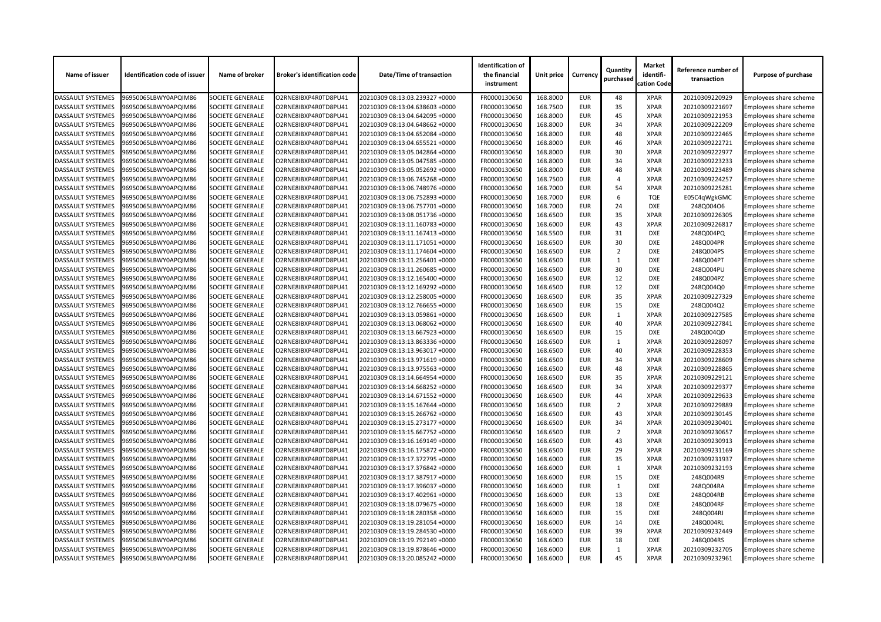| Name of issuer | Identification code of issuer | Name of broker | Broker's identification code | Date/Time of transaction | Identification of the financial instrument | Unit price | Currency | Quantity purchased | Market identifi-cation Code | Reference number of transaction | Purpose of purchase |
|---|---|---|---|---|---|---|---|---|---|---|---|
| DASSAULT SYSTEMES | 96950065LBWY0APQIM86 | SOCIETE GENERALE | O2RNE8IBXP4R0TD8PU41 | 20210309 08:13:03.239327 +0000 | FR0000130650 | 168.8000 | EUR | 48 | XPAR | 20210309220929 | Employees share scheme |
| DASSAULT SYSTEMES | 96950065LBWY0APQIM86 | SOCIETE GENERALE | O2RNE8IBXP4R0TD8PU41 | 20210309 08:13:04.638603 +0000 | FR0000130650 | 168.7500 | EUR | 35 | XPAR | 20210309221697 | Employees share scheme |
| DASSAULT SYSTEMES | 96950065LBWY0APQIM86 | SOCIETE GENERALE | O2RNE8IBXP4R0TD8PU41 | 20210309 08:13:04.642095 +0000 | FR0000130650 | 168.8000 | EUR | 45 | XPAR | 20210309221953 | Employees share scheme |
| DASSAULT SYSTEMES | 96950065LBWY0APQIM86 | SOCIETE GENERALE | O2RNE8IBXP4R0TD8PU41 | 20210309 08:13:04.648662 +0000 | FR0000130650 | 168.8000 | EUR | 34 | XPAR | 20210309222209 | Employees share scheme |
| DASSAULT SYSTEMES | 96950065LBWY0APQIM86 | SOCIETE GENERALE | O2RNE8IBXP4R0TD8PU41 | 20210309 08:13:04.652084 +0000 | FR0000130650 | 168.8000 | EUR | 48 | XPAR | 20210309222465 | Employees share scheme |
| DASSAULT SYSTEMES | 96950065LBWY0APQIM86 | SOCIETE GENERALE | O2RNE8IBXP4R0TD8PU41 | 20210309 08:13:04.655521 +0000 | FR0000130650 | 168.8000 | EUR | 46 | XPAR | 20210309222721 | Employees share scheme |
| DASSAULT SYSTEMES | 96950065LBWY0APQIM86 | SOCIETE GENERALE | O2RNE8IBXP4R0TD8PU41 | 20210309 08:13:05.042864 +0000 | FR0000130650 | 168.8000 | EUR | 30 | XPAR | 20210309222977 | Employees share scheme |
| DASSAULT SYSTEMES | 96950065LBWY0APQIM86 | SOCIETE GENERALE | O2RNE8IBXP4R0TD8PU41 | 20210309 08:13:05.047585 +0000 | FR0000130650 | 168.8000 | EUR | 34 | XPAR | 20210309223233 | Employees share scheme |
| DASSAULT SYSTEMES | 96950065LBWY0APQIM86 | SOCIETE GENERALE | O2RNE8IBXP4R0TD8PU41 | 20210309 08:13:05.052692 +0000 | FR0000130650 | 168.8000 | EUR | 48 | XPAR | 20210309223489 | Employees share scheme |
| DASSAULT SYSTEMES | 96950065LBWY0APQIM86 | SOCIETE GENERALE | O2RNE8IBXP4R0TD8PU41 | 20210309 08:13:06.745268 +0000 | FR0000130650 | 168.7500 | EUR | 4 | XPAR | 20210309224257 | Employees share scheme |
| DASSAULT SYSTEMES | 96950065LBWY0APQIM86 | SOCIETE GENERALE | O2RNE8IBXP4R0TD8PU41 | 20210309 08:13:06.748976 +0000 | FR0000130650 | 168.7000 | EUR | 54 | XPAR | 20210309225281 | Employees share scheme |
| DASSAULT SYSTEMES | 96950065LBWY0APQIM86 | SOCIETE GENERALE | O2RNE8IBXP4R0TD8PU41 | 20210309 08:13:06.752893 +0000 | FR0000130650 | 168.7000 | EUR | 6 | TQE | E05C4qWgkGMC | Employees share scheme |
| DASSAULT SYSTEMES | 96950065LBWY0APQIM86 | SOCIETE GENERALE | O2RNE8IBXP4R0TD8PU41 | 20210309 08:13:06.757701 +0000 | FR0000130650 | 168.7000 | EUR | 24 | DXE | 248Q004O6 | Employees share scheme |
| DASSAULT SYSTEMES | 96950065LBWY0APQIM86 | SOCIETE GENERALE | O2RNE8IBXP4R0TD8PU41 | 20210309 08:13:08.051736 +0000 | FR0000130650 | 168.6500 | EUR | 35 | XPAR | 20210309226305 | Employees share scheme |
| DASSAULT SYSTEMES | 96950065LBWY0APQIM86 | SOCIETE GENERALE | O2RNE8IBXP4R0TD8PU41 | 20210309 08:13:11.160783 +0000 | FR0000130650 | 168.6000 | EUR | 43 | XPAR | 20210309226817 | Employees share scheme |
| DASSAULT SYSTEMES | 96950065LBWY0APQIM86 | SOCIETE GENERALE | O2RNE8IBXP4R0TD8PU41 | 20210309 08:13:11.167413 +0000 | FR0000130650 | 168.5500 | EUR | 31 | DXE | 248Q004PQ | Employees share scheme |
| DASSAULT SYSTEMES | 96950065LBWY0APQIM86 | SOCIETE GENERALE | O2RNE8IBXP4R0TD8PU41 | 20210309 08:13:11.171051 +0000 | FR0000130650 | 168.6500 | EUR | 30 | DXE | 248Q004PR | Employees share scheme |
| DASSAULT SYSTEMES | 96950065LBWY0APQIM86 | SOCIETE GENERALE | O2RNE8IBXP4R0TD8PU41 | 20210309 08:13:11.174604 +0000 | FR0000130650 | 168.6500 | EUR | 2 | DXE | 248Q004PS | Employees share scheme |
| DASSAULT SYSTEMES | 96950065LBWY0APQIM86 | SOCIETE GENERALE | O2RNE8IBXP4R0TD8PU41 | 20210309 08:13:11.256401 +0000 | FR0000130650 | 168.6500 | EUR | 1 | DXE | 248Q004PT | Employees share scheme |
| DASSAULT SYSTEMES | 96950065LBWY0APQIM86 | SOCIETE GENERALE | O2RNE8IBXP4R0TD8PU41 | 20210309 08:13:11.260685 +0000 | FR0000130650 | 168.6500 | EUR | 30 | DXE | 248Q004PU | Employees share scheme |
| DASSAULT SYSTEMES | 96950065LBWY0APQIM86 | SOCIETE GENERALE | O2RNE8IBXP4R0TD8PU41 | 20210309 08:13:12.165400 +0000 | FR0000130650 | 168.6500 | EUR | 12 | DXE | 248Q004PZ | Employees share scheme |
| DASSAULT SYSTEMES | 96950065LBWY0APQIM86 | SOCIETE GENERALE | O2RNE8IBXP4R0TD8PU41 | 20210309 08:13:12.169292 +0000 | FR0000130650 | 168.6500 | EUR | 12 | DXE | 248Q004Q0 | Employees share scheme |
| DASSAULT SYSTEMES | 96950065LBWY0APQIM86 | SOCIETE GENERALE | O2RNE8IBXP4R0TD8PU41 | 20210309 08:13:12.258005 +0000 | FR0000130650 | 168.6500 | EUR | 35 | XPAR | 20210309227329 | Employees share scheme |
| DASSAULT SYSTEMES | 96950065LBWY0APQIM86 | SOCIETE GENERALE | O2RNE8IBXP4R0TD8PU41 | 20210309 08:13:12.766655 +0000 | FR0000130650 | 168.6500 | EUR | 15 | DXE | 248Q004Q2 | Employees share scheme |
| DASSAULT SYSTEMES | 96950065LBWY0APQIM86 | SOCIETE GENERALE | O2RNE8IBXP4R0TD8PU41 | 20210309 08:13:13.059861 +0000 | FR0000130650 | 168.6500 | EUR | 1 | XPAR | 20210309227585 | Employees share scheme |
| DASSAULT SYSTEMES | 96950065LBWY0APQIM86 | SOCIETE GENERALE | O2RNE8IBXP4R0TD8PU41 | 20210309 08:13:13.068062 +0000 | FR0000130650 | 168.6500 | EUR | 40 | XPAR | 20210309227841 | Employees share scheme |
| DASSAULT SYSTEMES | 96950065LBWY0APQIM86 | SOCIETE GENERALE | O2RNE8IBXP4R0TD8PU41 | 20210309 08:13:13.667923 +0000 | FR0000130650 | 168.6500 | EUR | 15 | DXE | 248Q004QD | Employees share scheme |
| DASSAULT SYSTEMES | 96950065LBWY0APQIM86 | SOCIETE GENERALE | O2RNE8IBXP4R0TD8PU41 | 20210309 08:13:13.863336 +0000 | FR0000130650 | 168.6500 | EUR | 1 | XPAR | 20210309228097 | Employees share scheme |
| DASSAULT SYSTEMES | 96950065LBWY0APQIM86 | SOCIETE GENERALE | O2RNE8IBXP4R0TD8PU41 | 20210309 08:13:13.963017 +0000 | FR0000130650 | 168.6500 | EUR | 40 | XPAR | 20210309228353 | Employees share scheme |
| DASSAULT SYSTEMES | 96950065LBWY0APQIM86 | SOCIETE GENERALE | O2RNE8IBXP4R0TD8PU41 | 20210309 08:13:13.971619 +0000 | FR0000130650 | 168.6500 | EUR | 34 | XPAR | 20210309228609 | Employees share scheme |
| DASSAULT SYSTEMES | 96950065LBWY0APQIM86 | SOCIETE GENERALE | O2RNE8IBXP4R0TD8PU41 | 20210309 08:13:13.975563 +0000 | FR0000130650 | 168.6500 | EUR | 48 | XPAR | 20210309228865 | Employees share scheme |
| DASSAULT SYSTEMES | 96950065LBWY0APQIM86 | SOCIETE GENERALE | O2RNE8IBXP4R0TD8PU41 | 20210309 08:13:14.664954 +0000 | FR0000130650 | 168.6500 | EUR | 35 | XPAR | 20210309229121 | Employees share scheme |
| DASSAULT SYSTEMES | 96950065LBWY0APQIM86 | SOCIETE GENERALE | O2RNE8IBXP4R0TD8PU41 | 20210309 08:13:14.668252 +0000 | FR0000130650 | 168.6500 | EUR | 34 | XPAR | 20210309229377 | Employees share scheme |
| DASSAULT SYSTEMES | 96950065LBWY0APQIM86 | SOCIETE GENERALE | O2RNE8IBXP4R0TD8PU41 | 20210309 08:13:14.671552 +0000 | FR0000130650 | 168.6500 | EUR | 44 | XPAR | 20210309229633 | Employees share scheme |
| DASSAULT SYSTEMES | 96950065LBWY0APQIM86 | SOCIETE GENERALE | O2RNE8IBXP4R0TD8PU41 | 20210309 08:13:15.167644 +0000 | FR0000130650 | 168.6500 | EUR | 2 | XPAR | 20210309229889 | Employees share scheme |
| DASSAULT SYSTEMES | 96950065LBWY0APQIM86 | SOCIETE GENERALE | O2RNE8IBXP4R0TD8PU41 | 20210309 08:13:15.266762 +0000 | FR0000130650 | 168.6500 | EUR | 43 | XPAR | 20210309230145 | Employees share scheme |
| DASSAULT SYSTEMES | 96950065LBWY0APQIM86 | SOCIETE GENERALE | O2RNE8IBXP4R0TD8PU41 | 20210309 08:13:15.273177 +0000 | FR0000130650 | 168.6500 | EUR | 34 | XPAR | 20210309230401 | Employees share scheme |
| DASSAULT SYSTEMES | 96950065LBWY0APQIM86 | SOCIETE GENERALE | O2RNE8IBXP4R0TD8PU41 | 20210309 08:13:15.667752 +0000 | FR0000130650 | 168.6500 | EUR | 2 | XPAR | 20210309230657 | Employees share scheme |
| DASSAULT SYSTEMES | 96950065LBWY0APQIM86 | SOCIETE GENERALE | O2RNE8IBXP4R0TD8PU41 | 20210309 08:13:16.169149 +0000 | FR0000130650 | 168.6500 | EUR | 43 | XPAR | 20210309230913 | Employees share scheme |
| DASSAULT SYSTEMES | 96950065LBWY0APQIM86 | SOCIETE GENERALE | O2RNE8IBXP4R0TD8PU41 | 20210309 08:13:16.175872 +0000 | FR0000130650 | 168.6500 | EUR | 29 | XPAR | 20210309231169 | Employees share scheme |
| DASSAULT SYSTEMES | 96950065LBWY0APQIM86 | SOCIETE GENERALE | O2RNE8IBXP4R0TD8PU41 | 20210309 08:13:17.372795 +0000 | FR0000130650 | 168.6000 | EUR | 35 | XPAR | 20210309231937 | Employees share scheme |
| DASSAULT SYSTEMES | 96950065LBWY0APQIM86 | SOCIETE GENERALE | O2RNE8IBXP4R0TD8PU41 | 20210309 08:13:17.376842 +0000 | FR0000130650 | 168.6000 | EUR | 1 | XPAR | 20210309232193 | Employees share scheme |
| DASSAULT SYSTEMES | 96950065LBWY0APQIM86 | SOCIETE GENERALE | O2RNE8IBXP4R0TD8PU41 | 20210309 08:13:17.387917 +0000 | FR0000130650 | 168.6000 | EUR | 15 | DXE | 248Q004R9 | Employees share scheme |
| DASSAULT SYSTEMES | 96950065LBWY0APQIM86 | SOCIETE GENERALE | O2RNE8IBXP4R0TD8PU41 | 20210309 08:13:17.396037 +0000 | FR0000130650 | 168.6000 | EUR | 1 | DXE | 248Q004RA | Employees share scheme |
| DASSAULT SYSTEMES | 96950065LBWY0APQIM86 | SOCIETE GENERALE | O2RNE8IBXP4R0TD8PU41 | 20210309 08:13:17.402961 +0000 | FR0000130650 | 168.6000 | EUR | 13 | DXE | 248Q004RB | Employees share scheme |
| DASSAULT SYSTEMES | 96950065LBWY0APQIM86 | SOCIETE GENERALE | O2RNE8IBXP4R0TD8PU41 | 20210309 08:13:18.079675 +0000 | FR0000130650 | 168.6000 | EUR | 18 | DXE | 248Q004RF | Employees share scheme |
| DASSAULT SYSTEMES | 96950065LBWY0APQIM86 | SOCIETE GENERALE | O2RNE8IBXP4R0TD8PU41 | 20210309 08:13:18.280358 +0000 | FR0000130650 | 168.6000 | EUR | 15 | DXE | 248Q004RJ | Employees share scheme |
| DASSAULT SYSTEMES | 96950065LBWY0APQIM86 | SOCIETE GENERALE | O2RNE8IBXP4R0TD8PU41 | 20210309 08:13:19.281054 +0000 | FR0000130650 | 168.6000 | EUR | 14 | DXE | 248Q004RL | Employees share scheme |
| DASSAULT SYSTEMES | 96950065LBWY0APQIM86 | SOCIETE GENERALE | O2RNE8IBXP4R0TD8PU41 | 20210309 08:13:19.284530 +0000 | FR0000130650 | 168.6000 | EUR | 39 | XPAR | 20210309232449 | Employees share scheme |
| DASSAULT SYSTEMES | 96950065LBWY0APQIM86 | SOCIETE GENERALE | O2RNE8IBXP4R0TD8PU41 | 20210309 08:13:19.792149 +0000 | FR0000130650 | 168.6000 | EUR | 18 | DXE | 248Q004RS | Employees share scheme |
| DASSAULT SYSTEMES | 96950065LBWY0APQIM86 | SOCIETE GENERALE | O2RNE8IBXP4R0TD8PU41 | 20210309 08:13:19.878646 +0000 | FR0000130650 | 168.6000 | EUR | 1 | XPAR | 20210309232705 | Employees share scheme |
| DASSAULT SYSTEMES | 96950065LBWY0APQIM86 | SOCIETE GENERALE | O2RNE8IBXP4R0TD8PU41 | 20210309 08:13:20.085242 +0000 | FR0000130650 | 168.6000 | EUR | 45 | XPAR | 20210309232961 | Employees share scheme |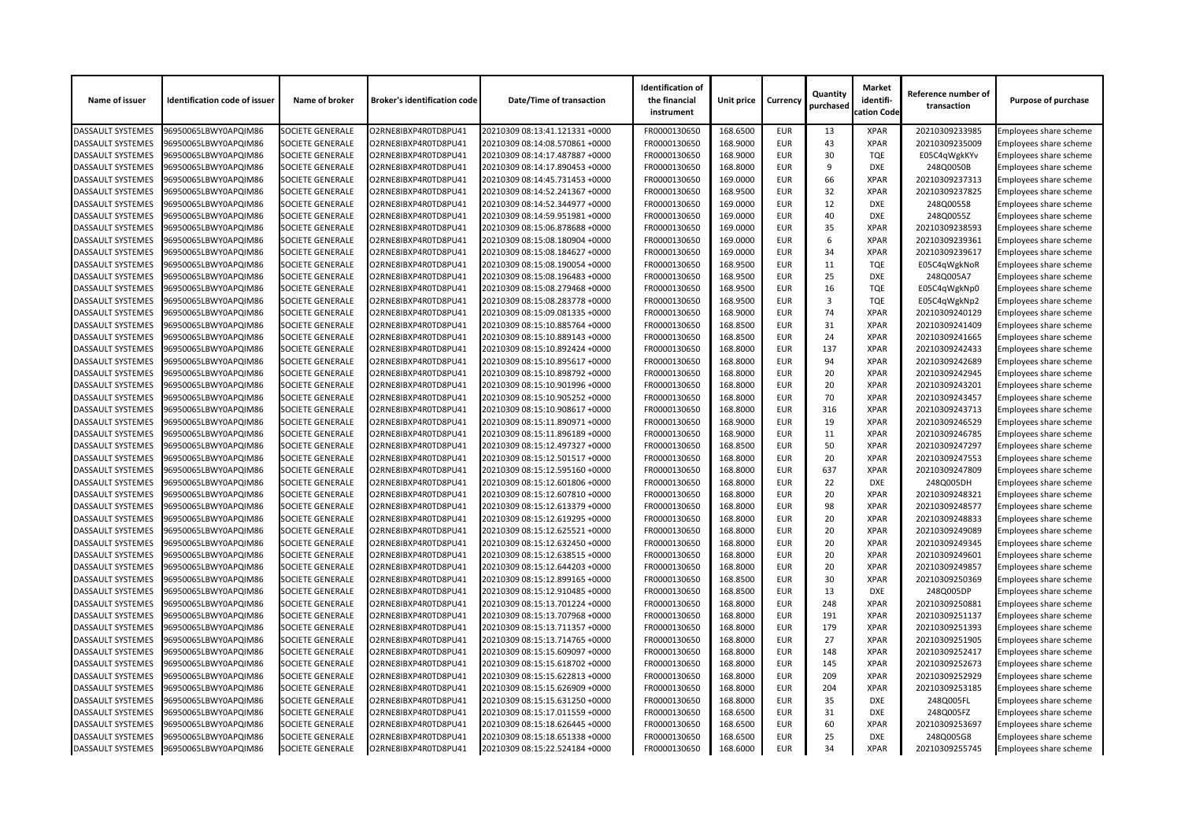| Name of issuer | Identification code of issuer | Name of broker | Broker's identification code | Date/Time of transaction | Identification of the financial instrument | Unit price | Currency | Quantity purchased | Market identifi-cation Code | Reference number of transaction | Purpose of purchase |
|---|---|---|---|---|---|---|---|---|---|---|---|
| DASSAULT SYSTEMES | 96950065LBWY0APQIM86 | SOCIETE GENERALE | O2RNE8IBXP4R0TD8PU41 | 20210309 08:13:41.121331 +0000 | FR0000130650 | 168.6500 | EUR | 13 | XPAR | 20210309233985 | Employees share scheme |
| DASSAULT SYSTEMES | 96950065LBWY0APQIM86 | SOCIETE GENERALE | O2RNE8IBXP4R0TD8PU41 | 20210309 08:14:08.570861 +0000 | FR0000130650 | 168.9000 | EUR | 43 | XPAR | 20210309235009 | Employees share scheme |
| DASSAULT SYSTEMES | 96950065LBWY0APQIM86 | SOCIETE GENERALE | O2RNE8IBXP4R0TD8PU41 | 20210309 08:14:17.487887 +0000 | FR0000130650 | 168.9000 | EUR | 30 | TQE | E05C4qWgkKYv | Employees share scheme |
| DASSAULT SYSTEMES | 96950065LBWY0APQIM86 | SOCIETE GENERALE | O2RNE8IBXP4R0TD8PU41 | 20210309 08:14:17.890453 +0000 | FR0000130650 | 168.8000 | EUR | 9 | DXE | 248Q0050B | Employees share scheme |
| DASSAULT SYSTEMES | 96950065LBWY0APQIM86 | SOCIETE GENERALE | O2RNE8IBXP4R0TD8PU41 | 20210309 08:14:45.731453 +0000 | FR0000130650 | 169.0000 | EUR | 66 | XPAR | 20210309237313 | Employees share scheme |
| DASSAULT SYSTEMES | 96950065LBWY0APQIM86 | SOCIETE GENERALE | O2RNE8IBXP4R0TD8PU41 | 20210309 08:14:52.241367 +0000 | FR0000130650 | 168.9500 | EUR | 32 | XPAR | 20210309237825 | Employees share scheme |
| DASSAULT SYSTEMES | 96950065LBWY0APQIM86 | SOCIETE GENERALE | O2RNE8IBXP4R0TD8PU41 | 20210309 08:14:52.344977 +0000 | FR0000130650 | 169.0000 | EUR | 12 | DXE | 248Q00558 | Employees share scheme |
| DASSAULT SYSTEMES | 96950065LBWY0APQIM86 | SOCIETE GENERALE | O2RNE8IBXP4R0TD8PU41 | 20210309 08:14:59.951981 +0000 | FR0000130650 | 169.0000 | EUR | 40 | DXE | 248Q0055Z | Employees share scheme |
| DASSAULT SYSTEMES | 96950065LBWY0APQIM86 | SOCIETE GENERALE | O2RNE8IBXP4R0TD8PU41 | 20210309 08:15:06.878688 +0000 | FR0000130650 | 169.0000 | EUR | 35 | XPAR | 20210309238593 | Employees share scheme |
| DASSAULT SYSTEMES | 96950065LBWY0APQIM86 | SOCIETE GENERALE | O2RNE8IBXP4R0TD8PU41 | 20210309 08:15:08.180904 +0000 | FR0000130650 | 169.0000 | EUR | 6 | XPAR | 20210309239361 | Employees share scheme |
| DASSAULT SYSTEMES | 96950065LBWY0APQIM86 | SOCIETE GENERALE | O2RNE8IBXP4R0TD8PU41 | 20210309 08:15:08.184627 +0000 | FR0000130650 | 169.0000 | EUR | 34 | XPAR | 20210309239617 | Employees share scheme |
| DASSAULT SYSTEMES | 96950065LBWY0APQIM86 | SOCIETE GENERALE | O2RNE8IBXP4R0TD8PU41 | 20210309 08:15:08.190054 +0000 | FR0000130650 | 168.9500 | EUR | 11 | TQE | E05C4qWgkNoR | Employees share scheme |
| DASSAULT SYSTEMES | 96950065LBWY0APQIM86 | SOCIETE GENERALE | O2RNE8IBXP4R0TD8PU41 | 20210309 08:15:08.196483 +0000 | FR0000130650 | 168.9500 | EUR | 25 | DXE | 248Q005A7 | Employees share scheme |
| DASSAULT SYSTEMES | 96950065LBWY0APQIM86 | SOCIETE GENERALE | O2RNE8IBXP4R0TD8PU41 | 20210309 08:15:08.279468 +0000 | FR0000130650 | 168.9500 | EUR | 16 | TQE | E05C4qWgkNp0 | Employees share scheme |
| DASSAULT SYSTEMES | 96950065LBWY0APQIM86 | SOCIETE GENERALE | O2RNE8IBXP4R0TD8PU41 | 20210309 08:15:08.283778 +0000 | FR0000130650 | 168.9500 | EUR | 3 | TQE | E05C4qWgkNp2 | Employees share scheme |
| DASSAULT SYSTEMES | 96950065LBWY0APQIM86 | SOCIETE GENERALE | O2RNE8IBXP4R0TD8PU41 | 20210309 08:15:09.081335 +0000 | FR0000130650 | 168.9000 | EUR | 74 | XPAR | 20210309240129 | Employees share scheme |
| DASSAULT SYSTEMES | 96950065LBWY0APQIM86 | SOCIETE GENERALE | O2RNE8IBXP4R0TD8PU41 | 20210309 08:15:10.885764 +0000 | FR0000130650 | 168.8500 | EUR | 31 | XPAR | 20210309241409 | Employees share scheme |
| DASSAULT SYSTEMES | 96950065LBWY0APQIM86 | SOCIETE GENERALE | O2RNE8IBXP4R0TD8PU41 | 20210309 08:15:10.889143 +0000 | FR0000130650 | 168.8500 | EUR | 24 | XPAR | 20210309241665 | Employees share scheme |
| DASSAULT SYSTEMES | 96950065LBWY0APQIM86 | SOCIETE GENERALE | O2RNE8IBXP4R0TD8PU41 | 20210309 08:15:10.892424 +0000 | FR0000130650 | 168.8000 | EUR | 137 | XPAR | 20210309242433 | Employees share scheme |
| DASSAULT SYSTEMES | 96950065LBWY0APQIM86 | SOCIETE GENERALE | O2RNE8IBXP4R0TD8PU41 | 20210309 08:15:10.895617 +0000 | FR0000130650 | 168.8000 | EUR | 94 | XPAR | 20210309242689 | Employees share scheme |
| DASSAULT SYSTEMES | 96950065LBWY0APQIM86 | SOCIETE GENERALE | O2RNE8IBXP4R0TD8PU41 | 20210309 08:15:10.898792 +0000 | FR0000130650 | 168.8000 | EUR | 20 | XPAR | 20210309242945 | Employees share scheme |
| DASSAULT SYSTEMES | 96950065LBWY0APQIM86 | SOCIETE GENERALE | O2RNE8IBXP4R0TD8PU41 | 20210309 08:15:10.901996 +0000 | FR0000130650 | 168.8000 | EUR | 20 | XPAR | 20210309243201 | Employees share scheme |
| DASSAULT SYSTEMES | 96950065LBWY0APQIM86 | SOCIETE GENERALE | O2RNE8IBXP4R0TD8PU41 | 20210309 08:15:10.905252 +0000 | FR0000130650 | 168.8000 | EUR | 70 | XPAR | 20210309243457 | Employees share scheme |
| DASSAULT SYSTEMES | 96950065LBWY0APQIM86 | SOCIETE GENERALE | O2RNE8IBXP4R0TD8PU41 | 20210309 08:15:10.908617 +0000 | FR0000130650 | 168.8000 | EUR | 316 | XPAR | 20210309243713 | Employees share scheme |
| DASSAULT SYSTEMES | 96950065LBWY0APQIM86 | SOCIETE GENERALE | O2RNE8IBXP4R0TD8PU41 | 20210309 08:15:11.890971 +0000 | FR0000130650 | 168.9000 | EUR | 19 | XPAR | 20210309246529 | Employees share scheme |
| DASSAULT SYSTEMES | 96950065LBWY0APQIM86 | SOCIETE GENERALE | O2RNE8IBXP4R0TD8PU41 | 20210309 08:15:11.896189 +0000 | FR0000130650 | 168.9000 | EUR | 11 | XPAR | 20210309246785 | Employees share scheme |
| DASSAULT SYSTEMES | 96950065LBWY0APQIM86 | SOCIETE GENERALE | O2RNE8IBXP4R0TD8PU41 | 20210309 08:15:12.497327 +0000 | FR0000130650 | 168.8500 | EUR | 50 | XPAR | 20210309247297 | Employees share scheme |
| DASSAULT SYSTEMES | 96950065LBWY0APQIM86 | SOCIETE GENERALE | O2RNE8IBXP4R0TD8PU41 | 20210309 08:15:12.501517 +0000 | FR0000130650 | 168.8000 | EUR | 20 | XPAR | 20210309247553 | Employees share scheme |
| DASSAULT SYSTEMES | 96950065LBWY0APQIM86 | SOCIETE GENERALE | O2RNE8IBXP4R0TD8PU41 | 20210309 08:15:12.595160 +0000 | FR0000130650 | 168.8000 | EUR | 637 | XPAR | 20210309247809 | Employees share scheme |
| DASSAULT SYSTEMES | 96950065LBWY0APQIM86 | SOCIETE GENERALE | O2RNE8IBXP4R0TD8PU41 | 20210309 08:15:12.601806 +0000 | FR0000130650 | 168.8000 | EUR | 22 | DXE | 248Q005DH | Employees share scheme |
| DASSAULT SYSTEMES | 96950065LBWY0APQIM86 | SOCIETE GENERALE | O2RNE8IBXP4R0TD8PU41 | 20210309 08:15:12.607810 +0000 | FR0000130650 | 168.8000 | EUR | 20 | XPAR | 20210309248321 | Employees share scheme |
| DASSAULT SYSTEMES | 96950065LBWY0APQIM86 | SOCIETE GENERALE | O2RNE8IBXP4R0TD8PU41 | 20210309 08:15:12.613379 +0000 | FR0000130650 | 168.8000 | EUR | 98 | XPAR | 20210309248577 | Employees share scheme |
| DASSAULT SYSTEMES | 96950065LBWY0APQIM86 | SOCIETE GENERALE | O2RNE8IBXP4R0TD8PU41 | 20210309 08:15:12.619295 +0000 | FR0000130650 | 168.8000 | EUR | 20 | XPAR | 20210309248833 | Employees share scheme |
| DASSAULT SYSTEMES | 96950065LBWY0APQIM86 | SOCIETE GENERALE | O2RNE8IBXP4R0TD8PU41 | 20210309 08:15:12.625521 +0000 | FR0000130650 | 168.8000 | EUR | 20 | XPAR | 20210309249089 | Employees share scheme |
| DASSAULT SYSTEMES | 96950065LBWY0APQIM86 | SOCIETE GENERALE | O2RNE8IBXP4R0TD8PU41 | 20210309 08:15:12.632450 +0000 | FR0000130650 | 168.8000 | EUR | 20 | XPAR | 20210309249345 | Employees share scheme |
| DASSAULT SYSTEMES | 96950065LBWY0APQIM86 | SOCIETE GENERALE | O2RNE8IBXP4R0TD8PU41 | 20210309 08:15:12.638515 +0000 | FR0000130650 | 168.8000 | EUR | 20 | XPAR | 20210309249601 | Employees share scheme |
| DASSAULT SYSTEMES | 96950065LBWY0APQIM86 | SOCIETE GENERALE | O2RNE8IBXP4R0TD8PU41 | 20210309 08:15:12.644203 +0000 | FR0000130650 | 168.8000 | EUR | 20 | XPAR | 20210309249857 | Employees share scheme |
| DASSAULT SYSTEMES | 96950065LBWY0APQIM86 | SOCIETE GENERALE | O2RNE8IBXP4R0TD8PU41 | 20210309 08:15:12.899165 +0000 | FR0000130650 | 168.8500 | EUR | 30 | XPAR | 20210309250369 | Employees share scheme |
| DASSAULT SYSTEMES | 96950065LBWY0APQIM86 | SOCIETE GENERALE | O2RNE8IBXP4R0TD8PU41 | 20210309 08:15:12.910485 +0000 | FR0000130650 | 168.8500 | EUR | 13 | DXE | 248Q005DP | Employees share scheme |
| DASSAULT SYSTEMES | 96950065LBWY0APQIM86 | SOCIETE GENERALE | O2RNE8IBXP4R0TD8PU41 | 20210309 08:15:13.701224 +0000 | FR0000130650 | 168.8000 | EUR | 248 | XPAR | 20210309250881 | Employees share scheme |
| DASSAULT SYSTEMES | 96950065LBWY0APQIM86 | SOCIETE GENERALE | O2RNE8IBXP4R0TD8PU41 | 20210309 08:15:13.707968 +0000 | FR0000130650 | 168.8000 | EUR | 191 | XPAR | 20210309251137 | Employees share scheme |
| DASSAULT SYSTEMES | 96950065LBWY0APQIM86 | SOCIETE GENERALE | O2RNE8IBXP4R0TD8PU41 | 20210309 08:15:13.711357 +0000 | FR0000130650 | 168.8000 | EUR | 179 | XPAR | 20210309251393 | Employees share scheme |
| DASSAULT SYSTEMES | 96950065LBWY0APQIM86 | SOCIETE GENERALE | O2RNE8IBXP4R0TD8PU41 | 20210309 08:15:13.714765 +0000 | FR0000130650 | 168.8000 | EUR | 27 | XPAR | 20210309251905 | Employees share scheme |
| DASSAULT SYSTEMES | 96950065LBWY0APQIM86 | SOCIETE GENERALE | O2RNE8IBXP4R0TD8PU41 | 20210309 08:15:15.609097 +0000 | FR0000130650 | 168.8000 | EUR | 148 | XPAR | 20210309252417 | Employees share scheme |
| DASSAULT SYSTEMES | 96950065LBWY0APQIM86 | SOCIETE GENERALE | O2RNE8IBXP4R0TD8PU41 | 20210309 08:15:15.618702 +0000 | FR0000130650 | 168.8000 | EUR | 145 | XPAR | 20210309252673 | Employees share scheme |
| DASSAULT SYSTEMES | 96950065LBWY0APQIM86 | SOCIETE GENERALE | O2RNE8IBXP4R0TD8PU41 | 20210309 08:15:15.622813 +0000 | FR0000130650 | 168.8000 | EUR | 209 | XPAR | 20210309252929 | Employees share scheme |
| DASSAULT SYSTEMES | 96950065LBWY0APQIM86 | SOCIETE GENERALE | O2RNE8IBXP4R0TD8PU41 | 20210309 08:15:15.626909 +0000 | FR0000130650 | 168.8000 | EUR | 204 | XPAR | 20210309253185 | Employees share scheme |
| DASSAULT SYSTEMES | 96950065LBWY0APQIM86 | SOCIETE GENERALE | O2RNE8IBXP4R0TD8PU41 | 20210309 08:15:15.631250 +0000 | FR0000130650 | 168.8000 | EUR | 35 | DXE | 248Q005FL | Employees share scheme |
| DASSAULT SYSTEMES | 96950065LBWY0APQIM86 | SOCIETE GENERALE | O2RNE8IBXP4R0TD8PU41 | 20210309 08:15:17.011559 +0000 | FR0000130650 | 168.6500 | EUR | 31 | DXE | 248Q005FZ | Employees share scheme |
| DASSAULT SYSTEMES | 96950065LBWY0APQIM86 | SOCIETE GENERALE | O2RNE8IBXP4R0TD8PU41 | 20210309 08:15:18.626445 +0000 | FR0000130650 | 168.6500 | EUR | 60 | XPAR | 20210309253697 | Employees share scheme |
| DASSAULT SYSTEMES | 96950065LBWY0APQIM86 | SOCIETE GENERALE | O2RNE8IBXP4R0TD8PU41 | 20210309 08:15:18.651338 +0000 | FR0000130650 | 168.6500 | EUR | 25 | DXE | 248Q005G8 | Employees share scheme |
| DASSAULT SYSTEMES | 96950065LBWY0APQIM86 | SOCIETE GENERALE | O2RNE8IBXP4R0TD8PU41 | 20210309 08:15:22.524184 +0000 | FR0000130650 | 168.6000 | EUR | 34 | XPAR | 20210309255745 | Employees share scheme |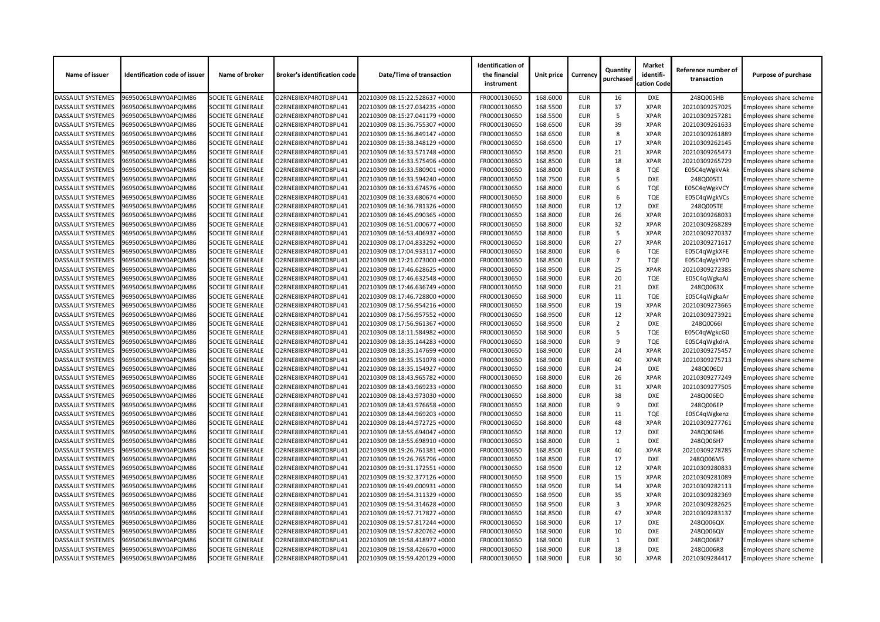| Name of issuer | Identification code of issuer | Name of broker | Broker's identification code | Date/Time of transaction | Identification of the financial instrument | Unit price | Currency | Quantity purchased | Market identification Code | Reference number of transaction | Purpose of purchase |
|---|---|---|---|---|---|---|---|---|---|---|---|
| DASSAULT SYSTEMES | 96950065LBWY0APQIM86 | SOCIETE GENERALE | O2RNE8IBXP4R0TD8PU41 | 20210309 08:15:22.528637 +0000 | FR0000130650 | 168.6000 | EUR | 16 | DXE | 248Q005HB | Employees share scheme |
| DASSAULT SYSTEMES | 96950065LBWY0APQIM86 | SOCIETE GENERALE | O2RNE8IBXP4R0TD8PU41 | 20210309 08:15:27.034235 +0000 | FR0000130650 | 168.5500 | EUR | 37 | XPAR | 20210309257025 | Employees share scheme |
| DASSAULT SYSTEMES | 96950065LBWY0APQIM86 | SOCIETE GENERALE | O2RNE8IBXP4R0TD8PU41 | 20210309 08:15:27.041179 +0000 | FR0000130650 | 168.5500 | EUR | 5 | XPAR | 20210309257281 | Employees share scheme |
| DASSAULT SYSTEMES | 96950065LBWY0APQIM86 | SOCIETE GENERALE | O2RNE8IBXP4R0TD8PU41 | 20210309 08:15:36.755307 +0000 | FR0000130650 | 168.6500 | EUR | 39 | XPAR | 20210309261633 | Employees share scheme |
| DASSAULT SYSTEMES | 96950065LBWY0APQIM86 | SOCIETE GENERALE | O2RNE8IBXP4R0TD8PU41 | 20210309 08:15:36.849147 +0000 | FR0000130650 | 168.6500 | EUR | 8 | XPAR | 20210309261889 | Employees share scheme |
| DASSAULT SYSTEMES | 96950065LBWY0APQIM86 | SOCIETE GENERALE | O2RNE8IBXP4R0TD8PU41 | 20210309 08:15:38.348129 +0000 | FR0000130650 | 168.6500 | EUR | 17 | XPAR | 20210309262145 | Employees share scheme |
| DASSAULT SYSTEMES | 96950065LBWY0APQIM86 | SOCIETE GENERALE | O2RNE8IBXP4R0TD8PU41 | 20210309 08:16:33.571748 +0000 | FR0000130650 | 168.8500 | EUR | 21 | XPAR | 20210309265473 | Employees share scheme |
| DASSAULT SYSTEMES | 96950065LBWY0APQIM86 | SOCIETE GENERALE | O2RNE8IBXP4R0TD8PU41 | 20210309 08:16:33.575496 +0000 | FR0000130650 | 168.8500 | EUR | 18 | XPAR | 20210309265729 | Employees share scheme |
| DASSAULT SYSTEMES | 96950065LBWY0APQIM86 | SOCIETE GENERALE | O2RNE8IBXP4R0TD8PU41 | 20210309 08:16:33.580901 +0000 | FR0000130650 | 168.8000 | EUR | 8 | TQE | E05C4qWgkVAk | Employees share scheme |
| DASSAULT SYSTEMES | 96950065LBWY0APQIM86 | SOCIETE GENERALE | O2RNE8IBXP4R0TD8PU41 | 20210309 08:16:33.594240 +0000 | FR0000130650 | 168.7500 | EUR | 5 | DXE | 248Q005T1 | Employees share scheme |
| DASSAULT SYSTEMES | 96950065LBWY0APQIM86 | SOCIETE GENERALE | O2RNE8IBXP4R0TD8PU41 | 20210309 08:16:33.674576 +0000 | FR0000130650 | 168.8000 | EUR | 6 | TQE | E05C4qWgkVCY | Employees share scheme |
| DASSAULT SYSTEMES | 96950065LBWY0APQIM86 | SOCIETE GENERALE | O2RNE8IBXP4R0TD8PU41 | 20210309 08:16:33.680674 +0000 | FR0000130650 | 168.8000 | EUR | 6 | TQE | E05C4qWgkVCs | Employees share scheme |
| DASSAULT SYSTEMES | 96950065LBWY0APQIM86 | SOCIETE GENERALE | O2RNE8IBXP4R0TD8PU41 | 20210309 08:16:36.781326 +0000 | FR0000130650 | 168.8000 | EUR | 12 | DXE | 248Q005TE | Employees share scheme |
| DASSAULT SYSTEMES | 96950065LBWY0APQIM86 | SOCIETE GENERALE | O2RNE8IBXP4R0TD8PU41 | 20210309 08:16:45.090365 +0000 | FR0000130650 | 168.8000 | EUR | 26 | XPAR | 20210309268033 | Employees share scheme |
| DASSAULT SYSTEMES | 96950065LBWY0APQIM86 | SOCIETE GENERALE | O2RNE8IBXP4R0TD8PU41 | 20210309 08:16:51.000677 +0000 | FR0000130650 | 168.8000 | EUR | 32 | XPAR | 20210309268289 | Employees share scheme |
| DASSAULT SYSTEMES | 96950065LBWY0APQIM86 | SOCIETE GENERALE | O2RNE8IBXP4R0TD8PU41 | 20210309 08:16:53.406937 +0000 | FR0000130650 | 168.8000 | EUR | 5 | XPAR | 20210309270337 | Employees share scheme |
| DASSAULT SYSTEMES | 96950065LBWY0APQIM86 | SOCIETE GENERALE | O2RNE8IBXP4R0TD8PU41 | 20210309 08:17:04.833292 +0000 | FR0000130650 | 168.8000 | EUR | 27 | XPAR | 20210309271617 | Employees share scheme |
| DASSAULT SYSTEMES | 96950065LBWY0APQIM86 | SOCIETE GENERALE | O2RNE8IBXP4R0TD8PU41 | 20210309 08:17:04.933117 +0000 | FR0000130650 | 168.8000 | EUR | 6 | TQE | E05C4qWgkXFE | Employees share scheme |
| DASSAULT SYSTEMES | 96950065LBWY0APQIM86 | SOCIETE GENERALE | O2RNE8IBXP4R0TD8PU41 | 20210309 08:17:21.073000 +0000 | FR0000130650 | 168.8500 | EUR | 7 | TQE | E05C4qWgkYP0 | Employees share scheme |
| DASSAULT SYSTEMES | 96950065LBWY0APQIM86 | SOCIETE GENERALE | O2RNE8IBXP4R0TD8PU41 | 20210309 08:17:46.628625 +0000 | FR0000130650 | 168.9500 | EUR | 25 | XPAR | 20210309272385 | Employees share scheme |
| DASSAULT SYSTEMES | 96950065LBWY0APQIM86 | SOCIETE GENERALE | O2RNE8IBXP4R0TD8PU41 | 20210309 08:17:46.632548 +0000 | FR0000130650 | 168.9000 | EUR | 20 | TQE | E05C4qWgkaAJ | Employees share scheme |
| DASSAULT SYSTEMES | 96950065LBWY0APQIM86 | SOCIETE GENERALE | O2RNE8IBXP4R0TD8PU41 | 20210309 08:17:46.636749 +0000 | FR0000130650 | 168.9000 | EUR | 21 | DXE | 248Q0063X | Employees share scheme |
| DASSAULT SYSTEMES | 96950065LBWY0APQIM86 | SOCIETE GENERALE | O2RNE8IBXP4R0TD8PU41 | 20210309 08:17:46.728800 +0000 | FR0000130650 | 168.9000 | EUR | 11 | TQE | E05C4qWgkaAr | Employees share scheme |
| DASSAULT SYSTEMES | 96950065LBWY0APQIM86 | SOCIETE GENERALE | O2RNE8IBXP4R0TD8PU41 | 20210309 08:17:56.954216 +0000 | FR0000130650 | 168.9500 | EUR | 19 | XPAR | 20210309273665 | Employees share scheme |
| DASSAULT SYSTEMES | 96950065LBWY0APQIM86 | SOCIETE GENERALE | O2RNE8IBXP4R0TD8PU41 | 20210309 08:17:56.957552 +0000 | FR0000130650 | 168.9500 | EUR | 12 | XPAR | 20210309273921 | Employees share scheme |
| DASSAULT SYSTEMES | 96950065LBWY0APQIM86 | SOCIETE GENERALE | O2RNE8IBXP4R0TD8PU41 | 20210309 08:17:56.961367 +0000 | FR0000130650 | 168.9500 | EUR | 2 | DXE | 248Q0066I | Employees share scheme |
| DASSAULT SYSTEMES | 96950065LBWY0APQIM86 | SOCIETE GENERALE | O2RNE8IBXP4R0TD8PU41 | 20210309 08:18:11.584982 +0000 | FR0000130650 | 168.9000 | EUR | 5 | TQE | E05C4qWgkcG0 | Employees share scheme |
| DASSAULT SYSTEMES | 96950065LBWY0APQIM86 | SOCIETE GENERALE | O2RNE8IBXP4R0TD8PU41 | 20210309 08:18:35.144283 +0000 | FR0000130650 | 168.9000 | EUR | 9 | TQE | E05C4qWgkdrA | Employees share scheme |
| DASSAULT SYSTEMES | 96950065LBWY0APQIM86 | SOCIETE GENERALE | O2RNE8IBXP4R0TD8PU41 | 20210309 08:18:35.147699 +0000 | FR0000130650 | 168.9000 | EUR | 24 | XPAR | 20210309275457 | Employees share scheme |
| DASSAULT SYSTEMES | 96950065LBWY0APQIM86 | SOCIETE GENERALE | O2RNE8IBXP4R0TD8PU41 | 20210309 08:18:35.151078 +0000 | FR0000130650 | 168.9000 | EUR | 40 | XPAR | 20210309275713 | Employees share scheme |
| DASSAULT SYSTEMES | 96950065LBWY0APQIM86 | SOCIETE GENERALE | O2RNE8IBXP4R0TD8PU41 | 20210309 08:18:35.154927 +0000 | FR0000130650 | 168.9000 | EUR | 24 | DXE | 248Q006DJ | Employees share scheme |
| DASSAULT SYSTEMES | 96950065LBWY0APQIM86 | SOCIETE GENERALE | O2RNE8IBXP4R0TD8PU41 | 20210309 08:18:43.965782 +0000 | FR0000130650 | 168.8000 | EUR | 26 | XPAR | 20210309277249 | Employees share scheme |
| DASSAULT SYSTEMES | 96950065LBWY0APQIM86 | SOCIETE GENERALE | O2RNE8IBXP4R0TD8PU41 | 20210309 08:18:43.969233 +0000 | FR0000130650 | 168.8000 | EUR | 31 | XPAR | 20210309277505 | Employees share scheme |
| DASSAULT SYSTEMES | 96950065LBWY0APQIM86 | SOCIETE GENERALE | O2RNE8IBXP4R0TD8PU41 | 20210309 08:18:43.973030 +0000 | FR0000130650 | 168.8000 | EUR | 38 | DXE | 248Q006EO | Employees share scheme |
| DASSAULT SYSTEMES | 96950065LBWY0APQIM86 | SOCIETE GENERALE | O2RNE8IBXP4R0TD8PU41 | 20210309 08:18:43.976658 +0000 | FR0000130650 | 168.8000 | EUR | 9 | DXE | 248Q006EP | Employees share scheme |
| DASSAULT SYSTEMES | 96950065LBWY0APQIM86 | SOCIETE GENERALE | O2RNE8IBXP4R0TD8PU41 | 20210309 08:18:44.969203 +0000 | FR0000130650 | 168.8000 | EUR | 11 | TQE | E05C4qWgkenz | Employees share scheme |
| DASSAULT SYSTEMES | 96950065LBWY0APQIM86 | SOCIETE GENERALE | O2RNE8IBXP4R0TD8PU41 | 20210309 08:18:44.972725 +0000 | FR0000130650 | 168.8000 | EUR | 48 | XPAR | 20210309277761 | Employees share scheme |
| DASSAULT SYSTEMES | 96950065LBWY0APQIM86 | SOCIETE GENERALE | O2RNE8IBXP4R0TD8PU41 | 20210309 08:18:55.694047 +0000 | FR0000130650 | 168.8000 | EUR | 12 | DXE | 248Q006H6 | Employees share scheme |
| DASSAULT SYSTEMES | 96950065LBWY0APQIM86 | SOCIETE GENERALE | O2RNE8IBXP4R0TD8PU41 | 20210309 08:18:55.698910 +0000 | FR0000130650 | 168.8000 | EUR | 1 | DXE | 248Q006H7 | Employees share scheme |
| DASSAULT SYSTEMES | 96950065LBWY0APQIM86 | SOCIETE GENERALE | O2RNE8IBXP4R0TD8PU41 | 20210309 08:19:26.761381 +0000 | FR0000130650 | 168.8500 | EUR | 40 | XPAR | 20210309278785 | Employees share scheme |
| DASSAULT SYSTEMES | 96950065LBWY0APQIM86 | SOCIETE GENERALE | O2RNE8IBXP4R0TD8PU41 | 20210309 08:19:26.765796 +0000 | FR0000130650 | 168.8500 | EUR | 17 | DXE | 248Q006M5 | Employees share scheme |
| DASSAULT SYSTEMES | 96950065LBWY0APQIM86 | SOCIETE GENERALE | O2RNE8IBXP4R0TD8PU41 | 20210309 08:19:31.172551 +0000 | FR0000130650 | 168.9500 | EUR | 12 | XPAR | 20210309280833 | Employees share scheme |
| DASSAULT SYSTEMES | 96950065LBWY0APQIM86 | SOCIETE GENERALE | O2RNE8IBXP4R0TD8PU41 | 20210309 08:19:32.377126 +0000 | FR0000130650 | 168.9500 | EUR | 15 | XPAR | 20210309281089 | Employees share scheme |
| DASSAULT SYSTEMES | 96950065LBWY0APQIM86 | SOCIETE GENERALE | O2RNE8IBXP4R0TD8PU41 | 20210309 08:19:49.000931 +0000 | FR0000130650 | 168.9500 | EUR | 34 | XPAR | 20210309282113 | Employees share scheme |
| DASSAULT SYSTEMES | 96950065LBWY0APQIM86 | SOCIETE GENERALE | O2RNE8IBXP4R0TD8PU41 | 20210309 08:19:54.311329 +0000 | FR0000130650 | 168.9500 | EUR | 35 | XPAR | 20210309282369 | Employees share scheme |
| DASSAULT SYSTEMES | 96950065LBWY0APQIM86 | SOCIETE GENERALE | O2RNE8IBXP4R0TD8PU41 | 20210309 08:19:54.314628 +0000 | FR0000130650 | 168.9500 | EUR | 3 | XPAR | 20210309282625 | Employees share scheme |
| DASSAULT SYSTEMES | 96950065LBWY0APQIM86 | SOCIETE GENERALE | O2RNE8IBXP4R0TD8PU41 | 20210309 08:19:57.717827 +0000 | FR0000130650 | 168.8500 | EUR | 47 | XPAR | 20210309283137 | Employees share scheme |
| DASSAULT SYSTEMES | 96950065LBWY0APQIM86 | SOCIETE GENERALE | O2RNE8IBXP4R0TD8PU41 | 20210309 08:19:57.817244 +0000 | FR0000130650 | 168.9000 | EUR | 17 | DXE | 248Q006QX | Employees share scheme |
| DASSAULT SYSTEMES | 96950065LBWY0APQIM86 | SOCIETE GENERALE | O2RNE8IBXP4R0TD8PU41 | 20210309 08:19:57.820762 +0000 | FR0000130650 | 168.9000 | EUR | 10 | DXE | 248Q006QY | Employees share scheme |
| DASSAULT SYSTEMES | 96950065LBWY0APQIM86 | SOCIETE GENERALE | O2RNE8IBXP4R0TD8PU41 | 20210309 08:19:58.418977 +0000 | FR0000130650 | 168.9000 | EUR | 1 | DXE | 248Q006R7 | Employees share scheme |
| DASSAULT SYSTEMES | 96950065LBWY0APQIM86 | SOCIETE GENERALE | O2RNE8IBXP4R0TD8PU41 | 20210309 08:19:58.426670 +0000 | FR0000130650 | 168.9000 | EUR | 18 | DXE | 248Q006R8 | Employees share scheme |
| DASSAULT SYSTEMES | 96950065LBWY0APQIM86 | SOCIETE GENERALE | O2RNE8IBXP4R0TD8PU41 | 20210309 08:19:59.420129 +0000 | FR0000130650 | 168.9000 | EUR | 30 | XPAR | 20210309284417 | Employees share scheme |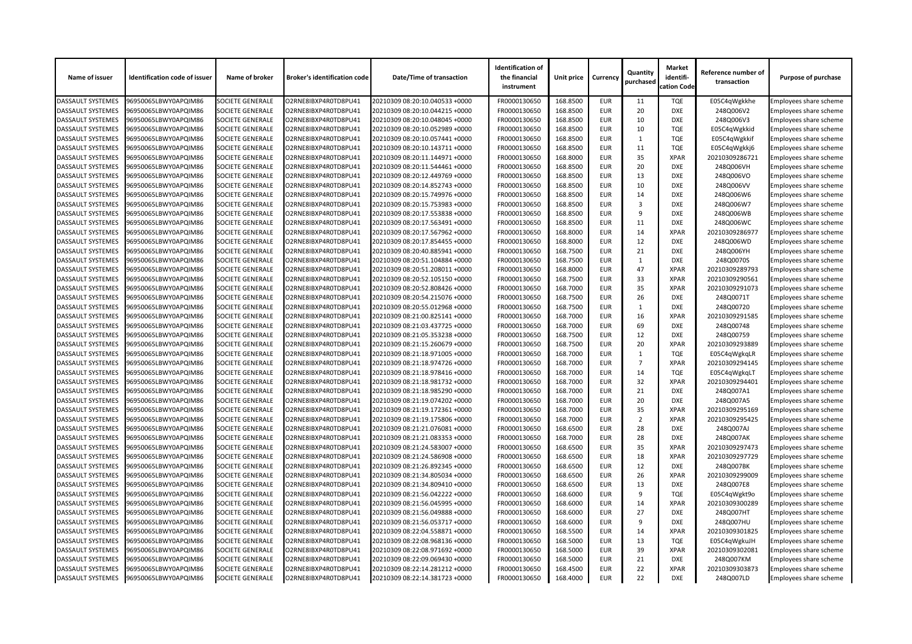| Name of issuer | Identification code of issuer | Name of broker | Broker's identification code | Date/Time of transaction | Identification of the financial instrument | Unit price | Currency | Quantity purchased | Market identification Code | Reference number of transaction | Purpose of purchase |
|---|---|---|---|---|---|---|---|---|---|---|---|
| DASSAULT SYSTEMES | 96950065LBWY0APQIM86 | SOCIETE GENERALE | O2RNE8IBXP4R0TD8PU41 | 20210309 08:20:10.040533 +0000 | FR0000130650 | 168.8500 | EUR | 11 | TQE | E05C4qWgkkhe | Employees share scheme |
| DASSAULT SYSTEMES | 96950065LBWY0APQIM86 | SOCIETE GENERALE | O2RNE8IBXP4R0TD8PU41 | 20210309 08:20:10.044215 +0000 | FR0000130650 | 168.8500 | EUR | 20 | DXE | 248Q006V2 | Employees share scheme |
| DASSAULT SYSTEMES | 96950065LBWY0APQIM86 | SOCIETE GENERALE | O2RNE8IBXP4R0TD8PU41 | 20210309 08:20:10.048045 +0000 | FR0000130650 | 168.8500 | EUR | 10 | DXE | 248Q006V3 | Employees share scheme |
| DASSAULT SYSTEMES | 96950065LBWY0APQIM86 | SOCIETE GENERALE | O2RNE8IBXP4R0TD8PU41 | 20210309 08:20:10.052989 +0000 | FR0000130650 | 168.8500 | EUR | 10 | TQE | E05C4qWgkkid | Employees share scheme |
| DASSAULT SYSTEMES | 96950065LBWY0APQIM86 | SOCIETE GENERALE | O2RNE8IBXP4R0TD8PU41 | 20210309 08:20:10.057441 +0000 | FR0000130650 | 168.8500 | EUR | 1 | TQE | E05C4qWgkkif | Employees share scheme |
| DASSAULT SYSTEMES | 96950065LBWY0APQIM86 | SOCIETE GENERALE | O2RNE8IBXP4R0TD8PU41 | 20210309 08:20:10.143711 +0000 | FR0000130650 | 168.8500 | EUR | 11 | TQE | E05C4qWgkkj6 | Employees share scheme |
| DASSAULT SYSTEMES | 96950065LBWY0APQIM86 | SOCIETE GENERALE | O2RNE8IBXP4R0TD8PU41 | 20210309 08:20:11.144971 +0000 | FR0000130650 | 168.8000 | EUR | 35 | XPAR | 20210309286721 | Employees share scheme |
| DASSAULT SYSTEMES | 96950065LBWY0APQIM86 | SOCIETE GENERALE | O2RNE8IBXP4R0TD8PU41 | 20210309 08:20:11.544461 +0000 | FR0000130650 | 168.8500 | EUR | 20 | DXE | 248Q006VH | Employees share scheme |
| DASSAULT SYSTEMES | 96950065LBWY0APQIM86 | SOCIETE GENERALE | O2RNE8IBXP4R0TD8PU41 | 20210309 08:20:12.449769 +0000 | FR0000130650 | 168.8500 | EUR | 13 | DXE | 248Q006VO | Employees share scheme |
| DASSAULT SYSTEMES | 96950065LBWY0APQIM86 | SOCIETE GENERALE | O2RNE8IBXP4R0TD8PU41 | 20210309 08:20:14.852743 +0000 | FR0000130650 | 168.8500 | EUR | 10 | DXE | 248Q006VV | Employees share scheme |
| DASSAULT SYSTEMES | 96950065LBWY0APQIM86 | SOCIETE GENERALE | O2RNE8IBXP4R0TD8PU41 | 20210309 08:20:15.749976 +0000 | FR0000130650 | 168.8500 | EUR | 14 | DXE | 248Q006W6 | Employees share scheme |
| DASSAULT SYSTEMES | 96950065LBWY0APQIM86 | SOCIETE GENERALE | O2RNE8IBXP4R0TD8PU41 | 20210309 08:20:15.753983 +0000 | FR0000130650 | 168.8500 | EUR | 3 | DXE | 248Q006W7 | Employees share scheme |
| DASSAULT SYSTEMES | 96950065LBWY0APQIM86 | SOCIETE GENERALE | O2RNE8IBXP4R0TD8PU41 | 20210309 08:20:17.553838 +0000 | FR0000130650 | 168.8500 | EUR | 9 | DXE | 248Q006WB | Employees share scheme |
| DASSAULT SYSTEMES | 96950065LBWY0APQIM86 | SOCIETE GENERALE | O2RNE8IBXP4R0TD8PU41 | 20210309 08:20:17.563491 +0000 | FR0000130650 | 168.8500 | EUR | 11 | DXE | 248Q006WC | Employees share scheme |
| DASSAULT SYSTEMES | 96950065LBWY0APQIM86 | SOCIETE GENERALE | O2RNE8IBXP4R0TD8PU41 | 20210309 08:20:17.567962 +0000 | FR0000130650 | 168.8000 | EUR | 14 | XPAR | 20210309286977 | Employees share scheme |
| DASSAULT SYSTEMES | 96950065LBWY0APQIM86 | SOCIETE GENERALE | O2RNE8IBXP4R0TD8PU41 | 20210309 08:20:17.854455 +0000 | FR0000130650 | 168.8000 | EUR | 12 | DXE | 248Q006WD | Employees share scheme |
| DASSAULT SYSTEMES | 96950065LBWY0APQIM86 | SOCIETE GENERALE | O2RNE8IBXP4R0TD8PU41 | 20210309 08:20:40.885941 +0000 | FR0000130650 | 168.7500 | EUR | 21 | DXE | 248Q006YH | Employees share scheme |
| DASSAULT SYSTEMES | 96950065LBWY0APQIM86 | SOCIETE GENERALE | O2RNE8IBXP4R0TD8PU41 | 20210309 08:20:51.104884 +0000 | FR0000130650 | 168.7500 | EUR | 1 | DXE | 248Q0070S | Employees share scheme |
| DASSAULT SYSTEMES | 96950065LBWY0APQIM86 | SOCIETE GENERALE | O2RNE8IBXP4R0TD8PU41 | 20210309 08:20:51.208011 +0000 | FR0000130650 | 168.8000 | EUR | 47 | XPAR | 20210309289793 | Employees share scheme |
| DASSAULT SYSTEMES | 96950065LBWY0APQIM86 | SOCIETE GENERALE | O2RNE8IBXP4R0TD8PU41 | 20210309 08:20:52.105150 +0000 | FR0000130650 | 168.7500 | EUR | 33 | XPAR | 20210309290561 | Employees share scheme |
| DASSAULT SYSTEMES | 96950065LBWY0APQIM86 | SOCIETE GENERALE | O2RNE8IBXP4R0TD8PU41 | 20210309 08:20:52.808426 +0000 | FR0000130650 | 168.7000 | EUR | 35 | XPAR | 20210309291073 | Employees share scheme |
| DASSAULT SYSTEMES | 96950065LBWY0APQIM86 | SOCIETE GENERALE | O2RNE8IBXP4R0TD8PU41 | 20210309 08:20:54.215076 +0000 | FR0000130650 | 168.7500 | EUR | 26 | DXE | 248Q0071T | Employees share scheme |
| DASSAULT SYSTEMES | 96950065LBWY0APQIM86 | SOCIETE GENERALE | O2RNE8IBXP4R0TD8PU41 | 20210309 08:20:55.012968 +0000 | FR0000130650 | 168.7500 | EUR | 1 | DXE | 248Q00720 | Employees share scheme |
| DASSAULT SYSTEMES | 96950065LBWY0APQIM86 | SOCIETE GENERALE | O2RNE8IBXP4R0TD8PU41 | 20210309 08:21:00.825141 +0000 | FR0000130650 | 168.7000 | EUR | 16 | XPAR | 20210309291585 | Employees share scheme |
| DASSAULT SYSTEMES | 96950065LBWY0APQIM86 | SOCIETE GENERALE | O2RNE8IBXP4R0TD8PU41 | 20210309 08:21:03.437725 +0000 | FR0000130650 | 168.7000 | EUR | 69 | DXE | 248Q00748 | Employees share scheme |
| DASSAULT SYSTEMES | 96950065LBWY0APQIM86 | SOCIETE GENERALE | O2RNE8IBXP4R0TD8PU41 | 20210309 08:21:05.353238 +0000 | FR0000130650 | 168.7500 | EUR | 12 | DXE | 248Q00759 | Employees share scheme |
| DASSAULT SYSTEMES | 96950065LBWY0APQIM86 | SOCIETE GENERALE | O2RNE8IBXP4R0TD8PU41 | 20210309 08:21:15.260679 +0000 | FR0000130650 | 168.7500 | EUR | 20 | XPAR | 20210309293889 | Employees share scheme |
| DASSAULT SYSTEMES | 96950065LBWY0APQIM86 | SOCIETE GENERALE | O2RNE8IBXP4R0TD8PU41 | 20210309 08:21:18.971005 +0000 | FR0000130650 | 168.7000 | EUR | 1 | TQE | E05C4qWgkqLR | Employees share scheme |
| DASSAULT SYSTEMES | 96950065LBWY0APQIM86 | SOCIETE GENERALE | O2RNE8IBXP4R0TD8PU41 | 20210309 08:21:18.974726 +0000 | FR0000130650 | 168.7000 | EUR | 7 | XPAR | 20210309294145 | Employees share scheme |
| DASSAULT SYSTEMES | 96950065LBWY0APQIM86 | SOCIETE GENERALE | O2RNE8IBXP4R0TD8PU41 | 20210309 08:21:18.978416 +0000 | FR0000130650 | 168.7000 | EUR | 14 | TQE | E05C4qWgkqLT | Employees share scheme |
| DASSAULT SYSTEMES | 96950065LBWY0APQIM86 | SOCIETE GENERALE | O2RNE8IBXP4R0TD8PU41 | 20210309 08:21:18.981732 +0000 | FR0000130650 | 168.7000 | EUR | 32 | XPAR | 20210309294401 | Employees share scheme |
| DASSAULT SYSTEMES | 96950065LBWY0APQIM86 | SOCIETE GENERALE | O2RNE8IBXP4R0TD8PU41 | 20210309 08:21:18.985290 +0000 | FR0000130650 | 168.7000 | EUR | 21 | DXE | 248Q007A1 | Employees share scheme |
| DASSAULT SYSTEMES | 96950065LBWY0APQIM86 | SOCIETE GENERALE | O2RNE8IBXP4R0TD8PU41 | 20210309 08:21:19.074202 +0000 | FR0000130650 | 168.7000 | EUR | 20 | DXE | 248Q007A5 | Employees share scheme |
| DASSAULT SYSTEMES | 96950065LBWY0APQIM86 | SOCIETE GENERALE | O2RNE8IBXP4R0TD8PU41 | 20210309 08:21:19.172361 +0000 | FR0000130650 | 168.7000 | EUR | 35 | XPAR | 20210309295169 | Employees share scheme |
| DASSAULT SYSTEMES | 96950065LBWY0APQIM86 | SOCIETE GENERALE | O2RNE8IBXP4R0TD8PU41 | 20210309 08:21:19.175806 +0000 | FR0000130650 | 168.7000 | EUR | 2 | XPAR | 20210309295425 | Employees share scheme |
| DASSAULT SYSTEMES | 96950065LBWY0APQIM86 | SOCIETE GENERALE | O2RNE8IBXP4R0TD8PU41 | 20210309 08:21:21.076081 +0000 | FR0000130650 | 168.6500 | EUR | 28 | DXE | 248Q007AJ | Employees share scheme |
| DASSAULT SYSTEMES | 96950065LBWY0APQIM86 | SOCIETE GENERALE | O2RNE8IBXP4R0TD8PU41 | 20210309 08:21:21.083353 +0000 | FR0000130650 | 168.7000 | EUR | 28 | DXE | 248Q007AK | Employees share scheme |
| DASSAULT SYSTEMES | 96950065LBWY0APQIM86 | SOCIETE GENERALE | O2RNE8IBXP4R0TD8PU41 | 20210309 08:21:24.583007 +0000 | FR0000130650 | 168.6500 | EUR | 35 | XPAR | 20210309297473 | Employees share scheme |
| DASSAULT SYSTEMES | 96950065LBWY0APQIM86 | SOCIETE GENERALE | O2RNE8IBXP4R0TD8PU41 | 20210309 08:21:24.586908 +0000 | FR0000130650 | 168.6500 | EUR | 18 | XPAR | 20210309297729 | Employees share scheme |
| DASSAULT SYSTEMES | 96950065LBWY0APQIM86 | SOCIETE GENERALE | O2RNE8IBXP4R0TD8PU41 | 20210309 08:21:26.892345 +0000 | FR0000130650 | 168.6500 | EUR | 12 | DXE | 248Q007BK | Employees share scheme |
| DASSAULT SYSTEMES | 96950065LBWY0APQIM86 | SOCIETE GENERALE | O2RNE8IBXP4R0TD8PU41 | 20210309 08:21:34.805034 +0000 | FR0000130650 | 168.6500 | EUR | 26 | XPAR | 20210309299009 | Employees share scheme |
| DASSAULT SYSTEMES | 96950065LBWY0APQIM86 | SOCIETE GENERALE | O2RNE8IBXP4R0TD8PU41 | 20210309 08:21:34.809410 +0000 | FR0000130650 | 168.6500 | EUR | 13 | DXE | 248Q007E8 | Employees share scheme |
| DASSAULT SYSTEMES | 96950065LBWY0APQIM86 | SOCIETE GENERALE | O2RNE8IBXP4R0TD8PU41 | 20210309 08:21:56.042222 +0000 | FR0000130650 | 168.6000 | EUR | 9 | TQE | E05C4qWgkt9o | Employees share scheme |
| DASSAULT SYSTEMES | 96950065LBWY0APQIM86 | SOCIETE GENERALE | O2RNE8IBXP4R0TD8PU41 | 20210309 08:21:56.045995 +0000 | FR0000130650 | 168.6000 | EUR | 14 | XPAR | 20210309300289 | Employees share scheme |
| DASSAULT SYSTEMES | 96950065LBWY0APQIM86 | SOCIETE GENERALE | O2RNE8IBXP4R0TD8PU41 | 20210309 08:21:56.049888 +0000 | FR0000130650 | 168.6000 | EUR | 27 | DXE | 248Q007HT | Employees share scheme |
| DASSAULT SYSTEMES | 96950065LBWY0APQIM86 | SOCIETE GENERALE | O2RNE8IBXP4R0TD8PU41 | 20210309 08:21:56.053717 +0000 | FR0000130650 | 168.6000 | EUR | 9 | DXE | 248Q007HU | Employees share scheme |
| DASSAULT SYSTEMES | 96950065LBWY0APQIM86 | SOCIETE GENERALE | O2RNE8IBXP4R0TD8PU41 | 20210309 08:22:04.558871 +0000 | FR0000130650 | 168.5500 | EUR | 14 | XPAR | 20210309301825 | Employees share scheme |
| DASSAULT SYSTEMES | 96950065LBWY0APQIM86 | SOCIETE GENERALE | O2RNE8IBXP4R0TD8PU41 | 20210309 08:22:08.968136 +0000 | FR0000130650 | 168.5000 | EUR | 13 | TQE | E05C4qWgkuJH | Employees share scheme |
| DASSAULT SYSTEMES | 96950065LBWY0APQIM86 | SOCIETE GENERALE | O2RNE8IBXP4R0TD8PU41 | 20210309 08:22:08.971692 +0000 | FR0000130650 | 168.5000 | EUR | 39 | XPAR | 20210309302081 | Employees share scheme |
| DASSAULT SYSTEMES | 96950065LBWY0APQIM86 | SOCIETE GENERALE | O2RNE8IBXP4R0TD8PU41 | 20210309 08:22:09.069430 +0000 | FR0000130650 | 168.5000 | EUR | 21 | DXE | 248Q007KM | Employees share scheme |
| DASSAULT SYSTEMES | 96950065LBWY0APQIM86 | SOCIETE GENERALE | O2RNE8IBXP4R0TD8PU41 | 20210309 08:22:14.281212 +0000 | FR0000130650 | 168.4500 | EUR | 22 | XPAR | 20210309303873 | Employees share scheme |
| DASSAULT SYSTEMES | 96950065LBWY0APQIM86 | SOCIETE GENERALE | O2RNE8IBXP4R0TD8PU41 | 20210309 08:22:14.381723 +0000 | FR0000130650 | 168.4000 | EUR | 22 | DXE | 248Q007LD | Employees share scheme |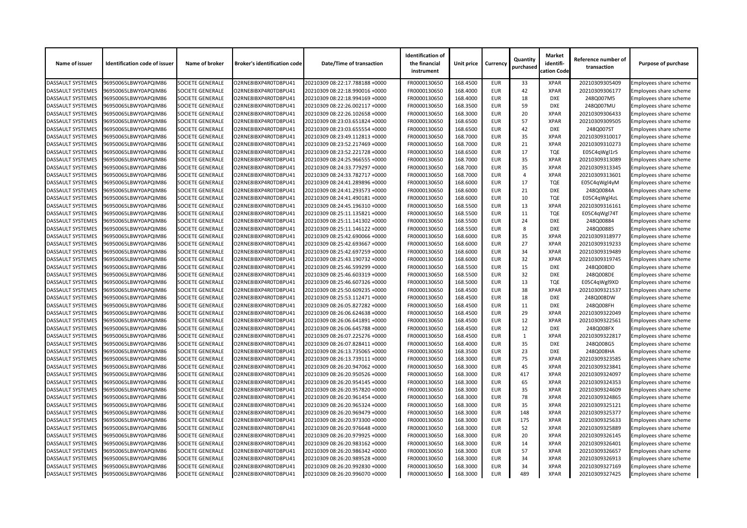| Name of issuer | Identification code of issuer | Name of broker | Broker's identification code | Date/Time of transaction | Identification of the financial instrument | Unit price | Currency | Quantity purchased | Market identifi-cation Code | Reference number of transaction | Purpose of purchase |
|---|---|---|---|---|---|---|---|---|---|---|---|
| DASSAULT SYSTEMES | 96950065LBWY0APQIM86 | SOCIETE GENERALE | O2RNE8IBXP4R0TD8PU41 | 20210309 08:22:17.788188 +0000 | FR0000130650 | 168.4500 | EUR | 33 | XPAR | 20210309305409 | Employees share scheme |
| DASSAULT SYSTEMES | 96950065LBWY0APQIM86 | SOCIETE GENERALE | O2RNE8IBXP4R0TD8PU41 | 20210309 08:22:18.990016 +0000 | FR0000130650 | 168.4000 | EUR | 42 | XPAR | 20210309306177 | Employees share scheme |
| DASSAULT SYSTEMES | 96950065LBWY0APQIM86 | SOCIETE GENERALE | O2RNE8IBXP4R0TD8PU41 | 20210309 08:22:18.994169 +0000 | FR0000130650 | 168.4000 | EUR | 18 | DXE | 248Q007M5 | Employees share scheme |
| DASSAULT SYSTEMES | 96950065LBWY0APQIM86 | SOCIETE GENERALE | O2RNE8IBXP4R0TD8PU41 | 20210309 08:22:26.002117 +0000 | FR0000130650 | 168.3500 | EUR | 59 | DXE | 248Q007MU | Employees share scheme |
| DASSAULT SYSTEMES | 96950065LBWY0APQIM86 | SOCIETE GENERALE | O2RNE8IBXP4R0TD8PU41 | 20210309 08:22:26.102658 +0000 | FR0000130650 | 168.3000 | EUR | 20 | XPAR | 20210309306433 | Employees share scheme |
| DASSAULT SYSTEMES | 96950065LBWY0APQIM86 | SOCIETE GENERALE | O2RNE8IBXP4R0TD8PU41 | 20210309 08:23:03.651824 +0000 | FR0000130650 | 168.6500 | EUR | 57 | XPAR | 20210309309505 | Employees share scheme |
| DASSAULT SYSTEMES | 96950065LBWY0APQIM86 | SOCIETE GENERALE | O2RNE8IBXP4R0TD8PU41 | 20210309 08:23:03.655554 +0000 | FR0000130650 | 168.6500 | EUR | 42 | DXE | 248Q007ST | Employees share scheme |
| DASSAULT SYSTEMES | 96950065LBWY0APQIM86 | SOCIETE GENERALE | O2RNE8IBXP4R0TD8PU41 | 20210309 08:23:49.112813 +0000 | FR0000130650 | 168.7000 | EUR | 35 | XPAR | 20210309310017 | Employees share scheme |
| DASSAULT SYSTEMES | 96950065LBWY0APQIM86 | SOCIETE GENERALE | O2RNE8IBXP4R0TD8PU41 | 20210309 08:23:52.217469 +0000 | FR0000130650 | 168.7000 | EUR | 21 | XPAR | 20210309310273 | Employees share scheme |
| DASSAULT SYSTEMES | 96950065LBWY0APQIM86 | SOCIETE GENERALE | O2RNE8IBXP4R0TD8PU41 | 20210309 08:23:52.221728 +0000 | FR0000130650 | 168.6500 | EUR | 17 | TQE | E05C4qWgl1rS | Employees share scheme |
| DASSAULT SYSTEMES | 96950065LBWY0APQIM86 | SOCIETE GENERALE | O2RNE8IBXP4R0TD8PU41 | 20210309 08:24:25.966555 +0000 | FR0000130650 | 168.7000 | EUR | 35 | XPAR | 20210309313089 | Employees share scheme |
| DASSAULT SYSTEMES | 96950065LBWY0APQIM86 | SOCIETE GENERALE | O2RNE8IBXP4R0TD8PU41 | 20210309 08:24:33.779297 +0000 | FR0000130650 | 168.7000 | EUR | 35 | XPAR | 20210309313345 | Employees share scheme |
| DASSAULT SYSTEMES | 96950065LBWY0APQIM86 | SOCIETE GENERALE | O2RNE8IBXP4R0TD8PU41 | 20210309 08:24:33.782717 +0000 | FR0000130650 | 168.7000 | EUR | 4 | XPAR | 20210309313601 | Employees share scheme |
| DASSAULT SYSTEMES | 96950065LBWY0APQIM86 | SOCIETE GENERALE | O2RNE8IBXP4R0TD8PU41 | 20210309 08:24:41.289896 +0000 | FR0000130650 | 168.6000 | EUR | 17 | TQE | E05C4qWgl4yM | Employees share scheme |
| DASSAULT SYSTEMES | 96950065LBWY0APQIM86 | SOCIETE GENERALE | O2RNE8IBXP4R0TD8PU41 | 20210309 08:24:41.293573 +0000 | FR0000130650 | 168.6000 | EUR | 21 | DXE | 248Q0084A | Employees share scheme |
| DASSAULT SYSTEMES | 96950065LBWY0APQIM86 | SOCIETE GENERALE | O2RNE8IBXP4R0TD8PU41 | 20210309 08:24:41.490181 +0000 | FR0000130650 | 168.6000 | EUR | 10 | TQE | E05C4qWgl4zL | Employees share scheme |
| DASSAULT SYSTEMES | 96950065LBWY0APQIM86 | SOCIETE GENERALE | O2RNE8IBXP4R0TD8PU41 | 20210309 08:24:45.196310 +0000 | FR0000130650 | 168.5500 | EUR | 13 | XPAR | 20210309316161 | Employees share scheme |
| DASSAULT SYSTEMES | 96950065LBWY0APQIM86 | SOCIETE GENERALE | O2RNE8IBXP4R0TD8PU41 | 20210309 08:25:11.135821 +0000 | FR0000130650 | 168.5500 | EUR | 11 | TQE | E05C4qWgl74T | Employees share scheme |
| DASSAULT SYSTEMES | 96950065LBWY0APQIM86 | SOCIETE GENERALE | O2RNE8IBXP4R0TD8PU41 | 20210309 08:25:11.141302 +0000 | FR0000130650 | 168.5500 | EUR | 24 | DXE | 248Q00884 | Employees share scheme |
| DASSAULT SYSTEMES | 96950065LBWY0APQIM86 | SOCIETE GENERALE | O2RNE8IBXP4R0TD8PU41 | 20210309 08:25:11.146122 +0000 | FR0000130650 | 168.5500 | EUR | 8 | DXE | 248Q00885 | Employees share scheme |
| DASSAULT SYSTEMES | 96950065LBWY0APQIM86 | SOCIETE GENERALE | O2RNE8IBXP4R0TD8PU41 | 20210309 08:25:42.690066 +0000 | FR0000130650 | 168.6000 | EUR | 35 | XPAR | 20210309318977 | Employees share scheme |
| DASSAULT SYSTEMES | 96950065LBWY0APQIM86 | SOCIETE GENERALE | O2RNE8IBXP4R0TD8PU41 | 20210309 08:25:42.693667 +0000 | FR0000130650 | 168.6000 | EUR | 27 | XPAR | 20210309319233 | Employees share scheme |
| DASSAULT SYSTEMES | 96950065LBWY0APQIM86 | SOCIETE GENERALE | O2RNE8IBXP4R0TD8PU41 | 20210309 08:25:42.697259 +0000 | FR0000130650 | 168.6000 | EUR | 34 | XPAR | 20210309319489 | Employees share scheme |
| DASSAULT SYSTEMES | 96950065LBWY0APQIM86 | SOCIETE GENERALE | O2RNE8IBXP4R0TD8PU41 | 20210309 08:25:43.190732 +0000 | FR0000130650 | 168.6000 | EUR | 32 | XPAR | 20210309319745 | Employees share scheme |
| DASSAULT SYSTEMES | 96950065LBWY0APQIM86 | SOCIETE GENERALE | O2RNE8IBXP4R0TD8PU41 | 20210309 08:25:46.599299 +0000 | FR0000130650 | 168.5500 | EUR | 15 | DXE | 248Q008DD | Employees share scheme |
| DASSAULT SYSTEMES | 96950065LBWY0APQIM86 | SOCIETE GENERALE | O2RNE8IBXP4R0TD8PU41 | 20210309 08:25:46.603319 +0000 | FR0000130650 | 168.5500 | EUR | 32 | DXE | 248Q008DE | Employees share scheme |
| DASSAULT SYSTEMES | 96950065LBWY0APQIM86 | SOCIETE GENERALE | O2RNE8IBXP4R0TD8PU41 | 20210309 08:25:46.607326 +0000 | FR0000130650 | 168.5000 | EUR | 13 | TQE | E05C4qWgl9XD | Employees share scheme |
| DASSAULT SYSTEMES | 96950065LBWY0APQIM86 | SOCIETE GENERALE | O2RNE8IBXP4R0TD8PU41 | 20210309 08:25:50.609235 +0000 | FR0000130650 | 168.4500 | EUR | 38 | XPAR | 20210309321537 | Employees share scheme |
| DASSAULT SYSTEMES | 96950065LBWY0APQIM86 | SOCIETE GENERALE | O2RNE8IBXP4R0TD8PU41 | 20210309 08:25:53.112471 +0000 | FR0000130650 | 168.4500 | EUR | 18 | DXE | 248Q008DW | Employees share scheme |
| DASSAULT SYSTEMES | 96950065LBWY0APQIM86 | SOCIETE GENERALE | O2RNE8IBXP4R0TD8PU41 | 20210309 08:26:05.827282 +0000 | FR0000130650 | 168.4500 | EUR | 11 | DXE | 248Q008FH | Employees share scheme |
| DASSAULT SYSTEMES | 96950065LBWY0APQIM86 | SOCIETE GENERALE | O2RNE8IBXP4R0TD8PU41 | 20210309 08:26:06.624638 +0000 | FR0000130650 | 168.4500 | EUR | 29 | XPAR | 20210309322049 | Employees share scheme |
| DASSAULT SYSTEMES | 96950065LBWY0APQIM86 | SOCIETE GENERALE | O2RNE8IBXP4R0TD8PU41 | 20210309 08:26:06.641891 +0000 | FR0000130650 | 168.4500 | EUR | 12 | XPAR | 20210309322561 | Employees share scheme |
| DASSAULT SYSTEMES | 96950065LBWY0APQIM86 | SOCIETE GENERALE | O2RNE8IBXP4R0TD8PU41 | 20210309 08:26:06.645788 +0000 | FR0000130650 | 168.4500 | EUR | 12 | DXE | 248Q008FX | Employees share scheme |
| DASSAULT SYSTEMES | 96950065LBWY0APQIM86 | SOCIETE GENERALE | O2RNE8IBXP4R0TD8PU41 | 20210309 08:26:07.225276 +0000 | FR0000130650 | 168.4500 | EUR | 1 | XPAR | 20210309322817 | Employees share scheme |
| DASSAULT SYSTEMES | 96950065LBWY0APQIM86 | SOCIETE GENERALE | O2RNE8IBXP4R0TD8PU41 | 20210309 08:26:07.828411 +0000 | FR0000130650 | 168.4000 | EUR | 35 | DXE | 248Q008G5 | Employees share scheme |
| DASSAULT SYSTEMES | 96950065LBWY0APQIM86 | SOCIETE GENERALE | O2RNE8IBXP4R0TD8PU41 | 20210309 08:26:13.735065 +0000 | FR0000130650 | 168.3500 | EUR | 23 | DXE | 248Q008HA | Employees share scheme |
| DASSAULT SYSTEMES | 96950065LBWY0APQIM86 | SOCIETE GENERALE | O2RNE8IBXP4R0TD8PU41 | 20210309 08:26:13.739111 +0000 | FR0000130650 | 168.3000 | EUR | 75 | XPAR | 20210309323585 | Employees share scheme |
| DASSAULT SYSTEMES | 96950065LBWY0APQIM86 | SOCIETE GENERALE | O2RNE8IBXP4R0TD8PU41 | 20210309 08:26:20.947062 +0000 | FR0000130650 | 168.3000 | EUR | 45 | XPAR | 20210309323841 | Employees share scheme |
| DASSAULT SYSTEMES | 96950065LBWY0APQIM86 | SOCIETE GENERALE | O2RNE8IBXP4R0TD8PU41 | 20210309 08:26:20.950526 +0000 | FR0000130650 | 168.3000 | EUR | 417 | XPAR | 20210309324097 | Employees share scheme |
| DASSAULT SYSTEMES | 96950065LBWY0APQIM86 | SOCIETE GENERALE | O2RNE8IBXP4R0TD8PU41 | 20210309 08:26:20.954145 +0000 | FR0000130650 | 168.3000 | EUR | 65 | XPAR | 20210309324353 | Employees share scheme |
| DASSAULT SYSTEMES | 96950065LBWY0APQIM86 | SOCIETE GENERALE | O2RNE8IBXP4R0TD8PU41 | 20210309 08:26:20.957820 +0000 | FR0000130650 | 168.3000 | EUR | 35 | XPAR | 20210309324609 | Employees share scheme |
| DASSAULT SYSTEMES | 96950065LBWY0APQIM86 | SOCIETE GENERALE | O2RNE8IBXP4R0TD8PU41 | 20210309 08:26:20.961454 +0000 | FR0000130650 | 168.3000 | EUR | 78 | XPAR | 20210309324865 | Employees share scheme |
| DASSAULT SYSTEMES | 96950065LBWY0APQIM86 | SOCIETE GENERALE | O2RNE8IBXP4R0TD8PU41 | 20210309 08:26:20.965324 +0000 | FR0000130650 | 168.3000 | EUR | 35 | XPAR | 20210309325121 | Employees share scheme |
| DASSAULT SYSTEMES | 96950065LBWY0APQIM86 | SOCIETE GENERALE | O2RNE8IBXP4R0TD8PU41 | 20210309 08:26:20.969479 +0000 | FR0000130650 | 168.3000 | EUR | 148 | XPAR | 20210309325377 | Employees share scheme |
| DASSAULT SYSTEMES | 96950065LBWY0APQIM86 | SOCIETE GENERALE | O2RNE8IBXP4R0TD8PU41 | 20210309 08:26:20.973300 +0000 | FR0000130650 | 168.3000 | EUR | 175 | XPAR | 20210309325633 | Employees share scheme |
| DASSAULT SYSTEMES | 96950065LBWY0APQIM86 | SOCIETE GENERALE | O2RNE8IBXP4R0TD8PU41 | 20210309 08:26:20.976648 +0000 | FR0000130650 | 168.3000 | EUR | 52 | XPAR | 20210309325889 | Employees share scheme |
| DASSAULT SYSTEMES | 96950065LBWY0APQIM86 | SOCIETE GENERALE | O2RNE8IBXP4R0TD8PU41 | 20210309 08:26:20.979925 +0000 | FR0000130650 | 168.3000 | EUR | 20 | XPAR | 20210309326145 | Employees share scheme |
| DASSAULT SYSTEMES | 96950065LBWY0APQIM86 | SOCIETE GENERALE | O2RNE8IBXP4R0TD8PU41 | 20210309 08:26:20.983162 +0000 | FR0000130650 | 168.3000 | EUR | 14 | XPAR | 20210309326401 | Employees share scheme |
| DASSAULT SYSTEMES | 96950065LBWY0APQIM86 | SOCIETE GENERALE | O2RNE8IBXP4R0TD8PU41 | 20210309 08:26:20.986342 +0000 | FR0000130650 | 168.3000 | EUR | 57 | XPAR | 20210309326657 | Employees share scheme |
| DASSAULT SYSTEMES | 96950065LBWY0APQIM86 | SOCIETE GENERALE | O2RNE8IBXP4R0TD8PU41 | 20210309 08:26:20.989528 +0000 | FR0000130650 | 168.3000 | EUR | 34 | XPAR | 20210309326913 | Employees share scheme |
| DASSAULT SYSTEMES | 96950065LBWY0APQIM86 | SOCIETE GENERALE | O2RNE8IBXP4R0TD8PU41 | 20210309 08:26:20.992830 +0000 | FR0000130650 | 168.3000 | EUR | 34 | XPAR | 20210309327169 | Employees share scheme |
| DASSAULT SYSTEMES | 96950065LBWY0APQIM86 | SOCIETE GENERALE | O2RNE8IBXP4R0TD8PU41 | 20210309 08:26:20.996070 +0000 | FR0000130650 | 168.3000 | EUR | 489 | XPAR | 20210309327425 | Employees share scheme |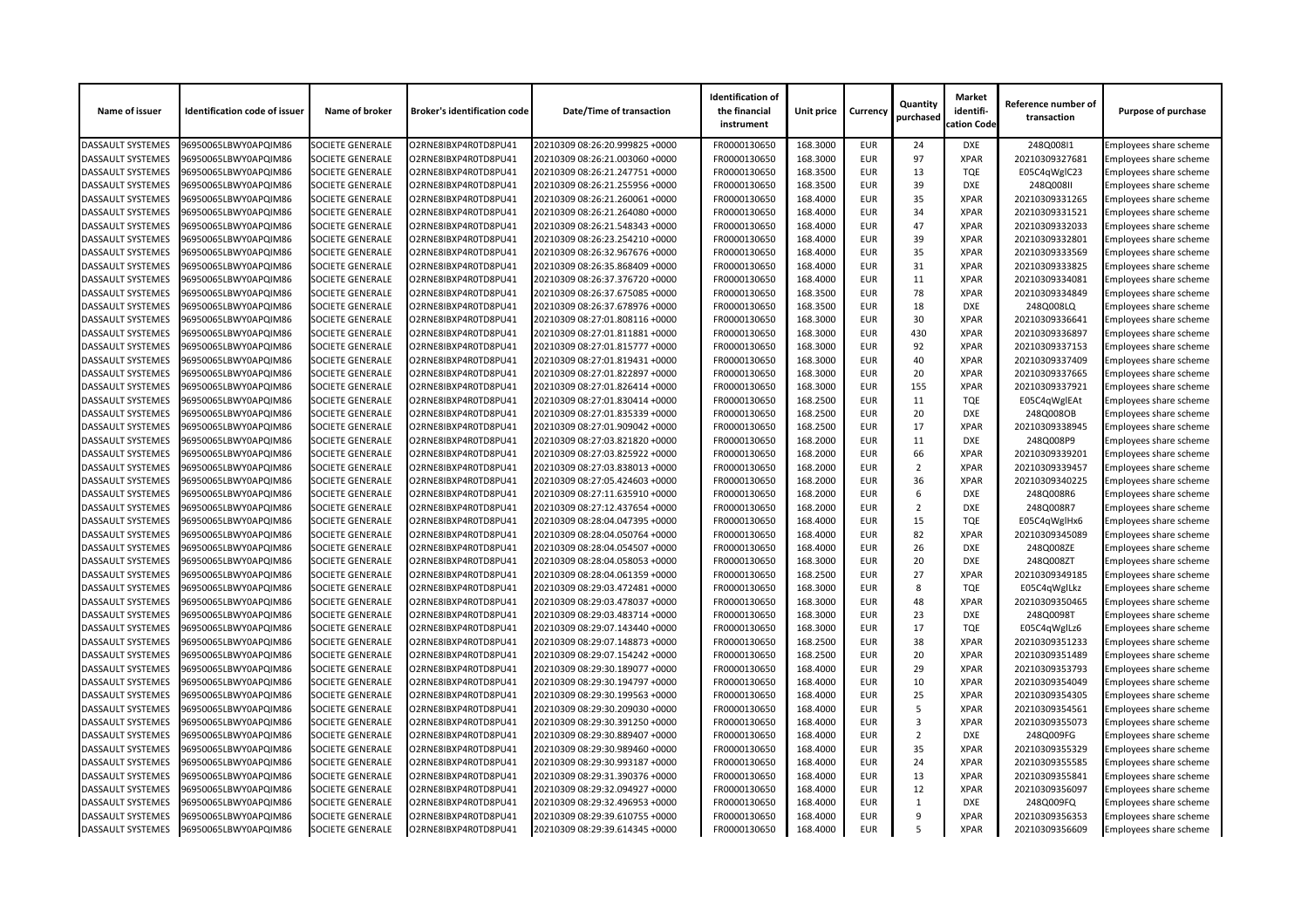| Name of issuer | Identification code of issuer | Name of broker | Broker's identification code | Date/Time of transaction | Identification of the financial instrument | Unit price | Currency | Quantity purchased | Market identification Code | Reference number of transaction | Purpose of purchase |
|---|---|---|---|---|---|---|---|---|---|---|---|
| DASSAULT SYSTEMES | 96950065LBWY0APQIM86 | SOCIETE GENERALE | O2RNE8IBXP4R0TD8PU41 | 20210309 08:26:20.999825 +0000 | FR0000130650 | 168.3000 | EUR | 24 | DXE | 248Q008I1 | Employees share scheme |
| DASSAULT SYSTEMES | 96950065LBWY0APQIM86 | SOCIETE GENERALE | O2RNE8IBXP4R0TD8PU41 | 20210309 08:26:21.003060 +0000 | FR0000130650 | 168.3000 | EUR | 97 | XPAR | 20210309327681 | Employees share scheme |
| DASSAULT SYSTEMES | 96950065LBWY0APQIM86 | SOCIETE GENERALE | O2RNE8IBXP4R0TD8PU41 | 20210309 08:26:21.247751 +0000 | FR0000130650 | 168.3500 | EUR | 13 | TQE | E05C4qWglC23 | Employees share scheme |
| DASSAULT SYSTEMES | 96950065LBWY0APQIM86 | SOCIETE GENERALE | O2RNE8IBXP4R0TD8PU41 | 20210309 08:26:21.255956 +0000 | FR0000130650 | 168.3500 | EUR | 39 | DXE | 248Q008II | Employees share scheme |
| DASSAULT SYSTEMES | 96950065LBWY0APQIM86 | SOCIETE GENERALE | O2RNE8IBXP4R0TD8PU41 | 20210309 08:26:21.260061 +0000 | FR0000130650 | 168.4000 | EUR | 35 | XPAR | 20210309331265 | Employees share scheme |
| DASSAULT SYSTEMES | 96950065LBWY0APQIM86 | SOCIETE GENERALE | O2RNE8IBXP4R0TD8PU41 | 20210309 08:26:21.264080 +0000 | FR0000130650 | 168.4000 | EUR | 34 | XPAR | 20210309331521 | Employees share scheme |
| DASSAULT SYSTEMES | 96950065LBWY0APQIM86 | SOCIETE GENERALE | O2RNE8IBXP4R0TD8PU41 | 20210309 08:26:21.548343 +0000 | FR0000130650 | 168.4000 | EUR | 47 | XPAR | 20210309332033 | Employees share scheme |
| DASSAULT SYSTEMES | 96950065LBWY0APQIM86 | SOCIETE GENERALE | O2RNE8IBXP4R0TD8PU41 | 20210309 08:26:23.254210 +0000 | FR0000130650 | 168.4000 | EUR | 39 | XPAR | 20210309332801 | Employees share scheme |
| DASSAULT SYSTEMES | 96950065LBWY0APQIM86 | SOCIETE GENERALE | O2RNE8IBXP4R0TD8PU41 | 20210309 08:26:32.967676 +0000 | FR0000130650 | 168.4000 | EUR | 35 | XPAR | 20210309333569 | Employees share scheme |
| DASSAULT SYSTEMES | 96950065LBWY0APQIM86 | SOCIETE GENERALE | O2RNE8IBXP4R0TD8PU41 | 20210309 08:26:35.868409 +0000 | FR0000130650 | 168.4000 | EUR | 31 | XPAR | 20210309333825 | Employees share scheme |
| DASSAULT SYSTEMES | 96950065LBWY0APQIM86 | SOCIETE GENERALE | O2RNE8IBXP4R0TD8PU41 | 20210309 08:26:37.376720 +0000 | FR0000130650 | 168.4000 | EUR | 11 | XPAR | 20210309334081 | Employees share scheme |
| DASSAULT SYSTEMES | 96950065LBWY0APQIM86 | SOCIETE GENERALE | O2RNE8IBXP4R0TD8PU41 | 20210309 08:26:37.675085 +0000 | FR0000130650 | 168.3500 | EUR | 78 | XPAR | 20210309334849 | Employees share scheme |
| DASSAULT SYSTEMES | 96950065LBWY0APQIM86 | SOCIETE GENERALE | O2RNE8IBXP4R0TD8PU41 | 20210309 08:26:37.678976 +0000 | FR0000130650 | 168.3500 | EUR | 18 | DXE | 248Q008LQ | Employees share scheme |
| DASSAULT SYSTEMES | 96950065LBWY0APQIM86 | SOCIETE GENERALE | O2RNE8IBXP4R0TD8PU41 | 20210309 08:27:01.808116 +0000 | FR0000130650 | 168.3000 | EUR | 30 | XPAR | 20210309336641 | Employees share scheme |
| DASSAULT SYSTEMES | 96950065LBWY0APQIM86 | SOCIETE GENERALE | O2RNE8IBXP4R0TD8PU41 | 20210309 08:27:01.811881 +0000 | FR0000130650 | 168.3000 | EUR | 430 | XPAR | 20210309336897 | Employees share scheme |
| DASSAULT SYSTEMES | 96950065LBWY0APQIM86 | SOCIETE GENERALE | O2RNE8IBXP4R0TD8PU41 | 20210309 08:27:01.815777 +0000 | FR0000130650 | 168.3000 | EUR | 92 | XPAR | 20210309337153 | Employees share scheme |
| DASSAULT SYSTEMES | 96950065LBWY0APQIM86 | SOCIETE GENERALE | O2RNE8IBXP4R0TD8PU41 | 20210309 08:27:01.819431 +0000 | FR0000130650 | 168.3000 | EUR | 40 | XPAR | 20210309337409 | Employees share scheme |
| DASSAULT SYSTEMES | 96950065LBWY0APQIM86 | SOCIETE GENERALE | O2RNE8IBXP4R0TD8PU41 | 20210309 08:27:01.822897 +0000 | FR0000130650 | 168.3000 | EUR | 20 | XPAR | 20210309337665 | Employees share scheme |
| DASSAULT SYSTEMES | 96950065LBWY0APQIM86 | SOCIETE GENERALE | O2RNE8IBXP4R0TD8PU41 | 20210309 08:27:01.826414 +0000 | FR0000130650 | 168.3000 | EUR | 155 | XPAR | 20210309337921 | Employees share scheme |
| DASSAULT SYSTEMES | 96950065LBWY0APQIM86 | SOCIETE GENERALE | O2RNE8IBXP4R0TD8PU41 | 20210309 08:27:01.830414 +0000 | FR0000130650 | 168.2500 | EUR | 11 | TQE | E05C4qWglEAt | Employees share scheme |
| DASSAULT SYSTEMES | 96950065LBWY0APQIM86 | SOCIETE GENERALE | O2RNE8IBXP4R0TD8PU41 | 20210309 08:27:01.835339 +0000 | FR0000130650 | 168.2500 | EUR | 20 | DXE | 248Q008OB | Employees share scheme |
| DASSAULT SYSTEMES | 96950065LBWY0APQIM86 | SOCIETE GENERALE | O2RNE8IBXP4R0TD8PU41 | 20210309 08:27:01.909042 +0000 | FR0000130650 | 168.2500 | EUR | 17 | XPAR | 20210309338945 | Employees share scheme |
| DASSAULT SYSTEMES | 96950065LBWY0APQIM86 | SOCIETE GENERALE | O2RNE8IBXP4R0TD8PU41 | 20210309 08:27:03.821820 +0000 | FR0000130650 | 168.2000 | EUR | 11 | DXE | 248Q008P9 | Employees share scheme |
| DASSAULT SYSTEMES | 96950065LBWY0APQIM86 | SOCIETE GENERALE | O2RNE8IBXP4R0TD8PU41 | 20210309 08:27:03.825922 +0000 | FR0000130650 | 168.2000 | EUR | 66 | XPAR | 20210309339201 | Employees share scheme |
| DASSAULT SYSTEMES | 96950065LBWY0APQIM86 | SOCIETE GENERALE | O2RNE8IBXP4R0TD8PU41 | 20210309 08:27:03.838013 +0000 | FR0000130650 | 168.2000 | EUR | 2 | XPAR | 20210309339457 | Employees share scheme |
| DASSAULT SYSTEMES | 96950065LBWY0APQIM86 | SOCIETE GENERALE | O2RNE8IBXP4R0TD8PU41 | 20210309 08:27:05.424603 +0000 | FR0000130650 | 168.2000 | EUR | 36 | XPAR | 20210309340225 | Employees share scheme |
| DASSAULT SYSTEMES | 96950065LBWY0APQIM86 | SOCIETE GENERALE | O2RNE8IBXP4R0TD8PU41 | 20210309 08:27:11.635910 +0000 | FR0000130650 | 168.2000 | EUR | 6 | DXE | 248Q008R6 | Employees share scheme |
| DASSAULT SYSTEMES | 96950065LBWY0APQIM86 | SOCIETE GENERALE | O2RNE8IBXP4R0TD8PU41 | 20210309 08:27:12.437654 +0000 | FR0000130650 | 168.2000 | EUR | 2 | DXE | 248Q008R7 | Employees share scheme |
| DASSAULT SYSTEMES | 96950065LBWY0APQIM86 | SOCIETE GENERALE | O2RNE8IBXP4R0TD8PU41 | 20210309 08:28:04.047395 +0000 | FR0000130650 | 168.4000 | EUR | 15 | TQE | E05C4qWglHx6 | Employees share scheme |
| DASSAULT SYSTEMES | 96950065LBWY0APQIM86 | SOCIETE GENERALE | O2RNE8IBXP4R0TD8PU41 | 20210309 08:28:04.050764 +0000 | FR0000130650 | 168.4000 | EUR | 82 | XPAR | 20210309345089 | Employees share scheme |
| DASSAULT SYSTEMES | 96950065LBWY0APQIM86 | SOCIETE GENERALE | O2RNE8IBXP4R0TD8PU41 | 20210309 08:28:04.054507 +0000 | FR0000130650 | 168.4000 | EUR | 26 | DXE | 248Q008ZE | Employees share scheme |
| DASSAULT SYSTEMES | 96950065LBWY0APQIM86 | SOCIETE GENERALE | O2RNE8IBXP4R0TD8PU41 | 20210309 08:28:04.058053 +0000 | FR0000130650 | 168.3000 | EUR | 20 | DXE | 248Q008ZT | Employees share scheme |
| DASSAULT SYSTEMES | 96950065LBWY0APQIM86 | SOCIETE GENERALE | O2RNE8IBXP4R0TD8PU41 | 20210309 08:28:04.061359 +0000 | FR0000130650 | 168.2500 | EUR | 27 | XPAR | 20210309349185 | Employees share scheme |
| DASSAULT SYSTEMES | 96950065LBWY0APQIM86 | SOCIETE GENERALE | O2RNE8IBXP4R0TD8PU41 | 20210309 08:29:03.472481 +0000 | FR0000130650 | 168.3000 | EUR | 8 | TQE | E05C4qWglLkz | Employees share scheme |
| DASSAULT SYSTEMES | 96950065LBWY0APQIM86 | SOCIETE GENERALE | O2RNE8IBXP4R0TD8PU41 | 20210309 08:29:03.478037 +0000 | FR0000130650 | 168.3000 | EUR | 48 | XPAR | 20210309350465 | Employees share scheme |
| DASSAULT SYSTEMES | 96950065LBWY0APQIM86 | SOCIETE GENERALE | O2RNE8IBXP4R0TD8PU41 | 20210309 08:29:03.483714 +0000 | FR0000130650 | 168.3000 | EUR | 23 | DXE | 248Q0098T | Employees share scheme |
| DASSAULT SYSTEMES | 96950065LBWY0APQIM86 | SOCIETE GENERALE | O2RNE8IBXP4R0TD8PU41 | 20210309 08:29:07.143440 +0000 | FR0000130650 | 168.3000 | EUR | 17 | TQE | E05C4qWglLz6 | Employees share scheme |
| DASSAULT SYSTEMES | 96950065LBWY0APQIM86 | SOCIETE GENERALE | O2RNE8IBXP4R0TD8PU41 | 20210309 08:29:07.148873 +0000 | FR0000130650 | 168.2500 | EUR | 38 | XPAR | 20210309351233 | Employees share scheme |
| DASSAULT SYSTEMES | 96950065LBWY0APQIM86 | SOCIETE GENERALE | O2RNE8IBXP4R0TD8PU41 | 20210309 08:29:07.154242 +0000 | FR0000130650 | 168.2500 | EUR | 20 | XPAR | 20210309351489 | Employees share scheme |
| DASSAULT SYSTEMES | 96950065LBWY0APQIM86 | SOCIETE GENERALE | O2RNE8IBXP4R0TD8PU41 | 20210309 08:29:30.189077 +0000 | FR0000130650 | 168.4000 | EUR | 29 | XPAR | 20210309353793 | Employees share scheme |
| DASSAULT SYSTEMES | 96950065LBWY0APQIM86 | SOCIETE GENERALE | O2RNE8IBXP4R0TD8PU41 | 20210309 08:29:30.194797 +0000 | FR0000130650 | 168.4000 | EUR | 10 | XPAR | 20210309354049 | Employees share scheme |
| DASSAULT SYSTEMES | 96950065LBWY0APQIM86 | SOCIETE GENERALE | O2RNE8IBXP4R0TD8PU41 | 20210309 08:29:30.199563 +0000 | FR0000130650 | 168.4000 | EUR | 25 | XPAR | 20210309354305 | Employees share scheme |
| DASSAULT SYSTEMES | 96950065LBWY0APQIM86 | SOCIETE GENERALE | O2RNE8IBXP4R0TD8PU41 | 20210309 08:29:30.209030 +0000 | FR0000130650 | 168.4000 | EUR | 5 | XPAR | 20210309354561 | Employees share scheme |
| DASSAULT SYSTEMES | 96950065LBWY0APQIM86 | SOCIETE GENERALE | O2RNE8IBXP4R0TD8PU41 | 20210309 08:29:30.391250 +0000 | FR0000130650 | 168.4000 | EUR | 3 | XPAR | 20210309355073 | Employees share scheme |
| DASSAULT SYSTEMES | 96950065LBWY0APQIM86 | SOCIETE GENERALE | O2RNE8IBXP4R0TD8PU41 | 20210309 08:29:30.889407 +0000 | FR0000130650 | 168.4000 | EUR | 2 | DXE | 248Q009FG | Employees share scheme |
| DASSAULT SYSTEMES | 96950065LBWY0APQIM86 | SOCIETE GENERALE | O2RNE8IBXP4R0TD8PU41 | 20210309 08:29:30.989460 +0000 | FR0000130650 | 168.4000 | EUR | 35 | XPAR | 20210309355329 | Employees share scheme |
| DASSAULT SYSTEMES | 96950065LBWY0APQIM86 | SOCIETE GENERALE | O2RNE8IBXP4R0TD8PU41 | 20210309 08:29:30.993187 +0000 | FR0000130650 | 168.4000 | EUR | 24 | XPAR | 20210309355585 | Employees share scheme |
| DASSAULT SYSTEMES | 96950065LBWY0APQIM86 | SOCIETE GENERALE | O2RNE8IBXP4R0TD8PU41 | 20210309 08:29:31.390376 +0000 | FR0000130650 | 168.4000 | EUR | 13 | XPAR | 20210309355841 | Employees share scheme |
| DASSAULT SYSTEMES | 96950065LBWY0APQIM86 | SOCIETE GENERALE | O2RNE8IBXP4R0TD8PU41 | 20210309 08:29:32.094927 +0000 | FR0000130650 | 168.4000 | EUR | 12 | XPAR | 20210309356097 | Employees share scheme |
| DASSAULT SYSTEMES | 96950065LBWY0APQIM86 | SOCIETE GENERALE | O2RNE8IBXP4R0TD8PU41 | 20210309 08:29:32.496953 +0000 | FR0000130650 | 168.4000 | EUR | 1 | DXE | 248Q009FQ | Employees share scheme |
| DASSAULT SYSTEMES | 96950065LBWY0APQIM86 | SOCIETE GENERALE | O2RNE8IBXP4R0TD8PU41 | 20210309 08:29:39.610755 +0000 | FR0000130650 | 168.4000 | EUR | 9 | XPAR | 20210309356353 | Employees share scheme |
| DASSAULT SYSTEMES | 96950065LBWY0APQIM86 | SOCIETE GENERALE | O2RNE8IBXP4R0TD8PU41 | 20210309 08:29:39.614345 +0000 | FR0000130650 | 168.4000 | EUR | 5 | XPAR | 20210309356609 | Employees share scheme |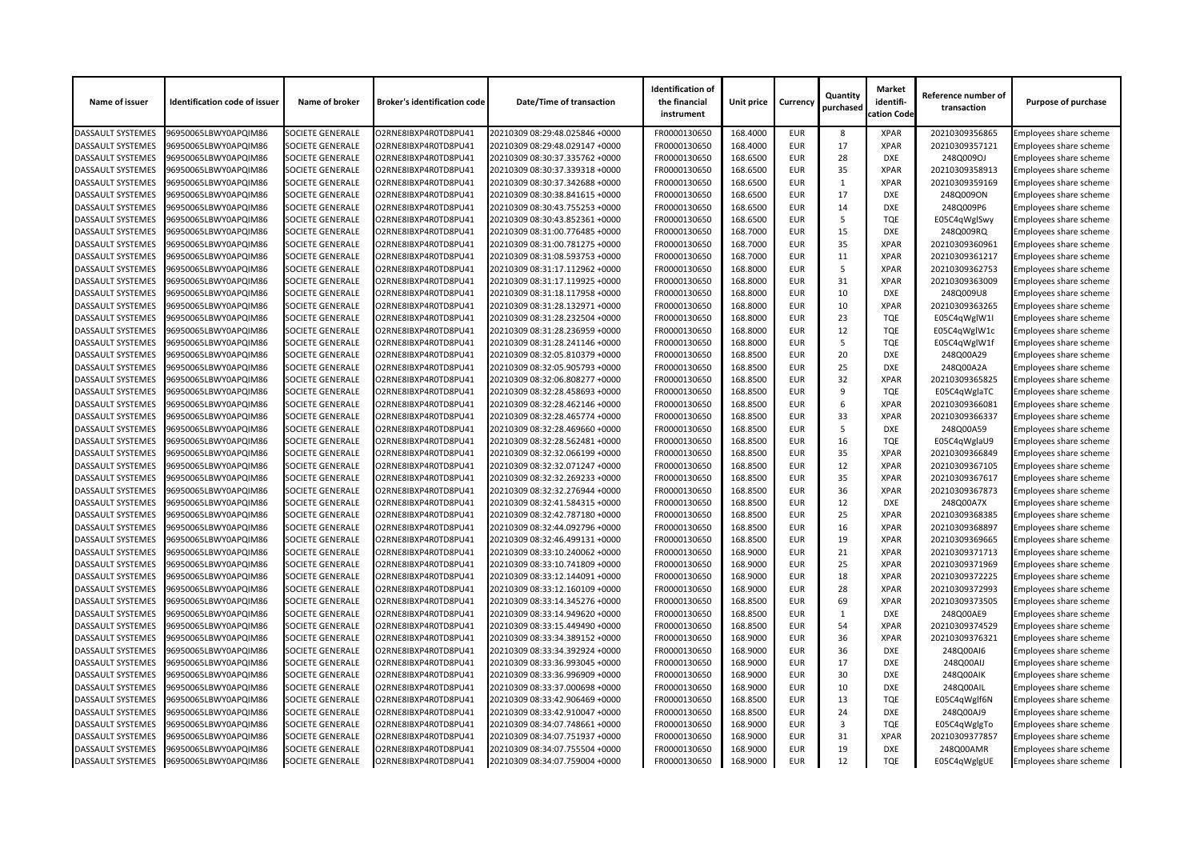| Name of issuer | Identification code of issuer | Name of broker | Broker's identification code | Date/Time of transaction | Identification of the financial instrument | Unit price | Currency | Quantity purchased | Market identifi-cation Code | Reference number of transaction | Purpose of purchase |
|---|---|---|---|---|---|---|---|---|---|---|---|
| DASSAULT SYSTEMES | 96950065LBWY0APQIM86 | SOCIETE GENERALE | O2RNE8IBXP4R0TD8PU41 | 20210309 08:29:48.025846 +0000 | FR0000130650 | 168.4000 | EUR | 8 | XPAR | 20210309356865 | Employees share scheme |
| DASSAULT SYSTEMES | 96950065LBWY0APQIM86 | SOCIETE GENERALE | O2RNE8IBXP4R0TD8PU41 | 20210309 08:29:48.029147 +0000 | FR0000130650 | 168.4000 | EUR | 17 | XPAR | 20210309357121 | Employees share scheme |
| DASSAULT SYSTEMES | 96950065LBWY0APQIM86 | SOCIETE GENERALE | O2RNE8IBXP4R0TD8PU41 | 20210309 08:30:37.335762 +0000 | FR0000130650 | 168.6500 | EUR | 28 | DXE | 248Q009OJ | Employees share scheme |
| DASSAULT SYSTEMES | 96950065LBWY0APQIM86 | SOCIETE GENERALE | O2RNE8IBXP4R0TD8PU41 | 20210309 08:30:37.339318 +0000 | FR0000130650 | 168.6500 | EUR | 35 | XPAR | 20210309358913 | Employees share scheme |
| DASSAULT SYSTEMES | 96950065LBWY0APQIM86 | SOCIETE GENERALE | O2RNE8IBXP4R0TD8PU41 | 20210309 08:30:37.342688 +0000 | FR0000130650 | 168.6500 | EUR | 1 | XPAR | 20210309359169 | Employees share scheme |
| DASSAULT SYSTEMES | 96950065LBWY0APQIM86 | SOCIETE GENERALE | O2RNE8IBXP4R0TD8PU41 | 20210309 08:30:38.841615 +0000 | FR0000130650 | 168.6500 | EUR | 17 | DXE | 248Q009ON | Employees share scheme |
| DASSAULT SYSTEMES | 96950065LBWY0APQIM86 | SOCIETE GENERALE | O2RNE8IBXP4R0TD8PU41 | 20210309 08:30:43.755253 +0000 | FR0000130650 | 168.6500 | EUR | 14 | DXE | 248Q009P6 | Employees share scheme |
| DASSAULT SYSTEMES | 96950065LBWY0APQIM86 | SOCIETE GENERALE | O2RNE8IBXP4R0TD8PU41 | 20210309 08:30:43.852361 +0000 | FR0000130650 | 168.6500 | EUR | 5 | TQE | E05C4qWglSwy | Employees share scheme |
| DASSAULT SYSTEMES | 96950065LBWY0APQIM86 | SOCIETE GENERALE | O2RNE8IBXP4R0TD8PU41 | 20210309 08:31:00.776485 +0000 | FR0000130650 | 168.7000 | EUR | 15 | DXE | 248Q009RQ | Employees share scheme |
| DASSAULT SYSTEMES | 96950065LBWY0APQIM86 | SOCIETE GENERALE | O2RNE8IBXP4R0TD8PU41 | 20210309 08:31:00.781275 +0000 | FR0000130650 | 168.7000 | EUR | 35 | XPAR | 20210309360961 | Employees share scheme |
| DASSAULT SYSTEMES | 96950065LBWY0APQIM86 | SOCIETE GENERALE | O2RNE8IBXP4R0TD8PU41 | 20210309 08:31:08.593753 +0000 | FR0000130650 | 168.7000 | EUR | 11 | XPAR | 20210309361217 | Employees share scheme |
| DASSAULT SYSTEMES | 96950065LBWY0APQIM86 | SOCIETE GENERALE | O2RNE8IBXP4R0TD8PU41 | 20210309 08:31:17.112962 +0000 | FR0000130650 | 168.8000 | EUR | 5 | XPAR | 20210309362753 | Employees share scheme |
| DASSAULT SYSTEMES | 96950065LBWY0APQIM86 | SOCIETE GENERALE | O2RNE8IBXP4R0TD8PU41 | 20210309 08:31:17.119925 +0000 | FR0000130650 | 168.8000 | EUR | 31 | XPAR | 20210309363009 | Employees share scheme |
| DASSAULT SYSTEMES | 96950065LBWY0APQIM86 | SOCIETE GENERALE | O2RNE8IBXP4R0TD8PU41 | 20210309 08:31:18.117958 +0000 | FR0000130650 | 168.8000 | EUR | 10 | DXE | 248Q009U8 | Employees share scheme |
| DASSAULT SYSTEMES | 96950065LBWY0APQIM86 | SOCIETE GENERALE | O2RNE8IBXP4R0TD8PU41 | 20210309 08:31:28.132971 +0000 | FR0000130650 | 168.8000 | EUR | 10 | XPAR | 20210309363265 | Employees share scheme |
| DASSAULT SYSTEMES | 96950065LBWY0APQIM86 | SOCIETE GENERALE | O2RNE8IBXP4R0TD8PU41 | 20210309 08:31:28.232504 +0000 | FR0000130650 | 168.8000 | EUR | 23 | TQE | E05C4qWglW1l | Employees share scheme |
| DASSAULT SYSTEMES | 96950065LBWY0APQIM86 | SOCIETE GENERALE | O2RNE8IBXP4R0TD8PU41 | 20210309 08:31:28.236959 +0000 | FR0000130650 | 168.8000 | EUR | 12 | TQE | E05C4qWglW1c | Employees share scheme |
| DASSAULT SYSTEMES | 96950065LBWY0APQIM86 | SOCIETE GENERALE | O2RNE8IBXP4R0TD8PU41 | 20210309 08:31:28.241146 +0000 | FR0000130650 | 168.8000 | EUR | 5 | TQE | E05C4qWglW1f | Employees share scheme |
| DASSAULT SYSTEMES | 96950065LBWY0APQIM86 | SOCIETE GENERALE | O2RNE8IBXP4R0TD8PU41 | 20210309 08:32:05.810379 +0000 | FR0000130650 | 168.8500 | EUR | 20 | DXE | 248Q00A29 | Employees share scheme |
| DASSAULT SYSTEMES | 96950065LBWY0APQIM86 | SOCIETE GENERALE | O2RNE8IBXP4R0TD8PU41 | 20210309 08:32:05.905793 +0000 | FR0000130650 | 168.8500 | EUR | 25 | DXE | 248Q00A2A | Employees share scheme |
| DASSAULT SYSTEMES | 96950065LBWY0APQIM86 | SOCIETE GENERALE | O2RNE8IBXP4R0TD8PU41 | 20210309 08:32:06.808277 +0000 | FR0000130650 | 168.8500 | EUR | 32 | XPAR | 20210309365825 | Employees share scheme |
| DASSAULT SYSTEMES | 96950065LBWY0APQIM86 | SOCIETE GENERALE | O2RNE8IBXP4R0TD8PU41 | 20210309 08:32:28.458693 +0000 | FR0000130650 | 168.8500 | EUR | 9 | TQE | E05C4qWglaTC | Employees share scheme |
| DASSAULT SYSTEMES | 96950065LBWY0APQIM86 | SOCIETE GENERALE | O2RNE8IBXP4R0TD8PU41 | 20210309 08:32:28.462146 +0000 | FR0000130650 | 168.8500 | EUR | 6 | XPAR | 20210309366081 | Employees share scheme |
| DASSAULT SYSTEMES | 96950065LBWY0APQIM86 | SOCIETE GENERALE | O2RNE8IBXP4R0TD8PU41 | 20210309 08:32:28.465774 +0000 | FR0000130650 | 168.8500 | EUR | 33 | XPAR | 20210309366337 | Employees share scheme |
| DASSAULT SYSTEMES | 96950065LBWY0APQIM86 | SOCIETE GENERALE | O2RNE8IBXP4R0TD8PU41 | 20210309 08:32:28.469660 +0000 | FR0000130650 | 168.8500 | EUR | 5 | DXE | 248Q00A59 | Employees share scheme |
| DASSAULT SYSTEMES | 96950065LBWY0APQIM86 | SOCIETE GENERALE | O2RNE8IBXP4R0TD8PU41 | 20210309 08:32:28.562481 +0000 | FR0000130650 | 168.8500 | EUR | 16 | TQE | E05C4qWglaU9 | Employees share scheme |
| DASSAULT SYSTEMES | 96950065LBWY0APQIM86 | SOCIETE GENERALE | O2RNE8IBXP4R0TD8PU41 | 20210309 08:32:32.066199 +0000 | FR0000130650 | 168.8500 | EUR | 35 | XPAR | 20210309366849 | Employees share scheme |
| DASSAULT SYSTEMES | 96950065LBWY0APQIM86 | SOCIETE GENERALE | O2RNE8IBXP4R0TD8PU41 | 20210309 08:32:32.071247 +0000 | FR0000130650 | 168.8500 | EUR | 12 | XPAR | 20210309367105 | Employees share scheme |
| DASSAULT SYSTEMES | 96950065LBWY0APQIM86 | SOCIETE GENERALE | O2RNE8IBXP4R0TD8PU41 | 20210309 08:32:32.269233 +0000 | FR0000130650 | 168.8500 | EUR | 35 | XPAR | 20210309367617 | Employees share scheme |
| DASSAULT SYSTEMES | 96950065LBWY0APQIM86 | SOCIETE GENERALE | O2RNE8IBXP4R0TD8PU41 | 20210309 08:32:32.276944 +0000 | FR0000130650 | 168.8500 | EUR | 36 | XPAR | 20210309367873 | Employees share scheme |
| DASSAULT SYSTEMES | 96950065LBWY0APQIM86 | SOCIETE GENERALE | O2RNE8IBXP4R0TD8PU41 | 20210309 08:32:41.584315 +0000 | FR0000130650 | 168.8500 | EUR | 12 | DXE | 248Q00A7X | Employees share scheme |
| DASSAULT SYSTEMES | 96950065LBWY0APQIM86 | SOCIETE GENERALE | O2RNE8IBXP4R0TD8PU41 | 20210309 08:32:42.787180 +0000 | FR0000130650 | 168.8500 | EUR | 25 | XPAR | 20210309368385 | Employees share scheme |
| DASSAULT SYSTEMES | 96950065LBWY0APQIM86 | SOCIETE GENERALE | O2RNE8IBXP4R0TD8PU41 | 20210309 08:32:44.092796 +0000 | FR0000130650 | 168.8500 | EUR | 16 | XPAR | 20210309368897 | Employees share scheme |
| DASSAULT SYSTEMES | 96950065LBWY0APQIM86 | SOCIETE GENERALE | O2RNE8IBXP4R0TD8PU41 | 20210309 08:32:46.499131 +0000 | FR0000130650 | 168.8500 | EUR | 19 | XPAR | 20210309369665 | Employees share scheme |
| DASSAULT SYSTEMES | 96950065LBWY0APQIM86 | SOCIETE GENERALE | O2RNE8IBXP4R0TD8PU41 | 20210309 08:33:10.240062 +0000 | FR0000130650 | 168.9000 | EUR | 21 | XPAR | 20210309371713 | Employees share scheme |
| DASSAULT SYSTEMES | 96950065LBWY0APQIM86 | SOCIETE GENERALE | O2RNE8IBXP4R0TD8PU41 | 20210309 08:33:10.741809 +0000 | FR0000130650 | 168.9000 | EUR | 25 | XPAR | 20210309371969 | Employees share scheme |
| DASSAULT SYSTEMES | 96950065LBWY0APQIM86 | SOCIETE GENERALE | O2RNE8IBXP4R0TD8PU41 | 20210309 08:33:12.144091 +0000 | FR0000130650 | 168.9000 | EUR | 18 | XPAR | 20210309372225 | Employees share scheme |
| DASSAULT SYSTEMES | 96950065LBWY0APQIM86 | SOCIETE GENERALE | O2RNE8IBXP4R0TD8PU41 | 20210309 08:33:12.160109 +0000 | FR0000130650 | 168.9000 | EUR | 28 | XPAR | 20210309372993 | Employees share scheme |
| DASSAULT SYSTEMES | 96950065LBWY0APQIM86 | SOCIETE GENERALE | O2RNE8IBXP4R0TD8PU41 | 20210309 08:33:14.345276 +0000 | FR0000130650 | 168.8500 | EUR | 69 | XPAR | 20210309373505 | Employees share scheme |
| DASSAULT SYSTEMES | 96950065LBWY0APQIM86 | SOCIETE GENERALE | O2RNE8IBXP4R0TD8PU41 | 20210309 08:33:14.949620 +0000 | FR0000130650 | 168.8500 | EUR | 1 | DXE | 248Q00AE9 | Employees share scheme |
| DASSAULT SYSTEMES | 96950065LBWY0APQIM86 | SOCIETE GENERALE | O2RNE8IBXP4R0TD8PU41 | 20210309 08:33:15.449490 +0000 | FR0000130650 | 168.8500 | EUR | 54 | XPAR | 20210309374529 | Employees share scheme |
| DASSAULT SYSTEMES | 96950065LBWY0APQIM86 | SOCIETE GENERALE | O2RNE8IBXP4R0TD8PU41 | 20210309 08:33:34.389152 +0000 | FR0000130650 | 168.9000 | EUR | 36 | XPAR | 20210309376321 | Employees share scheme |
| DASSAULT SYSTEMES | 96950065LBWY0APQIM86 | SOCIETE GENERALE | O2RNE8IBXP4R0TD8PU41 | 20210309 08:33:34.392924 +0000 | FR0000130650 | 168.9000 | EUR | 36 | DXE | 248Q00AI6 | Employees share scheme |
| DASSAULT SYSTEMES | 96950065LBWY0APQIM86 | SOCIETE GENERALE | O2RNE8IBXP4R0TD8PU41 | 20210309 08:33:36.993045 +0000 | FR0000130650 | 168.9000 | EUR | 17 | DXE | 248Q00AIJ | Employees share scheme |
| DASSAULT SYSTEMES | 96950065LBWY0APQIM86 | SOCIETE GENERALE | O2RNE8IBXP4R0TD8PU41 | 20210309 08:33:36.996909 +0000 | FR0000130650 | 168.9000 | EUR | 30 | DXE | 248Q00AIK | Employees share scheme |
| DASSAULT SYSTEMES | 96950065LBWY0APQIM86 | SOCIETE GENERALE | O2RNE8IBXP4R0TD8PU41 | 20210309 08:33:37.000698 +0000 | FR0000130650 | 168.9000 | EUR | 10 | DXE | 248Q00AIL | Employees share scheme |
| DASSAULT SYSTEMES | 96950065LBWY0APQIM86 | SOCIETE GENERALE | O2RNE8IBXP4R0TD8PU41 | 20210309 08:33:42.906469 +0000 | FR0000130650 | 168.8500 | EUR | 13 | TQE | E05C4qWglf6N | Employees share scheme |
| DASSAULT SYSTEMES | 96950065LBWY0APQIM86 | SOCIETE GENERALE | O2RNE8IBXP4R0TD8PU41 | 20210309 08:33:42.910047 +0000 | FR0000130650 | 168.8500 | EUR | 24 | DXE | 248Q00AJ9 | Employees share scheme |
| DASSAULT SYSTEMES | 96950065LBWY0APQIM86 | SOCIETE GENERALE | O2RNE8IBXP4R0TD8PU41 | 20210309 08:34:07.748661 +0000 | FR0000130650 | 168.9000 | EUR | 3 | TQE | E05C4qWglgTo | Employees share scheme |
| DASSAULT SYSTEMES | 96950065LBWY0APQIM86 | SOCIETE GENERALE | O2RNE8IBXP4R0TD8PU41 | 20210309 08:34:07.751937 +0000 | FR0000130650 | 168.9000 | EUR | 31 | XPAR | 20210309377857 | Employees share scheme |
| DASSAULT SYSTEMES | 96950065LBWY0APQIM86 | SOCIETE GENERALE | O2RNE8IBXP4R0TD8PU41 | 20210309 08:34:07.755504 +0000 | FR0000130650 | 168.9000 | EUR | 19 | DXE | 248Q00AMR | Employees share scheme |
| DASSAULT SYSTEMES | 96950065LBWY0APQIM86 | SOCIETE GENERALE | O2RNE8IBXP4R0TD8PU41 | 20210309 08:34:07.759004 +0000 | FR0000130650 | 168.9000 | EUR | 12 | TQE | E05C4qWglgUE | Employees share scheme |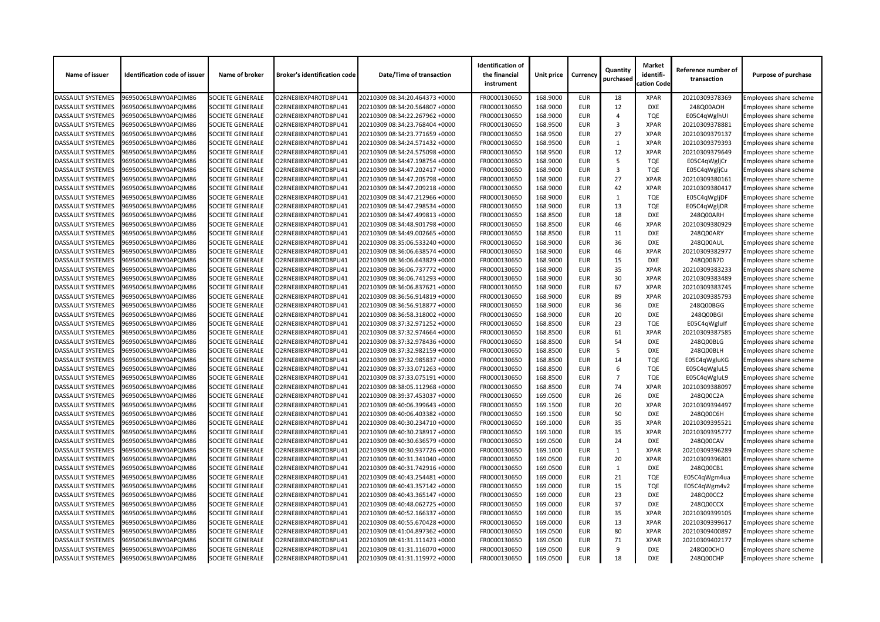| Name of issuer | Identification code of issuer | Name of broker | Broker's identification code | Date/Time of transaction | Identification of the financial instrument | Unit price | Currency | Quantity purchased | Market identifi-cation Code | Reference number of transaction | Purpose of purchase |
|---|---|---|---|---|---|---|---|---|---|---|---|
| DASSAULT SYSTEMES | 96950065LBWY0APQIM86 | SOCIETE GENERALE | O2RNE8IBXP4R0TD8PU41 | 20210309 08:34:20.464373 +0000 | FR0000130650 | 168.9000 | EUR | 18 | XPAR | 20210309378369 | Employees share scheme |
| DASSAULT SYSTEMES | 96950065LBWY0APQIM86 | SOCIETE GENERALE | O2RNE8IBXP4R0TD8PU41 | 20210309 08:34:20.564807 +0000 | FR0000130650 | 168.9000 | EUR | 12 | DXE | 248Q00AOH | Employees share scheme |
| DASSAULT SYSTEMES | 96950065LBWY0APQIM86 | SOCIETE GENERALE | O2RNE8IBXP4R0TD8PU41 | 20210309 08:34:22.267962 +0000 | FR0000130650 | 168.9000 | EUR | 4 | TQE | E05C4qWglhUI | Employees share scheme |
| DASSAULT SYSTEMES | 96950065LBWY0APQIM86 | SOCIETE GENERALE | O2RNE8IBXP4R0TD8PU41 | 20210309 08:34:23.768404 +0000 | FR0000130650 | 168.9500 | EUR | 3 | XPAR | 20210309378881 | Employees share scheme |
| DASSAULT SYSTEMES | 96950065LBWY0APQIM86 | SOCIETE GENERALE | O2RNE8IBXP4R0TD8PU41 | 20210309 08:34:23.771659 +0000 | FR0000130650 | 168.9500 | EUR | 27 | XPAR | 20210309379137 | Employees share scheme |
| DASSAULT SYSTEMES | 96950065LBWY0APQIM86 | SOCIETE GENERALE | O2RNE8IBXP4R0TD8PU41 | 20210309 08:34:24.571432 +0000 | FR0000130650 | 168.9500 | EUR | 1 | XPAR | 20210309379393 | Employees share scheme |
| DASSAULT SYSTEMES | 96950065LBWY0APQIM86 | SOCIETE GENERALE | O2RNE8IBXP4R0TD8PU41 | 20210309 08:34:24.575098 +0000 | FR0000130650 | 168.9500 | EUR | 12 | XPAR | 20210309379649 | Employees share scheme |
| DASSAULT SYSTEMES | 96950065LBWY0APQIM86 | SOCIETE GENERALE | O2RNE8IBXP4R0TD8PU41 | 20210309 08:34:47.198754 +0000 | FR0000130650 | 168.9000 | EUR | 5 | TQE | E05C4qWgljCr | Employees share scheme |
| DASSAULT SYSTEMES | 96950065LBWY0APQIM86 | SOCIETE GENERALE | O2RNE8IBXP4R0TD8PU41 | 20210309 08:34:47.202417 +0000 | FR0000130650 | 168.9000 | EUR | 3 | TQE | E05C4qWgljCu | Employees share scheme |
| DASSAULT SYSTEMES | 96950065LBWY0APQIM86 | SOCIETE GENERALE | O2RNE8IBXP4R0TD8PU41 | 20210309 08:34:47.205798 +0000 | FR0000130650 | 168.9000 | EUR | 27 | XPAR | 20210309380161 | Employees share scheme |
| DASSAULT SYSTEMES | 96950065LBWY0APQIM86 | SOCIETE GENERALE | O2RNE8IBXP4R0TD8PU41 | 20210309 08:34:47.209218 +0000 | FR0000130650 | 168.9000 | EUR | 42 | XPAR | 20210309380417 | Employees share scheme |
| DASSAULT SYSTEMES | 96950065LBWY0APQIM86 | SOCIETE GENERALE | O2RNE8IBXP4R0TD8PU41 | 20210309 08:34:47.212966 +0000 | FR0000130650 | 168.9000 | EUR | 1 | TQE | E05C4qWgljDF | Employees share scheme |
| DASSAULT SYSTEMES | 96950065LBWY0APQIM86 | SOCIETE GENERALE | O2RNE8IBXP4R0TD8PU41 | 20210309 08:34:47.298534 +0000 | FR0000130650 | 168.9000 | EUR | 13 | TQE | E05C4qWgljDR | Employees share scheme |
| DASSAULT SYSTEMES | 96950065LBWY0APQIM86 | SOCIETE GENERALE | O2RNE8IBXP4R0TD8PU41 | 20210309 08:34:47.499813 +0000 | FR0000130650 | 168.8500 | EUR | 18 | DXE | 248Q00ARH | Employees share scheme |
| DASSAULT SYSTEMES | 96950065LBWY0APQIM86 | SOCIETE GENERALE | O2RNE8IBXP4R0TD8PU41 | 20210309 08:34:48.901798 +0000 | FR0000130650 | 168.8500 | EUR | 46 | XPAR | 20210309380929 | Employees share scheme |
| DASSAULT SYSTEMES | 96950065LBWY0APQIM86 | SOCIETE GENERALE | O2RNE8IBXP4R0TD8PU41 | 20210309 08:34:49.002665 +0000 | FR0000130650 | 168.8500 | EUR | 11 | DXE | 248Q00ARY | Employees share scheme |
| DASSAULT SYSTEMES | 96950065LBWY0APQIM86 | SOCIETE GENERALE | O2RNE8IBXP4R0TD8PU41 | 20210309 08:35:06.533240 +0000 | FR0000130650 | 168.9000 | EUR | 36 | DXE | 248Q00AUL | Employees share scheme |
| DASSAULT SYSTEMES | 96950065LBWY0APQIM86 | SOCIETE GENERALE | O2RNE8IBXP4R0TD8PU41 | 20210309 08:36:06.638574 +0000 | FR0000130650 | 168.9000 | EUR | 46 | XPAR | 20210309382977 | Employees share scheme |
| DASSAULT SYSTEMES | 96950065LBWY0APQIM86 | SOCIETE GENERALE | O2RNE8IBXP4R0TD8PU41 | 20210309 08:36:06.643829 +0000 | FR0000130650 | 168.9000 | EUR | 15 | DXE | 248Q00B7D | Employees share scheme |
| DASSAULT SYSTEMES | 96950065LBWY0APQIM86 | SOCIETE GENERALE | O2RNE8IBXP4R0TD8PU41 | 20210309 08:36:06.737772 +0000 | FR0000130650 | 168.9000 | EUR | 35 | XPAR | 20210309383233 | Employees share scheme |
| DASSAULT SYSTEMES | 96950065LBWY0APQIM86 | SOCIETE GENERALE | O2RNE8IBXP4R0TD8PU41 | 20210309 08:36:06.741293 +0000 | FR0000130650 | 168.9000 | EUR | 30 | XPAR | 20210309383489 | Employees share scheme |
| DASSAULT SYSTEMES | 96950065LBWY0APQIM86 | SOCIETE GENERALE | O2RNE8IBXP4R0TD8PU41 | 20210309 08:36:06.837621 +0000 | FR0000130650 | 168.9000 | EUR | 67 | XPAR | 20210309383745 | Employees share scheme |
| DASSAULT SYSTEMES | 96950065LBWY0APQIM86 | SOCIETE GENERALE | O2RNE8IBXP4R0TD8PU41 | 20210309 08:36:56.914819 +0000 | FR0000130650 | 168.9000 | EUR | 89 | XPAR | 20210309385793 | Employees share scheme |
| DASSAULT SYSTEMES | 96950065LBWY0APQIM86 | SOCIETE GENERALE | O2RNE8IBXP4R0TD8PU41 | 20210309 08:36:56.918877 +0000 | FR0000130650 | 168.9000 | EUR | 36 | DXE | 248Q00BGG | Employees share scheme |
| DASSAULT SYSTEMES | 96950065LBWY0APQIM86 | SOCIETE GENERALE | O2RNE8IBXP4R0TD8PU41 | 20210309 08:36:58.318002 +0000 | FR0000130650 | 168.9000 | EUR | 20 | DXE | 248Q00BGI | Employees share scheme |
| DASSAULT SYSTEMES | 96950065LBWY0APQIM86 | SOCIETE GENERALE | O2RNE8IBXP4R0TD8PU41 | 20210309 08:37:32.971252 +0000 | FR0000130650 | 168.8500 | EUR | 23 | TQE | E05C4qWgluIf | Employees share scheme |
| DASSAULT SYSTEMES | 96950065LBWY0APQIM86 | SOCIETE GENERALE | O2RNE8IBXP4R0TD8PU41 | 20210309 08:37:32.974664 +0000 | FR0000130650 | 168.8500 | EUR | 61 | XPAR | 20210309387585 | Employees share scheme |
| DASSAULT SYSTEMES | 96950065LBWY0APQIM86 | SOCIETE GENERALE | O2RNE8IBXP4R0TD8PU41 | 20210309 08:37:32.978436 +0000 | FR0000130650 | 168.8500 | EUR | 54 | DXE | 248Q00BLG | Employees share scheme |
| DASSAULT SYSTEMES | 96950065LBWY0APQIM86 | SOCIETE GENERALE | O2RNE8IBXP4R0TD8PU41 | 20210309 08:37:32.982159 +0000 | FR0000130650 | 168.8500 | EUR | 5 | DXE | 248Q00BLH | Employees share scheme |
| DASSAULT SYSTEMES | 96950065LBWY0APQIM86 | SOCIETE GENERALE | O2RNE8IBXP4R0TD8PU41 | 20210309 08:37:32.985837 +0000 | FR0000130650 | 168.8500 | EUR | 14 | TQE | E05C4qWgluKG | Employees share scheme |
| DASSAULT SYSTEMES | 96950065LBWY0APQIM86 | SOCIETE GENERALE | O2RNE8IBXP4R0TD8PU41 | 20210309 08:37:33.071263 +0000 | FR0000130650 | 168.8500 | EUR | 6 | TQE | E05C4qWgluL5 | Employees share scheme |
| DASSAULT SYSTEMES | 96950065LBWY0APQIM86 | SOCIETE GENERALE | O2RNE8IBXP4R0TD8PU41 | 20210309 08:37:33.075191 +0000 | FR0000130650 | 168.8500 | EUR | 7 | TQE | E05C4qWgluL9 | Employees share scheme |
| DASSAULT SYSTEMES | 96950065LBWY0APQIM86 | SOCIETE GENERALE | O2RNE8IBXP4R0TD8PU41 | 20210309 08:38:05.112968 +0000 | FR0000130650 | 168.8500 | EUR | 74 | XPAR | 20210309388097 | Employees share scheme |
| DASSAULT SYSTEMES | 96950065LBWY0APQIM86 | SOCIETE GENERALE | O2RNE8IBXP4R0TD8PU41 | 20210309 08:39:37.453037 +0000 | FR0000130650 | 169.0500 | EUR | 26 | DXE | 248Q00C2A | Employees share scheme |
| DASSAULT SYSTEMES | 96950065LBWY0APQIM86 | SOCIETE GENERALE | O2RNE8IBXP4R0TD8PU41 | 20210309 08:40:06.399643 +0000 | FR0000130650 | 169.1500 | EUR | 20 | XPAR | 20210309394497 | Employees share scheme |
| DASSAULT SYSTEMES | 96950065LBWY0APQIM86 | SOCIETE GENERALE | O2RNE8IBXP4R0TD8PU41 | 20210309 08:40:06.403382 +0000 | FR0000130650 | 169.1500 | EUR | 50 | DXE | 248Q00C6H | Employees share scheme |
| DASSAULT SYSTEMES | 96950065LBWY0APQIM86 | SOCIETE GENERALE | O2RNE8IBXP4R0TD8PU41 | 20210309 08:40:30.234710 +0000 | FR0000130650 | 169.1000 | EUR | 35 | XPAR | 20210309395521 | Employees share scheme |
| DASSAULT SYSTEMES | 96950065LBWY0APQIM86 | SOCIETE GENERALE | O2RNE8IBXP4R0TD8PU41 | 20210309 08:40:30.238917 +0000 | FR0000130650 | 169.1000 | EUR | 35 | XPAR | 20210309395777 | Employees share scheme |
| DASSAULT SYSTEMES | 96950065LBWY0APQIM86 | SOCIETE GENERALE | O2RNE8IBXP4R0TD8PU41 | 20210309 08:40:30.636579 +0000 | FR0000130650 | 169.0500 | EUR | 24 | DXE | 248Q00CAV | Employees share scheme |
| DASSAULT SYSTEMES | 96950065LBWY0APQIM86 | SOCIETE GENERALE | O2RNE8IBXP4R0TD8PU41 | 20210309 08:40:30.937726 +0000 | FR0000130650 | 169.1000 | EUR | 1 | XPAR | 20210309396289 | Employees share scheme |
| DASSAULT SYSTEMES | 96950065LBWY0APQIM86 | SOCIETE GENERALE | O2RNE8IBXP4R0TD8PU41 | 20210309 08:40:31.341040 +0000 | FR0000130650 | 169.0500 | EUR | 20 | XPAR | 20210309396801 | Employees share scheme |
| DASSAULT SYSTEMES | 96950065LBWY0APQIM86 | SOCIETE GENERALE | O2RNE8IBXP4R0TD8PU41 | 20210309 08:40:31.742916 +0000 | FR0000130650 | 169.0500 | EUR | 1 | DXE | 248Q00CB1 | Employees share scheme |
| DASSAULT SYSTEMES | 96950065LBWY0APQIM86 | SOCIETE GENERALE | O2RNE8IBXP4R0TD8PU41 | 20210309 08:40:43.254481 +0000 | FR0000130650 | 169.0000 | EUR | 21 | TQE | E05C4qWgm4ua | Employees share scheme |
| DASSAULT SYSTEMES | 96950065LBWY0APQIM86 | SOCIETE GENERALE | O2RNE8IBXP4R0TD8PU41 | 20210309 08:40:43.357142 +0000 | FR0000130650 | 169.0000 | EUR | 15 | TQE | E05C4qWgm4v2 | Employees share scheme |
| DASSAULT SYSTEMES | 96950065LBWY0APQIM86 | SOCIETE GENERALE | O2RNE8IBXP4R0TD8PU41 | 20210309 08:40:43.365147 +0000 | FR0000130650 | 169.0000 | EUR | 23 | DXE | 248Q00CC2 | Employees share scheme |
| DASSAULT SYSTEMES | 96950065LBWY0APQIM86 | SOCIETE GENERALE | O2RNE8IBXP4R0TD8PU41 | 20210309 08:40:48.062725 +0000 | FR0000130650 | 169.0000 | EUR | 37 | DXE | 248Q00CCX | Employees share scheme |
| DASSAULT SYSTEMES | 96950065LBWY0APQIM86 | SOCIETE GENERALE | O2RNE8IBXP4R0TD8PU41 | 20210309 08:40:52.166337 +0000 | FR0000130650 | 169.0000 | EUR | 35 | XPAR | 20210309399105 | Employees share scheme |
| DASSAULT SYSTEMES | 96950065LBWY0APQIM86 | SOCIETE GENERALE | O2RNE8IBXP4R0TD8PU41 | 20210309 08:40:55.670428 +0000 | FR0000130650 | 169.0000 | EUR | 13 | XPAR | 20210309399617 | Employees share scheme |
| DASSAULT SYSTEMES | 96950065LBWY0APQIM86 | SOCIETE GENERALE | O2RNE8IBXP4R0TD8PU41 | 20210309 08:41:04.897362 +0000 | FR0000130650 | 169.0500 | EUR | 80 | XPAR | 20210309400897 | Employees share scheme |
| DASSAULT SYSTEMES | 96950065LBWY0APQIM86 | SOCIETE GENERALE | O2RNE8IBXP4R0TD8PU41 | 20210309 08:41:31.111423 +0000 | FR0000130650 | 169.0500 | EUR | 71 | XPAR | 20210309402177 | Employees share scheme |
| DASSAULT SYSTEMES | 96950065LBWY0APQIM86 | SOCIETE GENERALE | O2RNE8IBXP4R0TD8PU41 | 20210309 08:41:31.116070 +0000 | FR0000130650 | 169.0500 | EUR | 9 | DXE | 248Q00CHO | Employees share scheme |
| DASSAULT SYSTEMES | 96950065LBWY0APQIM86 | SOCIETE GENERALE | O2RNE8IBXP4R0TD8PU41 | 20210309 08:41:31.119972 +0000 | FR0000130650 | 169.0500 | EUR | 18 | DXE | 248Q00CHP | Employees share scheme |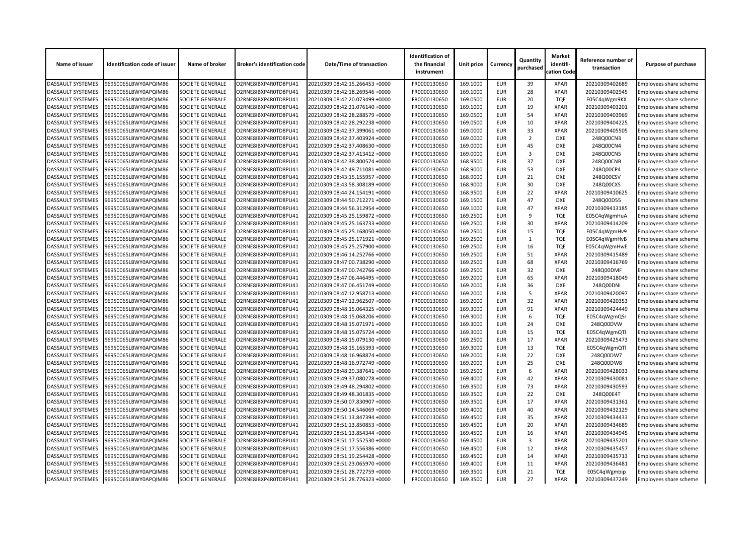| Name of issuer | Identification code of issuer | Name of broker | Broker's identification code | Date/Time of transaction | Identification of the financial instrument | Unit price | Currency | Quantity purchased | Market identifi-cation Code | Reference number of transaction | Purpose of purchase |
|---|---|---|---|---|---|---|---|---|---|---|---|
| DASSAULT SYSTEMES | 96950065LBWY0APQIM86 | SOCIETE GENERALE | O2RNE8IBXP4R0TD8PU41 | 20210309 08:42:15.266453 +0000 | FR0000130650 | 169.1000 | EUR | 39 | XPAR | 20210309402689 | Employees share scheme |
| DASSAULT SYSTEMES | 96950065LBWY0APQIM86 | SOCIETE GENERALE | O2RNE8IBXP4R0TD8PU41 | 20210309 08:42:18.269546 +0000 | FR0000130650 | 169.1000 | EUR | 28 | XPAR | 20210309402945 | Employees share scheme |
| DASSAULT SYSTEMES | 96950065LBWY0APQIM86 | SOCIETE GENERALE | O2RNE8IBXP4R0TD8PU41 | 20210309 08:42:20.073499 +0000 | FR0000130650 | 169.0500 | EUR | 20 | TQE | E05C4qWgm9KX | Employees share scheme |
| DASSAULT SYSTEMES | 96950065LBWY0APQIM86 | SOCIETE GENERALE | O2RNE8IBXP4R0TD8PU41 | 20210309 08:42:21.076140 +0000 | FR0000130650 | 169.1000 | EUR | 19 | XPAR | 20210309403201 | Employees share scheme |
| DASSAULT SYSTEMES | 96950065LBWY0APQIM86 | SOCIETE GENERALE | O2RNE8IBXP4R0TD8PU41 | 20210309 08:42:28.288579 +0000 | FR0000130650 | 169.0500 | EUR | 54 | XPAR | 20210309403969 | Employees share scheme |
| DASSAULT SYSTEMES | 96950065LBWY0APQIM86 | SOCIETE GENERALE | O2RNE8IBXP4R0TD8PU41 | 20210309 08:42:28.292238 +0000 | FR0000130650 | 169.0500 | EUR | 10 | XPAR | 20210309404225 | Employees share scheme |
| DASSAULT SYSTEMES | 96950065LBWY0APQIM86 | SOCIETE GENERALE | O2RNE8IBXP4R0TD8PU41 | 20210309 08:42:37.399061 +0000 | FR0000130650 | 169.0000 | EUR | 33 | XPAR | 20210309405505 | Employees share scheme |
| DASSAULT SYSTEMES | 96950065LBWY0APQIM86 | SOCIETE GENERALE | O2RNE8IBXP4R0TD8PU41 | 20210309 08:42:37.403924 +0000 | FR0000130650 | 169.0000 | EUR | 2 | DXE | 248Q00CN3 | Employees share scheme |
| DASSAULT SYSTEMES | 96950065LBWY0APQIM86 | SOCIETE GENERALE | O2RNE8IBXP4R0TD8PU41 | 20210309 08:42:37.408630 +0000 | FR0000130650 | 169.0000 | EUR | 45 | DXE | 248Q00CN4 | Employees share scheme |
| DASSAULT SYSTEMES | 96950065LBWY0APQIM86 | SOCIETE GENERALE | O2RNE8IBXP4R0TD8PU41 | 20210309 08:42:37.413412 +0000 | FR0000130650 | 169.0000 | EUR | 3 | DXE | 248Q00CN5 | Employees share scheme |
| DASSAULT SYSTEMES | 96950065LBWY0APQIM86 | SOCIETE GENERALE | O2RNE8IBXP4R0TD8PU41 | 20210309 08:42:38.800574 +0000 | FR0000130650 | 168.9500 | EUR | 37 | DXE | 248Q00CNB | Employees share scheme |
| DASSAULT SYSTEMES | 96950065LBWY0APQIM86 | SOCIETE GENERALE | O2RNE8IBXP4R0TD8PU41 | 20210309 08:42:49.711081 +0000 | FR0000130650 | 168.9000 | EUR | 53 | DXE | 248Q00CP4 | Employees share scheme |
| DASSAULT SYSTEMES | 96950065LBWY0APQIM86 | SOCIETE GENERALE | O2RNE8IBXP4R0TD8PU41 | 20210309 08:43:15.155957 +0000 | FR0000130650 | 168.9000 | EUR | 21 | DXE | 248Q00CSV | Employees share scheme |
| DASSAULT SYSTEMES | 96950065LBWY0APQIM86 | SOCIETE GENERALE | O2RNE8IBXP4R0TD8PU41 | 20210309 08:43:58.308189 +0000 | FR0000130650 | 168.9000 | EUR | 30 | DXE | 248Q00CXS | Employees share scheme |
| DASSAULT SYSTEMES | 96950065LBWY0APQIM86 | SOCIETE GENERALE | O2RNE8IBXP4R0TD8PU41 | 20210309 08:44:24.154191 +0000 | FR0000130650 | 168.9500 | EUR | 22 | XPAR | 20210309410625 | Employees share scheme |
| DASSAULT SYSTEMES | 96950065LBWY0APQIM86 | SOCIETE GENERALE | O2RNE8IBXP4R0TD8PU41 | 20210309 08:44:50.712271 +0000 | FR0000130650 | 169.1500 | EUR | 47 | DXE | 248Q00D55 | Employees share scheme |
| DASSAULT SYSTEMES | 96950065LBWY0APQIM86 | SOCIETE GENERALE | O2RNE8IBXP4R0TD8PU41 | 20210309 08:44:56.312954 +0000 | FR0000130650 | 169.1000 | EUR | 47 | XPAR | 20210309413185 | Employees share scheme |
| DASSAULT SYSTEMES | 96950065LBWY0APQIM86 | SOCIETE GENERALE | O2RNE8IBXP4R0TD8PU41 | 20210309 08:45:25.159872 +0000 | FR0000130650 | 169.2500 | EUR | 9 | TQE | E05C4qWgmHuA | Employees share scheme |
| DASSAULT SYSTEMES | 96950065LBWY0APQIM86 | SOCIETE GENERALE | O2RNE8IBXP4R0TD8PU41 | 20210309 08:45:25.163733 +0000 | FR0000130650 | 169.2500 | EUR | 30 | XPAR | 20210309414209 | Employees share scheme |
| DASSAULT SYSTEMES | 96950065LBWY0APQIM86 | SOCIETE GENERALE | O2RNE8IBXP4R0TD8PU41 | 20210309 08:45:25.168050 +0000 | FR0000130650 | 169.2500 | EUR | 15 | TQE | E05C4qWgmHv9 | Employees share scheme |
| DASSAULT SYSTEMES | 96950065LBWY0APQIM86 | SOCIETE GENERALE | O2RNE8IBXP4R0TD8PU41 | 20210309 08:45:25.171921 +0000 | FR0000130650 | 169.2500 | EUR | 1 | TQE | E05C4qWgmHvB | Employees share scheme |
| DASSAULT SYSTEMES | 96950065LBWY0APQIM86 | SOCIETE GENERALE | O2RNE8IBXP4R0TD8PU41 | 20210309 08:45:25.257900 +0000 | FR0000130650 | 169.2500 | EUR | 16 | TQE | E05C4qWgmHwE | Employees share scheme |
| DASSAULT SYSTEMES | 96950065LBWY0APQIM86 | SOCIETE GENERALE | O2RNE8IBXP4R0TD8PU41 | 20210309 08:46:14.252766 +0000 | FR0000130650 | 169.2500 | EUR | 51 | XPAR | 20210309415489 | Employees share scheme |
| DASSAULT SYSTEMES | 96950065LBWY0APQIM86 | SOCIETE GENERALE | O2RNE8IBXP4R0TD8PU41 | 20210309 08:47:00.738290 +0000 | FR0000130650 | 169.2500 | EUR | 68 | XPAR | 20210309416769 | Employees share scheme |
| DASSAULT SYSTEMES | 96950065LBWY0APQIM86 | SOCIETE GENERALE | O2RNE8IBXP4R0TD8PU41 | 20210309 08:47:00.742766 +0000 | FR0000130650 | 169.2500 | EUR | 32 | DXE | 248Q00DMF | Employees share scheme |
| DASSAULT SYSTEMES | 96950065LBWY0APQIM86 | SOCIETE GENERALE | O2RNE8IBXP4R0TD8PU41 | 20210309 08:47:06.446495 +0000 | FR0000130650 | 169.2000 | EUR | 65 | XPAR | 20210309418049 | Employees share scheme |
| DASSAULT SYSTEMES | 96950065LBWY0APQIM86 | SOCIETE GENERALE | O2RNE8IBXP4R0TD8PU41 | 20210309 08:47:06.451749 +0000 | FR0000130650 | 169.2000 | EUR | 36 | DXE | 248Q00DNI | Employees share scheme |
| DASSAULT SYSTEMES | 96950065LBWY0APQIM86 | SOCIETE GENERALE | O2RNE8IBXP4R0TD8PU41 | 20210309 08:47:12.958713 +0000 | FR0000130650 | 169.2000 | EUR | 5 | XPAR | 20210309420097 | Employees share scheme |
| DASSAULT SYSTEMES | 96950065LBWY0APQIM86 | SOCIETE GENERALE | O2RNE8IBXP4R0TD8PU41 | 20210309 08:47:12.962507 +0000 | FR0000130650 | 169.2000 | EUR | 32 | XPAR | 20210309420353 | Employees share scheme |
| DASSAULT SYSTEMES | 96950065LBWY0APQIM86 | SOCIETE GENERALE | O2RNE8IBXP4R0TD8PU41 | 20210309 08:48:15.064325 +0000 | FR0000130650 | 169.3000 | EUR | 91 | XPAR | 20210309424449 | Employees share scheme |
| DASSAULT SYSTEMES | 96950065LBWY0APQIM86 | SOCIETE GENERALE | O2RNE8IBXP4R0TD8PU41 | 20210309 08:48:15.068206 +0000 | FR0000130650 | 169.3000 | EUR | 6 | TQE | E05C4qWgmQSr | Employees share scheme |
| DASSAULT SYSTEMES | 96950065LBWY0APQIM86 | SOCIETE GENERALE | O2RNE8IBXP4R0TD8PU41 | 20210309 08:48:15.071971 +0000 | FR0000130650 | 169.3000 | EUR | 24 | DXE | 248Q00DVW | Employees share scheme |
| DASSAULT SYSTEMES | 96950065LBWY0APQIM86 | SOCIETE GENERALE | O2RNE8IBXP4R0TD8PU41 | 20210309 08:48:15.075724 +0000 | FR0000130650 | 169.3000 | EUR | 15 | TQE | E05C4qWgmQTI | Employees share scheme |
| DASSAULT SYSTEMES | 96950065LBWY0APQIM86 | SOCIETE GENERALE | O2RNE8IBXP4R0TD8PU41 | 20210309 08:48:15.079130 +0000 | FR0000130650 | 169.2500 | EUR | 17 | XPAR | 20210309425473 | Employees share scheme |
| DASSAULT SYSTEMES | 96950065LBWY0APQIM86 | SOCIETE GENERALE | O2RNE8IBXP4R0TD8PU41 | 20210309 08:48:15.165393 +0000 | FR0000130650 | 169.3000 | EUR | 13 | TQE | E05C4qWgmQTl | Employees share scheme |
| DASSAULT SYSTEMES | 96950065LBWY0APQIM86 | SOCIETE GENERALE | O2RNE8IBXP4R0TD8PU41 | 20210309 08:48:16.968874 +0000 | FR0000130650 | 169.2000 | EUR | 22 | DXE | 248Q00DW7 | Employees share scheme |
| DASSAULT SYSTEMES | 96950065LBWY0APQIM86 | SOCIETE GENERALE | O2RNE8IBXP4R0TD8PU41 | 20210309 08:48:16.972749 +0000 | FR0000130650 | 169.2000 | EUR | 25 | DXE | 248Q00DW8 | Employees share scheme |
| DASSAULT SYSTEMES | 96950065LBWY0APQIM86 | SOCIETE GENERALE | O2RNE8IBXP4R0TD8PU41 | 20210309 08:48:29.387641 +0000 | FR0000130650 | 169.2500 | EUR | 6 | XPAR | 20210309428033 | Employees share scheme |
| DASSAULT SYSTEMES | 96950065LBWY0APQIM86 | SOCIETE GENERALE | O2RNE8IBXP4R0TD8PU41 | 20210309 08:49:37.080278 +0000 | FR0000130650 | 169.4000 | EUR | 42 | XPAR | 20210309430081 | Employees share scheme |
| DASSAULT SYSTEMES | 96950065LBWY0APQIM86 | SOCIETE GENERALE | O2RNE8IBXP4R0TD8PU41 | 20210309 08:49:48.294802 +0000 | FR0000130650 | 169.3500 | EUR | 73 | XPAR | 20210309430593 | Employees share scheme |
| DASSAULT SYSTEMES | 96950065LBWY0APQIM86 | SOCIETE GENERALE | O2RNE8IBXP4R0TD8PU41 | 20210309 08:49:48.301835 +0000 | FR0000130650 | 169.3500 | EUR | 22 | DXE | 248Q00E4T | Employees share scheme |
| DASSAULT SYSTEMES | 96950065LBWY0APQIM86 | SOCIETE GENERALE | O2RNE8IBXP4R0TD8PU41 | 20210309 08:50:07.830907 +0000 | FR0000130650 | 169.3500 | EUR | 17 | XPAR | 20210309431361 | Employees share scheme |
| DASSAULT SYSTEMES | 96950065LBWY0APQIM86 | SOCIETE GENERALE | O2RNE8IBXP4R0TD8PU41 | 20210309 08:50:14.546069 +0000 | FR0000130650 | 169.4000 | EUR | 40 | XPAR | 20210309432129 | Employees share scheme |
| DASSAULT SYSTEMES | 96950065LBWY0APQIM86 | SOCIETE GENERALE | O2RNE8IBXP4R0TD8PU41 | 20210309 08:51:13.847394 +0000 | FR0000130650 | 169.4500 | EUR | 35 | XPAR | 20210309434433 | Employees share scheme |
| DASSAULT SYSTEMES | 96950065LBWY0APQIM86 | SOCIETE GENERALE | O2RNE8IBXP4R0TD8PU41 | 20210309 08:51:13.850853 +0000 | FR0000130650 | 169.4500 | EUR | 20 | XPAR | 20210309434689 | Employees share scheme |
| DASSAULT SYSTEMES | 96950065LBWY0APQIM86 | SOCIETE GENERALE | O2RNE8IBXP4R0TD8PU41 | 20210309 08:51:13.854344 +0000 | FR0000130650 | 169.4500 | EUR | 16 | XPAR | 20210309434945 | Employees share scheme |
| DASSAULT SYSTEMES | 96950065LBWY0APQIM86 | SOCIETE GENERALE | O2RNE8IBXP4R0TD8PU41 | 20210309 08:51:17.552530 +0000 | FR0000130650 | 169.4500 | EUR | 3 | XPAR | 20210309435201 | Employees share scheme |
| DASSAULT SYSTEMES | 96950065LBWY0APQIM86 | SOCIETE GENERALE | O2RNE8IBXP4R0TD8PU41 | 20210309 08:51:17.556386 +0000 | FR0000130650 | 169.4500 | EUR | 12 | XPAR | 20210309435457 | Employees share scheme |
| DASSAULT SYSTEMES | 96950065LBWY0APQIM86 | SOCIETE GENERALE | O2RNE8IBXP4R0TD8PU41 | 20210309 08:51:19.254428 +0000 | FR0000130650 | 169.4500 | EUR | 14 | XPAR | 20210309435713 | Employees share scheme |
| DASSAULT SYSTEMES | 96950065LBWY0APQIM86 | SOCIETE GENERALE | O2RNE8IBXP4R0TD8PU41 | 20210309 08:51:23.065970 +0000 | FR0000130650 | 169.4000 | EUR | 11 | XPAR | 20210309436481 | Employees share scheme |
| DASSAULT SYSTEMES | 96950065LBWY0APQIM86 | SOCIETE GENERALE | O2RNE8IBXP4R0TD8PU41 | 20210309 08:51:28.772759 +0000 | FR0000130650 | 169.3500 | EUR | 21 | TQE | E05C4qWgmbip | Employees share scheme |
| DASSAULT SYSTEMES | 96950065LBWY0APQIM86 | SOCIETE GENERALE | O2RNE8IBXP4R0TD8PU41 | 20210309 08:51:28.776323 +0000 | FR0000130650 | 169.3500 | EUR | 27 | XPAR | 20210309437249 | Employees share scheme |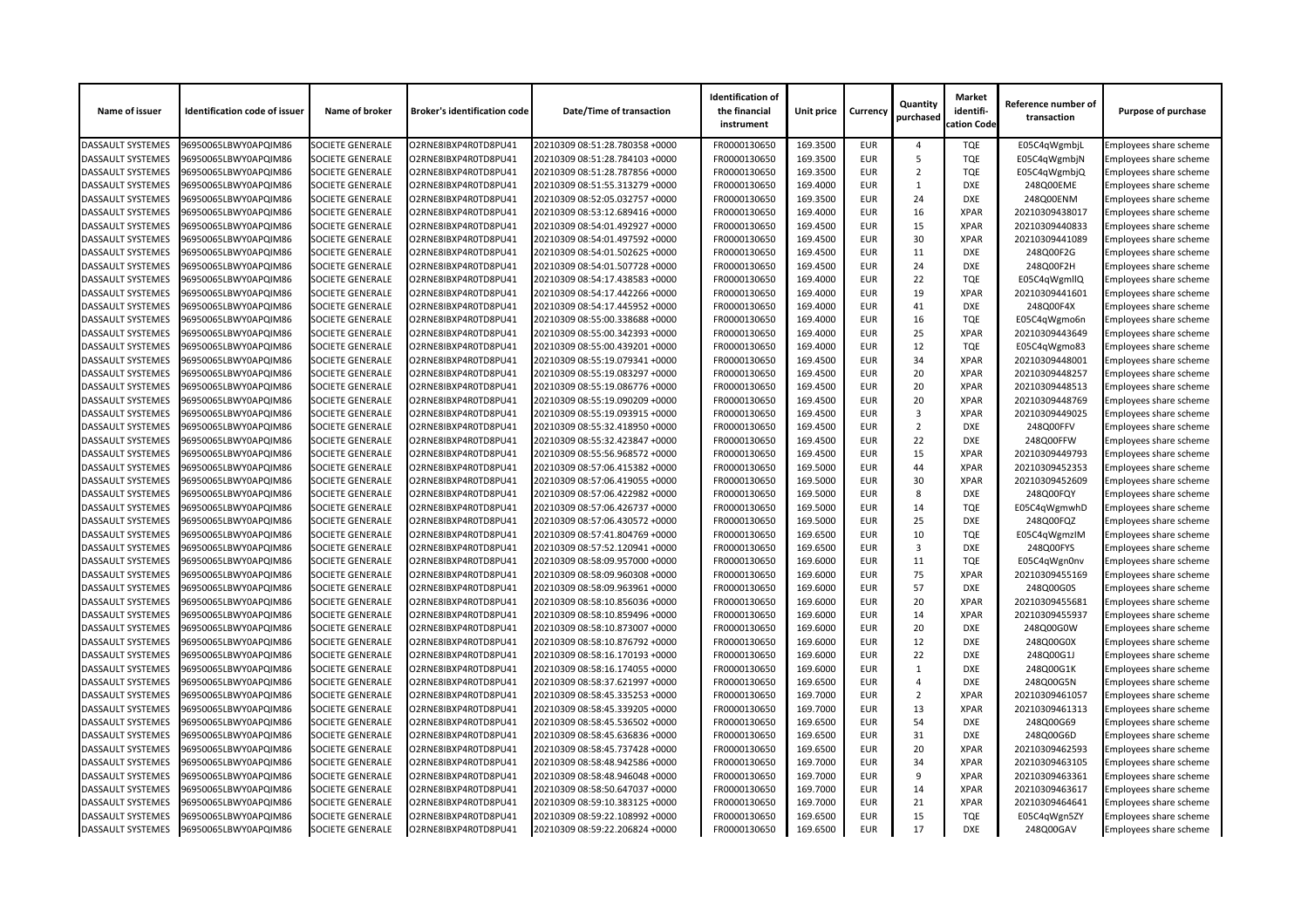| Name of issuer | Identification code of issuer | Name of broker | Broker's identification code | Date/Time of transaction | Identification of the financial instrument | Unit price | Currency | Quantity purchased | Market identifi-cation Code | Reference number of transaction | Purpose of purchase |
|---|---|---|---|---|---|---|---|---|---|---|---|
| DASSAULT SYSTEMES | 96950065LBWY0APQIM86 | SOCIETE GENERALE | O2RNE8IBXP4R0TD8PU41 | 20210309 08:51:28.780358 +0000 | FR0000130650 | 169.3500 | EUR | 4 | TQE | E05C4qWgmbjL | Employees share scheme |
| DASSAULT SYSTEMES | 96950065LBWY0APQIM86 | SOCIETE GENERALE | O2RNE8IBXP4R0TD8PU41 | 20210309 08:51:28.784103 +0000 | FR0000130650 | 169.3500 | EUR | 5 | TQE | E05C4qWgmbjN | Employees share scheme |
| DASSAULT SYSTEMES | 96950065LBWY0APQIM86 | SOCIETE GENERALE | O2RNE8IBXP4R0TD8PU41 | 20210309 08:51:28.787856 +0000 | FR0000130650 | 169.3500 | EUR | 2 | TQE | E05C4qWgmbjQ | Employees share scheme |
| DASSAULT SYSTEMES | 96950065LBWY0APQIM86 | SOCIETE GENERALE | O2RNE8IBXP4R0TD8PU41 | 20210309 08:51:55.313279 +0000 | FR0000130650 | 169.4000 | EUR | 1 | DXE | 248Q00EME | Employees share scheme |
| DASSAULT SYSTEMES | 96950065LBWY0APQIM86 | SOCIETE GENERALE | O2RNE8IBXP4R0TD8PU41 | 20210309 08:52:05.032757 +0000 | FR0000130650 | 169.3500 | EUR | 24 | DXE | 248Q00ENM | Employees share scheme |
| DASSAULT SYSTEMES | 96950065LBWY0APQIM86 | SOCIETE GENERALE | O2RNE8IBXP4R0TD8PU41 | 20210309 08:53:12.689416 +0000 | FR0000130650 | 169.4000 | EUR | 16 | XPAR | 20210309438017 | Employees share scheme |
| DASSAULT SYSTEMES | 96950065LBWY0APQIM86 | SOCIETE GENERALE | O2RNE8IBXP4R0TD8PU41 | 20210309 08:54:01.492927 +0000 | FR0000130650 | 169.4500 | EUR | 15 | XPAR | 20210309440833 | Employees share scheme |
| DASSAULT SYSTEMES | 96950065LBWY0APQIM86 | SOCIETE GENERALE | O2RNE8IBXP4R0TD8PU41 | 20210309 08:54:01.497592 +0000 | FR0000130650 | 169.4500 | EUR | 30 | XPAR | 20210309441089 | Employees share scheme |
| DASSAULT SYSTEMES | 96950065LBWY0APQIM86 | SOCIETE GENERALE | O2RNE8IBXP4R0TD8PU41 | 20210309 08:54:01.502625 +0000 | FR0000130650 | 169.4500 | EUR | 11 | DXE | 248Q00F2G | Employees share scheme |
| DASSAULT SYSTEMES | 96950065LBWY0APQIM86 | SOCIETE GENERALE | O2RNE8IBXP4R0TD8PU41 | 20210309 08:54:01.507728 +0000 | FR0000130650 | 169.4500 | EUR | 24 | DXE | 248Q00F2H | Employees share scheme |
| DASSAULT SYSTEMES | 96950065LBWY0APQIM86 | SOCIETE GENERALE | O2RNE8IBXP4R0TD8PU41 | 20210309 08:54:17.438583 +0000 | FR0000130650 | 169.4000 | EUR | 22 | TQE | E05C4qWgmllQ | Employees share scheme |
| DASSAULT SYSTEMES | 96950065LBWY0APQIM86 | SOCIETE GENERALE | O2RNE8IBXP4R0TD8PU41 | 20210309 08:54:17.442266 +0000 | FR0000130650 | 169.4000 | EUR | 19 | XPAR | 20210309441601 | Employees share scheme |
| DASSAULT SYSTEMES | 96950065LBWY0APQIM86 | SOCIETE GENERALE | O2RNE8IBXP4R0TD8PU41 | 20210309 08:54:17.445952 +0000 | FR0000130650 | 169.4000 | EUR | 41 | DXE | 248Q00F4X | Employees share scheme |
| DASSAULT SYSTEMES | 96950065LBWY0APQIM86 | SOCIETE GENERALE | O2RNE8IBXP4R0TD8PU41 | 20210309 08:55:00.338688 +0000 | FR0000130650 | 169.4000 | EUR | 16 | TQE | E05C4qWgmo6n | Employees share scheme |
| DASSAULT SYSTEMES | 96950065LBWY0APQIM86 | SOCIETE GENERALE | O2RNE8IBXP4R0TD8PU41 | 20210309 08:55:00.342393 +0000 | FR0000130650 | 169.4000 | EUR | 25 | XPAR | 20210309443649 | Employees share scheme |
| DASSAULT SYSTEMES | 96950065LBWY0APQIM86 | SOCIETE GENERALE | O2RNE8IBXP4R0TD8PU41 | 20210309 08:55:00.439201 +0000 | FR0000130650 | 169.4000 | EUR | 12 | TQE | E05C4qWgmo83 | Employees share scheme |
| DASSAULT SYSTEMES | 96950065LBWY0APQIM86 | SOCIETE GENERALE | O2RNE8IBXP4R0TD8PU41 | 20210309 08:55:19.079341 +0000 | FR0000130650 | 169.4500 | EUR | 34 | XPAR | 20210309448001 | Employees share scheme |
| DASSAULT SYSTEMES | 96950065LBWY0APQIM86 | SOCIETE GENERALE | O2RNE8IBXP4R0TD8PU41 | 20210309 08:55:19.083297 +0000 | FR0000130650 | 169.4500 | EUR | 20 | XPAR | 20210309448257 | Employees share scheme |
| DASSAULT SYSTEMES | 96950065LBWY0APQIM86 | SOCIETE GENERALE | O2RNE8IBXP4R0TD8PU41 | 20210309 08:55:19.086776 +0000 | FR0000130650 | 169.4500 | EUR | 20 | XPAR | 20210309448513 | Employees share scheme |
| DASSAULT SYSTEMES | 96950065LBWY0APQIM86 | SOCIETE GENERALE | O2RNE8IBXP4R0TD8PU41 | 20210309 08:55:19.090209 +0000 | FR0000130650 | 169.4500 | EUR | 20 | XPAR | 20210309448769 | Employees share scheme |
| DASSAULT SYSTEMES | 96950065LBWY0APQIM86 | SOCIETE GENERALE | O2RNE8IBXP4R0TD8PU41 | 20210309 08:55:19.093915 +0000 | FR0000130650 | 169.4500 | EUR | 3 | XPAR | 20210309449025 | Employees share scheme |
| DASSAULT SYSTEMES | 96950065LBWY0APQIM86 | SOCIETE GENERALE | O2RNE8IBXP4R0TD8PU41 | 20210309 08:55:32.418950 +0000 | FR0000130650 | 169.4500 | EUR | 2 | DXE | 248Q00FFV | Employees share scheme |
| DASSAULT SYSTEMES | 96950065LBWY0APQIM86 | SOCIETE GENERALE | O2RNE8IBXP4R0TD8PU41 | 20210309 08:55:32.423847 +0000 | FR0000130650 | 169.4500 | EUR | 22 | DXE | 248Q00FFW | Employees share scheme |
| DASSAULT SYSTEMES | 96950065LBWY0APQIM86 | SOCIETE GENERALE | O2RNE8IBXP4R0TD8PU41 | 20210309 08:55:56.968572 +0000 | FR0000130650 | 169.4500 | EUR | 15 | XPAR | 20210309449793 | Employees share scheme |
| DASSAULT SYSTEMES | 96950065LBWY0APQIM86 | SOCIETE GENERALE | O2RNE8IBXP4R0TD8PU41 | 20210309 08:57:06.415382 +0000 | FR0000130650 | 169.5000 | EUR | 44 | XPAR | 20210309452353 | Employees share scheme |
| DASSAULT SYSTEMES | 96950065LBWY0APQIM86 | SOCIETE GENERALE | O2RNE8IBXP4R0TD8PU41 | 20210309 08:57:06.419055 +0000 | FR0000130650 | 169.5000 | EUR | 30 | XPAR | 20210309452609 | Employees share scheme |
| DASSAULT SYSTEMES | 96950065LBWY0APQIM86 | SOCIETE GENERALE | O2RNE8IBXP4R0TD8PU41 | 20210309 08:57:06.422982 +0000 | FR0000130650 | 169.5000 | EUR | 8 | DXE | 248Q00FQY | Employees share scheme |
| DASSAULT SYSTEMES | 96950065LBWY0APQIM86 | SOCIETE GENERALE | O2RNE8IBXP4R0TD8PU41 | 20210309 08:57:06.426737 +0000 | FR0000130650 | 169.5000 | EUR | 14 | TQE | E05C4qWgmwhD | Employees share scheme |
| DASSAULT SYSTEMES | 96950065LBWY0APQIM86 | SOCIETE GENERALE | O2RNE8IBXP4R0TD8PU41 | 20210309 08:57:06.430572 +0000 | FR0000130650 | 169.5000 | EUR | 25 | DXE | 248Q00FQZ | Employees share scheme |
| DASSAULT SYSTEMES | 96950065LBWY0APQIM86 | SOCIETE GENERALE | O2RNE8IBXP4R0TD8PU41 | 20210309 08:57:41.804769 +0000 | FR0000130650 | 169.6500 | EUR | 10 | TQE | E05C4qWgmzIM | Employees share scheme |
| DASSAULT SYSTEMES | 96950065LBWY0APQIM86 | SOCIETE GENERALE | O2RNE8IBXP4R0TD8PU41 | 20210309 08:57:52.120941 +0000 | FR0000130650 | 169.6500 | EUR | 3 | DXE | 248Q00FYS | Employees share scheme |
| DASSAULT SYSTEMES | 96950065LBWY0APQIM86 | SOCIETE GENERALE | O2RNE8IBXP4R0TD8PU41 | 20210309 08:58:09.957000 +0000 | FR0000130650 | 169.6000 | EUR | 11 | TQE | E05C4qWgn0nv | Employees share scheme |
| DASSAULT SYSTEMES | 96950065LBWY0APQIM86 | SOCIETE GENERALE | O2RNE8IBXP4R0TD8PU41 | 20210309 08:58:09.960308 +0000 | FR0000130650 | 169.6000 | EUR | 75 | XPAR | 20210309455169 | Employees share scheme |
| DASSAULT SYSTEMES | 96950065LBWY0APQIM86 | SOCIETE GENERALE | O2RNE8IBXP4R0TD8PU41 | 20210309 08:58:09.963961 +0000 | FR0000130650 | 169.6000 | EUR | 57 | DXE | 248Q00G0S | Employees share scheme |
| DASSAULT SYSTEMES | 96950065LBWY0APQIM86 | SOCIETE GENERALE | O2RNE8IBXP4R0TD8PU41 | 20210309 08:58:10.856036 +0000 | FR0000130650 | 169.6000 | EUR | 20 | XPAR | 20210309455681 | Employees share scheme |
| DASSAULT SYSTEMES | 96950065LBWY0APQIM86 | SOCIETE GENERALE | O2RNE8IBXP4R0TD8PU41 | 20210309 08:58:10.859496 +0000 | FR0000130650 | 169.6000 | EUR | 14 | XPAR | 20210309455937 | Employees share scheme |
| DASSAULT SYSTEMES | 96950065LBWY0APQIM86 | SOCIETE GENERALE | O2RNE8IBXP4R0TD8PU41 | 20210309 08:58:10.873007 +0000 | FR0000130650 | 169.6000 | EUR | 20 | DXE | 248Q00G0W | Employees share scheme |
| DASSAULT SYSTEMES | 96950065LBWY0APQIM86 | SOCIETE GENERALE | O2RNE8IBXP4R0TD8PU41 | 20210309 08:58:10.876792 +0000 | FR0000130650 | 169.6000 | EUR | 12 | DXE | 248Q00G0X | Employees share scheme |
| DASSAULT SYSTEMES | 96950065LBWY0APQIM86 | SOCIETE GENERALE | O2RNE8IBXP4R0TD8PU41 | 20210309 08:58:16.170193 +0000 | FR0000130650 | 169.6000 | EUR | 22 | DXE | 248Q00G1J | Employees share scheme |
| DASSAULT SYSTEMES | 96950065LBWY0APQIM86 | SOCIETE GENERALE | O2RNE8IBXP4R0TD8PU41 | 20210309 08:58:16.174055 +0000 | FR0000130650 | 169.6000 | EUR | 1 | DXE | 248Q00G1K | Employees share scheme |
| DASSAULT SYSTEMES | 96950065LBWY0APQIM86 | SOCIETE GENERALE | O2RNE8IBXP4R0TD8PU41 | 20210309 08:58:37.621997 +0000 | FR0000130650 | 169.6500 | EUR | 4 | DXE | 248Q00G5N | Employees share scheme |
| DASSAULT SYSTEMES | 96950065LBWY0APQIM86 | SOCIETE GENERALE | O2RNE8IBXP4R0TD8PU41 | 20210309 08:58:45.335253 +0000 | FR0000130650 | 169.7000 | EUR | 2 | XPAR | 20210309461057 | Employees share scheme |
| DASSAULT SYSTEMES | 96950065LBWY0APQIM86 | SOCIETE GENERALE | O2RNE8IBXP4R0TD8PU41 | 20210309 08:58:45.339205 +0000 | FR0000130650 | 169.7000 | EUR | 13 | XPAR | 20210309461313 | Employees share scheme |
| DASSAULT SYSTEMES | 96950065LBWY0APQIM86 | SOCIETE GENERALE | O2RNE8IBXP4R0TD8PU41 | 20210309 08:58:45.536502 +0000 | FR0000130650 | 169.6500 | EUR | 54 | DXE | 248Q00G69 | Employees share scheme |
| DASSAULT SYSTEMES | 96950065LBWY0APQIM86 | SOCIETE GENERALE | O2RNE8IBXP4R0TD8PU41 | 20210309 08:58:45.636836 +0000 | FR0000130650 | 169.6500 | EUR | 31 | DXE | 248Q00G6D | Employees share scheme |
| DASSAULT SYSTEMES | 96950065LBWY0APQIM86 | SOCIETE GENERALE | O2RNE8IBXP4R0TD8PU41 | 20210309 08:58:45.737428 +0000 | FR0000130650 | 169.6500 | EUR | 20 | XPAR | 20210309462593 | Employees share scheme |
| DASSAULT SYSTEMES | 96950065LBWY0APQIM86 | SOCIETE GENERALE | O2RNE8IBXP4R0TD8PU41 | 20210309 08:58:48.942586 +0000 | FR0000130650 | 169.7000 | EUR | 34 | XPAR | 20210309463105 | Employees share scheme |
| DASSAULT SYSTEMES | 96950065LBWY0APQIM86 | SOCIETE GENERALE | O2RNE8IBXP4R0TD8PU41 | 20210309 08:58:48.946048 +0000 | FR0000130650 | 169.7000 | EUR | 9 | XPAR | 20210309463361 | Employees share scheme |
| DASSAULT SYSTEMES | 96950065LBWY0APQIM86 | SOCIETE GENERALE | O2RNE8IBXP4R0TD8PU41 | 20210309 08:58:50.647037 +0000 | FR0000130650 | 169.7000 | EUR | 14 | XPAR | 20210309463617 | Employees share scheme |
| DASSAULT SYSTEMES | 96950065LBWY0APQIM86 | SOCIETE GENERALE | O2RNE8IBXP4R0TD8PU41 | 20210309 08:59:10.383125 +0000 | FR0000130650 | 169.7000 | EUR | 21 | XPAR | 20210309464641 | Employees share scheme |
| DASSAULT SYSTEMES | 96950065LBWY0APQIM86 | SOCIETE GENERALE | O2RNE8IBXP4R0TD8PU41 | 20210309 08:59:22.108992 +0000 | FR0000130650 | 169.6500 | EUR | 15 | TQE | E05C4qWgn5ZY | Employees share scheme |
| DASSAULT SYSTEMES | 96950065LBWY0APQIM86 | SOCIETE GENERALE | O2RNE8IBXP4R0TD8PU41 | 20210309 08:59:22.206824 +0000 | FR0000130650 | 169.6500 | EUR | 17 | DXE | 248Q00GAV | Employees share scheme |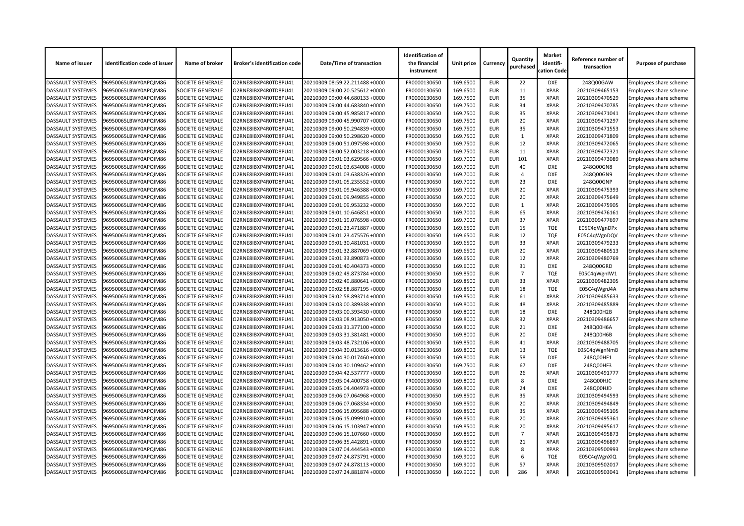| Name of issuer | Identification code of issuer | Name of broker | Broker's identification code | Date/Time of transaction | Identification of the financial instrument | Unit price | Currency | Quantity purchased | Market identifi-cation Code | Reference number of transaction | Purpose of purchase |
|---|---|---|---|---|---|---|---|---|---|---|---|
| DASSAULT SYSTEMES | 96950065LBWY0APQIM86 | SOCIETE GENERALE | O2RNE8IBXP4R0TD8PU41 | 20210309 08:59:22.211488 +0000 | FR0000130650 | 169.6500 | EUR | 22 | DXE | 248Q00GAW | Employees share scheme |
| DASSAULT SYSTEMES | 96950065LBWY0APQIM86 | SOCIETE GENERALE | O2RNE8IBXP4R0TD8PU41 | 20210309 09:00:20.525612 +0000 | FR0000130650 | 169.6500 | EUR | 11 | XPAR | 20210309465153 | Employees share scheme |
| DASSAULT SYSTEMES | 96950065LBWY0APQIM86 | SOCIETE GENERALE | O2RNE8IBXP4R0TD8PU41 | 20210309 09:00:44.680133 +0000 | FR0000130650 | 169.7500 | EUR | 35 | XPAR | 20210309470529 | Employees share scheme |
| DASSAULT SYSTEMES | 96950065LBWY0APQIM86 | SOCIETE GENERALE | O2RNE8IBXP4R0TD8PU41 | 20210309 09:00:44.683840 +0000 | FR0000130650 | 169.7500 | EUR | 34 | XPAR | 20210309470785 | Employees share scheme |
| DASSAULT SYSTEMES | 96950065LBWY0APQIM86 | SOCIETE GENERALE | O2RNE8IBXP4R0TD8PU41 | 20210309 09:00:45.985817 +0000 | FR0000130650 | 169.7500 | EUR | 35 | XPAR | 20210309471041 | Employees share scheme |
| DASSAULT SYSTEMES | 96950065LBWY0APQIM86 | SOCIETE GENERALE | O2RNE8IBXP4R0TD8PU41 | 20210309 09:00:45.990707 +0000 | FR0000130650 | 169.7500 | EUR | 20 | XPAR | 20210309471297 | Employees share scheme |
| DASSAULT SYSTEMES | 96950065LBWY0APQIM86 | SOCIETE GENERALE | O2RNE8IBXP4R0TD8PU41 | 20210309 09:00:50.294839 +0000 | FR0000130650 | 169.7500 | EUR | 35 | XPAR | 20210309471553 | Employees share scheme |
| DASSAULT SYSTEMES | 96950065LBWY0APQIM86 | SOCIETE GENERALE | O2RNE8IBXP4R0TD8PU41 | 20210309 09:00:50.298620 +0000 | FR0000130650 | 169.7500 | EUR | 1 | XPAR | 20210309471809 | Employees share scheme |
| DASSAULT SYSTEMES | 96950065LBWY0APQIM86 | SOCIETE GENERALE | O2RNE8IBXP4R0TD8PU41 | 20210309 09:00:51.097598 +0000 | FR0000130650 | 169.7500 | EUR | 12 | XPAR | 20210309472065 | Employees share scheme |
| DASSAULT SYSTEMES | 96950065LBWY0APQIM86 | SOCIETE GENERALE | O2RNE8IBXP4R0TD8PU41 | 20210309 09:00:52.003218 +0000 | FR0000130650 | 169.7500 | EUR | 11 | XPAR | 20210309472321 | Employees share scheme |
| DASSAULT SYSTEMES | 96950065LBWY0APQIM86 | SOCIETE GENERALE | O2RNE8IBXP4R0TD8PU41 | 20210309 09:01:03.629566 +0000 | FR0000130650 | 169.7000 | EUR | 101 | XPAR | 20210309473089 | Employees share scheme |
| DASSAULT SYSTEMES | 96950065LBWY0APQIM86 | SOCIETE GENERALE | O2RNE8IBXP4R0TD8PU41 | 20210309 09:01:03.634008 +0000 | FR0000130650 | 169.7000 | EUR | 40 | DXE | 248Q00GN8 | Employees share scheme |
| DASSAULT SYSTEMES | 96950065LBWY0APQIM86 | SOCIETE GENERALE | O2RNE8IBXP4R0TD8PU41 | 20210309 09:01:03.638326 +0000 | FR0000130650 | 169.7000 | EUR | 4 | DXE | 248Q00GN9 | Employees share scheme |
| DASSAULT SYSTEMES | 96950065LBWY0APQIM86 | SOCIETE GENERALE | O2RNE8IBXP4R0TD8PU41 | 20210309 09:01:05.235552 +0000 | FR0000130650 | 169.7000 | EUR | 23 | DXE | 248Q00GNP | Employees share scheme |
| DASSAULT SYSTEMES | 96950065LBWY0APQIM86 | SOCIETE GENERALE | O2RNE8IBXP4R0TD8PU41 | 20210309 09:01:09.946388 +0000 | FR0000130650 | 169.7000 | EUR | 20 | XPAR | 20210309475393 | Employees share scheme |
| DASSAULT SYSTEMES | 96950065LBWY0APQIM86 | SOCIETE GENERALE | O2RNE8IBXP4R0TD8PU41 | 20210309 09:01:09.949855 +0000 | FR0000130650 | 169.7000 | EUR | 20 | XPAR | 20210309475649 | Employees share scheme |
| DASSAULT SYSTEMES | 96950065LBWY0APQIM86 | SOCIETE GENERALE | O2RNE8IBXP4R0TD8PU41 | 20210309 09:01:09.953232 +0000 | FR0000130650 | 169.7000 | EUR | 1 | XPAR | 20210309475905 | Employees share scheme |
| DASSAULT SYSTEMES | 96950065LBWY0APQIM86 | SOCIETE GENERALE | O2RNE8IBXP4R0TD8PU41 | 20210309 09:01:10.646851 +0000 | FR0000130650 | 169.7000 | EUR | 65 | XPAR | 20210309476161 | Employees share scheme |
| DASSAULT SYSTEMES | 96950065LBWY0APQIM86 | SOCIETE GENERALE | O2RNE8IBXP4R0TD8PU41 | 20210309 09:01:19.076598 +0000 | FR0000130650 | 169.7000 | EUR | 37 | XPAR | 20210309477697 | Employees share scheme |
| DASSAULT SYSTEMES | 96950065LBWY0APQIM86 | SOCIETE GENERALE | O2RNE8IBXP4R0TD8PU41 | 20210309 09:01:23.471887 +0000 | FR0000130650 | 169.6500 | EUR | 15 | TQE | E05C4qWgnDPx | Employees share scheme |
| DASSAULT SYSTEMES | 96950065LBWY0APQIM86 | SOCIETE GENERALE | O2RNE8IBXP4R0TD8PU41 | 20210309 09:01:23.475576 +0000 | FR0000130650 | 169.6500 | EUR | 12 | TQE | E05C4qWgnDQV | Employees share scheme |
| DASSAULT SYSTEMES | 96950065LBWY0APQIM86 | SOCIETE GENERALE | O2RNE8IBXP4R0TD8PU41 | 20210309 09:01:30.481031 +0000 | FR0000130650 | 169.6500 | EUR | 33 | XPAR | 20210309479233 | Employees share scheme |
| DASSAULT SYSTEMES | 96950065LBWY0APQIM86 | SOCIETE GENERALE | O2RNE8IBXP4R0TD8PU41 | 20210309 09:01:32.887069 +0000 | FR0000130650 | 169.6500 | EUR | 20 | XPAR | 20210309480513 | Employees share scheme |
| DASSAULT SYSTEMES | 96950065LBWY0APQIM86 | SOCIETE GENERALE | O2RNE8IBXP4R0TD8PU41 | 20210309 09:01:33.890873 +0000 | FR0000130650 | 169.6500 | EUR | 12 | XPAR | 20210309480769 | Employees share scheme |
| DASSAULT SYSTEMES | 96950065LBWY0APQIM86 | SOCIETE GENERALE | O2RNE8IBXP4R0TD8PU41 | 20210309 09:01:40.404373 +0000 | FR0000130650 | 169.6000 | EUR | 31 | DXE | 248Q00GRD | Employees share scheme |
| DASSAULT SYSTEMES | 96950065LBWY0APQIM86 | SOCIETE GENERALE | O2RNE8IBXP4R0TD8PU41 | 20210309 09:02:49.873784 +0000 | FR0000130650 | 169.8500 | EUR | 7 | TQE | E05C4qWgnIW1 | Employees share scheme |
| DASSAULT SYSTEMES | 96950065LBWY0APQIM86 | SOCIETE GENERALE | O2RNE8IBXP4R0TD8PU41 | 20210309 09:02:49.880641 +0000 | FR0000130650 | 169.8500 | EUR | 33 | XPAR | 20210309482305 | Employees share scheme |
| DASSAULT SYSTEMES | 96950065LBWY0APQIM86 | SOCIETE GENERALE | O2RNE8IBXP4R0TD8PU41 | 20210309 09:02:58.887195 +0000 | FR0000130650 | 169.8500 | EUR | 18 | TQE | E05C4qWgnJ4A | Employees share scheme |
| DASSAULT SYSTEMES | 96950065LBWY0APQIM86 | SOCIETE GENERALE | O2RNE8IBXP4R0TD8PU41 | 20210309 09:02:58.893714 +0000 | FR0000130650 | 169.8500 | EUR | 61 | XPAR | 20210309485633 | Employees share scheme |
| DASSAULT SYSTEMES | 96950065LBWY0APQIM86 | SOCIETE GENERALE | O2RNE8IBXP4R0TD8PU41 | 20210309 09:03:00.389338 +0000 | FR0000130650 | 169.8000 | EUR | 48 | XPAR | 20210309485889 | Employees share scheme |
| DASSAULT SYSTEMES | 96950065LBWY0APQIM86 | SOCIETE GENERALE | O2RNE8IBXP4R0TD8PU41 | 20210309 09:03:00.393430 +0000 | FR0000130650 | 169.8000 | EUR | 18 | DXE | 248Q00H2B | Employees share scheme |
| DASSAULT SYSTEMES | 96950065LBWY0APQIM86 | SOCIETE GENERALE | O2RNE8IBXP4R0TD8PU41 | 20210309 09:03:08.913050 +0000 | FR0000130650 | 169.8000 | EUR | 32 | XPAR | 20210309486657 | Employees share scheme |
| DASSAULT SYSTEMES | 96950065LBWY0APQIM86 | SOCIETE GENERALE | O2RNE8IBXP4R0TD8PU41 | 20210309 09:03:31.377100 +0000 | FR0000130650 | 169.8000 | EUR | 21 | DXE | 248Q00H6A | Employees share scheme |
| DASSAULT SYSTEMES | 96950065LBWY0APQIM86 | SOCIETE GENERALE | O2RNE8IBXP4R0TD8PU41 | 20210309 09:03:31.381481 +0000 | FR0000130650 | 169.8000 | EUR | 20 | DXE | 248Q00H6B | Employees share scheme |
| DASSAULT SYSTEMES | 96950065LBWY0APQIM86 | SOCIETE GENERALE | O2RNE8IBXP4R0TD8PU41 | 20210309 09:03:48.732106 +0000 | FR0000130650 | 169.8500 | EUR | 41 | XPAR | 20210309488705 | Employees share scheme |
| DASSAULT SYSTEMES | 96950065LBWY0APQIM86 | SOCIETE GENERALE | O2RNE8IBXP4R0TD8PU41 | 20210309 09:04:30.013616 +0000 | FR0000130650 | 169.8000 | EUR | 13 | TQE | E05C4qWgnNmB | Employees share scheme |
| DASSAULT SYSTEMES | 96950065LBWY0APQIM86 | SOCIETE GENERALE | O2RNE8IBXP4R0TD8PU41 | 20210309 09:04:30.017460 +0000 | FR0000130650 | 169.8000 | EUR | 58 | DXE | 248Q00HF1 | Employees share scheme |
| DASSAULT SYSTEMES | 96950065LBWY0APQIM86 | SOCIETE GENERALE | O2RNE8IBXP4R0TD8PU41 | 20210309 09:04:30.109462 +0000 | FR0000130650 | 169.7500 | EUR | 67 | DXE | 248Q00HF3 | Employees share scheme |
| DASSAULT SYSTEMES | 96950065LBWY0APQIM86 | SOCIETE GENERALE | O2RNE8IBXP4R0TD8PU41 | 20210309 09:04:42.537777 +0000 | FR0000130650 | 169.8000 | EUR | 26 | XPAR | 20210309491777 | Employees share scheme |
| DASSAULT SYSTEMES | 96950065LBWY0APQIM86 | SOCIETE GENERALE | O2RNE8IBXP4R0TD8PU41 | 20210309 09:05:04.400758 +0000 | FR0000130650 | 169.8000 | EUR | 8 | DXE | 248Q00HJC | Employees share scheme |
| DASSAULT SYSTEMES | 96950065LBWY0APQIM86 | SOCIETE GENERALE | O2RNE8IBXP4R0TD8PU41 | 20210309 09:05:04.404973 +0000 | FR0000130650 | 169.8000 | EUR | 24 | DXE | 248Q00HJD | Employees share scheme |
| DASSAULT SYSTEMES | 96950065LBWY0APQIM86 | SOCIETE GENERALE | O2RNE8IBXP4R0TD8PU41 | 20210309 09:06:07.064968 +0000 | FR0000130650 | 169.8500 | EUR | 35 | XPAR | 20210309494593 | Employees share scheme |
| DASSAULT SYSTEMES | 96950065LBWY0APQIM86 | SOCIETE GENERALE | O2RNE8IBXP4R0TD8PU41 | 20210309 09:06:07.068334 +0000 | FR0000130650 | 169.8500 | EUR | 20 | XPAR | 20210309494849 | Employees share scheme |
| DASSAULT SYSTEMES | 96950065LBWY0APQIM86 | SOCIETE GENERALE | O2RNE8IBXP4R0TD8PU41 | 20210309 09:06:15.095688 +0000 | FR0000130650 | 169.8500 | EUR | 35 | XPAR | 20210309495105 | Employees share scheme |
| DASSAULT SYSTEMES | 96950065LBWY0APQIM86 | SOCIETE GENERALE | O2RNE8IBXP4R0TD8PU41 | 20210309 09:06:15.099910 +0000 | FR0000130650 | 169.8500 | EUR | 20 | XPAR | 20210309495361 | Employees share scheme |
| DASSAULT SYSTEMES | 96950065LBWY0APQIM86 | SOCIETE GENERALE | O2RNE8IBXP4R0TD8PU41 | 20210309 09:06:15.103947 +0000 | FR0000130650 | 169.8500 | EUR | 20 | XPAR | 20210309495617 | Employees share scheme |
| DASSAULT SYSTEMES | 96950065LBWY0APQIM86 | SOCIETE GENERALE | O2RNE8IBXP4R0TD8PU41 | 20210309 09:06:15.107660 +0000 | FR0000130650 | 169.8500 | EUR | 7 | XPAR | 20210309495873 | Employees share scheme |
| DASSAULT SYSTEMES | 96950065LBWY0APQIM86 | SOCIETE GENERALE | O2RNE8IBXP4R0TD8PU41 | 20210309 09:06:35.442891 +0000 | FR0000130650 | 169.8500 | EUR | 21 | XPAR | 20210309496897 | Employees share scheme |
| DASSAULT SYSTEMES | 96950065LBWY0APQIM86 | SOCIETE GENERALE | O2RNE8IBXP4R0TD8PU41 | 20210309 09:07:04.444543 +0000 | FR0000130650 | 169.9000 | EUR | 8 | XPAR | 20210309500993 | Employees share scheme |
| DASSAULT SYSTEMES | 96950065LBWY0APQIM86 | SOCIETE GENERALE | O2RNE8IBXP4R0TD8PU41 | 20210309 09:07:24.873791 +0000 | FR0000130650 | 169.9000 | EUR | 6 | TQE | E05C4qWgnXIQ | Employees share scheme |
| DASSAULT SYSTEMES | 96950065LBWY0APQIM86 | SOCIETE GENERALE | O2RNE8IBXP4R0TD8PU41 | 20210309 09:07:24.878113 +0000 | FR0000130650 | 169.9000 | EUR | 57 | XPAR | 20210309502017 | Employees share scheme |
| DASSAULT SYSTEMES | 96950065LBWY0APQIM86 | SOCIETE GENERALE | O2RNE8IBXP4R0TD8PU41 | 20210309 09:07:24.881874 +0000 | FR0000130650 | 169.9000 | EUR | 286 | XPAR | 20210309503041 | Employees share scheme |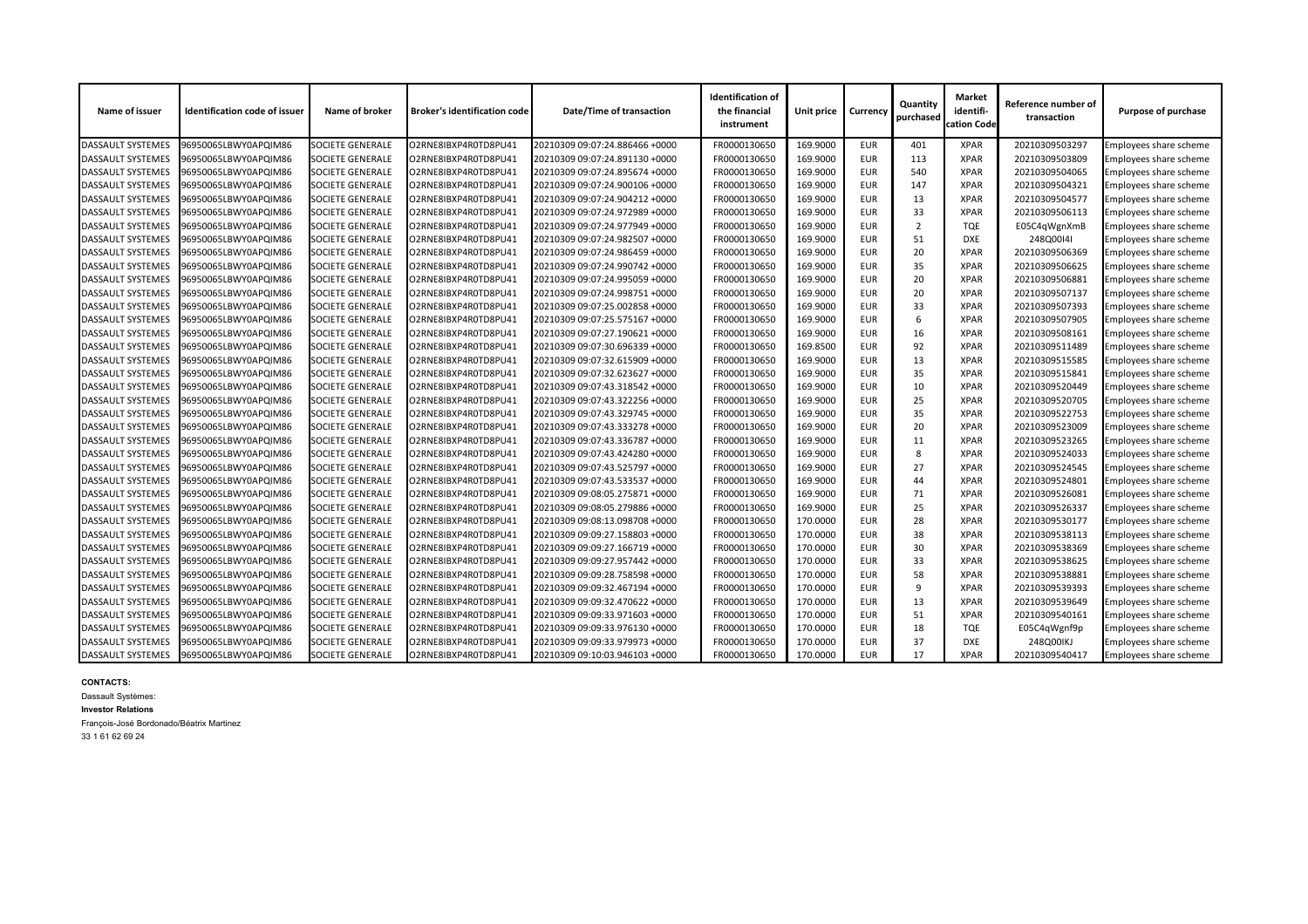| Name of issuer | Identification code of issuer | Name of broker | Broker's identification code | Date/Time of transaction | Identification of the financial instrument | Unit price | Currency | Quantity purchased | Market identifi-cation Code | Reference number of transaction | Purpose of purchase |
|---|---|---|---|---|---|---|---|---|---|---|---|
| DASSAULT SYSTEMES | 96950065LBWY0APQIM86 | SOCIETE GENERALE | O2RNE8IBXP4R0TD8PU41 | 20210309 09:07:24.886466 +0000 | FR0000130650 | 169.9000 | EUR | 401 | XPAR | 20210309503297 | Employees share scheme |
| DASSAULT SYSTEMES | 96950065LBWY0APQIM86 | SOCIETE GENERALE | O2RNE8IBXP4R0TD8PU41 | 20210309 09:07:24.891130 +0000 | FR0000130650 | 169.9000 | EUR | 113 | XPAR | 20210309503809 | Employees share scheme |
| DASSAULT SYSTEMES | 96950065LBWY0APQIM86 | SOCIETE GENERALE | O2RNE8IBXP4R0TD8PU41 | 20210309 09:07:24.895674 +0000 | FR0000130650 | 169.9000 | EUR | 540 | XPAR | 20210309504065 | Employees share scheme |
| DASSAULT SYSTEMES | 96950065LBWY0APQIM86 | SOCIETE GENERALE | O2RNE8IBXP4R0TD8PU41 | 20210309 09:07:24.900106 +0000 | FR0000130650 | 169.9000 | EUR | 147 | XPAR | 20210309504321 | Employees share scheme |
| DASSAULT SYSTEMES | 96950065LBWY0APQIM86 | SOCIETE GENERALE | O2RNE8IBXP4R0TD8PU41 | 20210309 09:07:24.904212 +0000 | FR0000130650 | 169.9000 | EUR | 13 | XPAR | 20210309504577 | Employees share scheme |
| DASSAULT SYSTEMES | 96950065LBWY0APQIM86 | SOCIETE GENERALE | O2RNE8IBXP4R0TD8PU41 | 20210309 09:07:24.972989 +0000 | FR0000130650 | 169.9000 | EUR | 33 | XPAR | 20210309506113 | Employees share scheme |
| DASSAULT SYSTEMES | 96950065LBWY0APQIM86 | SOCIETE GENERALE | O2RNE8IBXP4R0TD8PU41 | 20210309 09:07:24.977949 +0000 | FR0000130650 | 169.9000 | EUR | 2 | TQE | E05C4qWgnXmB | Employees share scheme |
| DASSAULT SYSTEMES | 96950065LBWY0APQIM86 | SOCIETE GENERALE | O2RNE8IBXP4R0TD8PU41 | 20210309 09:07:24.982507 +0000 | FR0000130650 | 169.9000 | EUR | 51 | DXE | 248Q00I4I | Employees share scheme |
| DASSAULT SYSTEMES | 96950065LBWY0APQIM86 | SOCIETE GENERALE | O2RNE8IBXP4R0TD8PU41 | 20210309 09:07:24.986459 +0000 | FR0000130650 | 169.9000 | EUR | 20 | XPAR | 20210309506369 | Employees share scheme |
| DASSAULT SYSTEMES | 96950065LBWY0APQIM86 | SOCIETE GENERALE | O2RNE8IBXP4R0TD8PU41 | 20210309 09:07:24.990742 +0000 | FR0000130650 | 169.9000 | EUR | 35 | XPAR | 20210309506625 | Employees share scheme |
| DASSAULT SYSTEMES | 96950065LBWY0APQIM86 | SOCIETE GENERALE | O2RNE8IBXP4R0TD8PU41 | 20210309 09:07:24.995059 +0000 | FR0000130650 | 169.9000 | EUR | 20 | XPAR | 20210309506881 | Employees share scheme |
| DASSAULT SYSTEMES | 96950065LBWY0APQIM86 | SOCIETE GENERALE | O2RNE8IBXP4R0TD8PU41 | 20210309 09:07:24.998751 +0000 | FR0000130650 | 169.9000 | EUR | 20 | XPAR | 20210309507137 | Employees share scheme |
| DASSAULT SYSTEMES | 96950065LBWY0APQIM86 | SOCIETE GENERALE | O2RNE8IBXP4R0TD8PU41 | 20210309 09:07:25.002858 +0000 | FR0000130650 | 169.9000 | EUR | 33 | XPAR | 20210309507393 | Employees share scheme |
| DASSAULT SYSTEMES | 96950065LBWY0APQIM86 | SOCIETE GENERALE | O2RNE8IBXP4R0TD8PU41 | 20210309 09:07:25.575167 +0000 | FR0000130650 | 169.9000 | EUR | 6 | XPAR | 20210309507905 | Employees share scheme |
| DASSAULT SYSTEMES | 96950065LBWY0APQIM86 | SOCIETE GENERALE | O2RNE8IBXP4R0TD8PU41 | 20210309 09:07:27.190621 +0000 | FR0000130650 | 169.9000 | EUR | 16 | XPAR | 20210309508161 | Employees share scheme |
| DASSAULT SYSTEMES | 96950065LBWY0APQIM86 | SOCIETE GENERALE | O2RNE8IBXP4R0TD8PU41 | 20210309 09:07:30.696339 +0000 | FR0000130650 | 169.8500 | EUR | 92 | XPAR | 20210309511489 | Employees share scheme |
| DASSAULT SYSTEMES | 96950065LBWY0APQIM86 | SOCIETE GENERALE | O2RNE8IBXP4R0TD8PU41 | 20210309 09:07:32.615909 +0000 | FR0000130650 | 169.9000 | EUR | 13 | XPAR | 20210309515585 | Employees share scheme |
| DASSAULT SYSTEMES | 96950065LBWY0APQIM86 | SOCIETE GENERALE | O2RNE8IBXP4R0TD8PU41 | 20210309 09:07:32.623627 +0000 | FR0000130650 | 169.9000 | EUR | 35 | XPAR | 20210309515841 | Employees share scheme |
| DASSAULT SYSTEMES | 96950065LBWY0APQIM86 | SOCIETE GENERALE | O2RNE8IBXP4R0TD8PU41 | 20210309 09:07:43.318542 +0000 | FR0000130650 | 169.9000 | EUR | 10 | XPAR | 20210309520449 | Employees share scheme |
| DASSAULT SYSTEMES | 96950065LBWY0APQIM86 | SOCIETE GENERALE | O2RNE8IBXP4R0TD8PU41 | 20210309 09:07:43.322256 +0000 | FR0000130650 | 169.9000 | EUR | 25 | XPAR | 20210309520705 | Employees share scheme |
| DASSAULT SYSTEMES | 96950065LBWY0APQIM86 | SOCIETE GENERALE | O2RNE8IBXP4R0TD8PU41 | 20210309 09:07:43.329745 +0000 | FR0000130650 | 169.9000 | EUR | 35 | XPAR | 20210309522753 | Employees share scheme |
| DASSAULT SYSTEMES | 96950065LBWY0APQIM86 | SOCIETE GENERALE | O2RNE8IBXP4R0TD8PU41 | 20210309 09:07:43.333278 +0000 | FR0000130650 | 169.9000 | EUR | 20 | XPAR | 20210309523009 | Employees share scheme |
| DASSAULT SYSTEMES | 96950065LBWY0APQIM86 | SOCIETE GENERALE | O2RNE8IBXP4R0TD8PU41 | 20210309 09:07:43.336787 +0000 | FR0000130650 | 169.9000 | EUR | 11 | XPAR | 20210309523265 | Employees share scheme |
| DASSAULT SYSTEMES | 96950065LBWY0APQIM86 | SOCIETE GENERALE | O2RNE8IBXP4R0TD8PU41 | 20210309 09:07:43.424280 +0000 | FR0000130650 | 169.9000 | EUR | 8 | XPAR | 20210309524033 | Employees share scheme |
| DASSAULT SYSTEMES | 96950065LBWY0APQIM86 | SOCIETE GENERALE | O2RNE8IBXP4R0TD8PU41 | 20210309 09:07:43.525797 +0000 | FR0000130650 | 169.9000 | EUR | 27 | XPAR | 20210309524545 | Employees share scheme |
| DASSAULT SYSTEMES | 96950065LBWY0APQIM86 | SOCIETE GENERALE | O2RNE8IBXP4R0TD8PU41 | 20210309 09:07:43.533537 +0000 | FR0000130650 | 169.9000 | EUR | 44 | XPAR | 20210309524801 | Employees share scheme |
| DASSAULT SYSTEMES | 96950065LBWY0APQIM86 | SOCIETE GENERALE | O2RNE8IBXP4R0TD8PU41 | 20210309 09:08:05.275871 +0000 | FR0000130650 | 169.9000 | EUR | 71 | XPAR | 20210309526081 | Employees share scheme |
| DASSAULT SYSTEMES | 96950065LBWY0APQIM86 | SOCIETE GENERALE | O2RNE8IBXP4R0TD8PU41 | 20210309 09:08:05.279886 +0000 | FR0000130650 | 169.9000 | EUR | 25 | XPAR | 20210309526337 | Employees share scheme |
| DASSAULT SYSTEMES | 96950065LBWY0APQIM86 | SOCIETE GENERALE | O2RNE8IBXP4R0TD8PU41 | 20210309 09:08:13.098708 +0000 | FR0000130650 | 170.0000 | EUR | 28 | XPAR | 20210309530177 | Employees share scheme |
| DASSAULT SYSTEMES | 96950065LBWY0APQIM86 | SOCIETE GENERALE | O2RNE8IBXP4R0TD8PU41 | 20210309 09:09:27.158803 +0000 | FR0000130650 | 170.0000 | EUR | 38 | XPAR | 20210309538113 | Employees share scheme |
| DASSAULT SYSTEMES | 96950065LBWY0APQIM86 | SOCIETE GENERALE | O2RNE8IBXP4R0TD8PU41 | 20210309 09:09:27.166719 +0000 | FR0000130650 | 170.0000 | EUR | 30 | XPAR | 20210309538369 | Employees share scheme |
| DASSAULT SYSTEMES | 96950065LBWY0APQIM86 | SOCIETE GENERALE | O2RNE8IBXP4R0TD8PU41 | 20210309 09:09:27.957442 +0000 | FR0000130650 | 170.0000 | EUR | 33 | XPAR | 20210309538625 | Employees share scheme |
| DASSAULT SYSTEMES | 96950065LBWY0APQIM86 | SOCIETE GENERALE | O2RNE8IBXP4R0TD8PU41 | 20210309 09:09:28.758598 +0000 | FR0000130650 | 170.0000 | EUR | 58 | XPAR | 20210309538881 | Employees share scheme |
| DASSAULT SYSTEMES | 96950065LBWY0APQIM86 | SOCIETE GENERALE | O2RNE8IBXP4R0TD8PU41 | 20210309 09:09:32.467194 +0000 | FR0000130650 | 170.0000 | EUR | 9 | XPAR | 20210309539393 | Employees share scheme |
| DASSAULT SYSTEMES | 96950065LBWY0APQIM86 | SOCIETE GENERALE | O2RNE8IBXP4R0TD8PU41 | 20210309 09:09:32.470622 +0000 | FR0000130650 | 170.0000 | EUR | 13 | XPAR | 20210309539649 | Employees share scheme |
| DASSAULT SYSTEMES | 96950065LBWY0APQIM86 | SOCIETE GENERALE | O2RNE8IBXP4R0TD8PU41 | 20210309 09:09:33.971603 +0000 | FR0000130650 | 170.0000 | EUR | 51 | XPAR | 20210309540161 | Employees share scheme |
| DASSAULT SYSTEMES | 96950065LBWY0APQIM86 | SOCIETE GENERALE | O2RNE8IBXP4R0TD8PU41 | 20210309 09:09:33.976130 +0000 | FR0000130650 | 170.0000 | EUR | 18 | TQE | E05C4qWgnf9p | Employees share scheme |
| DASSAULT SYSTEMES | 96950065LBWY0APQIM86 | SOCIETE GENERALE | O2RNE8IBXP4R0TD8PU41 | 20210309 09:09:33.979973 +0000 | FR0000130650 | 170.0000 | EUR | 37 | DXE | 248Q00IKJ | Employees share scheme |
| DASSAULT SYSTEMES | 96950065LBWY0APQIM86 | SOCIETE GENERALE | O2RNE8IBXP4R0TD8PU41 | 20210309 09:10:03.946103 +0000 | FR0000130650 | 170.0000 | EUR | 17 | XPAR | 20210309540417 | Employees share scheme |

**CONTACTS:**

Dassault Systèmes:

**Investor Relations**

François-José Bordonado/Béatrix Martinez

33 1 61 62 69 24